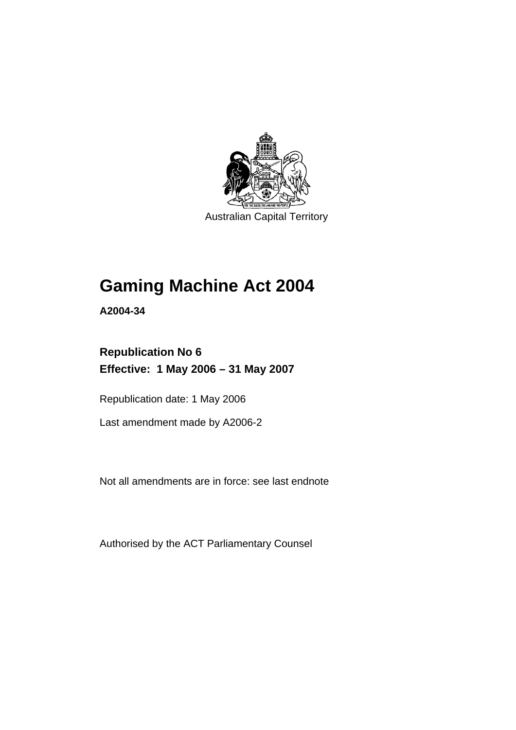Australian Capital Territory

# Gaming Machine Act 2004

**A2004-34**

**Republication No 6**
**Effective: 1 May 2006 – 31 May 2007**

Republication date: 1 May 2006

Last amendment made by A2006-2

Not all amendments are in force: see last endnote

Authorised by the ACT Parliamentary Counsel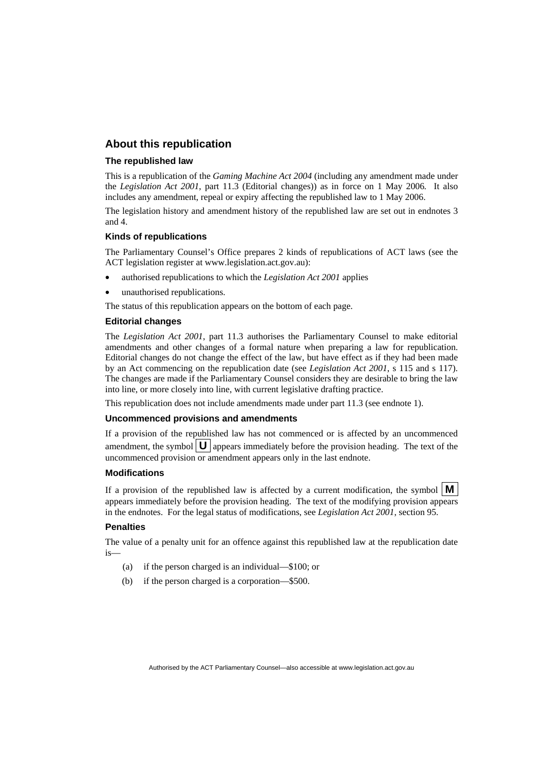## About this republication

### The republished law

This is a republication of the *Gaming Machine Act 2004* (including any amendment made under the *Legislation Act 2001*, part 11.3 (Editorial changes)) as in force on 1 May 2006*.* It also includes any amendment, repeal or expiry affecting the republished law to 1 May 2006.

The legislation history and amendment history of the republished law are set out in endnotes 3 and 4.

### Kinds of republications

The Parliamentary Counsel's Office prepares 2 kinds of republications of ACT laws (see the ACT legislation register at www.legislation.act.gov.au):

- authorised republications to which the *Legislation Act 2001* applies
- unauthorised republications.

The status of this republication appears on the bottom of each page.

### Editorial changes

The *Legislation Act 2001*, part 11.3 authorises the Parliamentary Counsel to make editorial amendments and other changes of a formal nature when preparing a law for republication. Editorial changes do not change the effect of the law, but have effect as if they had been made by an Act commencing on the republication date (see *Legislation Act 2001*, s 115 and s 117). The changes are made if the Parliamentary Counsel considers they are desirable to bring the law into line, or more closely into line, with current legislative drafting practice.

This republication does not include amendments made under part 11.3 (see endnote 1).

### Uncommenced provisions and amendments

If a provision of the republished law has not commenced or is affected by an uncommenced amendment, the symbol **U** appears immediately before the provision heading. The text of the uncommenced provision or amendment appears only in the last endnote.

### Modifications

If a provision of the republished law is affected by a current modification, the symbol **M** appears immediately before the provision heading. The text of the modifying provision appears in the endnotes. For the legal status of modifications, see *Legislation Act 2001*, section 95.

### Penalties

The value of a penalty unit for an offence against this republished law at the republication date is—

(a) if the person charged is an individual—$100; or

(b) if the person charged is a corporation—$500.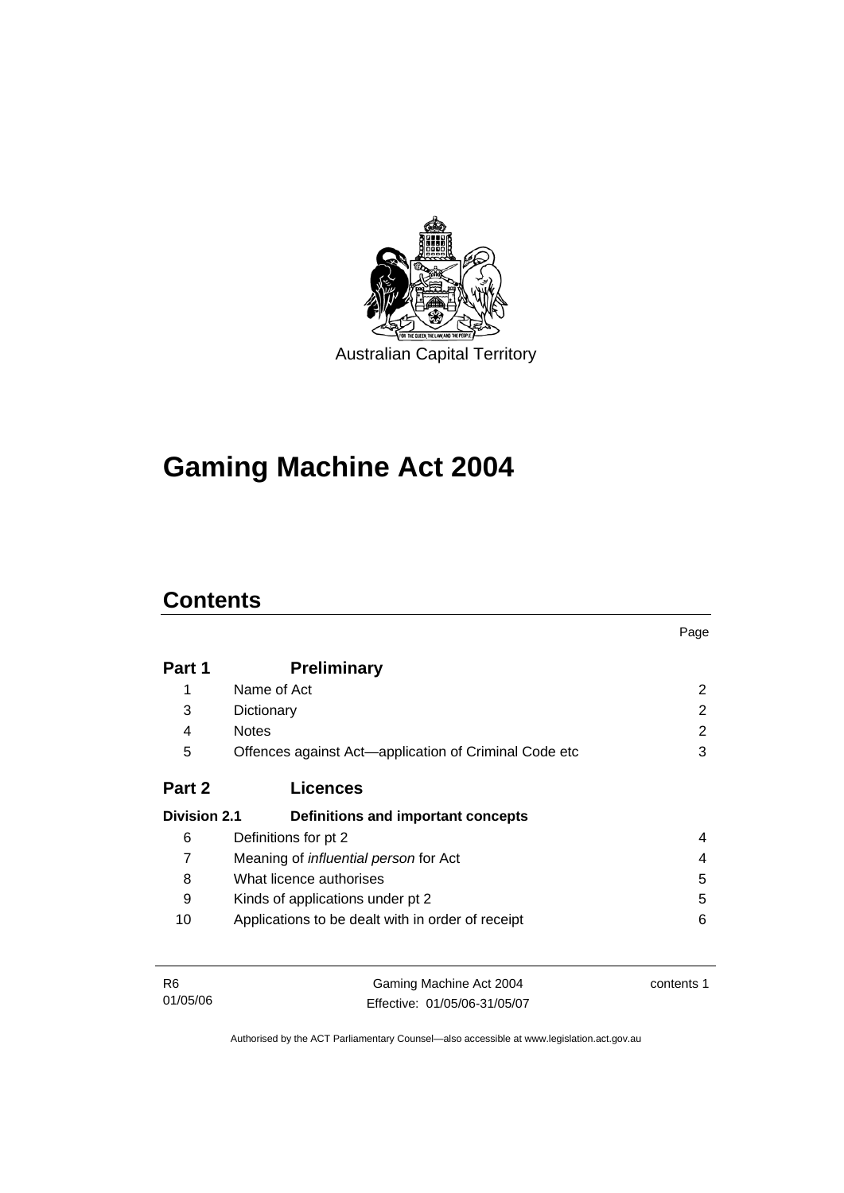Australian Capital Territory

# Gaming Machine Act 2004

## Contents

| | | Page |
|---|---|---|
| **Part 1** | **Preliminary** | |
| 1 | Name of Act | 2 |
| 3 | Dictionary | 2 |
| 4 | Notes | 2 |
| 5 | Offences against Act—application of Criminal Code etc | 3 |
| **Part 2** | **Licences** | |
| **Division 2.1** | **Definitions and important concepts** | |
| 6 | Definitions for pt 2 | 4 |
| 7 | Meaning of *influential person* for Act | 4 |
| 8 | What licence authorises | 5 |
| 9 | Kinds of applications under pt 2 | 5 |
| 10 | Applications to be dealt with in order of receipt | 6 |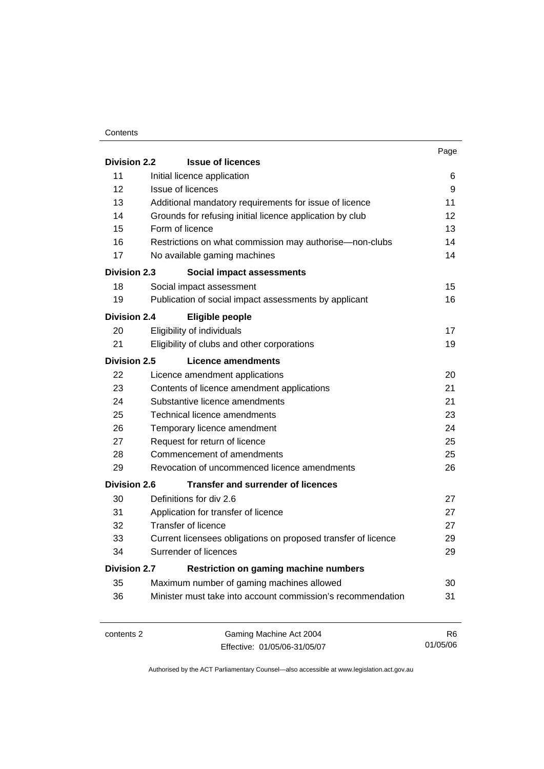| | | Page |
|---|---|---|
| **Division 2.2** | **Issue of licences** | |
| 11 | Initial licence application | 6 |
| 12 | Issue of licences | 9 |
| 13 | Additional mandatory requirements for issue of licence | 11 |
| 14 | Grounds for refusing initial licence application by club | 12 |
| 15 | Form of licence | 13 |
| 16 | Restrictions on what commission may authorise—non-clubs | 14 |
| 17 | No available gaming machines | 14 |
| **Division 2.3** | **Social impact assessments** | |
| 18 | Social impact assessment | 15 |
| 19 | Publication of social impact assessments by applicant | 16 |
| **Division 2.4** | **Eligible people** | |
| 20 | Eligibility of individuals | 17 |
| 21 | Eligibility of clubs and other corporations | 19 |
| **Division 2.5** | **Licence amendments** | |
| 22 | Licence amendment applications | 20 |
| 23 | Contents of licence amendment applications | 21 |
| 24 | Substantive licence amendments | 21 |
| 25 | Technical licence amendments | 23 |
| 26 | Temporary licence amendment | 24 |
| 27 | Request for return of licence | 25 |
| 28 | Commencement of amendments | 25 |
| 29 | Revocation of uncommenced licence amendments | 26 |
| **Division 2.6** | **Transfer and surrender of licences** | |
| 30 | Definitions for div 2.6 | 27 |
| 31 | Application for transfer of licence | 27 |
| 32 | Transfer of licence | 27 |
| 33 | Current licensees obligations on proposed transfer of licence | 29 |
| 34 | Surrender of licences | 29 |
| **Division 2.7** | **Restriction on gaming machine numbers** | |
| 35 | Maximum number of gaming machines allowed | 30 |
| 36 | Minister must take into account commission's recommendation | 31 |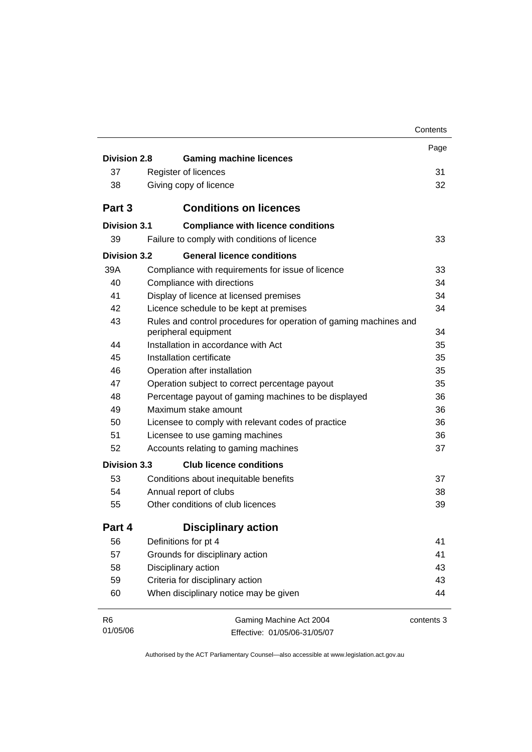| | | Page |
|---|---|---|
| **Division 2.8** | **Gaming machine licences** | |
| 37 | Register of licences | 31 |
| 38 | Giving copy of licence | 32 |
| **Part 3** | **Conditions on licences** | |
| **Division 3.1** | **Compliance with licence conditions** | |
| 39 | Failure to comply with conditions of licence | 33 |
| **Division 3.2** | **General licence conditions** | |
| 39A | Compliance with requirements for issue of licence | 33 |
| 40 | Compliance with directions | 34 |
| 41 | Display of licence at licensed premises | 34 |
| 42 | Licence schedule to be kept at premises | 34 |
| 43 | Rules and control procedures for operation of gaming machines and peripheral equipment | 34 |
| 44 | Installation in accordance with Act | 35 |
| 45 | Installation certificate | 35 |
| 46 | Operation after installation | 35 |
| 47 | Operation subject to correct percentage payout | 35 |
| 48 | Percentage payout of gaming machines to be displayed | 36 |
| 49 | Maximum stake amount | 36 |
| 50 | Licensee to comply with relevant codes of practice | 36 |
| 51 | Licensee to use gaming machines | 36 |
| 52 | Accounts relating to gaming machines | 37 |
| **Division 3.3** | **Club licence conditions** | |
| 53 | Conditions about inequitable benefits | 37 |
| 54 | Annual report of clubs | 38 |
| 55 | Other conditions of club licences | 39 |
| **Part 4** | **Disciplinary action** | |
| 56 | Definitions for pt 4 | 41 |
| 57 | Grounds for disciplinary action | 41 |
| 58 | Disciplinary action | 43 |
| 59 | Criteria for disciplinary action | 43 |
| 60 | When disciplinary notice may be given | 44 |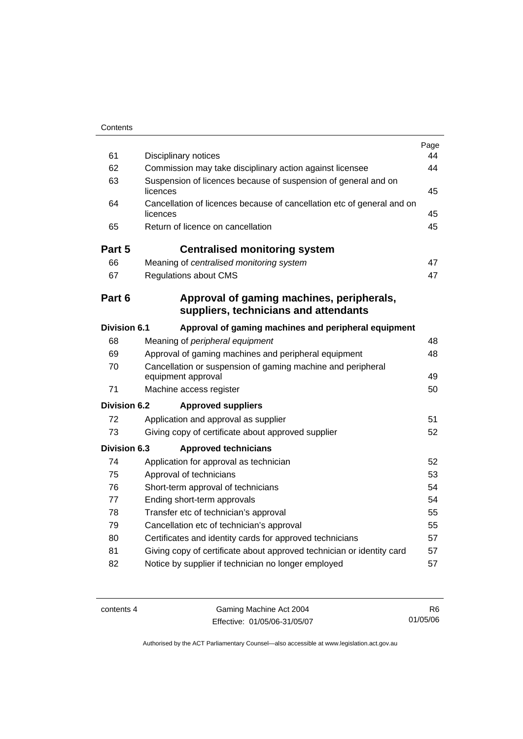| | | Page |
|---|---|---|
| 61 | Disciplinary notices | 44 |
| 62 | Commission may take disciplinary action against licensee | 44 |
| 63 | Suspension of licences because of suspension of general and on licences | 45 |
| 64 | Cancellation of licences because of cancellation etc of general and on licences | 45 |
| 65 | Return of licence on cancellation | 45 |
| **Part 5** | **Centralised monitoring system** | |
| 66 | Meaning of *centralised monitoring system* | 47 |
| 67 | Regulations about CMS | 47 |
| **Part 6** | **Approval of gaming machines, peripherals, suppliers, technicians and attendants** | |
| **Division 6.1** | **Approval of gaming machines and peripheral equipment** | |
| 68 | Meaning of *peripheral equipment* | 48 |
| 69 | Approval of gaming machines and peripheral equipment | 48 |
| 70 | Cancellation or suspension of gaming machine and peripheral equipment approval | 49 |
| 71 | Machine access register | 50 |
| **Division 6.2** | **Approved suppliers** | |
| 72 | Application and approval as supplier | 51 |
| 73 | Giving copy of certificate about approved supplier | 52 |
| **Division 6.3** | **Approved technicians** | |
| 74 | Application for approval as technician | 52 |
| 75 | Approval of technicians | 53 |
| 76 | Short-term approval of technicians | 54 |
| 77 | Ending short-term approvals | 54 |
| 78 | Transfer etc of technician's approval | 55 |
| 79 | Cancellation etc of technician's approval | 55 |
| 80 | Certificates and identity cards for approved technicians | 57 |
| 81 | Giving copy of certificate about approved technician or identity card | 57 |
| 82 | Notice by supplier if technician no longer employed | 57 |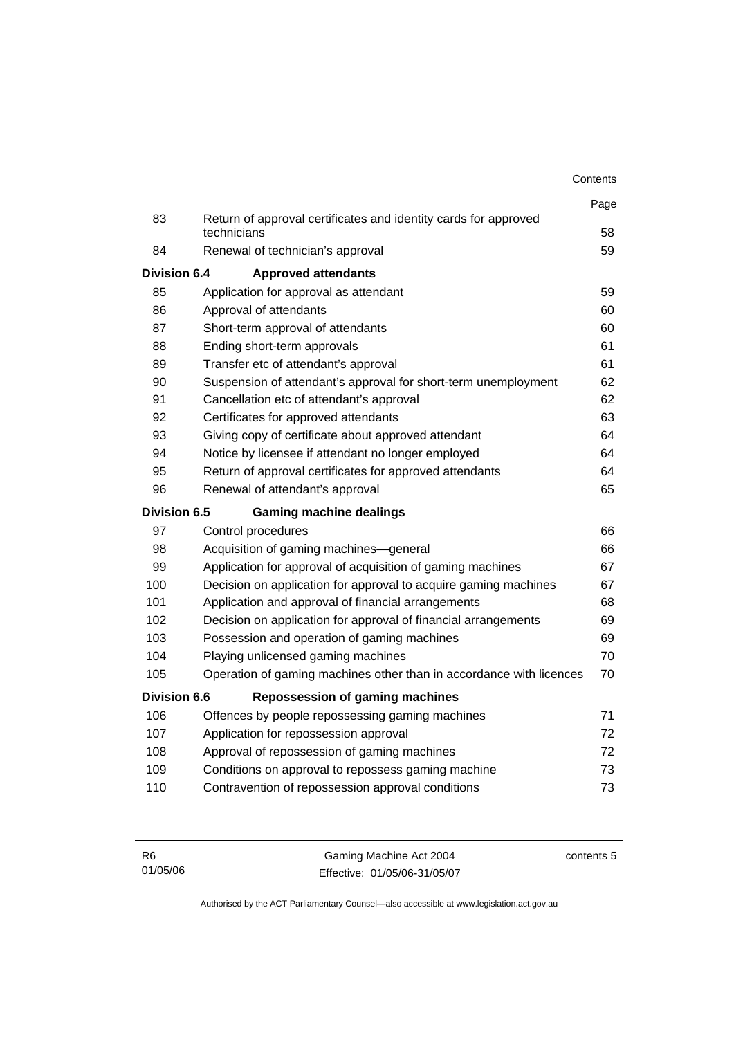| | | Page |
|---|---|---|
| 83 | Return of approval certificates and identity cards for approved technicians | 58 |
| 84 | Renewal of technician's approval | 59 |
| **Division 6.4** | **Approved attendants** | |
| 85 | Application for approval as attendant | 59 |
| 86 | Approval of attendants | 60 |
| 87 | Short-term approval of attendants | 60 |
| 88 | Ending short-term approvals | 61 |
| 89 | Transfer etc of attendant's approval | 61 |
| 90 | Suspension of attendant's approval for short-term unemployment | 62 |
| 91 | Cancellation etc of attendant's approval | 62 |
| 92 | Certificates for approved attendants | 63 |
| 93 | Giving copy of certificate about approved attendant | 64 |
| 94 | Notice by licensee if attendant no longer employed | 64 |
| 95 | Return of approval certificates for approved attendants | 64 |
| 96 | Renewal of attendant's approval | 65 |
| **Division 6.5** | **Gaming machine dealings** | |
| 97 | Control procedures | 66 |
| 98 | Acquisition of gaming machines—general | 66 |
| 99 | Application for approval of acquisition of gaming machines | 67 |
| 100 | Decision on application for approval to acquire gaming machines | 67 |
| 101 | Application and approval of financial arrangements | 68 |
| 102 | Decision on application for approval of financial arrangements | 69 |
| 103 | Possession and operation of gaming machines | 69 |
| 104 | Playing unlicensed gaming machines | 70 |
| 105 | Operation of gaming machines other than in accordance with licences | 70 |
| **Division 6.6** | **Repossession of gaming machines** | |
| 106 | Offences by people repossessing gaming machines | 71 |
| 107 | Application for repossession approval | 72 |
| 108 | Approval of repossession of gaming machines | 72 |
| 109 | Conditions on approval to repossess gaming machine | 73 |
| 110 | Contravention of repossession approval conditions | 73 |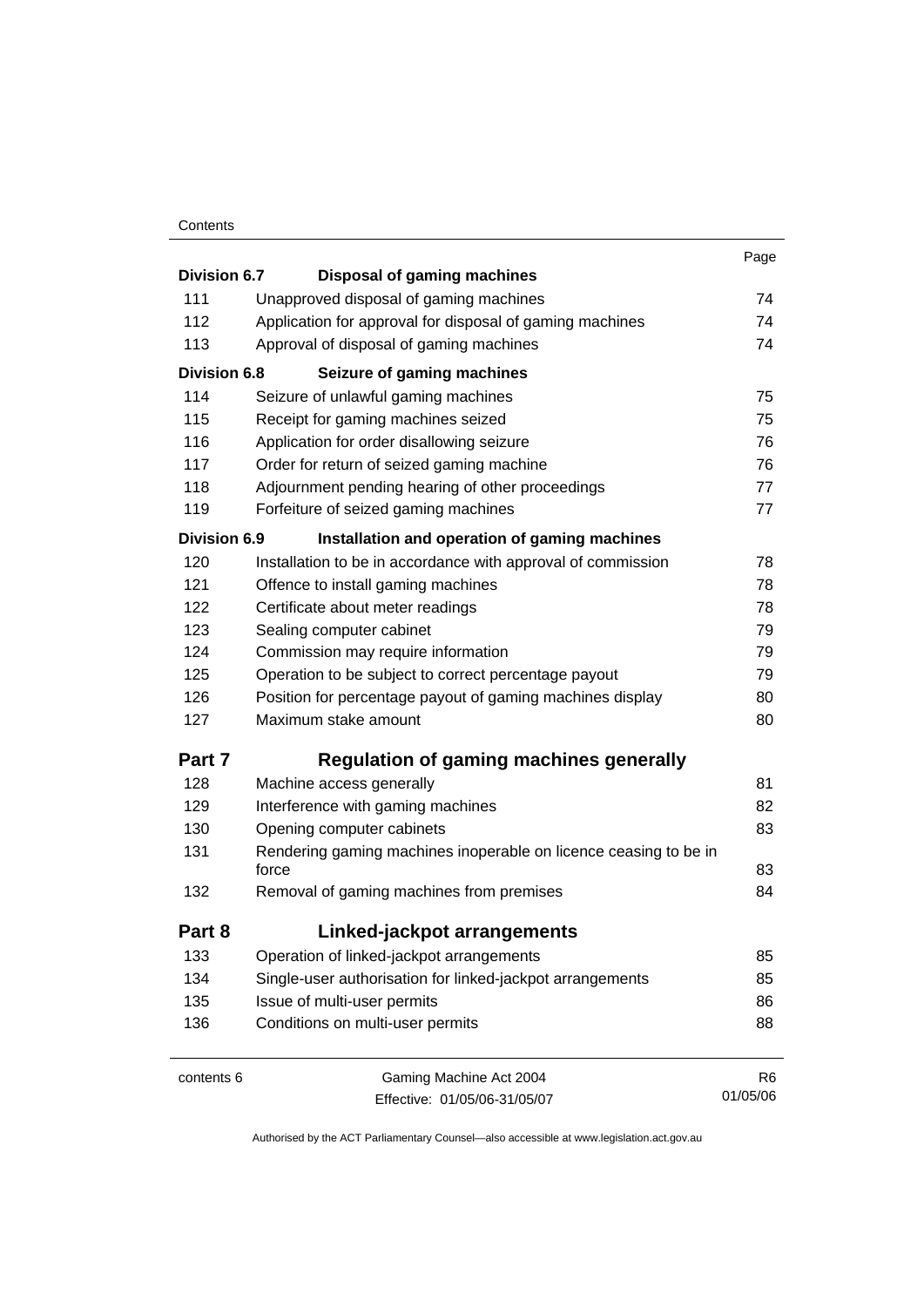| | | Page |
|---|---|---|
| **Division 6.7** | **Disposal of gaming machines** | |
| 111 | Unapproved disposal of gaming machines | 74 |
| 112 | Application for approval for disposal of gaming machines | 74 |
| 113 | Approval of disposal of gaming machines | 74 |
| **Division 6.8** | **Seizure of gaming machines** | |
| 114 | Seizure of unlawful gaming machines | 75 |
| 115 | Receipt for gaming machines seized | 75 |
| 116 | Application for order disallowing seizure | 76 |
| 117 | Order for return of seized gaming machine | 76 |
| 118 | Adjournment pending hearing of other proceedings | 77 |
| 119 | Forfeiture of seized gaming machines | 77 |
| **Division 6.9** | **Installation and operation of gaming machines** | |
| 120 | Installation to be in accordance with approval of commission | 78 |
| 121 | Offence to install gaming machines | 78 |
| 122 | Certificate about meter readings | 78 |
| 123 | Sealing computer cabinet | 79 |
| 124 | Commission may require information | 79 |
| 125 | Operation to be subject to correct percentage payout | 79 |
| 126 | Position for percentage payout of gaming machines display | 80 |
| 127 | Maximum stake amount | 80 |
| **Part 7** | **Regulation of gaming machines generally** | |
| 128 | Machine access generally | 81 |
| 129 | Interference with gaming machines | 82 |
| 130 | Opening computer cabinets | 83 |
| 131 | Rendering gaming machines inoperable on licence ceasing to be in force | 83 |
| 132 | Removal of gaming machines from premises | 84 |
| **Part 8** | **Linked-jackpot arrangements** | |
| 133 | Operation of linked-jackpot arrangements | 85 |
| 134 | Single-user authorisation for linked-jackpot arrangements | 85 |
| 135 | Issue of multi-user permits | 86 |
| 136 | Conditions on multi-user permits | 88 |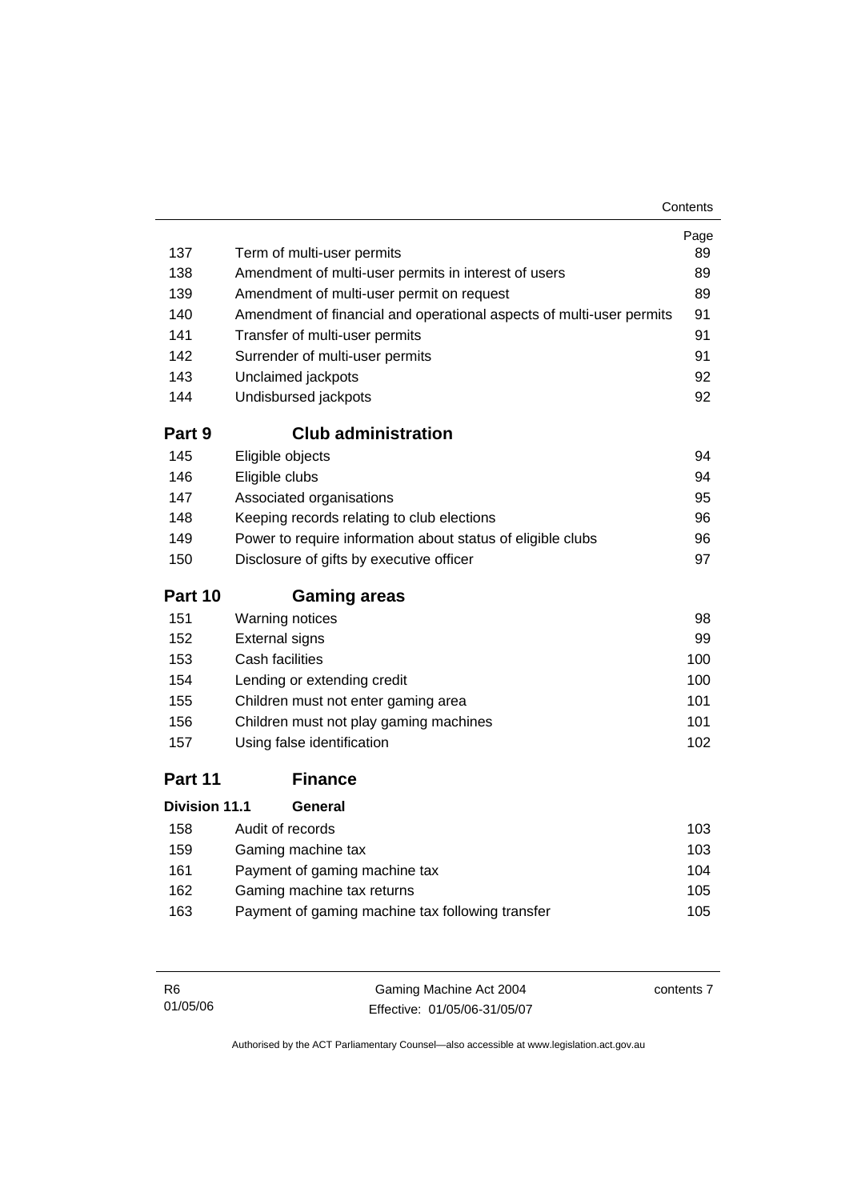| | | Page |
|---|---|---|
| 137 | Term of multi-user permits | 89 |
| 138 | Amendment of multi-user permits in interest of users | 89 |
| 139 | Amendment of multi-user permit on request | 89 |
| 140 | Amendment of financial and operational aspects of multi-user permits | 91 |
| 141 | Transfer of multi-user permits | 91 |
| 142 | Surrender of multi-user permits | 91 |
| 143 | Unclaimed jackpots | 92 |
| 144 | Undisbursed jackpots | 92 |

## Part 9 Club administration

| | | |
|---|---|---|
| 145 | Eligible objects | 94 |
| 146 | Eligible clubs | 94 |
| 147 | Associated organisations | 95 |
| 148 | Keeping records relating to club elections | 96 |
| 149 | Power to require information about status of eligible clubs | 96 |
| 150 | Disclosure of gifts by executive officer | 97 |

## Part 10 Gaming areas

| | | |
|---|---|---|
| 151 | Warning notices | 98 |
| 152 | External signs | 99 |
| 153 | Cash facilities | 100 |
| 154 | Lending or extending credit | 100 |
| 155 | Children must not enter gaming area | 101 |
| 156 | Children must not play gaming machines | 101 |
| 157 | Using false identification | 102 |

## Part 11 Finance

### Division 11.1 General

| | | |
|---|---|---|
| 158 | Audit of records | 103 |
| 159 | Gaming machine tax | 103 |
| 161 | Payment of gaming machine tax | 104 |
| 162 | Gaming machine tax returns | 105 |
| 163 | Payment of gaming machine tax following transfer | 105 |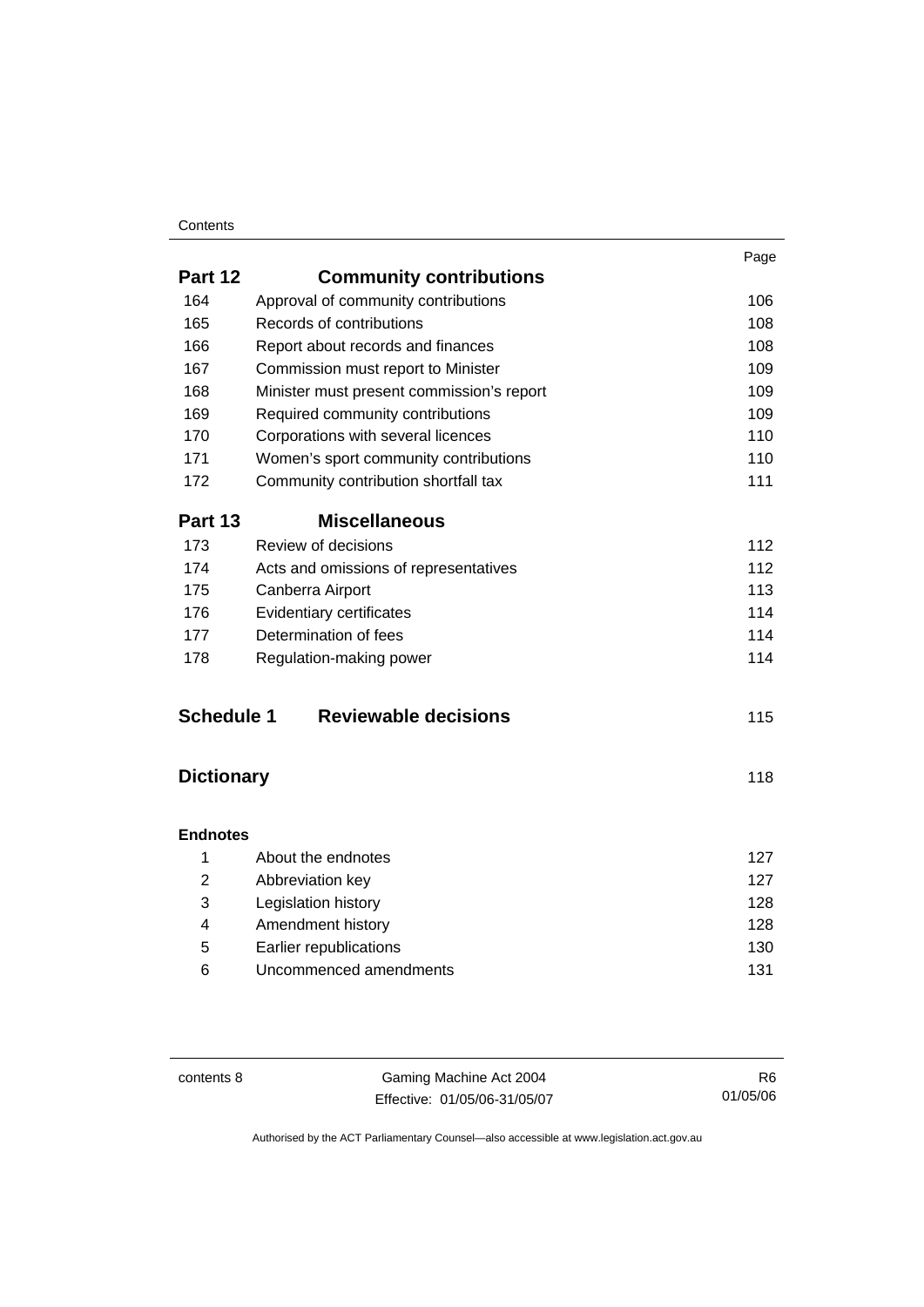|  |  | Page |
|---|---|---|
| **Part 12** | **Community contributions** |  |
| 164 | Approval of community contributions | 106 |
| 165 | Records of contributions | 108 |
| 166 | Report about records and finances | 108 |
| 167 | Commission must report to Minister | 109 |
| 168 | Minister must present commission's report | 109 |
| 169 | Required community contributions | 109 |
| 170 | Corporations with several licences | 110 |
| 171 | Women's sport community contributions | 110 |
| 172 | Community contribution shortfall tax | 111 |
| **Part 13** | **Miscellaneous** |  |
| 173 | Review of decisions | 112 |
| 174 | Acts and omissions of representatives | 112 |
| 175 | Canberra Airport | 113 |
| 176 | Evidentiary certificates | 114 |
| 177 | Determination of fees | 114 |
| 178 | Regulation-making power | 114 |
| **Schedule 1** | **Reviewable decisions** | 115 |
| **Dictionary** |  | 118 |
| **Endnotes** |  |  |
| 1 | About the endnotes | 127 |
| 2 | Abbreviation key | 127 |
| 3 | Legislation history | 128 |
| 4 | Amendment history | 128 |
| 5 | Earlier republications | 130 |
| 6 | Uncommenced amendments | 131 |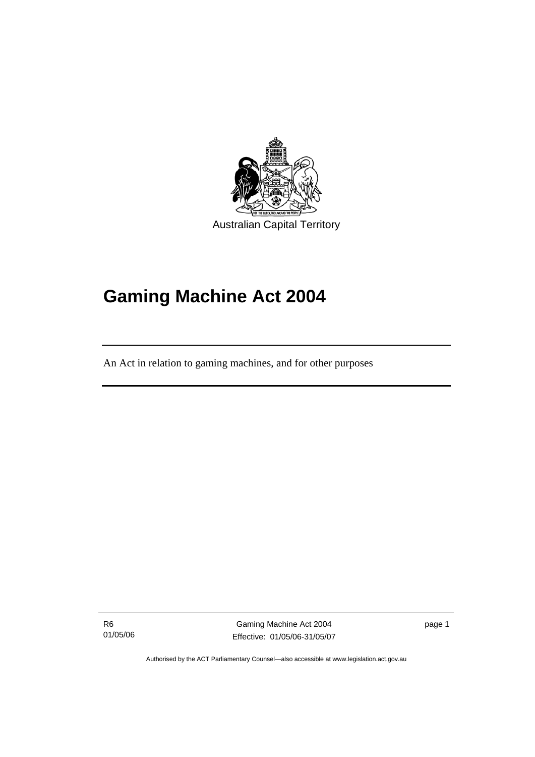Australian Capital Territory

# Gaming Machine Act 2004

An Act in relation to gaming machines, and for other purposes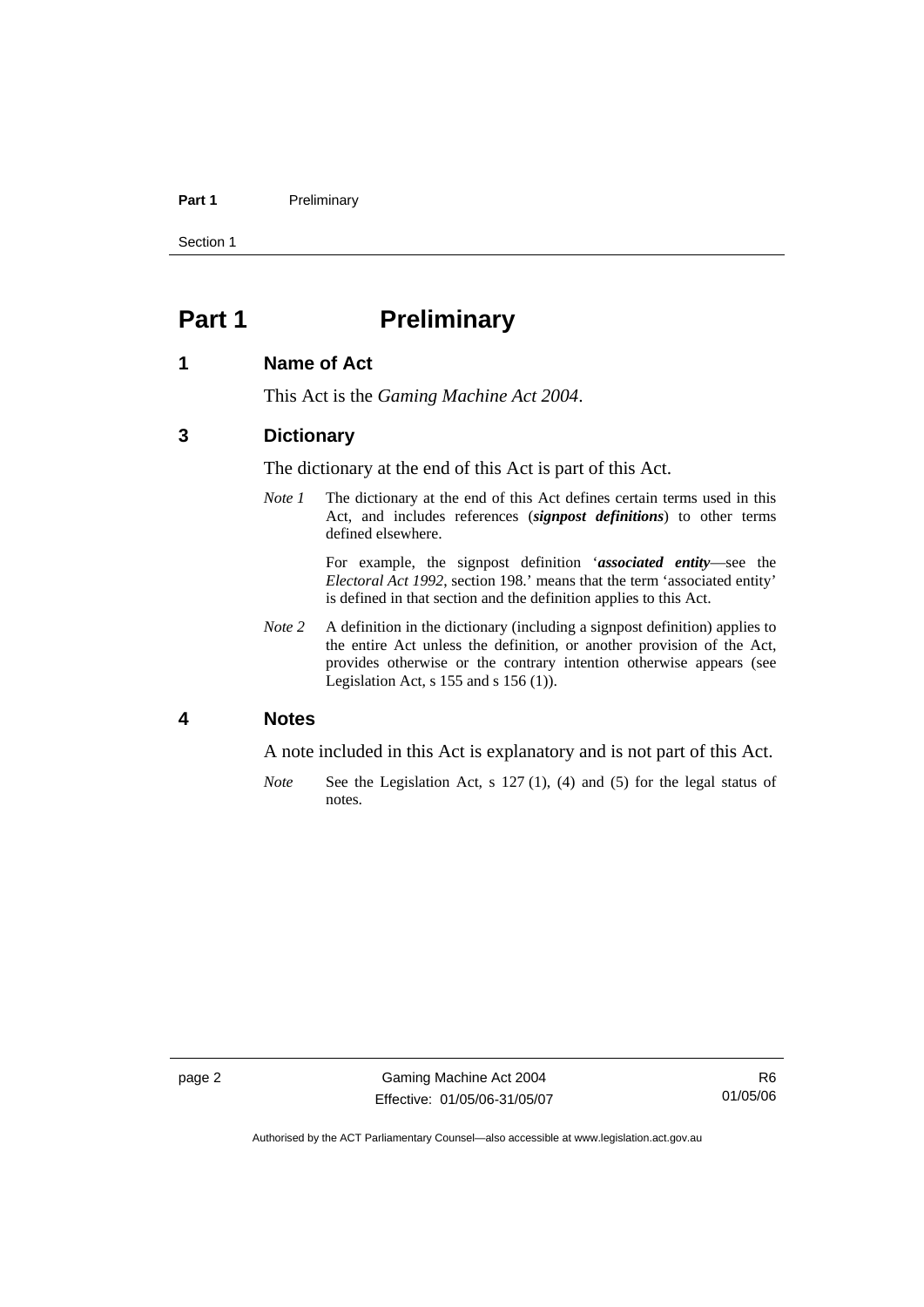# Part 1 Preliminary

## 1 Name of Act

This Act is the *Gaming Machine Act 2004*.

## 3 Dictionary

The dictionary at the end of this Act is part of this Act.

*Note 1* The dictionary at the end of this Act defines certain terms used in this Act, and includes references (***signpost definitions***) to other terms defined elsewhere.

For example, the signpost definition '***associated entity***—see the *Electoral Act 1992*, section 198.' means that the term 'associated entity' is defined in that section and the definition applies to this Act.

*Note 2* A definition in the dictionary (including a signpost definition) applies to the entire Act unless the definition, or another provision of the Act, provides otherwise or the contrary intention otherwise appears (see Legislation Act, s 155 and s 156 (1)).

## 4 Notes

A note included in this Act is explanatory and is not part of this Act.

*Note* See the Legislation Act, s 127 (1), (4) and (5) for the legal status of notes.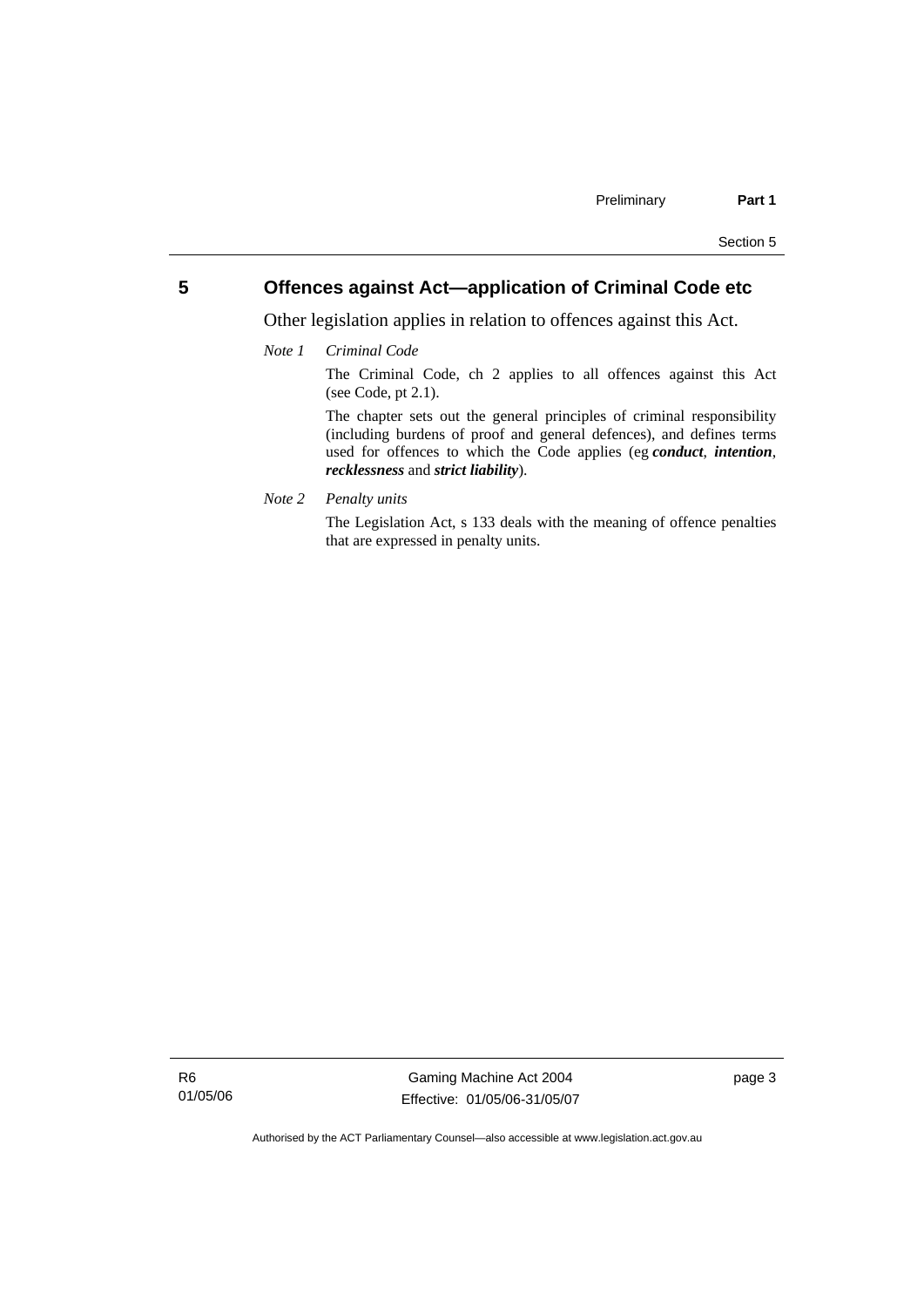## 5 Offences against Act—application of Criminal Code etc

Other legislation applies in relation to offences against this Act.

*Note 1 Criminal Code*

The Criminal Code, ch 2 applies to all offences against this Act (see Code, pt 2.1).

The chapter sets out the general principles of criminal responsibility (including burdens of proof and general defences), and defines terms used for offences to which the Code applies (eg ***conduct***, ***intention***, ***recklessness*** and ***strict liability***).

*Note 2 Penalty units*

The Legislation Act, s 133 deals with the meaning of offence penalties that are expressed in penalty units.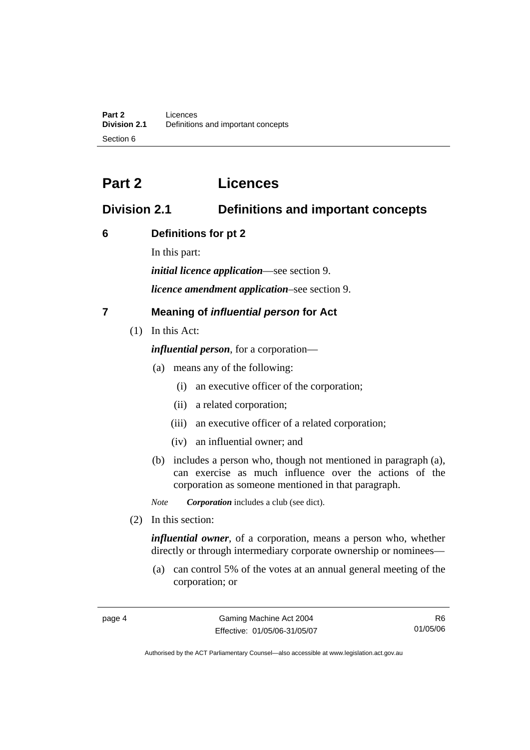# Part 2 Licences

## Division 2.1 Definitions and important concepts

### 6 Definitions for pt 2

In this part:

***initial licence application***—see section 9.

***licence amendment application***–see section 9.

### 7 Meaning of *influential person* for Act

(1) In this Act:

***influential person***, for a corporation—

(a) means any of the following:

(i) an executive officer of the corporation;

(ii) a related corporation;

(iii) an executive officer of a related corporation;

(iv) an influential owner; and

(b) includes a person who, though not mentioned in paragraph (a), can exercise as much influence over the actions of the corporation as someone mentioned in that paragraph.

*Note* ***Corporation*** includes a club (see dict).

(2) In this section:

***influential owner***, of a corporation, means a person who, whether directly or through intermediary corporate ownership or nominees—

(a) can control 5% of the votes at an annual general meeting of the corporation; or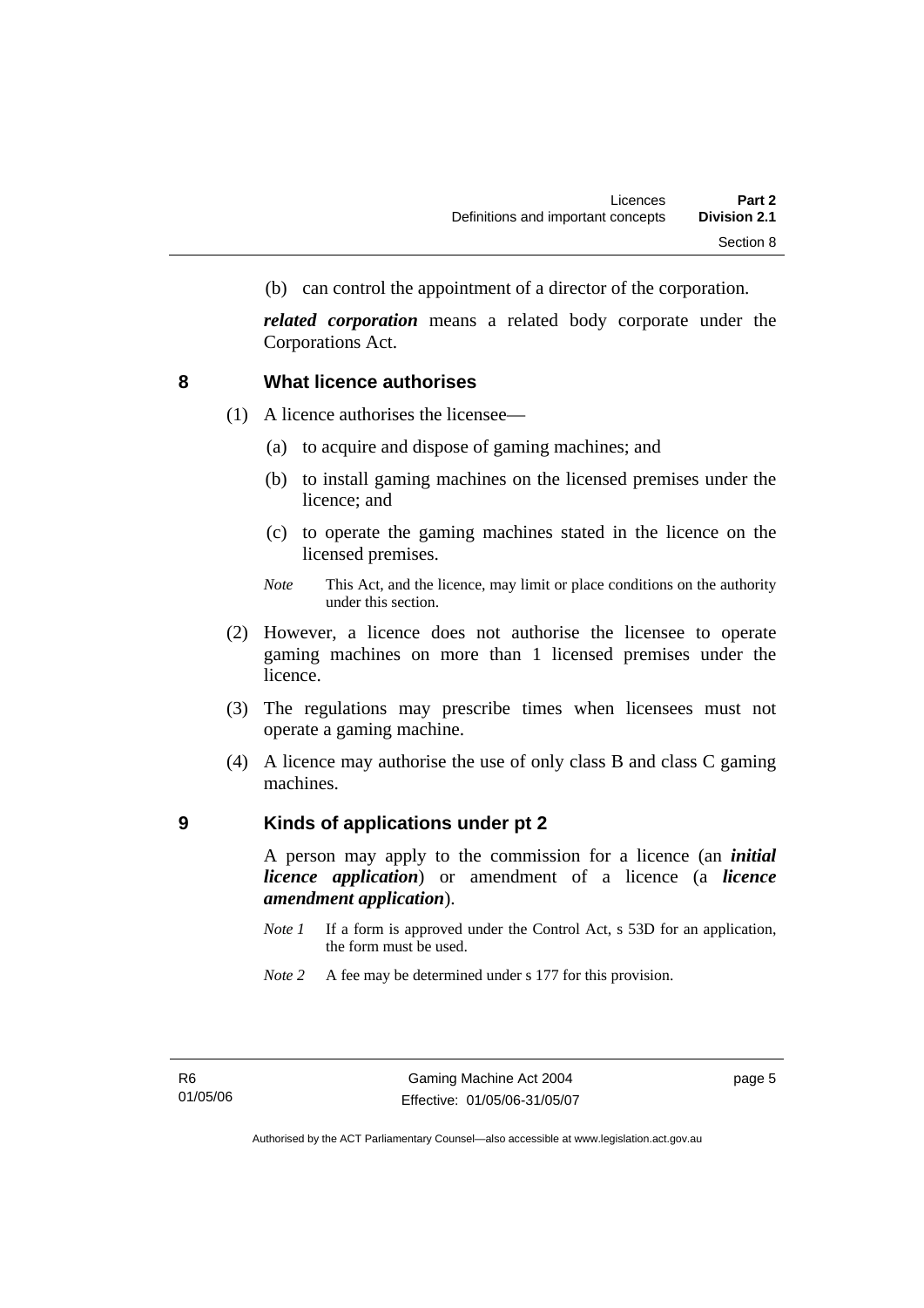(b) can control the appointment of a director of the corporation.

***related corporation*** means a related body corporate under the Corporations Act.

## 8 What licence authorises

(1) A licence authorises the licensee—

(a) to acquire and dispose of gaming machines; and

(b) to install gaming machines on the licensed premises under the licence; and

(c) to operate the gaming machines stated in the licence on the licensed premises.

*Note* This Act, and the licence, may limit or place conditions on the authority under this section.

(2) However, a licence does not authorise the licensee to operate gaming machines on more than 1 licensed premises under the licence.

(3) The regulations may prescribe times when licensees must not operate a gaming machine.

(4) A licence may authorise the use of only class B and class C gaming machines.

## 9 Kinds of applications under pt 2

A person may apply to the commission for a licence (an ***initial licence application***) or amendment of a licence (a ***licence amendment application***).

*Note 1* If a form is approved under the Control Act, s 53D for an application, the form must be used.

*Note 2* A fee may be determined under s 177 for this provision.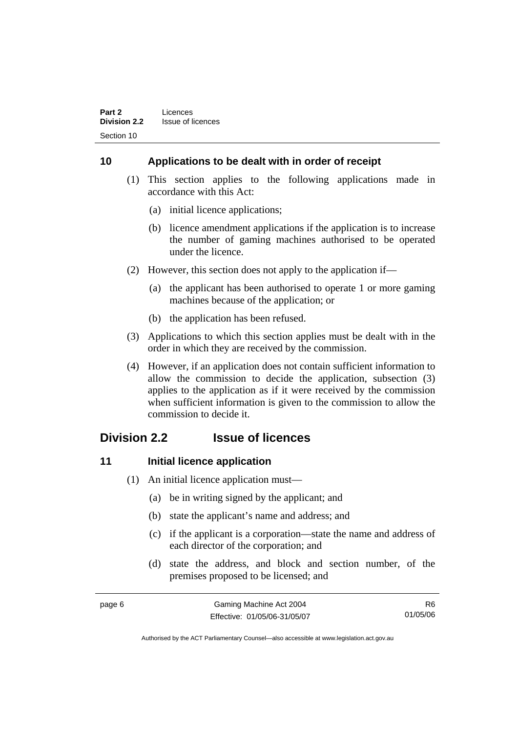### 10 Applications to be dealt with in order of receipt

(1) This section applies to the following applications made in accordance with this Act:

(a) initial licence applications;

(b) licence amendment applications if the application is to increase the number of gaming machines authorised to be operated under the licence.

(2) However, this section does not apply to the application if—

(a) the applicant has been authorised to operate 1 or more gaming machines because of the application; or

(b) the application has been refused.

(3) Applications to which this section applies must be dealt with in the order in which they are received by the commission.

(4) However, if an application does not contain sufficient information to allow the commission to decide the application, subsection (3) applies to the application as if it were received by the commission when sufficient information is given to the commission to allow the commission to decide it.

## Division 2.2 Issue of licences

### 11 Initial licence application

(1) An initial licence application must—

(a) be in writing signed by the applicant; and

(b) state the applicant's name and address; and

(c) if the applicant is a corporation—state the name and address of each director of the corporation; and

(d) state the address, and block and section number, of the premises proposed to be licensed; and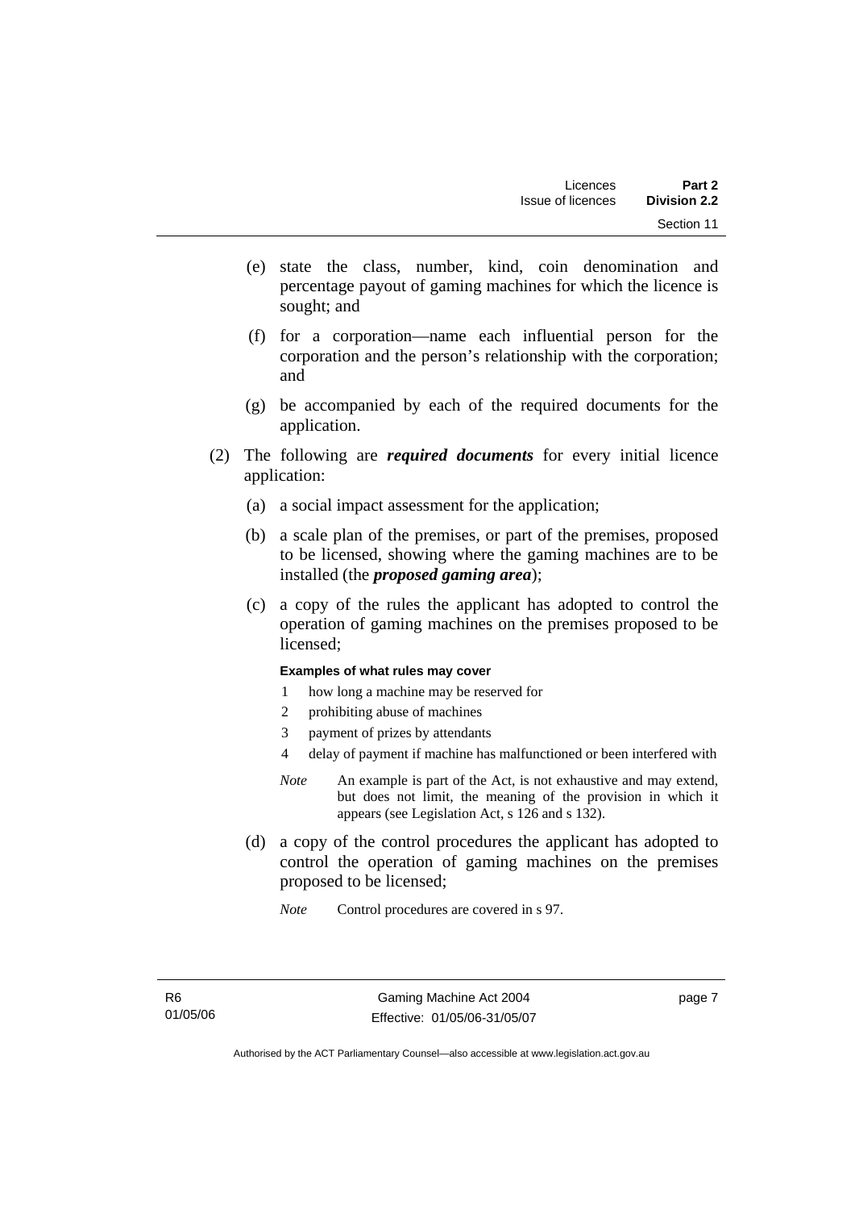(e) state the class, number, kind, coin denomination and percentage payout of gaming machines for which the licence is sought; and

(f) for a corporation—name each influential person for the corporation and the person's relationship with the corporation; and

(g) be accompanied by each of the required documents for the application.

(2) The following are ***required documents*** for every initial licence application:

(a) a social impact assessment for the application;

(b) a scale plan of the premises, or part of the premises, proposed to be licensed, showing where the gaming machines are to be installed (the ***proposed gaming area***);

(c) a copy of the rules the applicant has adopted to control the operation of gaming machines on the premises proposed to be licensed;

**Examples of what rules may cover**

1 how long a machine may be reserved for
2 prohibiting abuse of machines
3 payment of prizes by attendants
4 delay of payment if machine has malfunctioned or been interfered with

*Note* An example is part of the Act, is not exhaustive and may extend, but does not limit, the meaning of the provision in which it appears (see Legislation Act, s 126 and s 132).

(d) a copy of the control procedures the applicant has adopted to control the operation of gaming machines on the premises proposed to be licensed;

*Note* Control procedures are covered in s 97.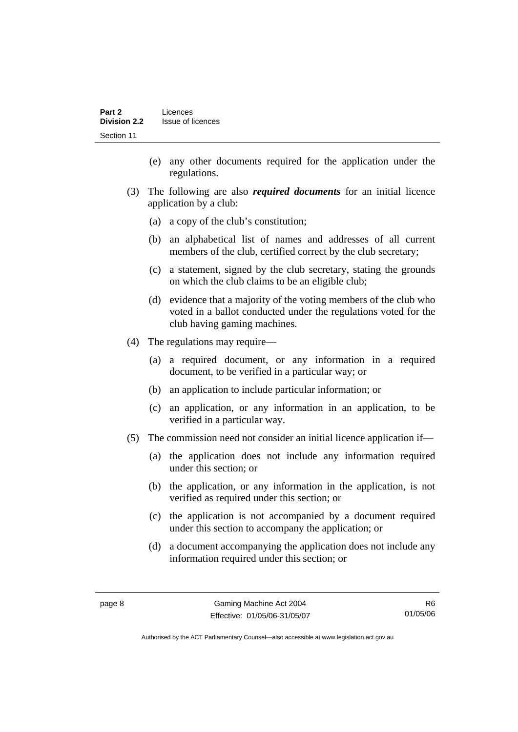(e) any other documents required for the application under the regulations.

(3) The following are also ***required documents*** for an initial licence application by a club:

(a) a copy of the club's constitution;

(b) an alphabetical list of names and addresses of all current members of the club, certified correct by the club secretary;

(c) a statement, signed by the club secretary, stating the grounds on which the club claims to be an eligible club;

(d) evidence that a majority of the voting members of the club who voted in a ballot conducted under the regulations voted for the club having gaming machines.

(4) The regulations may require—

(a) a required document, or any information in a required document, to be verified in a particular way; or

(b) an application to include particular information; or

(c) an application, or any information in an application, to be verified in a particular way.

(5) The commission need not consider an initial licence application if—

(a) the application does not include any information required under this section; or

(b) the application, or any information in the application, is not verified as required under this section; or

(c) the application is not accompanied by a document required under this section to accompany the application; or

(d) a document accompanying the application does not include any information required under this section; or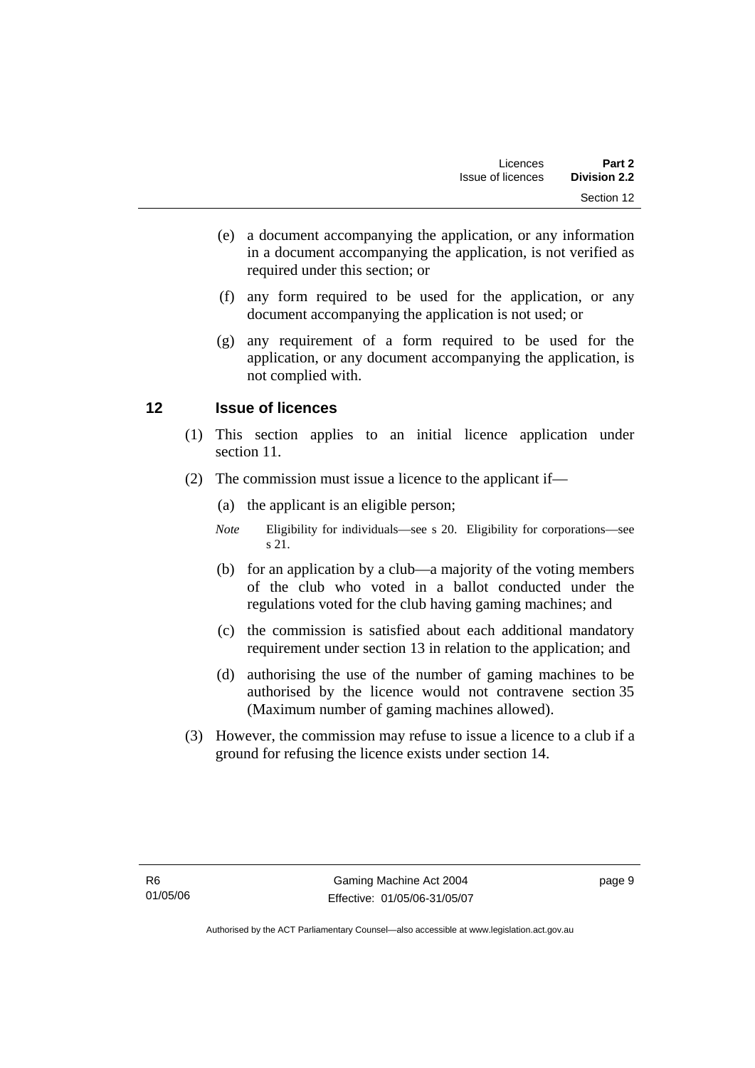(e) a document accompanying the application, or any information in a document accompanying the application, is not verified as required under this section; or

(f) any form required to be used for the application, or any document accompanying the application is not used; or

(g) any requirement of a form required to be used for the application, or any document accompanying the application, is not complied with.

## 12 Issue of licences

(1) This section applies to an initial licence application under section 11.

(2) The commission must issue a licence to the applicant if—

(a) the applicant is an eligible person;

*Note* Eligibility for individuals—see s 20. Eligibility for corporations—see s 21.

(b) for an application by a club—a majority of the voting members of the club who voted in a ballot conducted under the regulations voted for the club having gaming machines; and

(c) the commission is satisfied about each additional mandatory requirement under section 13 in relation to the application; and

(d) authorising the use of the number of gaming machines to be authorised by the licence would not contravene section 35 (Maximum number of gaming machines allowed).

(3) However, the commission may refuse to issue a licence to a club if a ground for refusing the licence exists under section 14.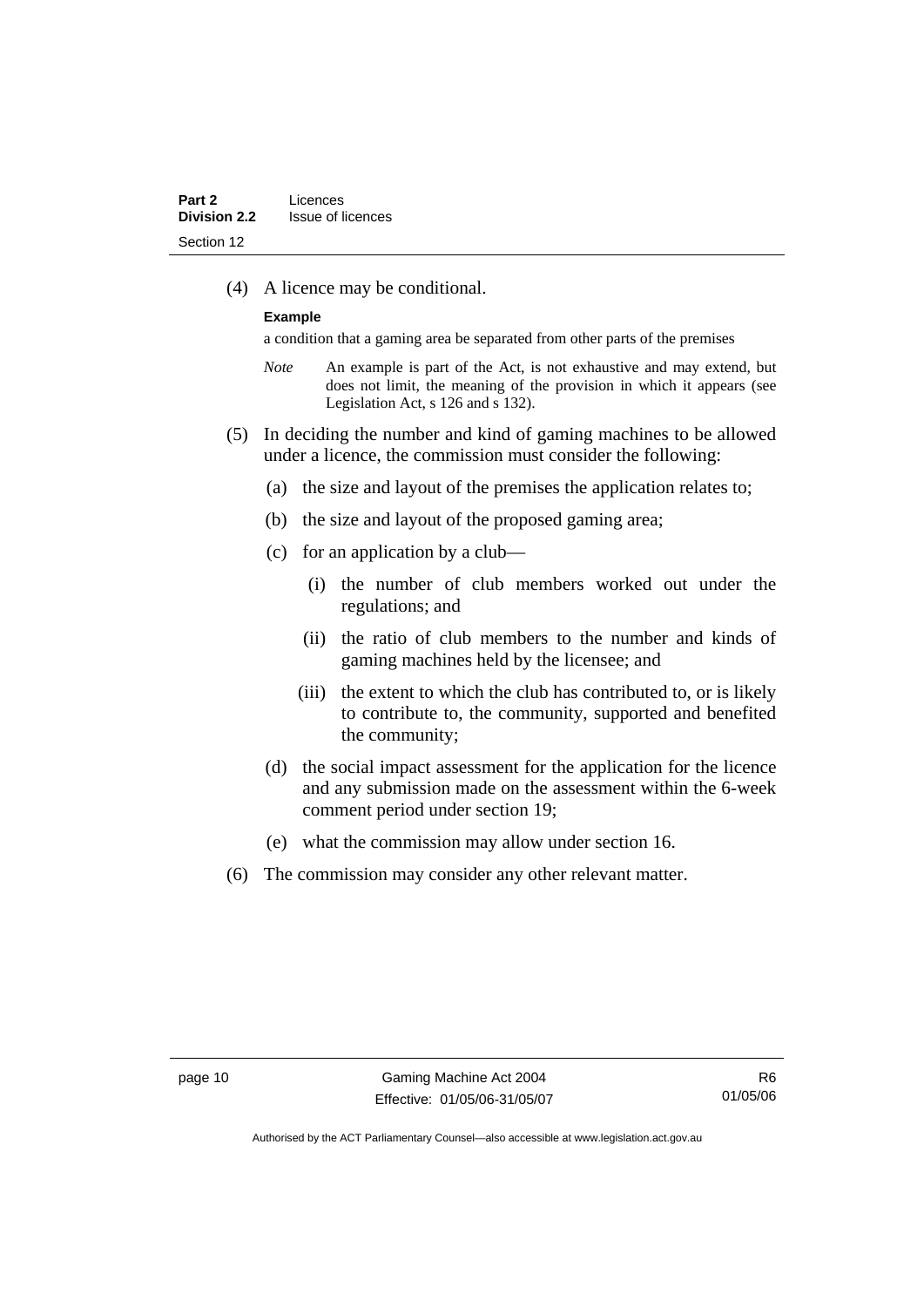(4) A licence may be conditional.

**Example**

a condition that a gaming area be separated from other parts of the premises

*Note* An example is part of the Act, is not exhaustive and may extend, but does not limit, the meaning of the provision in which it appears (see Legislation Act, s 126 and s 132).

(5) In deciding the number and kind of gaming machines to be allowed under a licence, the commission must consider the following:

(a) the size and layout of the premises the application relates to;

(b) the size and layout of the proposed gaming area;

(c) for an application by a club—

(i) the number of club members worked out under the regulations; and

(ii) the ratio of club members to the number and kinds of gaming machines held by the licensee; and

(iii) the extent to which the club has contributed to, or is likely to contribute to, the community, supported and benefited the community;

(d) the social impact assessment for the application for the licence and any submission made on the assessment within the 6-week comment period under section 19;

(e) what the commission may allow under section 16.

(6) The commission may consider any other relevant matter.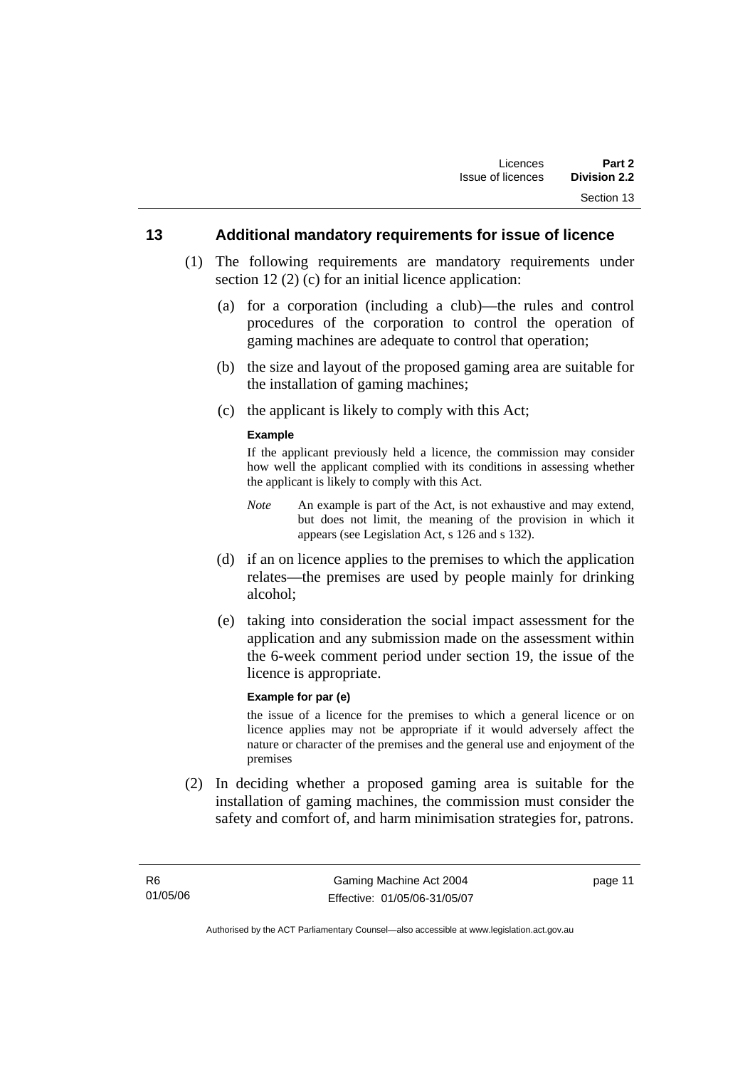## 13 Additional mandatory requirements for issue of licence

(1) The following requirements are mandatory requirements under section 12 (2) (c) for an initial licence application:

(a) for a corporation (including a club)—the rules and control procedures of the corporation to control the operation of gaming machines are adequate to control that operation;

(b) the size and layout of the proposed gaming area are suitable for the installation of gaming machines;

(c) the applicant is likely to comply with this Act;

**Example**

If the applicant previously held a licence, the commission may consider how well the applicant complied with its conditions in assessing whether the applicant is likely to comply with this Act.

*Note* An example is part of the Act, is not exhaustive and may extend, but does not limit, the meaning of the provision in which it appears (see Legislation Act, s 126 and s 132).

(d) if an on licence applies to the premises to which the application relates—the premises are used by people mainly for drinking alcohol;

(e) taking into consideration the social impact assessment for the application and any submission made on the assessment within the 6-week comment period under section 19, the issue of the licence is appropriate.

**Example for par (e)**

the issue of a licence for the premises to which a general licence or on licence applies may not be appropriate if it would adversely affect the nature or character of the premises and the general use and enjoyment of the premises

(2) In deciding whether a proposed gaming area is suitable for the installation of gaming machines, the commission must consider the safety and comfort of, and harm minimisation strategies for, patrons.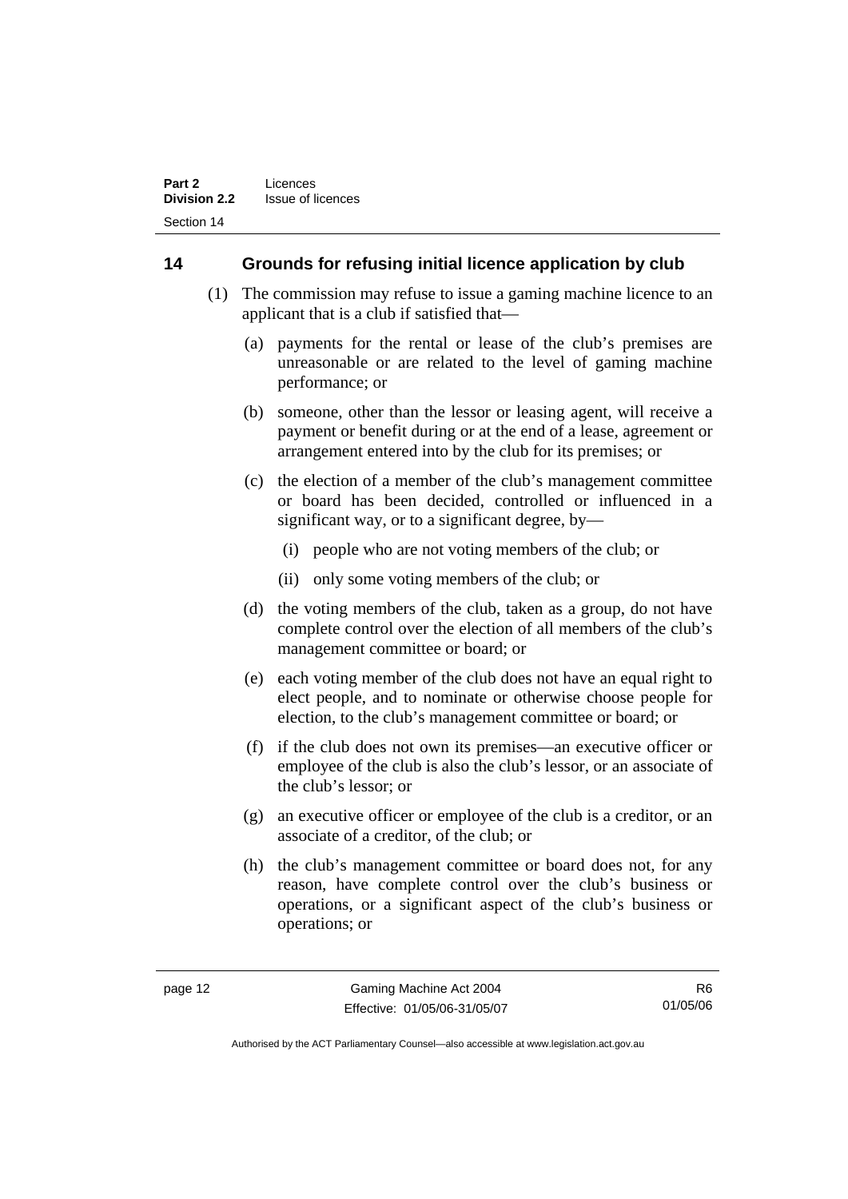## 14 Grounds for refusing initial licence application by club

(1) The commission may refuse to issue a gaming machine licence to an applicant that is a club if satisfied that—

(a) payments for the rental or lease of the club's premises are unreasonable or are related to the level of gaming machine performance; or

(b) someone, other than the lessor or leasing agent, will receive a payment or benefit during or at the end of a lease, agreement or arrangement entered into by the club for its premises; or

(c) the election of a member of the club's management committee or board has been decided, controlled or influenced in a significant way, or to a significant degree, by—

(i) people who are not voting members of the club; or

(ii) only some voting members of the club; or

(d) the voting members of the club, taken as a group, do not have complete control over the election of all members of the club's management committee or board; or

(e) each voting member of the club does not have an equal right to elect people, and to nominate or otherwise choose people for election, to the club's management committee or board; or

(f) if the club does not own its premises—an executive officer or employee of the club is also the club's lessor, or an associate of the club's lessor; or

(g) an executive officer or employee of the club is a creditor, or an associate of a creditor, of the club; or

(h) the club's management committee or board does not, for any reason, have complete control over the club's business or operations, or a significant aspect of the club's business or operations; or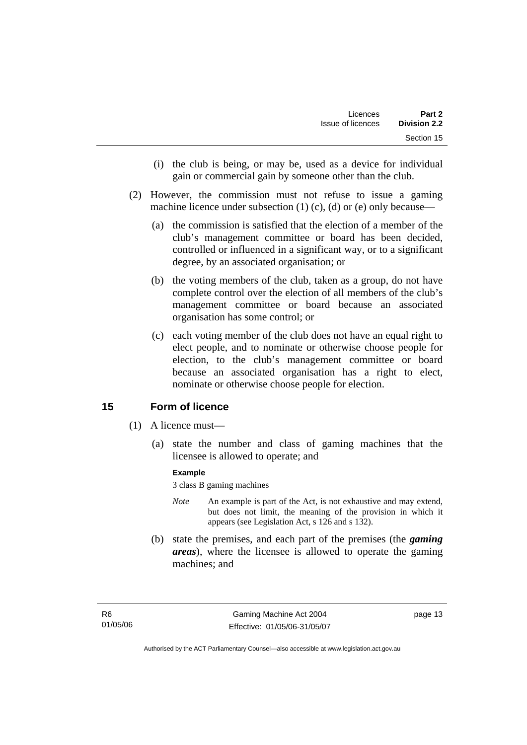(i) the club is being, or may be, used as a device for individual gain or commercial gain by someone other than the club.

(2) However, the commission must not refuse to issue a gaming machine licence under subsection (1) (c), (d) or (e) only because—

(a) the commission is satisfied that the election of a member of the club's management committee or board has been decided, controlled or influenced in a significant way, or to a significant degree, by an associated organisation; or

(b) the voting members of the club, taken as a group, do not have complete control over the election of all members of the club's management committee or board because an associated organisation has some control; or

(c) each voting member of the club does not have an equal right to elect people, and to nominate or otherwise choose people for election, to the club's management committee or board because an associated organisation has a right to elect, nominate or otherwise choose people for election.

## 15 Form of licence

(1) A licence must—

(a) state the number and class of gaming machines that the licensee is allowed to operate; and

**Example**

3 class B gaming machines

*Note* An example is part of the Act, is not exhaustive and may extend, but does not limit, the meaning of the provision in which it appears (see Legislation Act, s 126 and s 132).

(b) state the premises, and each part of the premises (the ***gaming areas***), where the licensee is allowed to operate the gaming machines; and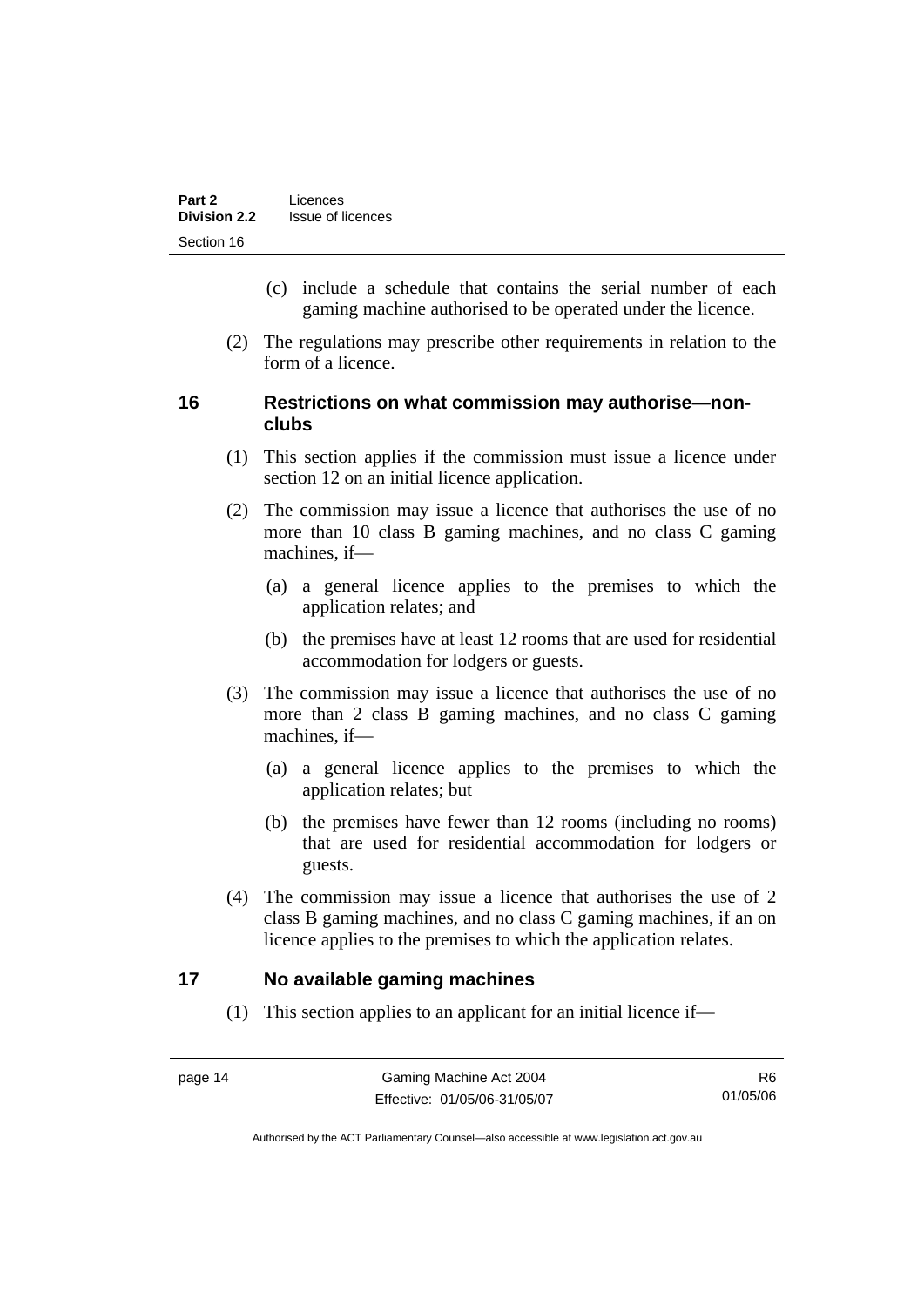(c) include a schedule that contains the serial number of each gaming machine authorised to be operated under the licence.

(2) The regulations may prescribe other requirements in relation to the form of a licence.

## 16 Restrictions on what commission may authorise—non-clubs

(1) This section applies if the commission must issue a licence under section 12 on an initial licence application.

(2) The commission may issue a licence that authorises the use of no more than 10 class B gaming machines, and no class C gaming machines, if—

(a) a general licence applies to the premises to which the application relates; and

(b) the premises have at least 12 rooms that are used for residential accommodation for lodgers or guests.

(3) The commission may issue a licence that authorises the use of no more than 2 class B gaming machines, and no class C gaming machines, if—

(a) a general licence applies to the premises to which the application relates; but

(b) the premises have fewer than 12 rooms (including no rooms) that are used for residential accommodation for lodgers or guests.

(4) The commission may issue a licence that authorises the use of 2 class B gaming machines, and no class C gaming machines, if an on licence applies to the premises to which the application relates.

## 17 No available gaming machines

(1) This section applies to an applicant for an initial licence if—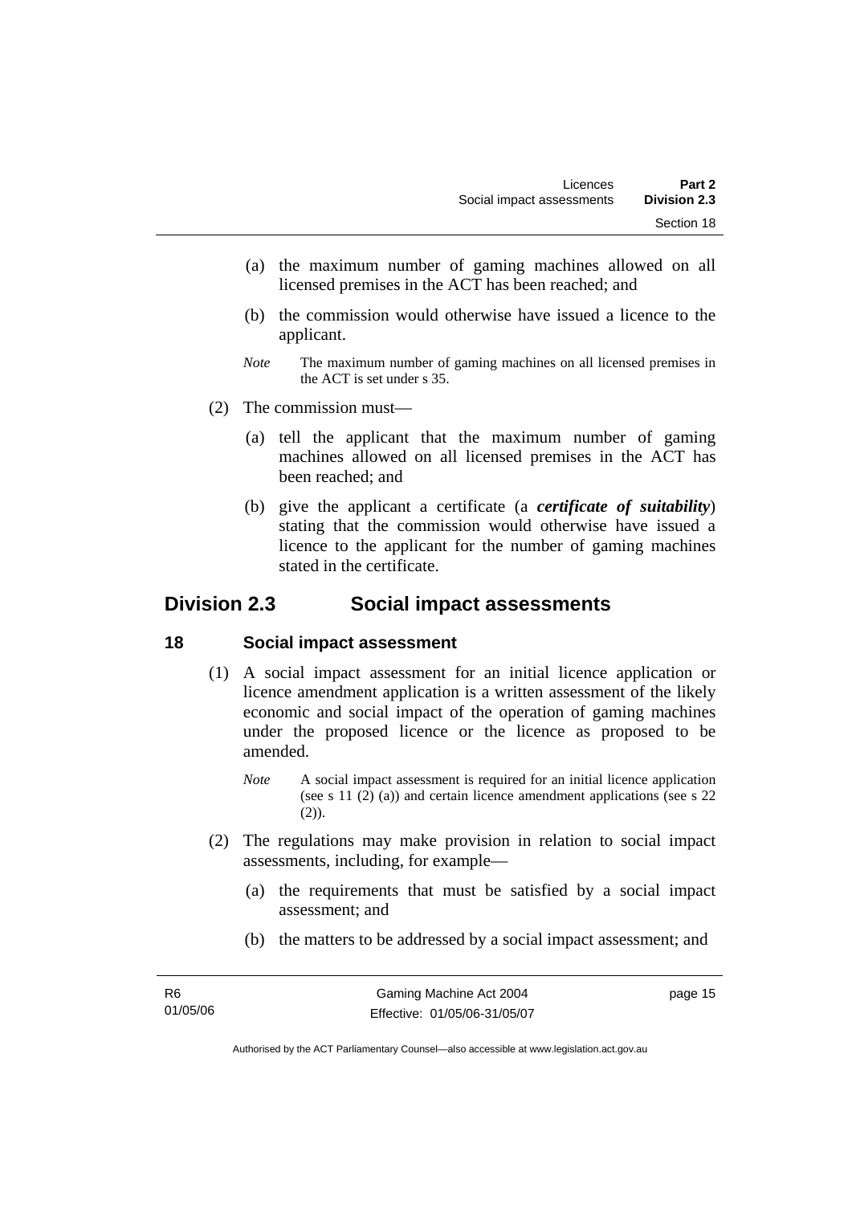(a) the maximum number of gaming machines allowed on all licensed premises in the ACT has been reached; and

(b) the commission would otherwise have issued a licence to the applicant.

*Note* The maximum number of gaming machines on all licensed premises in the ACT is set under s 35.

(2) The commission must—

(a) tell the applicant that the maximum number of gaming machines allowed on all licensed premises in the ACT has been reached; and

(b) give the applicant a certificate (a ***certificate of suitability***) stating that the commission would otherwise have issued a licence to the applicant for the number of gaming machines stated in the certificate.

## Division 2.3 Social impact assessments

### 18 Social impact assessment

(1) A social impact assessment for an initial licence application or licence amendment application is a written assessment of the likely economic and social impact of the operation of gaming machines under the proposed licence or the licence as proposed to be amended.

*Note* A social impact assessment is required for an initial licence application (see s 11 (2) (a)) and certain licence amendment applications (see s 22 (2)).

(2) The regulations may make provision in relation to social impact assessments, including, for example—

(a) the requirements that must be satisfied by a social impact assessment; and

(b) the matters to be addressed by a social impact assessment; and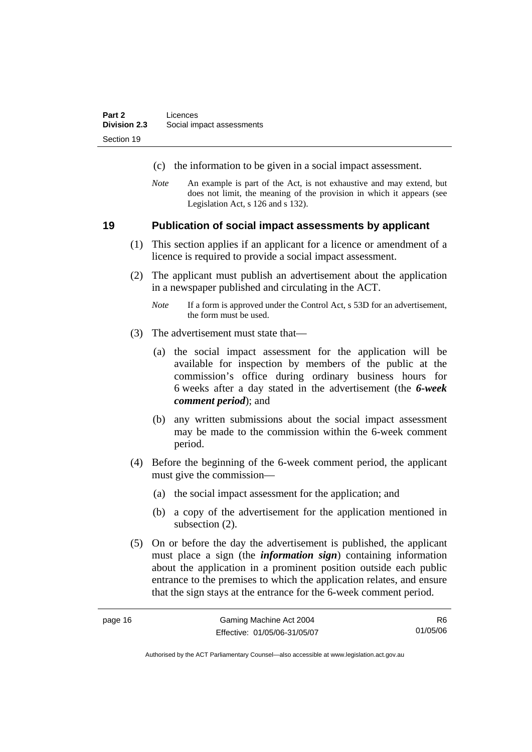(c) the information to be given in a social impact assessment.

*Note* An example is part of the Act, is not exhaustive and may extend, but does not limit, the meaning of the provision in which it appears (see Legislation Act, s 126 and s 132).

## 19 Publication of social impact assessments by applicant

(1) This section applies if an applicant for a licence or amendment of a licence is required to provide a social impact assessment.

(2) The applicant must publish an advertisement about the application in a newspaper published and circulating in the ACT.

*Note* If a form is approved under the Control Act, s 53D for an advertisement, the form must be used.

(3) The advertisement must state that—

(a) the social impact assessment for the application will be available for inspection by members of the public at the commission's office during ordinary business hours for 6 weeks after a day stated in the advertisement (the ***6-week comment period***); and

(b) any written submissions about the social impact assessment may be made to the commission within the 6-week comment period.

(4) Before the beginning of the 6-week comment period, the applicant must give the commission—

(a) the social impact assessment for the application; and

(b) a copy of the advertisement for the application mentioned in subsection (2).

(5) On or before the day the advertisement is published, the applicant must place a sign (the ***information sign***) containing information about the application in a prominent position outside each public entrance to the premises to which the application relates, and ensure that the sign stays at the entrance for the 6-week comment period.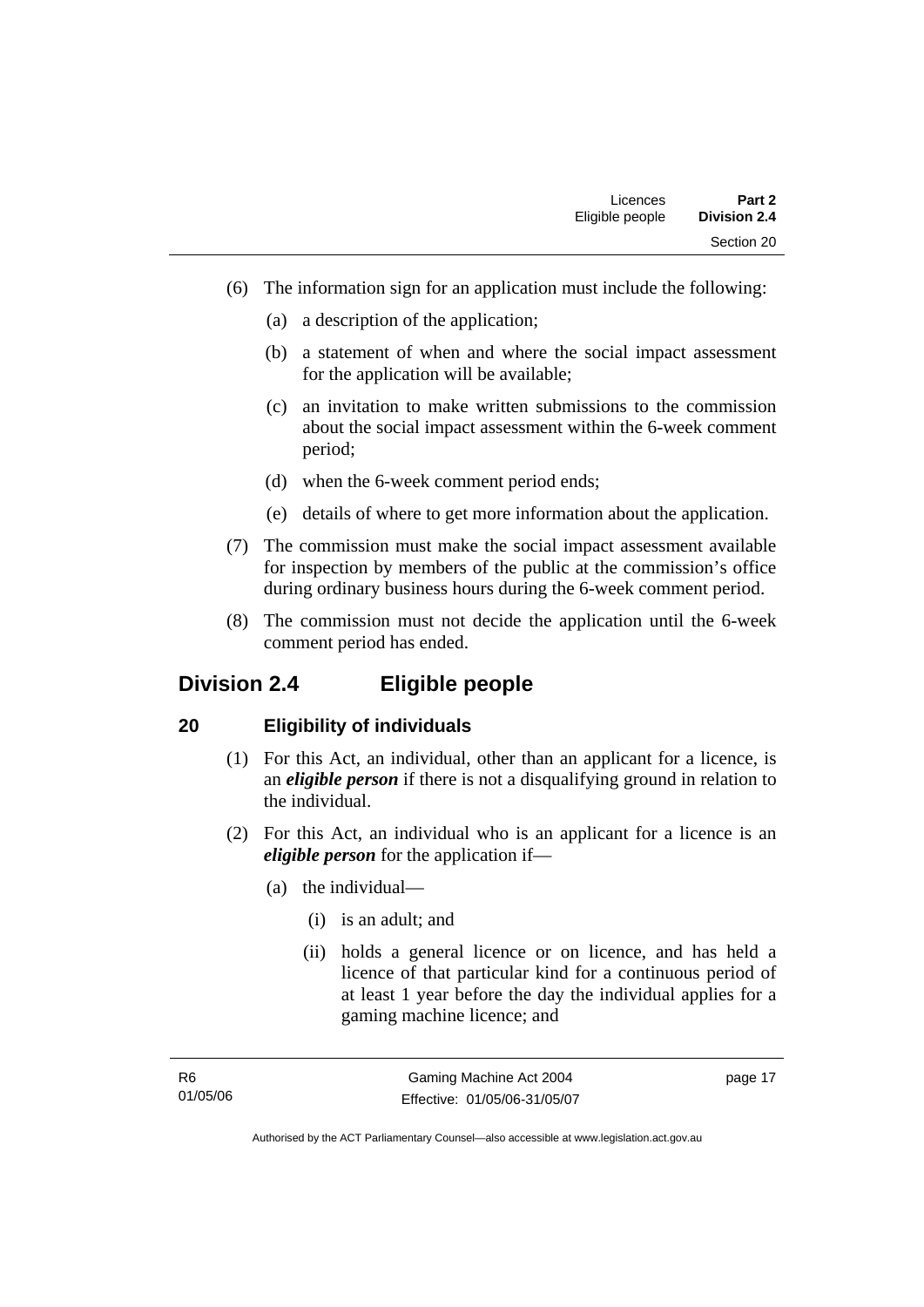(6) The information sign for an application must include the following:

(a) a description of the application;

(b) a statement of when and where the social impact assessment for the application will be available;

(c) an invitation to make written submissions to the commission about the social impact assessment within the 6-week comment period;

(d) when the 6-week comment period ends;

(e) details of where to get more information about the application.

(7) The commission must make the social impact assessment available for inspection by members of the public at the commission's office during ordinary business hours during the 6-week comment period.

(8) The commission must not decide the application until the 6-week comment period has ended.

## Division 2.4 Eligible people

### 20 Eligibility of individuals

(1) For this Act, an individual, other than an applicant for a licence, is an ***eligible person*** if there is not a disqualifying ground in relation to the individual.

(2) For this Act, an individual who is an applicant for a licence is an ***eligible person*** for the application if—

(a) the individual—

(i) is an adult; and

(ii) holds a general licence or on licence, and has held a licence of that particular kind for a continuous period of at least 1 year before the day the individual applies for a gaming machine licence; and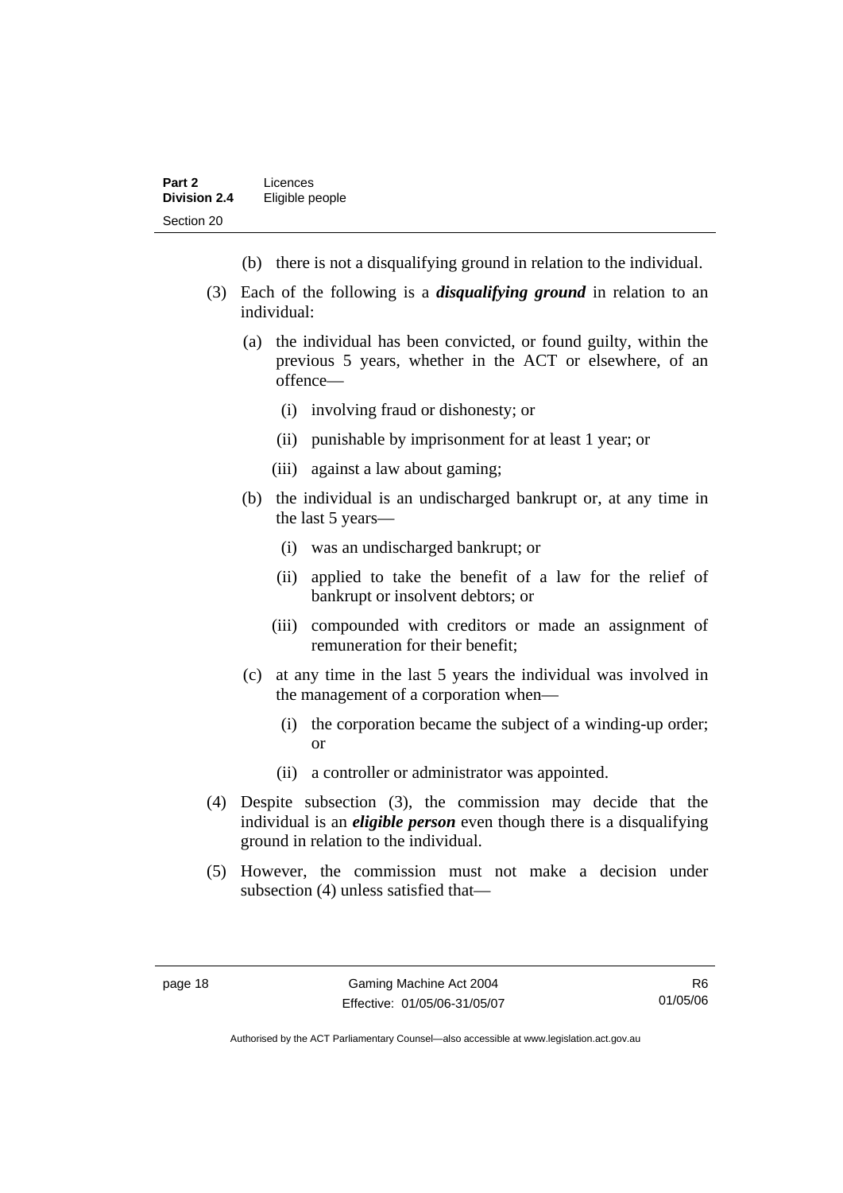(b) there is not a disqualifying ground in relation to the individual.

(3) Each of the following is a ***disqualifying ground*** in relation to an individual:

(a) the individual has been convicted, or found guilty, within the previous 5 years, whether in the ACT or elsewhere, of an offence—

(i) involving fraud or dishonesty; or

(ii) punishable by imprisonment for at least 1 year; or

(iii) against a law about gaming;

(b) the individual is an undischarged bankrupt or, at any time in the last 5 years—

(i) was an undischarged bankrupt; or

(ii) applied to take the benefit of a law for the relief of bankrupt or insolvent debtors; or

(iii) compounded with creditors or made an assignment of remuneration for their benefit;

(c) at any time in the last 5 years the individual was involved in the management of a corporation when—

(i) the corporation became the subject of a winding-up order; or

(ii) a controller or administrator was appointed.

(4) Despite subsection (3), the commission may decide that the individual is an ***eligible person*** even though there is a disqualifying ground in relation to the individual.

(5) However, the commission must not make a decision under subsection (4) unless satisfied that—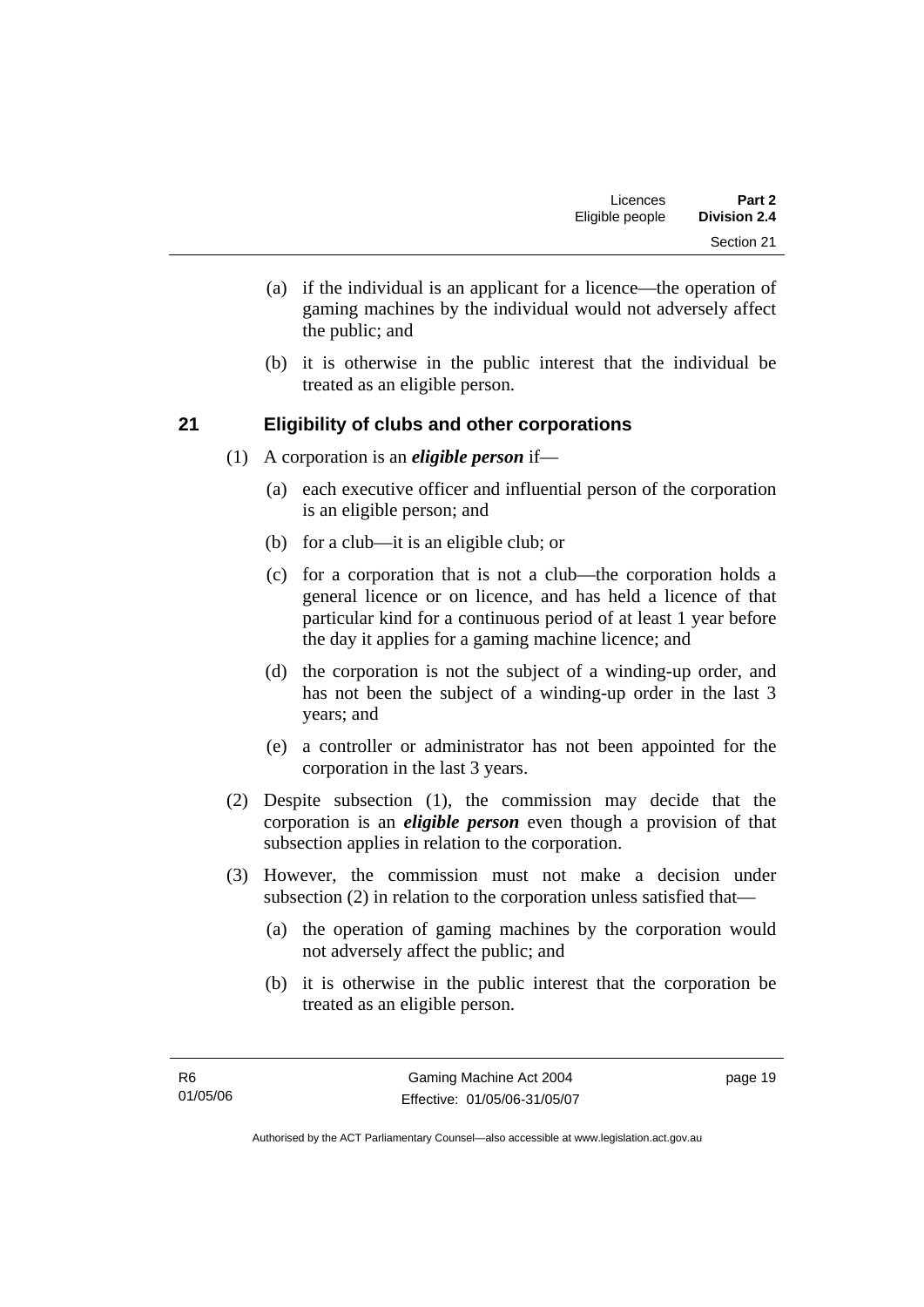(a) if the individual is an applicant for a licence—the operation of gaming machines by the individual would not adversely affect the public; and

(b) it is otherwise in the public interest that the individual be treated as an eligible person.

## 21 Eligibility of clubs and other corporations

(1) A corporation is an ***eligible person*** if—

(a) each executive officer and influential person of the corporation is an eligible person; and

(b) for a club—it is an eligible club; or

(c) for a corporation that is not a club—the corporation holds a general licence or on licence, and has held a licence of that particular kind for a continuous period of at least 1 year before the day it applies for a gaming machine licence; and

(d) the corporation is not the subject of a winding-up order, and has not been the subject of a winding-up order in the last 3 years; and

(e) a controller or administrator has not been appointed for the corporation in the last 3 years.

(2) Despite subsection (1), the commission may decide that the corporation is an ***eligible person*** even though a provision of that subsection applies in relation to the corporation.

(3) However, the commission must not make a decision under subsection (2) in relation to the corporation unless satisfied that—

(a) the operation of gaming machines by the corporation would not adversely affect the public; and

(b) it is otherwise in the public interest that the corporation be treated as an eligible person.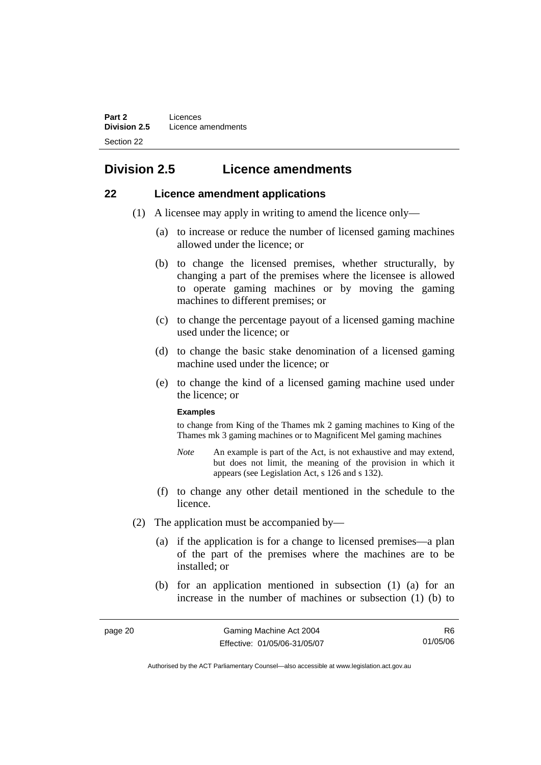## Division 2.5 Licence amendments

### 22 Licence amendment applications

(1) A licensee may apply in writing to amend the licence only—

(a) to increase or reduce the number of licensed gaming machines allowed under the licence; or

(b) to change the licensed premises, whether structurally, by changing a part of the premises where the licensee is allowed to operate gaming machines or by moving the gaming machines to different premises; or

(c) to change the percentage payout of a licensed gaming machine used under the licence; or

(d) to change the basic stake denomination of a licensed gaming machine used under the licence; or

(e) to change the kind of a licensed gaming machine used under the licence; or

**Examples**

to change from King of the Thames mk 2 gaming machines to King of the Thames mk 3 gaming machines or to Magnificent Mel gaming machines

*Note* An example is part of the Act, is not exhaustive and may extend, but does not limit, the meaning of the provision in which it appears (see Legislation Act, s 126 and s 132).

(f) to change any other detail mentioned in the schedule to the licence.

(2) The application must be accompanied by—

(a) if the application is for a change to licensed premises—a plan of the part of the premises where the machines are to be installed; or

(b) for an application mentioned in subsection (1) (a) for an increase in the number of machines or subsection (1) (b) to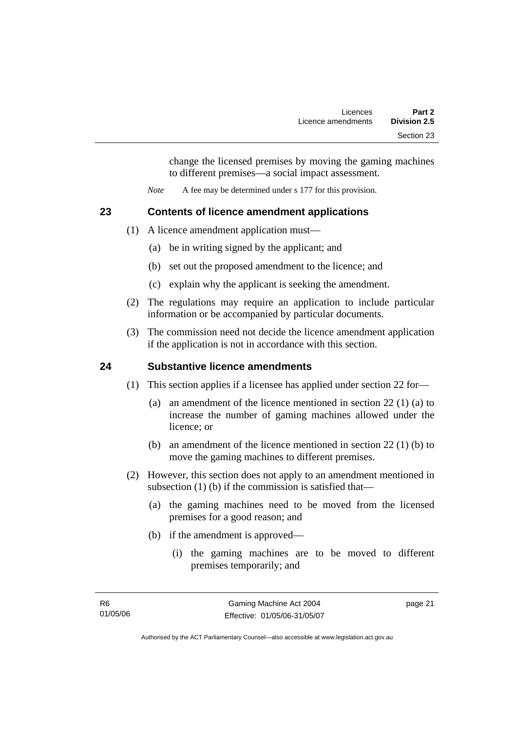change the licensed premises by moving the gaming machines to different premises—a social impact assessment.

*Note* A fee may be determined under s 177 for this provision.

## 23 Contents of licence amendment applications

(1) A licence amendment application must—

(a) be in writing signed by the applicant; and

(b) set out the proposed amendment to the licence; and

(c) explain why the applicant is seeking the amendment.

(2) The regulations may require an application to include particular information or be accompanied by particular documents.

(3) The commission need not decide the licence amendment application if the application is not in accordance with this section.

## 24 Substantive licence amendments

(1) This section applies if a licensee has applied under section 22 for—

(a) an amendment of the licence mentioned in section 22 (1) (a) to increase the number of gaming machines allowed under the licence; or

(b) an amendment of the licence mentioned in section 22 (1) (b) to move the gaming machines to different premises.

(2) However, this section does not apply to an amendment mentioned in subsection (1) (b) if the commission is satisfied that—

(a) the gaming machines need to be moved from the licensed premises for a good reason; and

(b) if the amendment is approved—

(i) the gaming machines are to be moved to different premises temporarily; and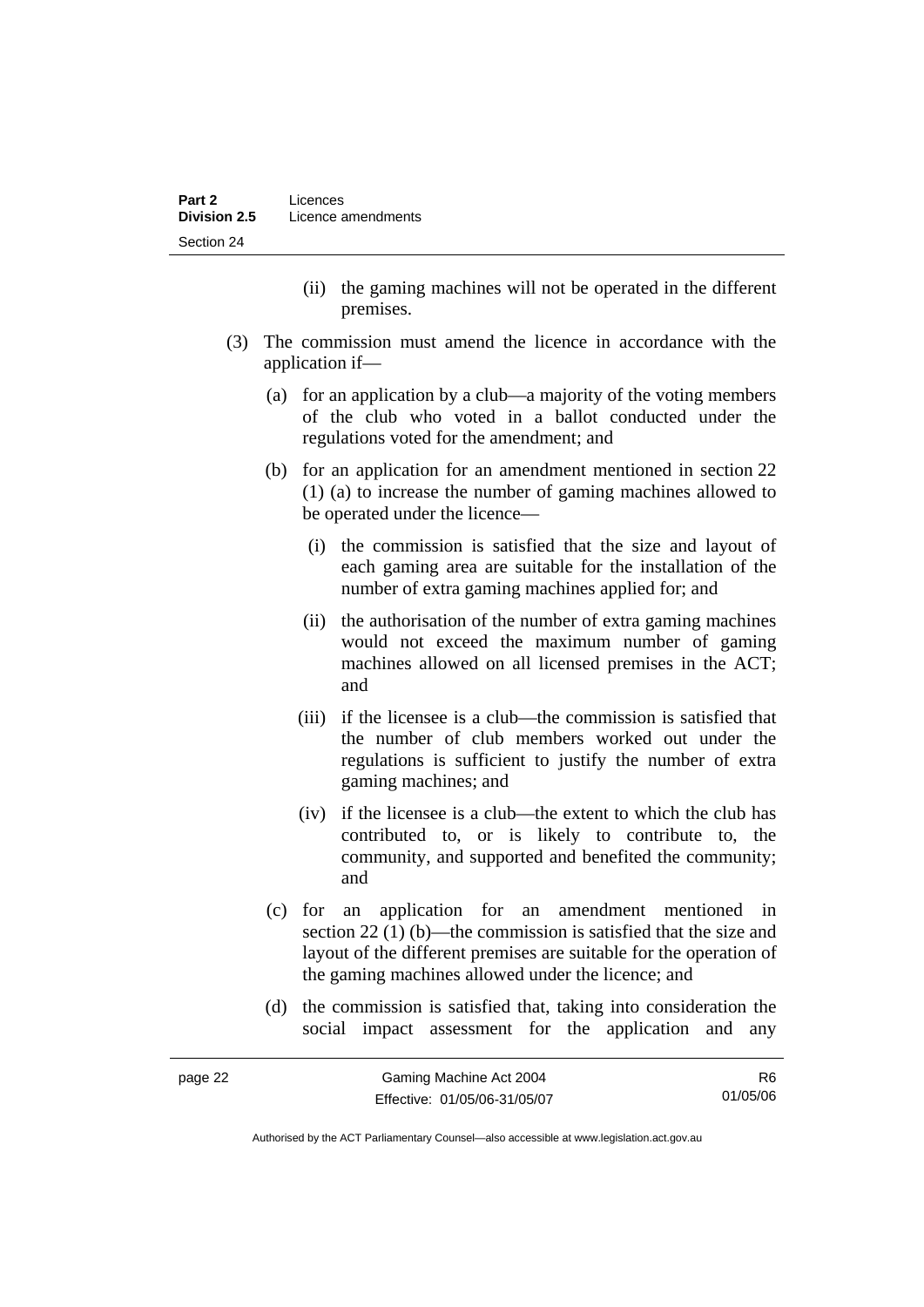(ii) the gaming machines will not be operated in the different premises.

(3) The commission must amend the licence in accordance with the application if—

(a) for an application by a club—a majority of the voting members of the club who voted in a ballot conducted under the regulations voted for the amendment; and

(b) for an application for an amendment mentioned in section 22 (1) (a) to increase the number of gaming machines allowed to be operated under the licence—

(i) the commission is satisfied that the size and layout of each gaming area are suitable for the installation of the number of extra gaming machines applied for; and

(ii) the authorisation of the number of extra gaming machines would not exceed the maximum number of gaming machines allowed on all licensed premises in the ACT; and

(iii) if the licensee is a club—the commission is satisfied that the number of club members worked out under the regulations is sufficient to justify the number of extra gaming machines; and

(iv) if the licensee is a club—the extent to which the club has contributed to, or is likely to contribute to, the community, and supported and benefited the community; and

(c) for an application for an amendment mentioned in section 22 (1) (b)—the commission is satisfied that the size and layout of the different premises are suitable for the operation of the gaming machines allowed under the licence; and

(d) the commission is satisfied that, taking into consideration the social impact assessment for the application and any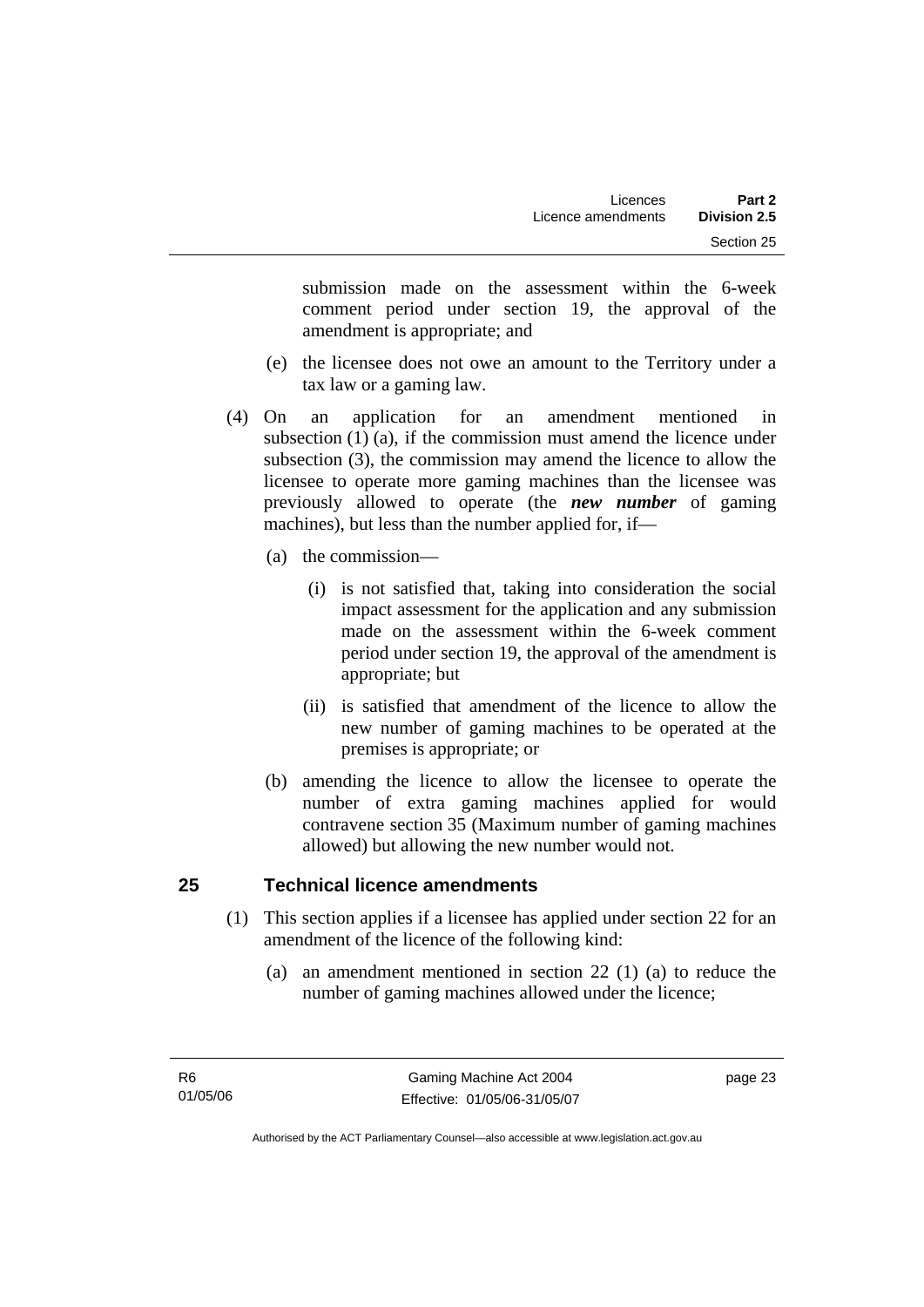submission made on the assessment within the 6-week comment period under section 19, the approval of the amendment is appropriate; and

(e) the licensee does not owe an amount to the Territory under a tax law or a gaming law.

(4) On an application for an amendment mentioned in subsection (1) (a), if the commission must amend the licence under subsection (3), the commission may amend the licence to allow the licensee to operate more gaming machines than the licensee was previously allowed to operate (the ***new number*** of gaming machines), but less than the number applied for, if—

(a) the commission—

(i) is not satisfied that, taking into consideration the social impact assessment for the application and any submission made on the assessment within the 6-week comment period under section 19, the approval of the amendment is appropriate; but

(ii) is satisfied that amendment of the licence to allow the new number of gaming machines to be operated at the premises is appropriate; or

(b) amending the licence to allow the licensee to operate the number of extra gaming machines applied for would contravene section 35 (Maximum number of gaming machines allowed) but allowing the new number would not.

## 25 Technical licence amendments

(1) This section applies if a licensee has applied under section 22 for an amendment of the licence of the following kind:

(a) an amendment mentioned in section 22 (1) (a) to reduce the number of gaming machines allowed under the licence;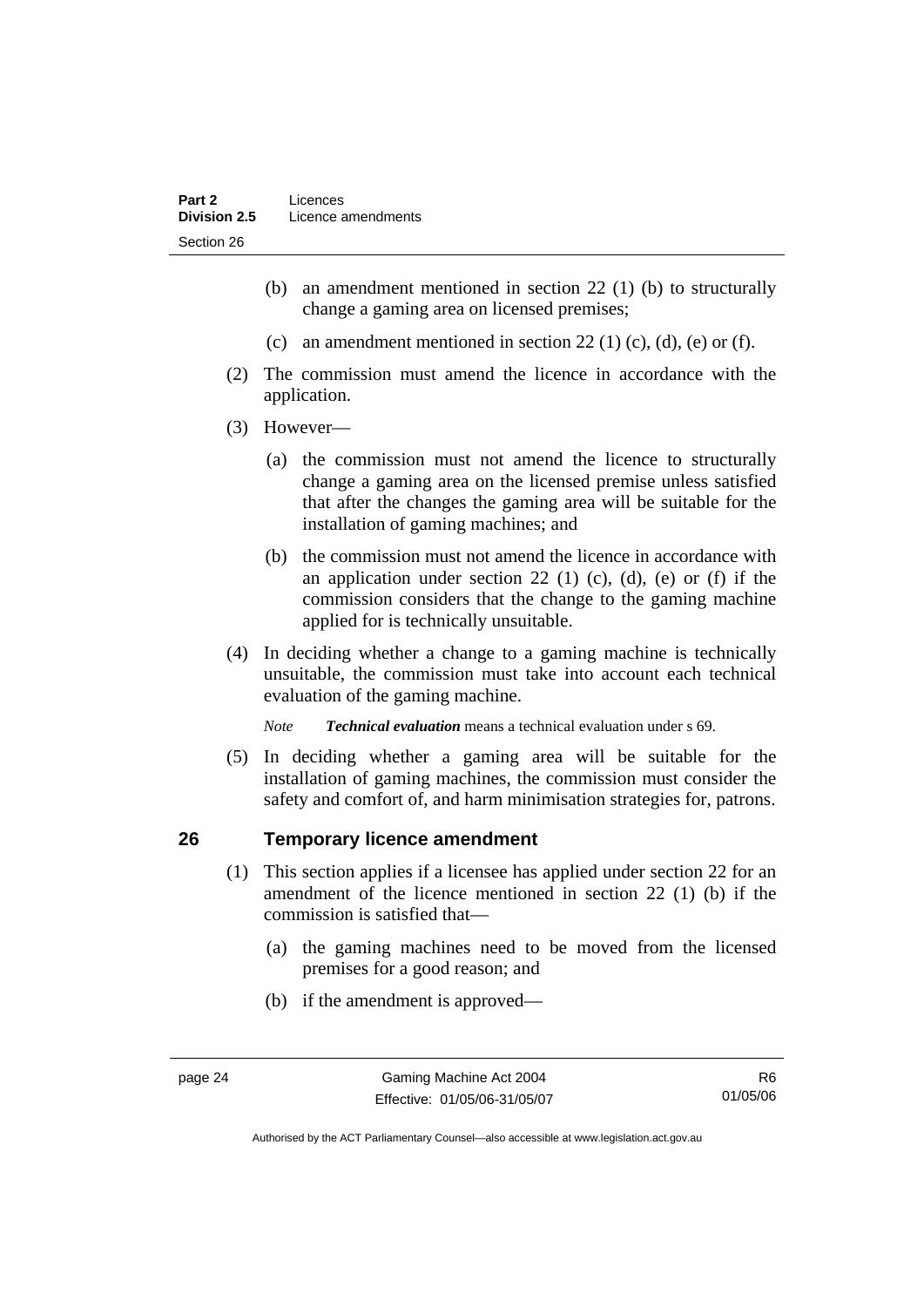(b) an amendment mentioned in section 22 (1) (b) to structurally change a gaming area on licensed premises;

(c) an amendment mentioned in section 22 (1) (c), (d), (e) or (f).

(2) The commission must amend the licence in accordance with the application.

(3) However—

(a) the commission must not amend the licence to structurally change a gaming area on the licensed premise unless satisfied that after the changes the gaming area will be suitable for the installation of gaming machines; and

(b) the commission must not amend the licence in accordance with an application under section 22 (1) (c), (d), (e) or (f) if the commission considers that the change to the gaming machine applied for is technically unsuitable.

(4) In deciding whether a change to a gaming machine is technically unsuitable, the commission must take into account each technical evaluation of the gaming machine.

*Note* ***Technical evaluation*** means a technical evaluation under s 69.

(5) In deciding whether a gaming area will be suitable for the installation of gaming machines, the commission must consider the safety and comfort of, and harm minimisation strategies for, patrons.

## 26 Temporary licence amendment

(1) This section applies if a licensee has applied under section 22 for an amendment of the licence mentioned in section 22 (1) (b) if the commission is satisfied that—

(a) the gaming machines need to be moved from the licensed premises for a good reason; and

(b) if the amendment is approved—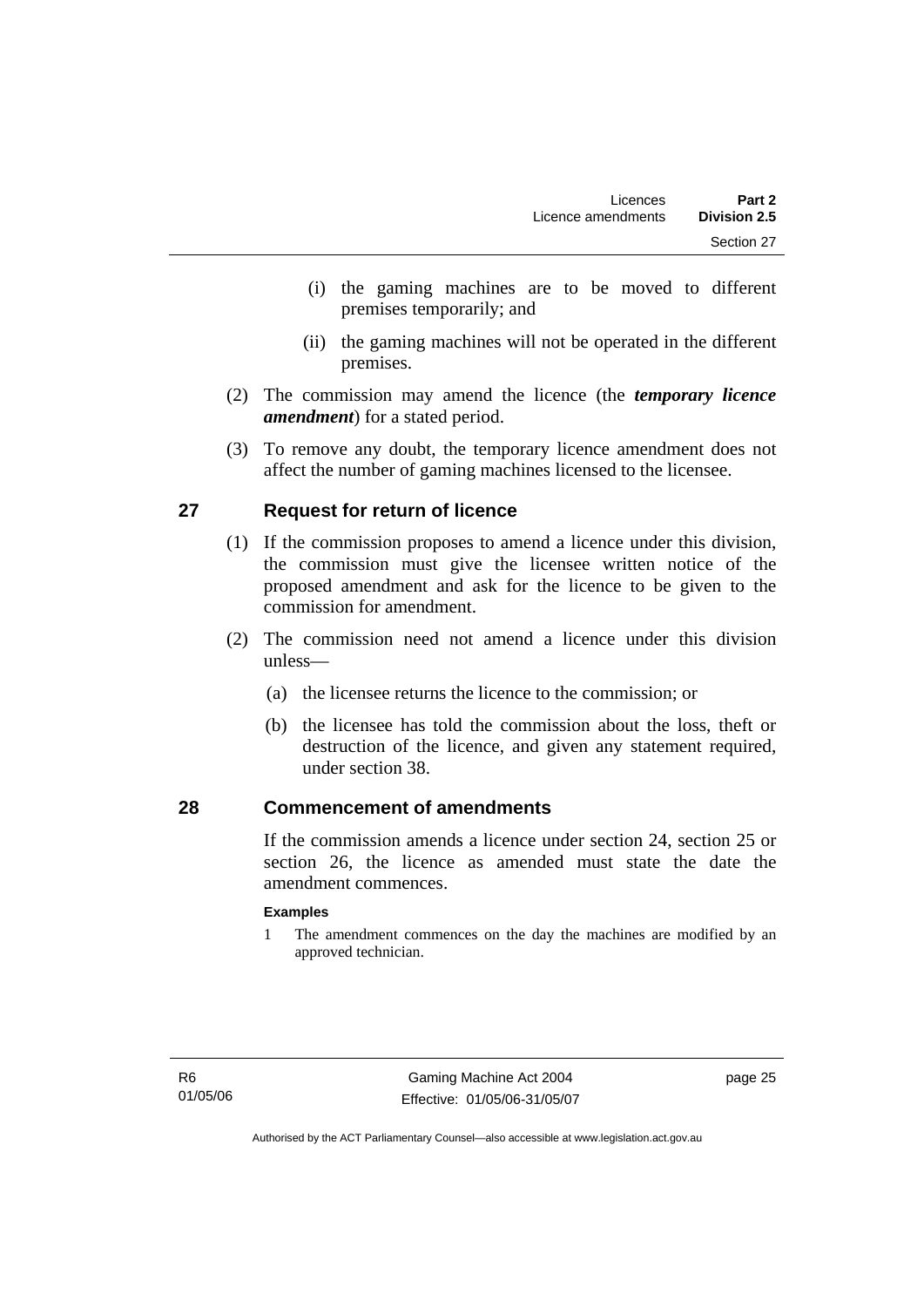(i) the gaming machines are to be moved to different premises temporarily; and

(ii) the gaming machines will not be operated in the different premises.

(2) The commission may amend the licence (the ***temporary licence amendment***) for a stated period.

(3) To remove any doubt, the temporary licence amendment does not affect the number of gaming machines licensed to the licensee.

## 27 Request for return of licence

(1) If the commission proposes to amend a licence under this division, the commission must give the licensee written notice of the proposed amendment and ask for the licence to be given to the commission for amendment.

(2) The commission need not amend a licence under this division unless—

(a) the licensee returns the licence to the commission; or

(b) the licensee has told the commission about the loss, theft or destruction of the licence, and given any statement required, under section 38.

## 28 Commencement of amendments

If the commission amends a licence under section 24, section 25 or section 26, the licence as amended must state the date the amendment commences.

**Examples**

1 The amendment commences on the day the machines are modified by an approved technician.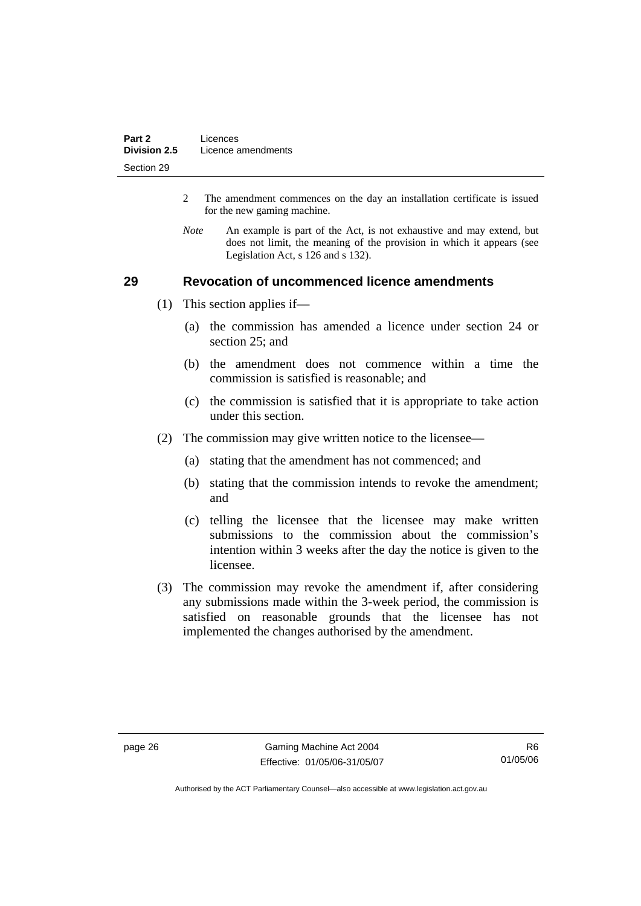2 The amendment commences on the day an installation certificate is issued for the new gaming machine.

*Note* An example is part of the Act, is not exhaustive and may extend, but does not limit, the meaning of the provision in which it appears (see Legislation Act, s 126 and s 132).

## 29 Revocation of uncommenced licence amendments

(1) This section applies if—

(a) the commission has amended a licence under section 24 or section 25; and

(b) the amendment does not commence within a time the commission is satisfied is reasonable; and

(c) the commission is satisfied that it is appropriate to take action under this section.

(2) The commission may give written notice to the licensee—

(a) stating that the amendment has not commenced; and

(b) stating that the commission intends to revoke the amendment; and

(c) telling the licensee that the licensee may make written submissions to the commission about the commission's intention within 3 weeks after the day the notice is given to the licensee.

(3) The commission may revoke the amendment if, after considering any submissions made within the 3-week period, the commission is satisfied on reasonable grounds that the licensee has not implemented the changes authorised by the amendment.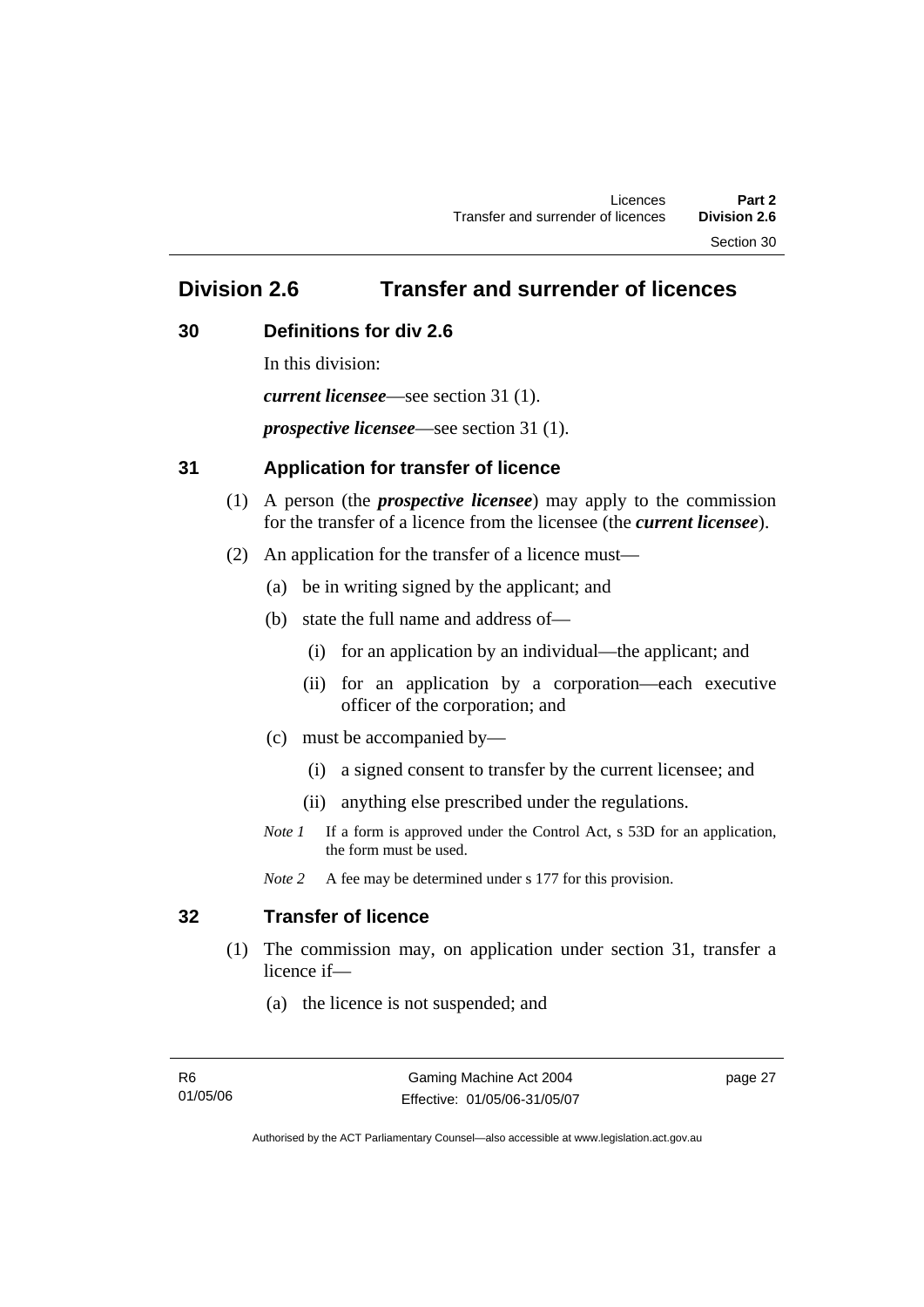## Division 2.6 Transfer and surrender of licences

### 30 Definitions for div 2.6

In this division:

***current licensee***—see section 31 (1).

***prospective licensee***—see section 31 (1).

### 31 Application for transfer of licence

(1) A person (the ***prospective licensee***) may apply to the commission for the transfer of a licence from the licensee (the ***current licensee***).

(2) An application for the transfer of a licence must—

(a) be in writing signed by the applicant; and

(b) state the full name and address of—

(i) for an application by an individual—the applicant; and

(ii) for an application by a corporation—each executive officer of the corporation; and

(c) must be accompanied by—

(i) a signed consent to transfer by the current licensee; and

(ii) anything else prescribed under the regulations.

*Note 1* If a form is approved under the Control Act, s 53D for an application, the form must be used.

*Note 2* A fee may be determined under s 177 for this provision.

### 32 Transfer of licence

(1) The commission may, on application under section 31, transfer a licence if—

(a) the licence is not suspended; and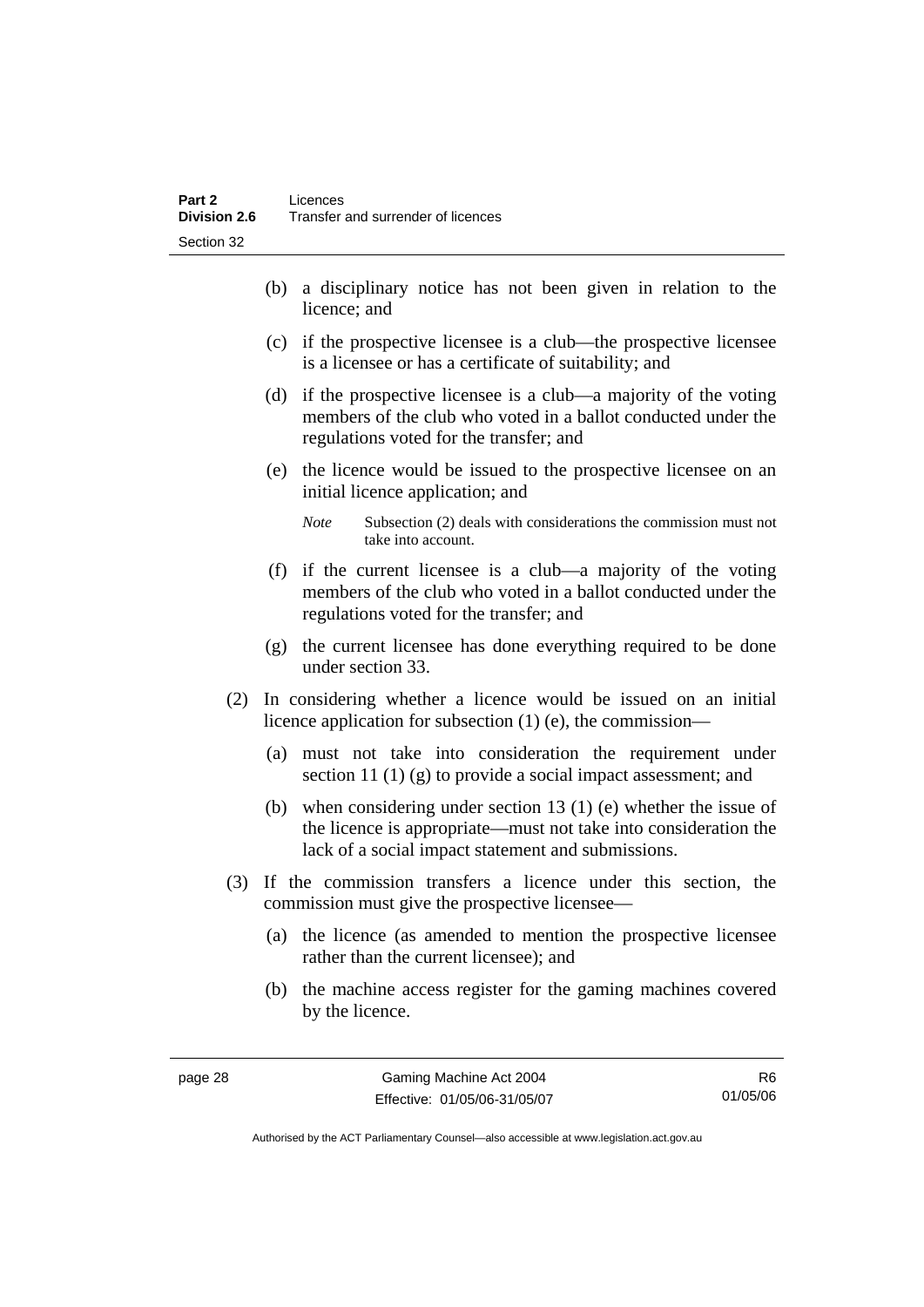(b) a disciplinary notice has not been given in relation to the licence; and

(c) if the prospective licensee is a club—the prospective licensee is a licensee or has a certificate of suitability; and

(d) if the prospective licensee is a club—a majority of the voting members of the club who voted in a ballot conducted under the regulations voted for the transfer; and

(e) the licence would be issued to the prospective licensee on an initial licence application; and

*Note* Subsection (2) deals with considerations the commission must not take into account.

(f) if the current licensee is a club—a majority of the voting members of the club who voted in a ballot conducted under the regulations voted for the transfer; and

(g) the current licensee has done everything required to be done under section 33.

(2) In considering whether a licence would be issued on an initial licence application for subsection (1) (e), the commission—

(a) must not take into consideration the requirement under section 11 (1) (g) to provide a social impact assessment; and

(b) when considering under section 13 (1) (e) whether the issue of the licence is appropriate—must not take into consideration the lack of a social impact statement and submissions.

(3) If the commission transfers a licence under this section, the commission must give the prospective licensee—

(a) the licence (as amended to mention the prospective licensee rather than the current licensee); and

(b) the machine access register for the gaming machines covered by the licence.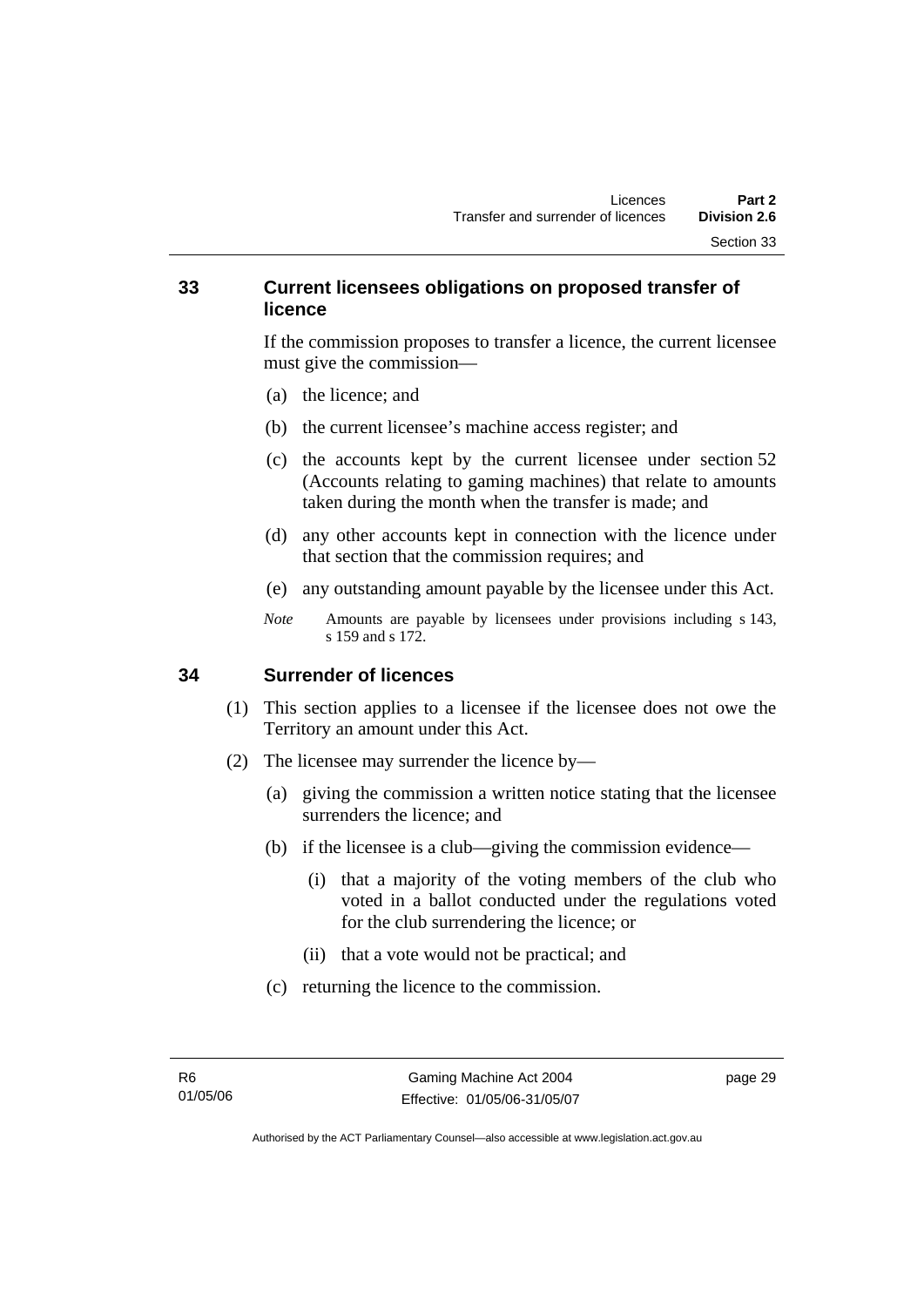## 33 Current licensees obligations on proposed transfer of licence

If the commission proposes to transfer a licence, the current licensee must give the commission—

(a) the licence; and

(b) the current licensee's machine access register; and

(c) the accounts kept by the current licensee under section 52 (Accounts relating to gaming machines) that relate to amounts taken during the month when the transfer is made; and

(d) any other accounts kept in connection with the licence under that section that the commission requires; and

(e) any outstanding amount payable by the licensee under this Act.

*Note* Amounts are payable by licensees under provisions including s 143, s 159 and s 172.

## 34 Surrender of licences

(1) This section applies to a licensee if the licensee does not owe the Territory an amount under this Act.

(2) The licensee may surrender the licence by—

(a) giving the commission a written notice stating that the licensee surrenders the licence; and

(b) if the licensee is a club—giving the commission evidence—

(i) that a majority of the voting members of the club who voted in a ballot conducted under the regulations voted for the club surrendering the licence; or

(ii) that a vote would not be practical; and

(c) returning the licence to the commission.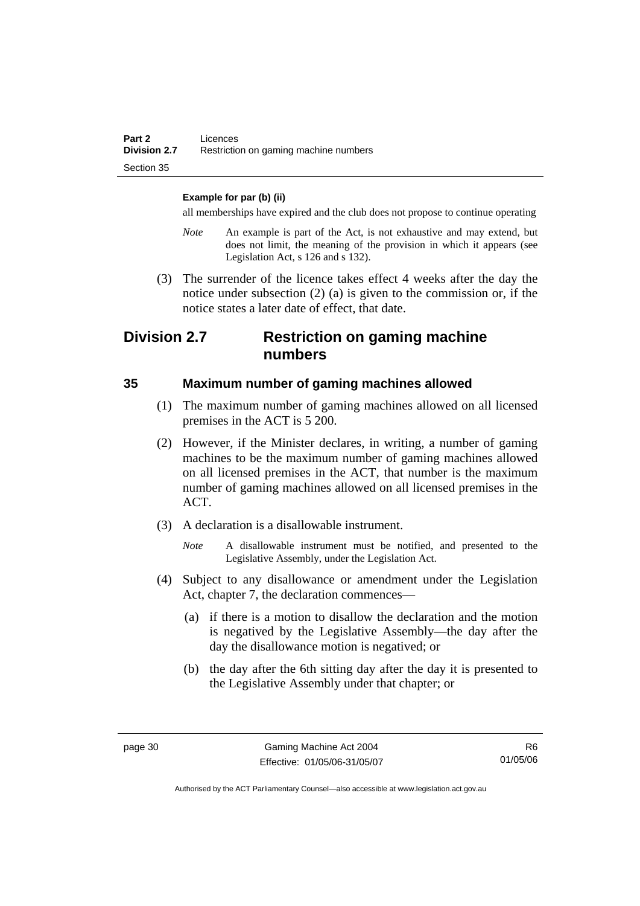**Example for par (b) (ii)**

all memberships have expired and the club does not propose to continue operating

*Note* An example is part of the Act, is not exhaustive and may extend, but does not limit, the meaning of the provision in which it appears (see Legislation Act, s 126 and s 132).

(3) The surrender of the licence takes effect 4 weeks after the day the notice under subsection (2) (a) is given to the commission or, if the notice states a later date of effect, that date.

## Division 2.7 Restriction on gaming machine numbers

### 35 Maximum number of gaming machines allowed

(1) The maximum number of gaming machines allowed on all licensed premises in the ACT is 5 200.

(2) However, if the Minister declares, in writing, a number of gaming machines to be the maximum number of gaming machines allowed on all licensed premises in the ACT, that number is the maximum number of gaming machines allowed on all licensed premises in the ACT.

(3) A declaration is a disallowable instrument.

*Note* A disallowable instrument must be notified, and presented to the Legislative Assembly, under the Legislation Act.

(4) Subject to any disallowance or amendment under the Legislation Act, chapter 7, the declaration commences—

(a) if there is a motion to disallow the declaration and the motion is negatived by the Legislative Assembly—the day after the day the disallowance motion is negatived; or

(b) the day after the 6th sitting day after the day it is presented to the Legislative Assembly under that chapter; or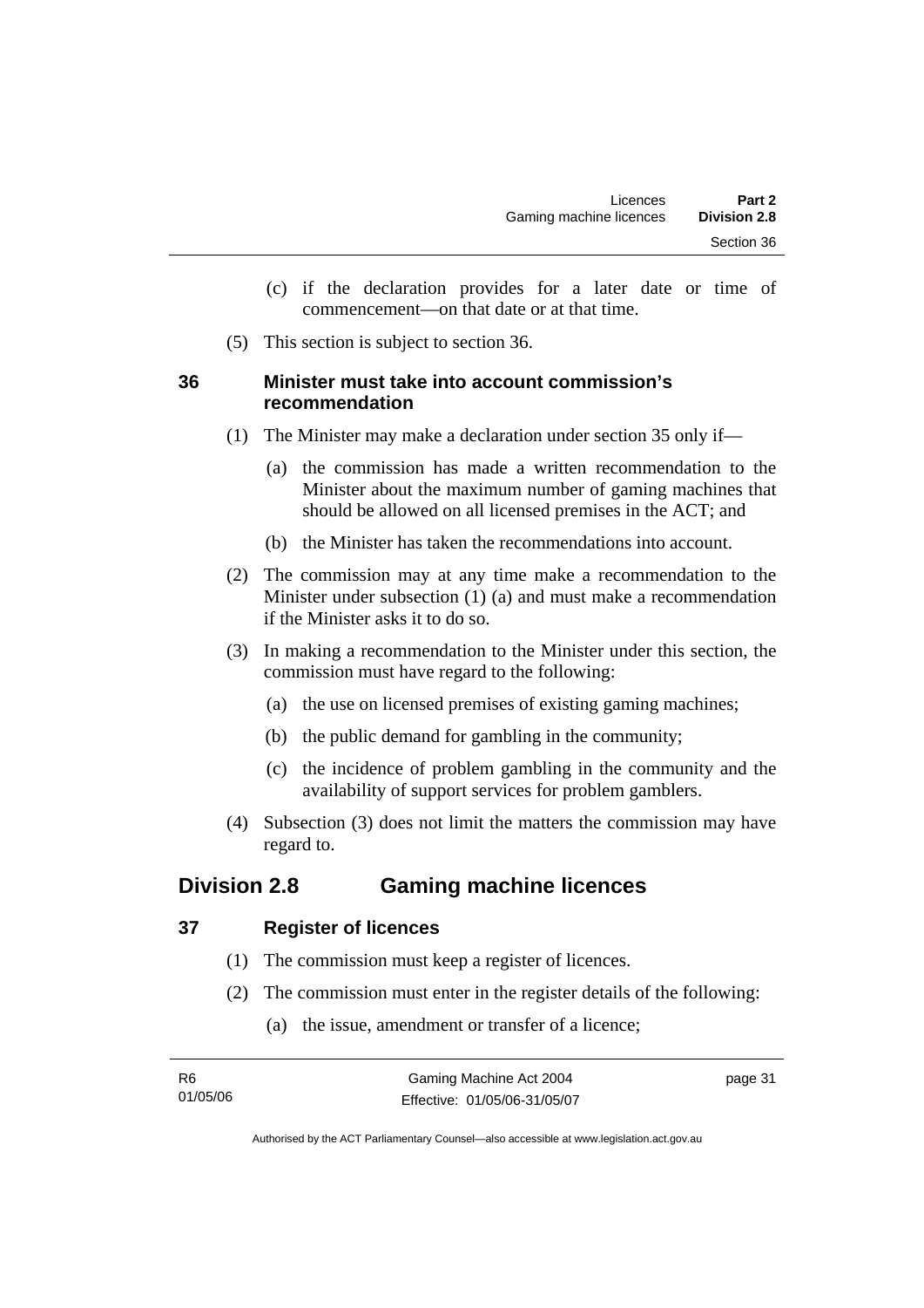(c) if the declaration provides for a later date or time of commencement—on that date or at that time.

(5) This section is subject to section 36.

### 36 Minister must take into account commission's recommendation

(1) The Minister may make a declaration under section 35 only if—

(a) the commission has made a written recommendation to the Minister about the maximum number of gaming machines that should be allowed on all licensed premises in the ACT; and

(b) the Minister has taken the recommendations into account.

(2) The commission may at any time make a recommendation to the Minister under subsection (1) (a) and must make a recommendation if the Minister asks it to do so.

(3) In making a recommendation to the Minister under this section, the commission must have regard to the following:

(a) the use on licensed premises of existing gaming machines;

(b) the public demand for gambling in the community;

(c) the incidence of problem gambling in the community and the availability of support services for problem gamblers.

(4) Subsection (3) does not limit the matters the commission may have regard to.

## Division 2.8 Gaming machine licences

### 37 Register of licences

(1) The commission must keep a register of licences.

(2) The commission must enter in the register details of the following:

(a) the issue, amendment or transfer of a licence;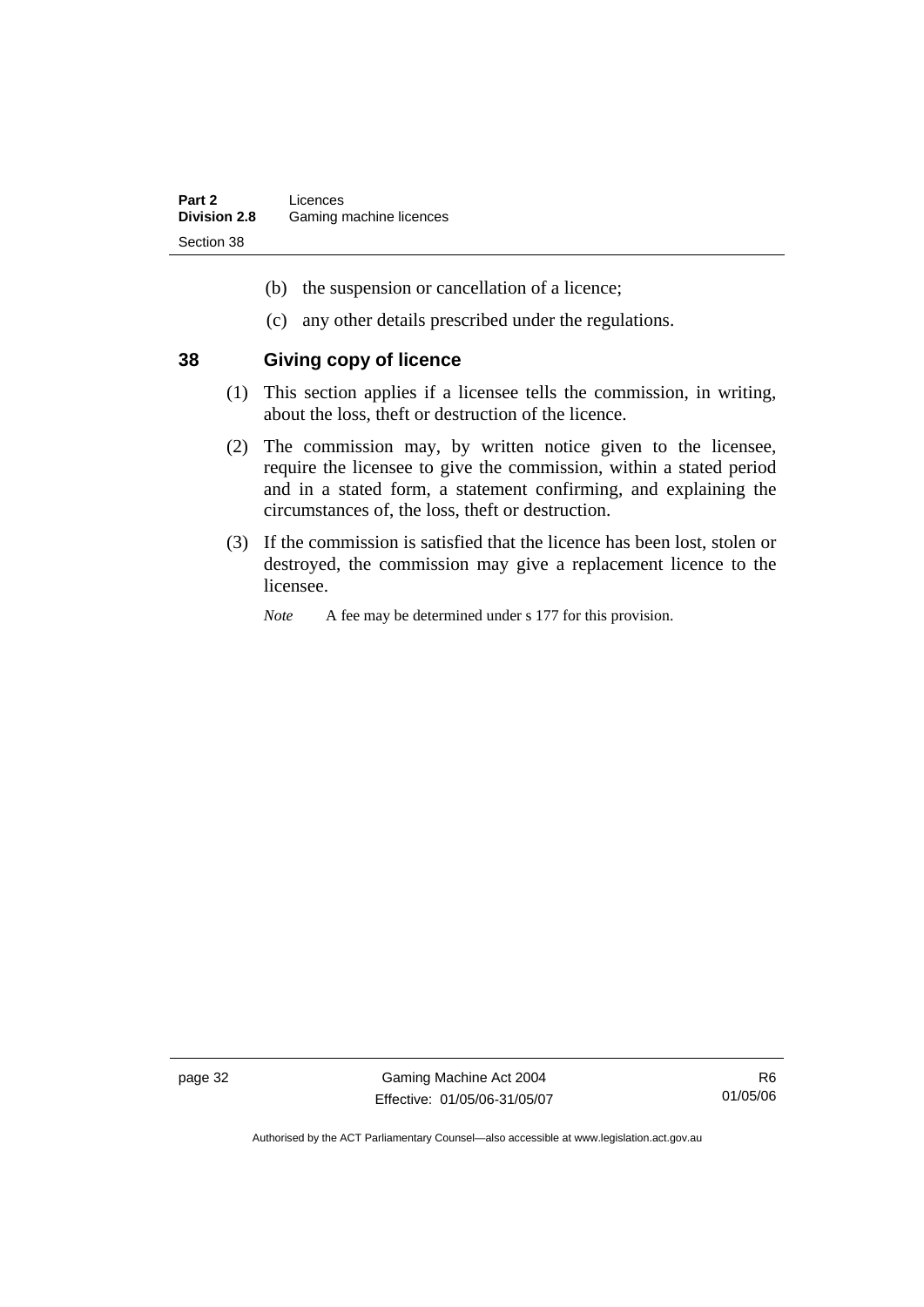(b) the suspension or cancellation of a licence;

(c) any other details prescribed under the regulations.

## 38 Giving copy of licence

(1) This section applies if a licensee tells the commission, in writing, about the loss, theft or destruction of the licence.

(2) The commission may, by written notice given to the licensee, require the licensee to give the commission, within a stated period and in a stated form, a statement confirming, and explaining the circumstances of, the loss, theft or destruction.

(3) If the commission is satisfied that the licence has been lost, stolen or destroyed, the commission may give a replacement licence to the licensee.

*Note* A fee may be determined under s 177 for this provision.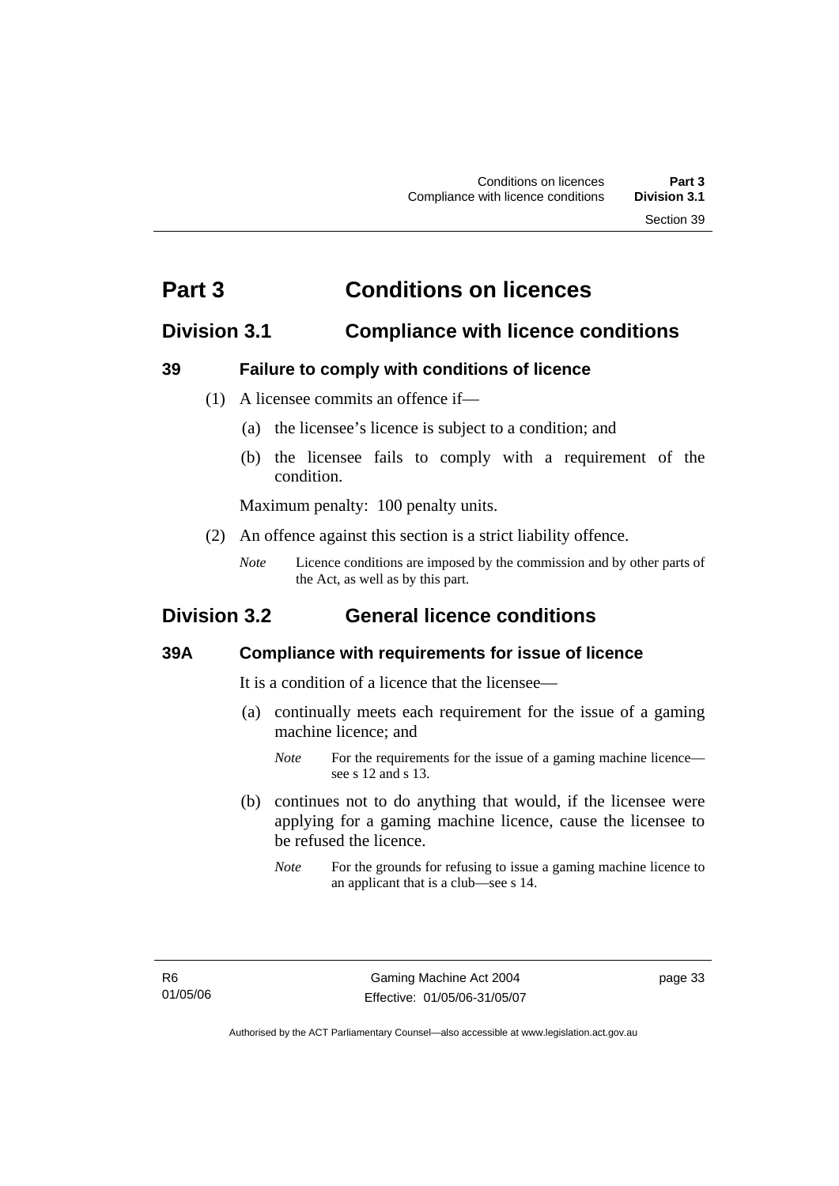# Part 3 Conditions on licences

## Division 3.1 Compliance with licence conditions

### 39 Failure to comply with conditions of licence

(1) A licensee commits an offence if—

(a) the licensee's licence is subject to a condition; and

(b) the licensee fails to comply with a requirement of the condition.

Maximum penalty: 100 penalty units.

(2) An offence against this section is a strict liability offence.

*Note* Licence conditions are imposed by the commission and by other parts of the Act, as well as by this part.

## Division 3.2 General licence conditions

### 39A Compliance with requirements for issue of licence

It is a condition of a licence that the licensee—

(a) continually meets each requirement for the issue of a gaming machine licence; and

*Note* For the requirements for the issue of a gaming machine licence—see s 12 and s 13.

(b) continues not to do anything that would, if the licensee were applying for a gaming machine licence, cause the licensee to be refused the licence.

*Note* For the grounds for refusing to issue a gaming machine licence to an applicant that is a club—see s 14.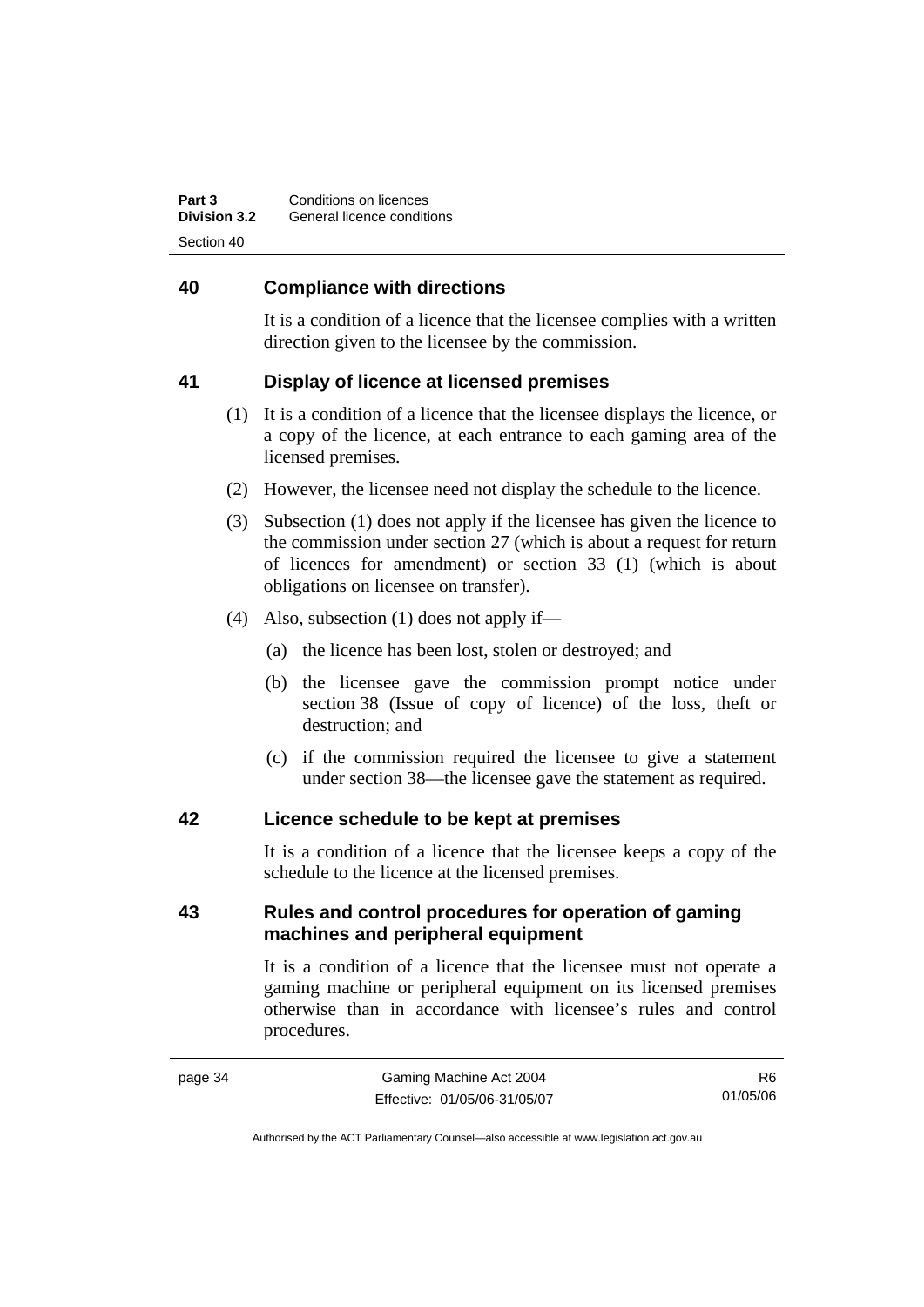## 40 Compliance with directions

It is a condition of a licence that the licensee complies with a written direction given to the licensee by the commission.

## 41 Display of licence at licensed premises

(1) It is a condition of a licence that the licensee displays the licence, or a copy of the licence, at each entrance to each gaming area of the licensed premises.

(2) However, the licensee need not display the schedule to the licence.

(3) Subsection (1) does not apply if the licensee has given the licence to the commission under section 27 (which is about a request for return of licences for amendment) or section 33 (1) (which is about obligations on licensee on transfer).

(4) Also, subsection (1) does not apply if—

(a) the licence has been lost, stolen or destroyed; and

(b) the licensee gave the commission prompt notice under section 38 (Issue of copy of licence) of the loss, theft or destruction; and

(c) if the commission required the licensee to give a statement under section 38—the licensee gave the statement as required.

## 42 Licence schedule to be kept at premises

It is a condition of a licence that the licensee keeps a copy of the schedule to the licence at the licensed premises.

## 43 Rules and control procedures for operation of gaming machines and peripheral equipment

It is a condition of a licence that the licensee must not operate a gaming machine or peripheral equipment on its licensed premises otherwise than in accordance with licensee's rules and control procedures.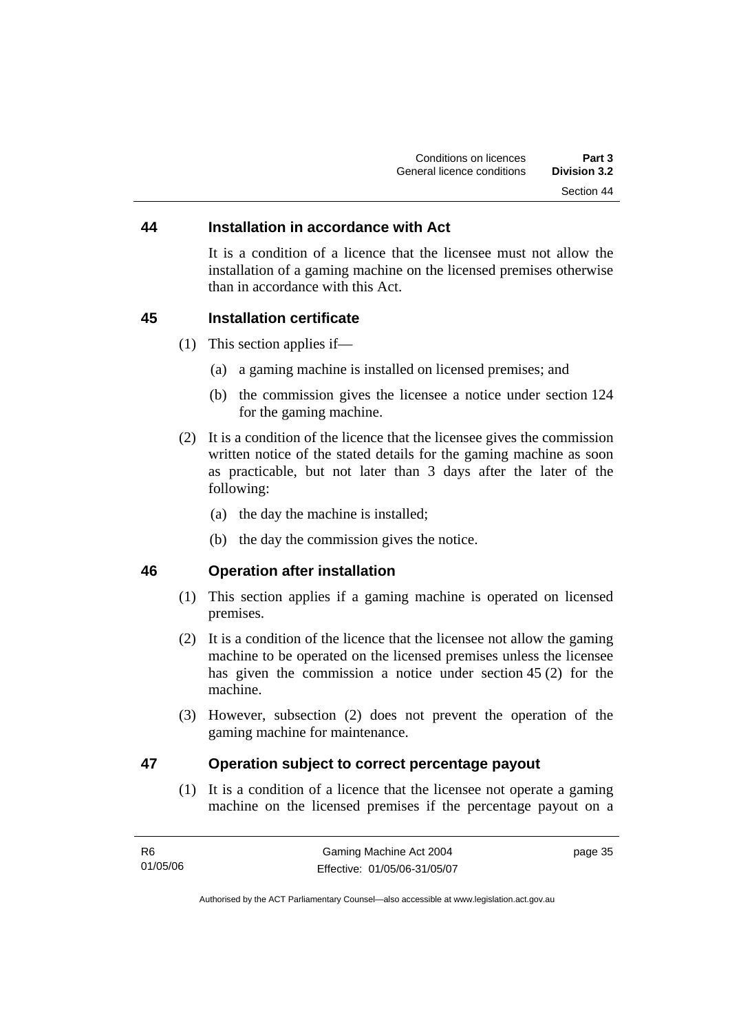## 44 Installation in accordance with Act

It is a condition of a licence that the licensee must not allow the installation of a gaming machine on the licensed premises otherwise than in accordance with this Act.

## 45 Installation certificate

(1) This section applies if—

(a) a gaming machine is installed on licensed premises; and

(b) the commission gives the licensee a notice under section 124 for the gaming machine.

(2) It is a condition of the licence that the licensee gives the commission written notice of the stated details for the gaming machine as soon as practicable, but not later than 3 days after the later of the following:

(a) the day the machine is installed;

(b) the day the commission gives the notice.

## 46 Operation after installation

(1) This section applies if a gaming machine is operated on licensed premises.

(2) It is a condition of the licence that the licensee not allow the gaming machine to be operated on the licensed premises unless the licensee has given the commission a notice under section 45 (2) for the machine.

(3) However, subsection (2) does not prevent the operation of the gaming machine for maintenance.

## 47 Operation subject to correct percentage payout

(1) It is a condition of a licence that the licensee not operate a gaming machine on the licensed premises if the percentage payout on a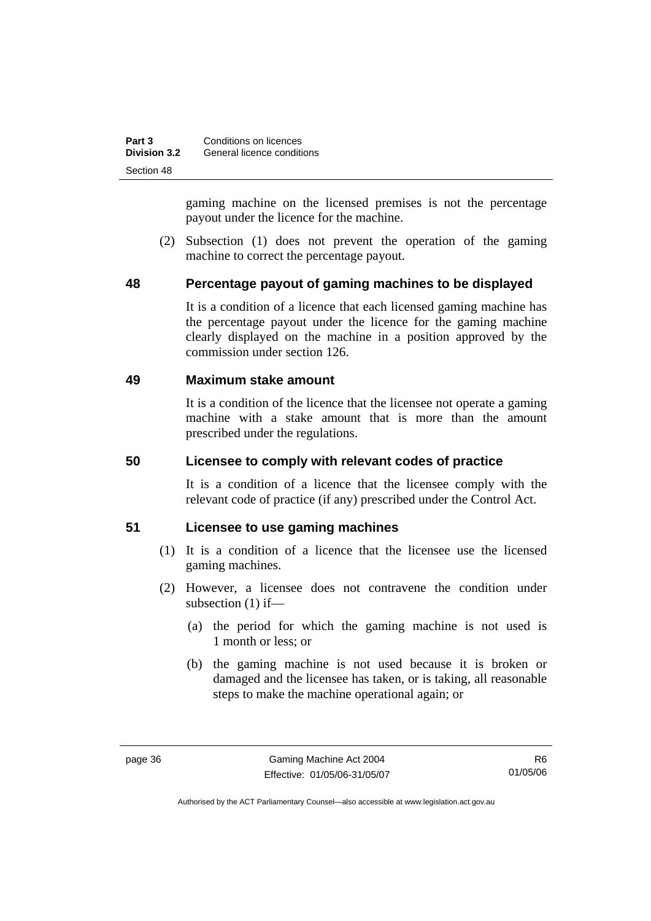gaming machine on the licensed premises is not the percentage payout under the licence for the machine.

(2) Subsection (1) does not prevent the operation of the gaming machine to correct the percentage payout.

## 48 Percentage payout of gaming machines to be displayed

It is a condition of a licence that each licensed gaming machine has the percentage payout under the licence for the gaming machine clearly displayed on the machine in a position approved by the commission under section 126.

## 49 Maximum stake amount

It is a condition of the licence that the licensee not operate a gaming machine with a stake amount that is more than the amount prescribed under the regulations.

## 50 Licensee to comply with relevant codes of practice

It is a condition of a licence that the licensee comply with the relevant code of practice (if any) prescribed under the Control Act.

## 51 Licensee to use gaming machines

(1) It is a condition of a licence that the licensee use the licensed gaming machines.

(2) However, a licensee does not contravene the condition under subsection (1) if—

(a) the period for which the gaming machine is not used is 1 month or less; or

(b) the gaming machine is not used because it is broken or damaged and the licensee has taken, or is taking, all reasonable steps to make the machine operational again; or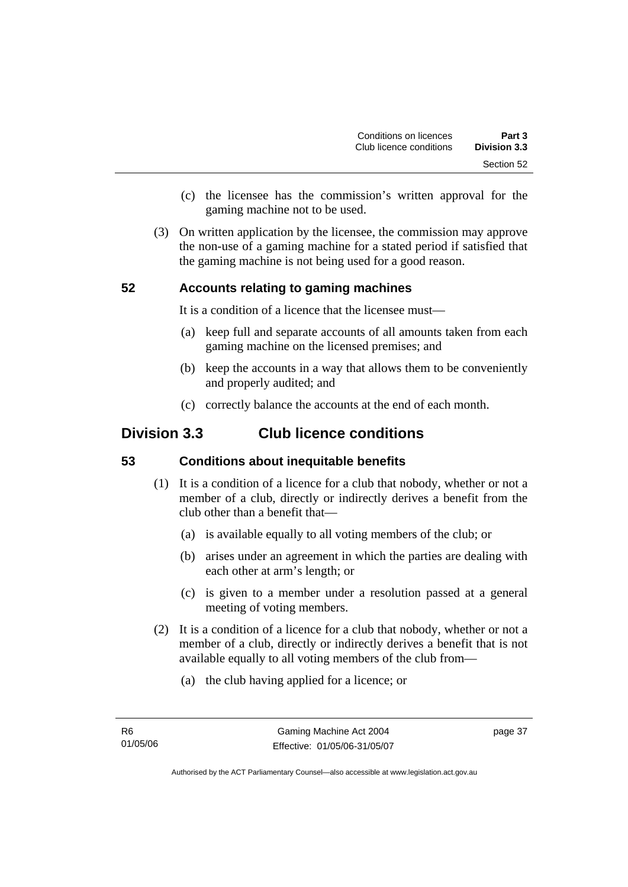(c) the licensee has the commission's written approval for the gaming machine not to be used.

(3) On written application by the licensee, the commission may approve the non-use of a gaming machine for a stated period if satisfied that the gaming machine is not being used for a good reason.

### 52 Accounts relating to gaming machines

It is a condition of a licence that the licensee must—

(a) keep full and separate accounts of all amounts taken from each gaming machine on the licensed premises; and

(b) keep the accounts in a way that allows them to be conveniently and properly audited; and

(c) correctly balance the accounts at the end of each month.

## Division 3.3 Club licence conditions

### 53 Conditions about inequitable benefits

(1) It is a condition of a licence for a club that nobody, whether or not a member of a club, directly or indirectly derives a benefit from the club other than a benefit that—

(a) is available equally to all voting members of the club; or

(b) arises under an agreement in which the parties are dealing with each other at arm's length; or

(c) is given to a member under a resolution passed at a general meeting of voting members.

(2) It is a condition of a licence for a club that nobody, whether or not a member of a club, directly or indirectly derives a benefit that is not available equally to all voting members of the club from—

(a) the club having applied for a licence; or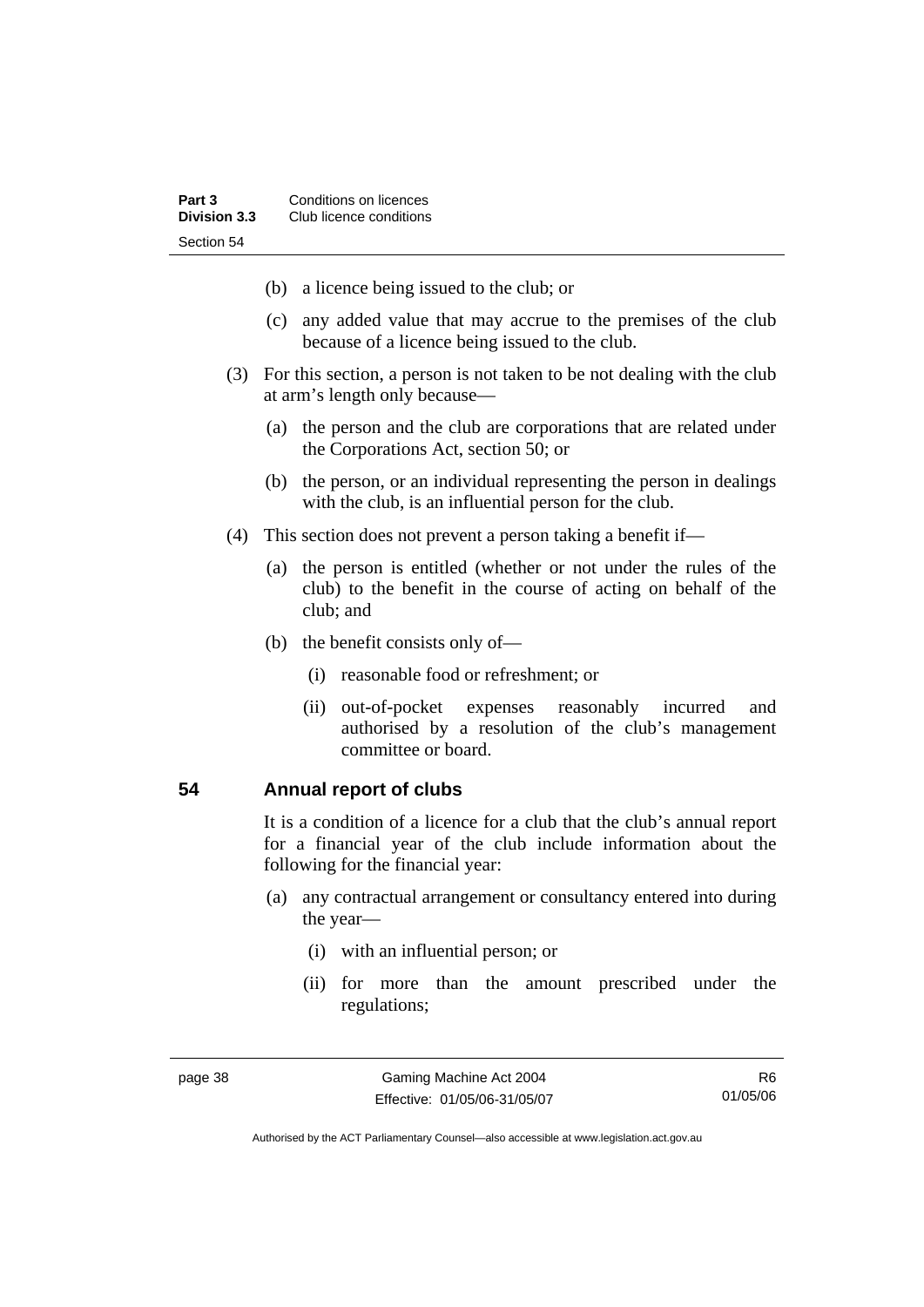(b) a licence being issued to the club; or

(c) any added value that may accrue to the premises of the club because of a licence being issued to the club.

(3) For this section, a person is not taken to be not dealing with the club at arm's length only because—

(a) the person and the club are corporations that are related under the Corporations Act, section 50; or

(b) the person, or an individual representing the person in dealings with the club, is an influential person for the club.

(4) This section does not prevent a person taking a benefit if—

(a) the person is entitled (whether or not under the rules of the club) to the benefit in the course of acting on behalf of the club; and

(b) the benefit consists only of—

(i) reasonable food or refreshment; or

(ii) out-of-pocket expenses reasonably incurred and authorised by a resolution of the club's management committee or board.

## 54 Annual report of clubs

It is a condition of a licence for a club that the club's annual report for a financial year of the club include information about the following for the financial year:

(a) any contractual arrangement or consultancy entered into during the year—

(i) with an influential person; or

(ii) for more than the amount prescribed under the regulations;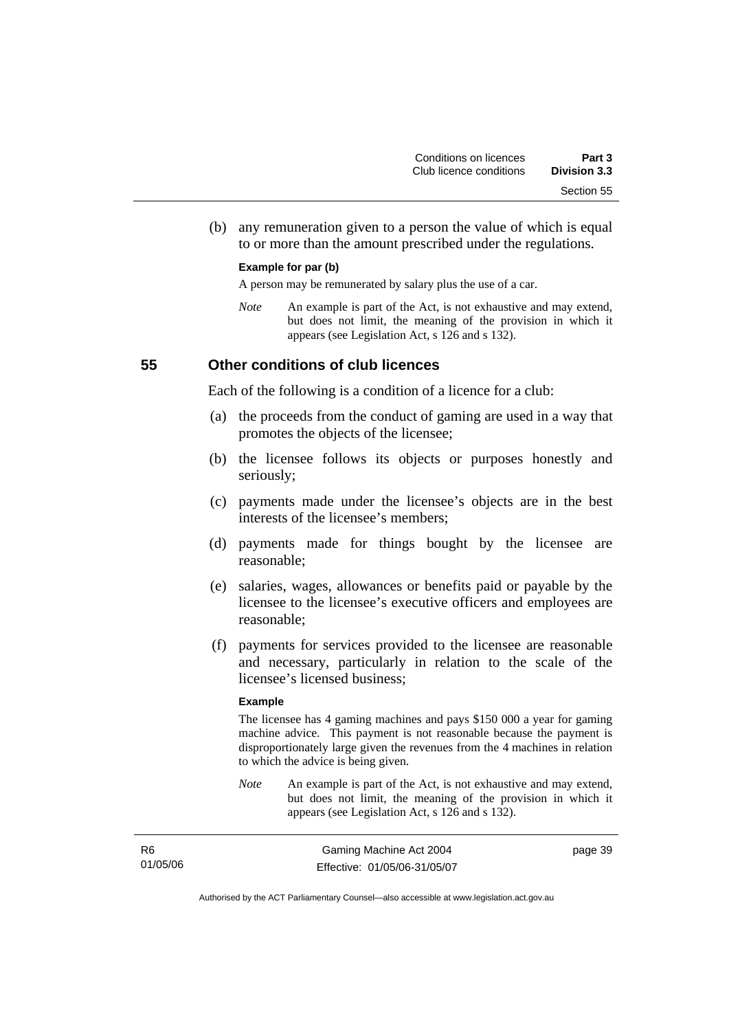(b) any remuneration given to a person the value of which is equal to or more than the amount prescribed under the regulations.

**Example for par (b)**

A person may be remunerated by salary plus the use of a car.

*Note* An example is part of the Act, is not exhaustive and may extend, but does not limit, the meaning of the provision in which it appears (see Legislation Act, s 126 and s 132).

## 55 Other conditions of club licences

Each of the following is a condition of a licence for a club:

(a) the proceeds from the conduct of gaming are used in a way that promotes the objects of the licensee;

(b) the licensee follows its objects or purposes honestly and seriously;

(c) payments made under the licensee's objects are in the best interests of the licensee's members;

(d) payments made for things bought by the licensee are reasonable;

(e) salaries, wages, allowances or benefits paid or payable by the licensee to the licensee's executive officers and employees are reasonable;

(f) payments for services provided to the licensee are reasonable and necessary, particularly in relation to the scale of the licensee's licensed business;

**Example**

The licensee has 4 gaming machines and pays $150 000 a year for gaming machine advice. This payment is not reasonable because the payment is disproportionately large given the revenues from the 4 machines in relation to which the advice is being given.

*Note* An example is part of the Act, is not exhaustive and may extend, but does not limit, the meaning of the provision in which it appears (see Legislation Act, s 126 and s 132).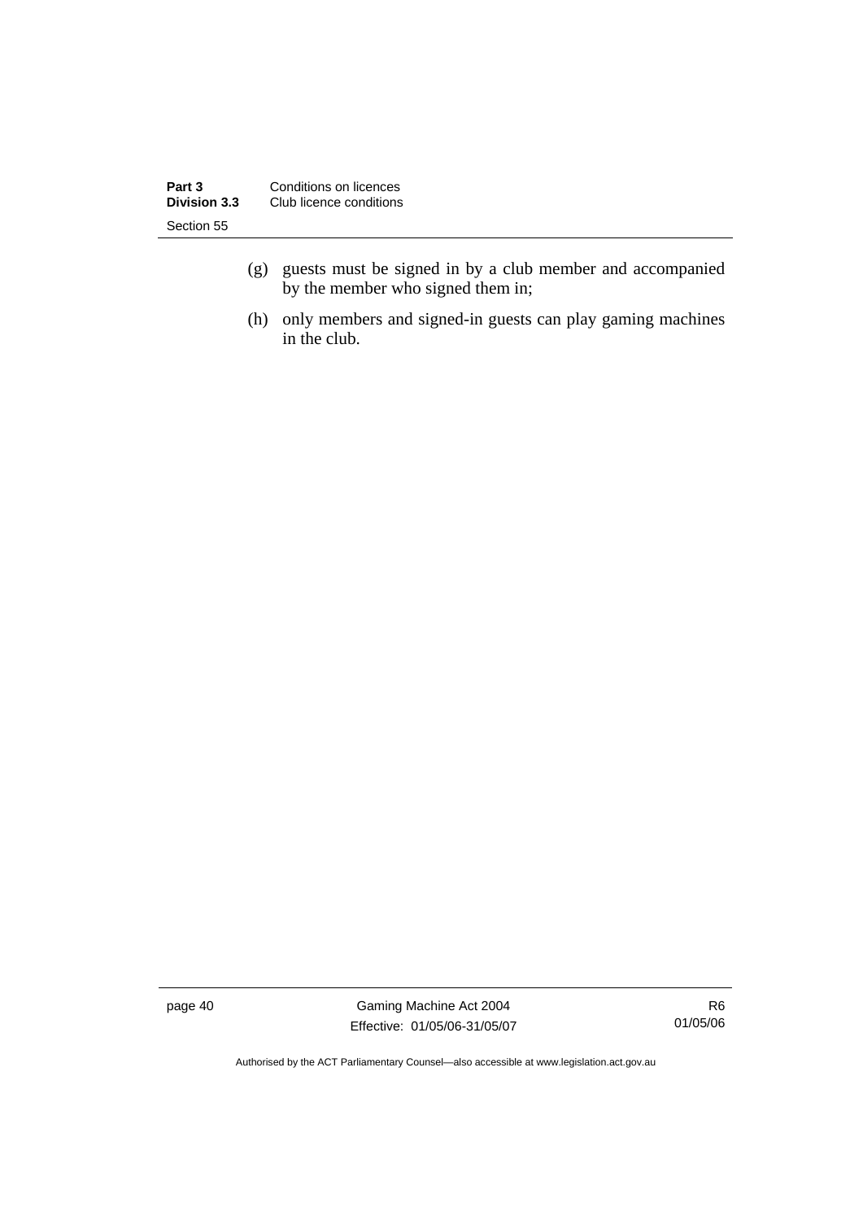(g) guests must be signed in by a club member and accompanied by the member who signed them in;

(h) only members and signed-in guests can play gaming machines in the club.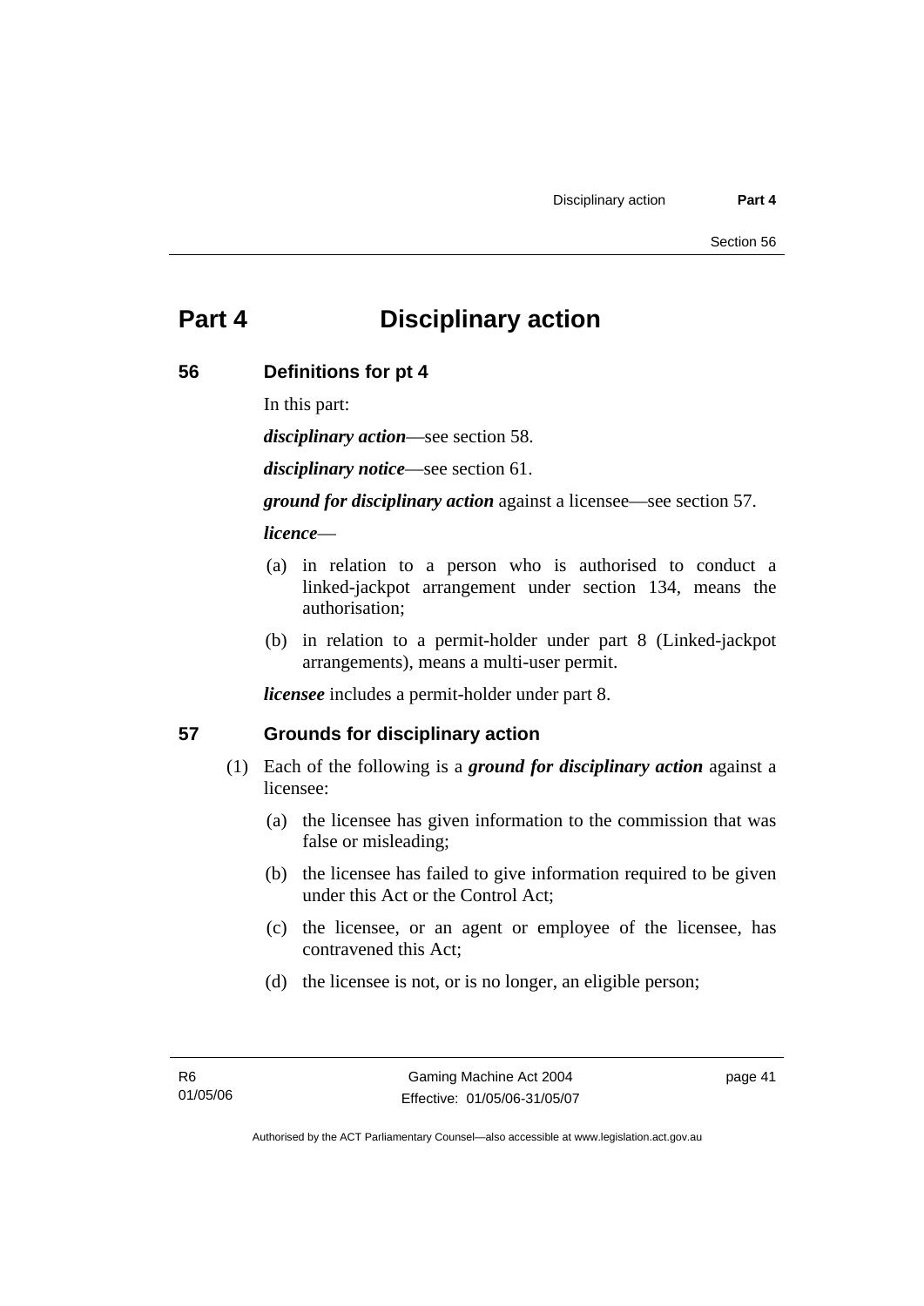# Part 4 Disciplinary action

## 56 Definitions for pt 4

In this part:

***disciplinary action***—see section 58.

***disciplinary notice***—see section 61.

***ground for disciplinary action*** against a licensee—see section 57.

***licence***—

(a) in relation to a person who is authorised to conduct a linked-jackpot arrangement under section 134, means the authorisation;

(b) in relation to a permit-holder under part 8 (Linked-jackpot arrangements), means a multi-user permit.

***licensee*** includes a permit-holder under part 8.

## 57 Grounds for disciplinary action

(1) Each of the following is a ***ground for disciplinary action*** against a licensee:

(a) the licensee has given information to the commission that was false or misleading;

(b) the licensee has failed to give information required to be given under this Act or the Control Act;

(c) the licensee, or an agent or employee of the licensee, has contravened this Act;

(d) the licensee is not, or is no longer, an eligible person;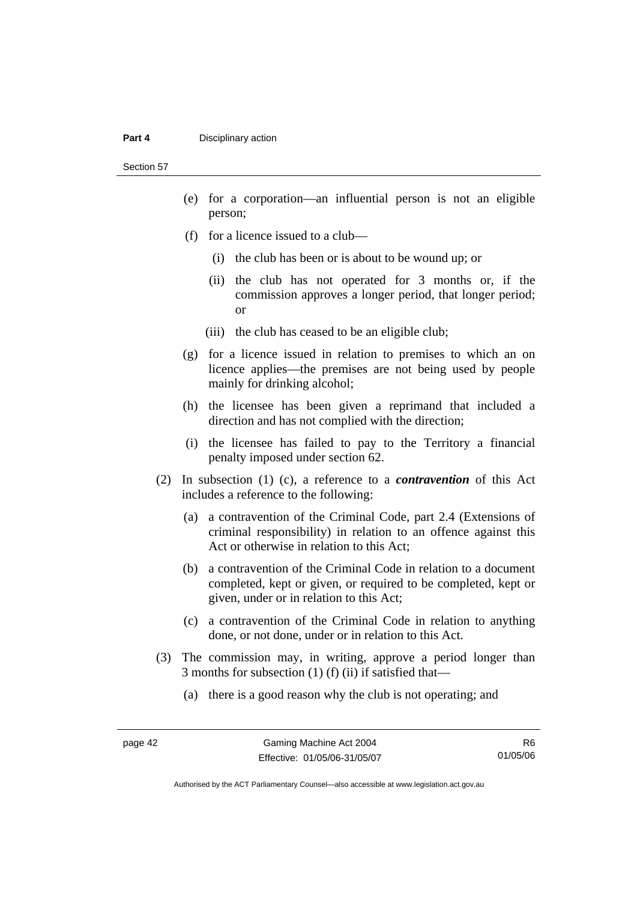(e) for a corporation—an influential person is not an eligible person;

(f) for a licence issued to a club—

(i) the club has been or is about to be wound up; or

(ii) the club has not operated for 3 months or, if the commission approves a longer period, that longer period; or

(iii) the club has ceased to be an eligible club;

(g) for a licence issued in relation to premises to which an on licence applies—the premises are not being used by people mainly for drinking alcohol;

(h) the licensee has been given a reprimand that included a direction and has not complied with the direction;

(i) the licensee has failed to pay to the Territory a financial penalty imposed under section 62.

(2) In subsection (1) (c), a reference to a ***contravention*** of this Act includes a reference to the following:

(a) a contravention of the Criminal Code, part 2.4 (Extensions of criminal responsibility) in relation to an offence against this Act or otherwise in relation to this Act;

(b) a contravention of the Criminal Code in relation to a document completed, kept or given, or required to be completed, kept or given, under or in relation to this Act;

(c) a contravention of the Criminal Code in relation to anything done, or not done, under or in relation to this Act.

(3) The commission may, in writing, approve a period longer than 3 months for subsection (1) (f) (ii) if satisfied that—

(a) there is a good reason why the club is not operating; and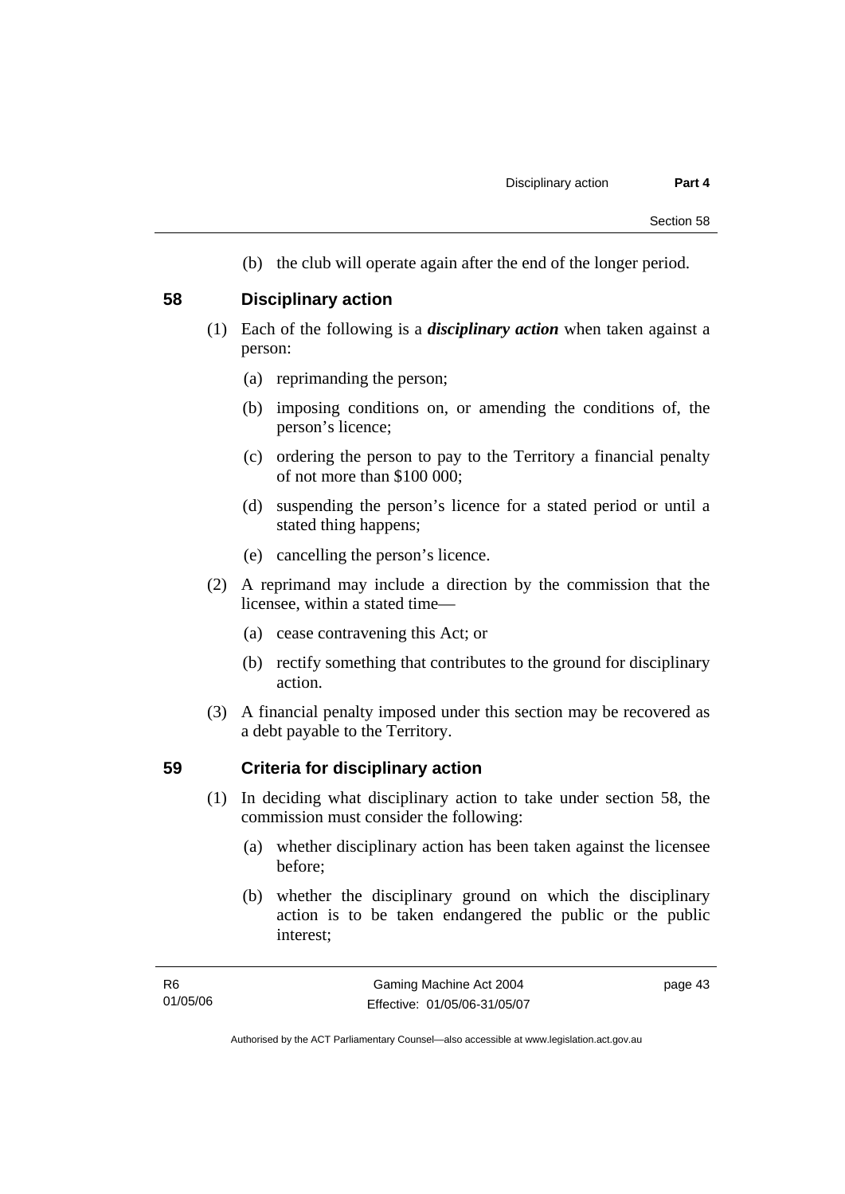(b) the club will operate again after the end of the longer period.

## 58 Disciplinary action

(1) Each of the following is a ***disciplinary action*** when taken against a person:

   (a) reprimanding the person;

   (b) imposing conditions on, or amending the conditions of, the person's licence;

   (c) ordering the person to pay to the Territory a financial penalty of not more than \$100 000;

   (d) suspending the person's licence for a stated period or until a stated thing happens;

   (e) cancelling the person's licence.

(2) A reprimand may include a direction by the commission that the licensee, within a stated time—

   (a) cease contravening this Act; or

   (b) rectify something that contributes to the ground for disciplinary action.

(3) A financial penalty imposed under this section may be recovered as a debt payable to the Territory.

## 59 Criteria for disciplinary action

(1) In deciding what disciplinary action to take under section 58, the commission must consider the following:

   (a) whether disciplinary action has been taken against the licensee before;

   (b) whether the disciplinary ground on which the disciplinary action is to be taken endangered the public or the public interest;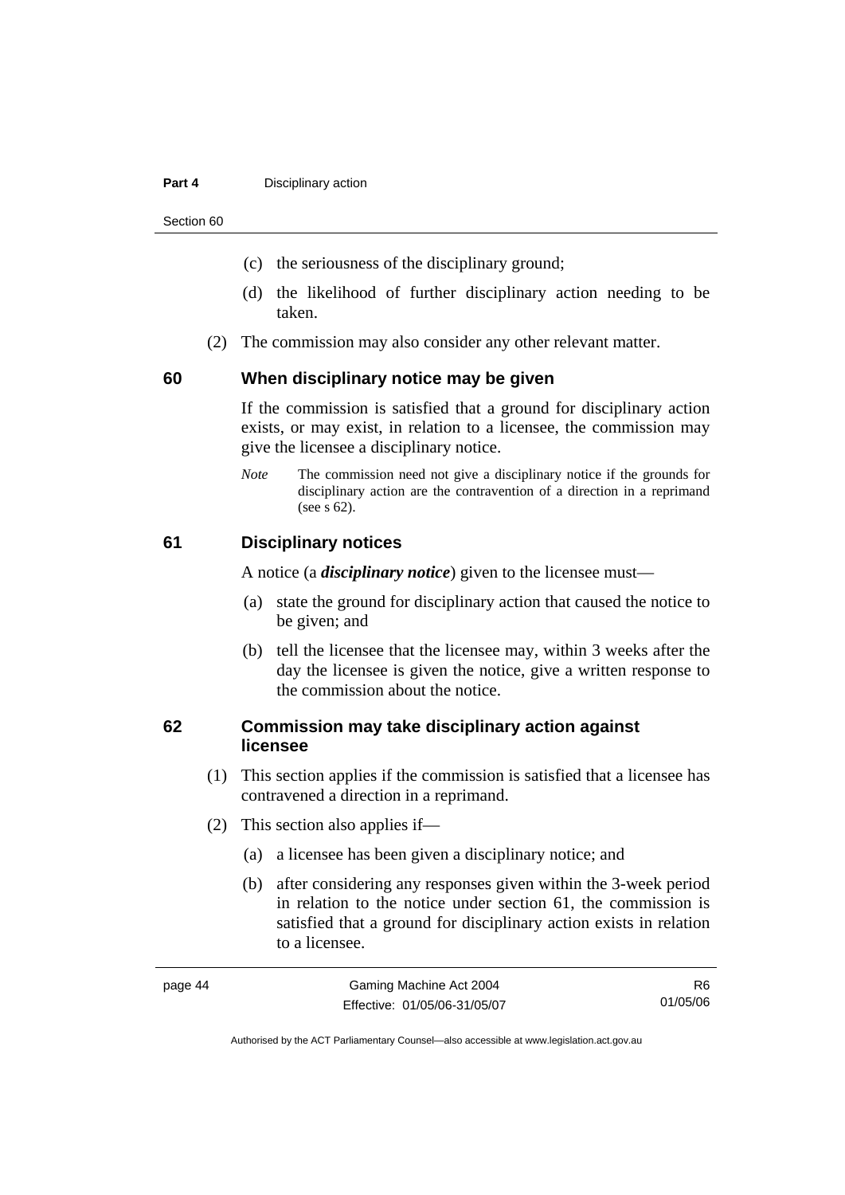(c) the seriousness of the disciplinary ground;

(d) the likelihood of further disciplinary action needing to be taken.

(2) The commission may also consider any other relevant matter.

## 60 When disciplinary notice may be given

If the commission is satisfied that a ground for disciplinary action exists, or may exist, in relation to a licensee, the commission may give the licensee a disciplinary notice.

*Note* The commission need not give a disciplinary notice if the grounds for disciplinary action are the contravention of a direction in a reprimand (see s 62).

## 61 Disciplinary notices

A notice (a ***disciplinary notice***) given to the licensee must—

(a) state the ground for disciplinary action that caused the notice to be given; and

(b) tell the licensee that the licensee may, within 3 weeks after the day the licensee is given the notice, give a written response to the commission about the notice.

## 62 Commission may take disciplinary action against licensee

(1) This section applies if the commission is satisfied that a licensee has contravened a direction in a reprimand.

(2) This section also applies if—

(a) a licensee has been given a disciplinary notice; and

(b) after considering any responses given within the 3-week period in relation to the notice under section 61, the commission is satisfied that a ground for disciplinary action exists in relation to a licensee.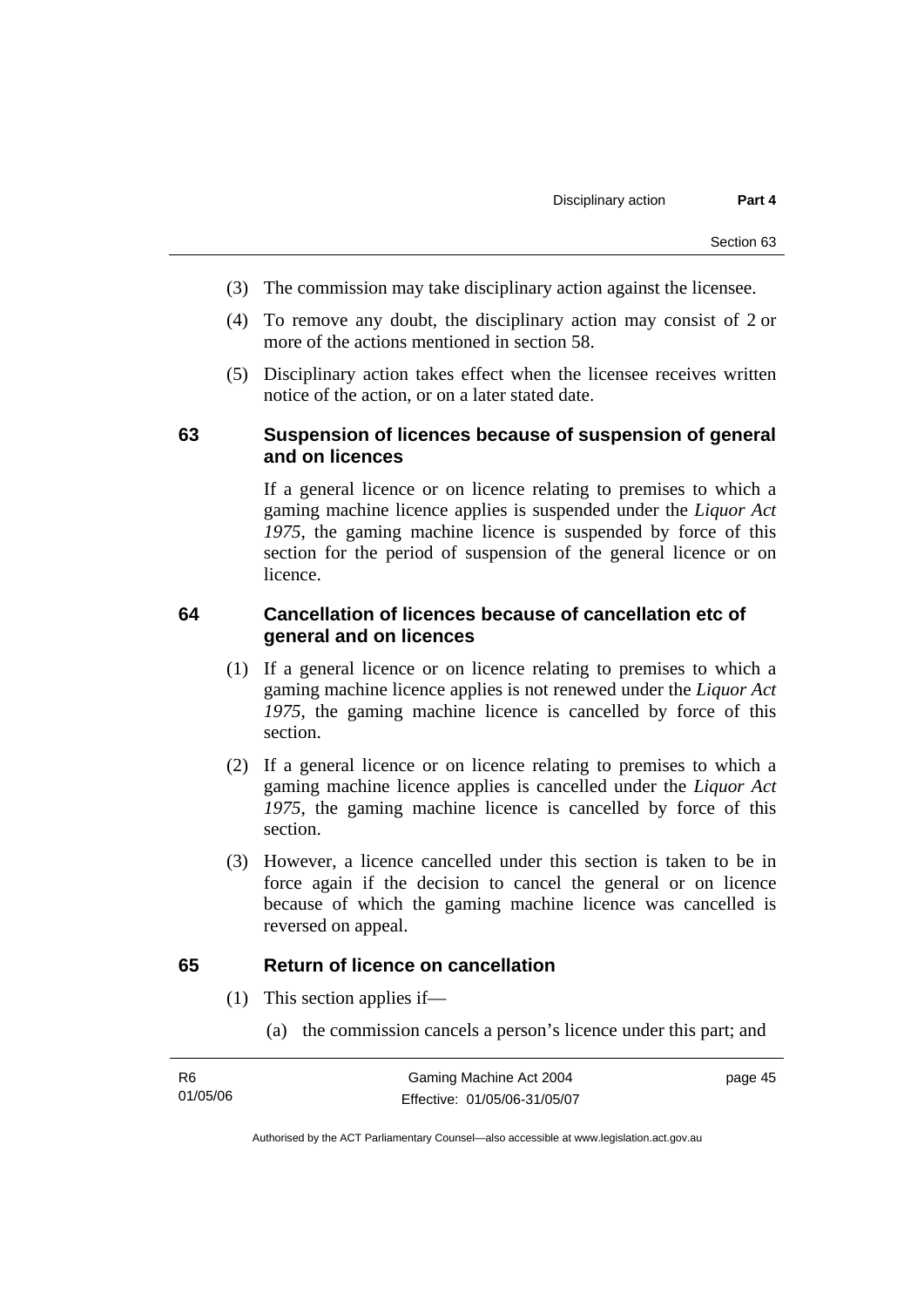(3) The commission may take disciplinary action against the licensee.

(4) To remove any doubt, the disciplinary action may consist of 2 or more of the actions mentioned in section 58.

(5) Disciplinary action takes effect when the licensee receives written notice of the action, or on a later stated date.

## 63 Suspension of licences because of suspension of general and on licences

If a general licence or on licence relating to premises to which a gaming machine licence applies is suspended under the *Liquor Act 1975*, the gaming machine licence is suspended by force of this section for the period of suspension of the general licence or on licence.

## 64 Cancellation of licences because of cancellation etc of general and on licences

(1) If a general licence or on licence relating to premises to which a gaming machine licence applies is not renewed under the *Liquor Act 1975*, the gaming machine licence is cancelled by force of this section.

(2) If a general licence or on licence relating to premises to which a gaming machine licence applies is cancelled under the *Liquor Act 1975*, the gaming machine licence is cancelled by force of this section.

(3) However, a licence cancelled under this section is taken to be in force again if the decision to cancel the general or on licence because of which the gaming machine licence was cancelled is reversed on appeal.

## 65 Return of licence on cancellation

(1) This section applies if—

(a) the commission cancels a person's licence under this part; and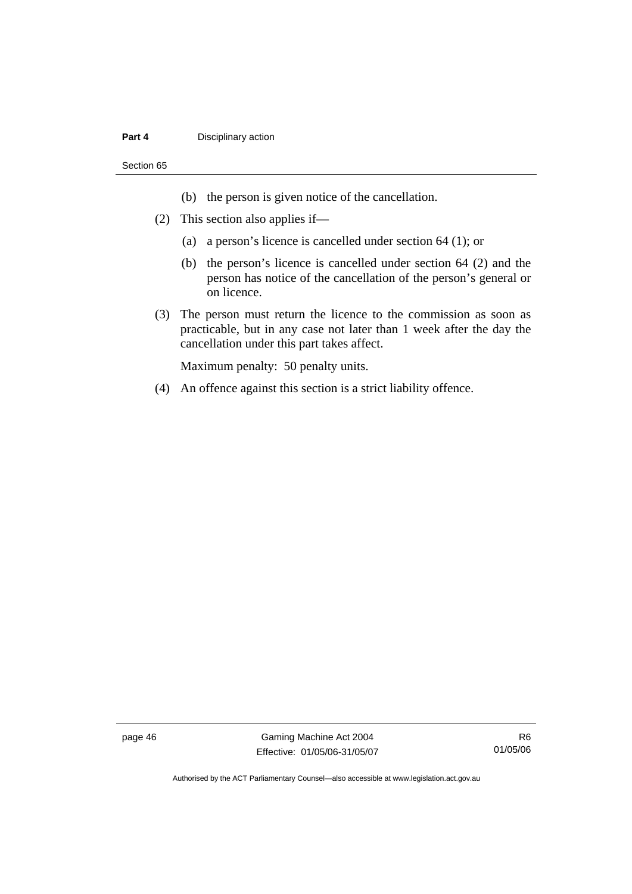(b) the person is given notice of the cancellation.

(2) This section also applies if—

(a) a person's licence is cancelled under section 64 (1); or

(b) the person's licence is cancelled under section 64 (2) and the person has notice of the cancellation of the person's general or on licence.

(3) The person must return the licence to the commission as soon as practicable, but in any case not later than 1 week after the day the cancellation under this part takes affect.

Maximum penalty: 50 penalty units.

(4) An offence against this section is a strict liability offence.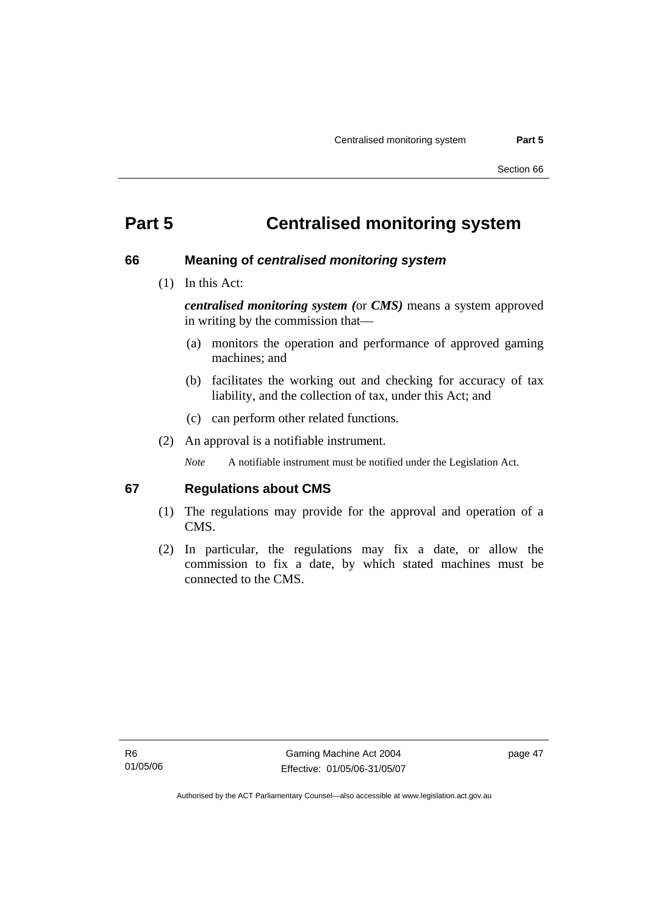# Part 5 Centralised monitoring system

## 66 Meaning of *centralised monitoring system*

(1) In this Act:

***centralised monitoring system (*****or *CMS)*** means a system approved in writing by the commission that—

(a) monitors the operation and performance of approved gaming machines; and

(b) facilitates the working out and checking for accuracy of tax liability, and the collection of tax, under this Act; and

(c) can perform other related functions.

(2) An approval is a notifiable instrument.

*Note* A notifiable instrument must be notified under the Legislation Act.

## 67 Regulations about CMS

(1) The regulations may provide for the approval and operation of a CMS.

(2) In particular, the regulations may fix a date, or allow the commission to fix a date, by which stated machines must be connected to the CMS.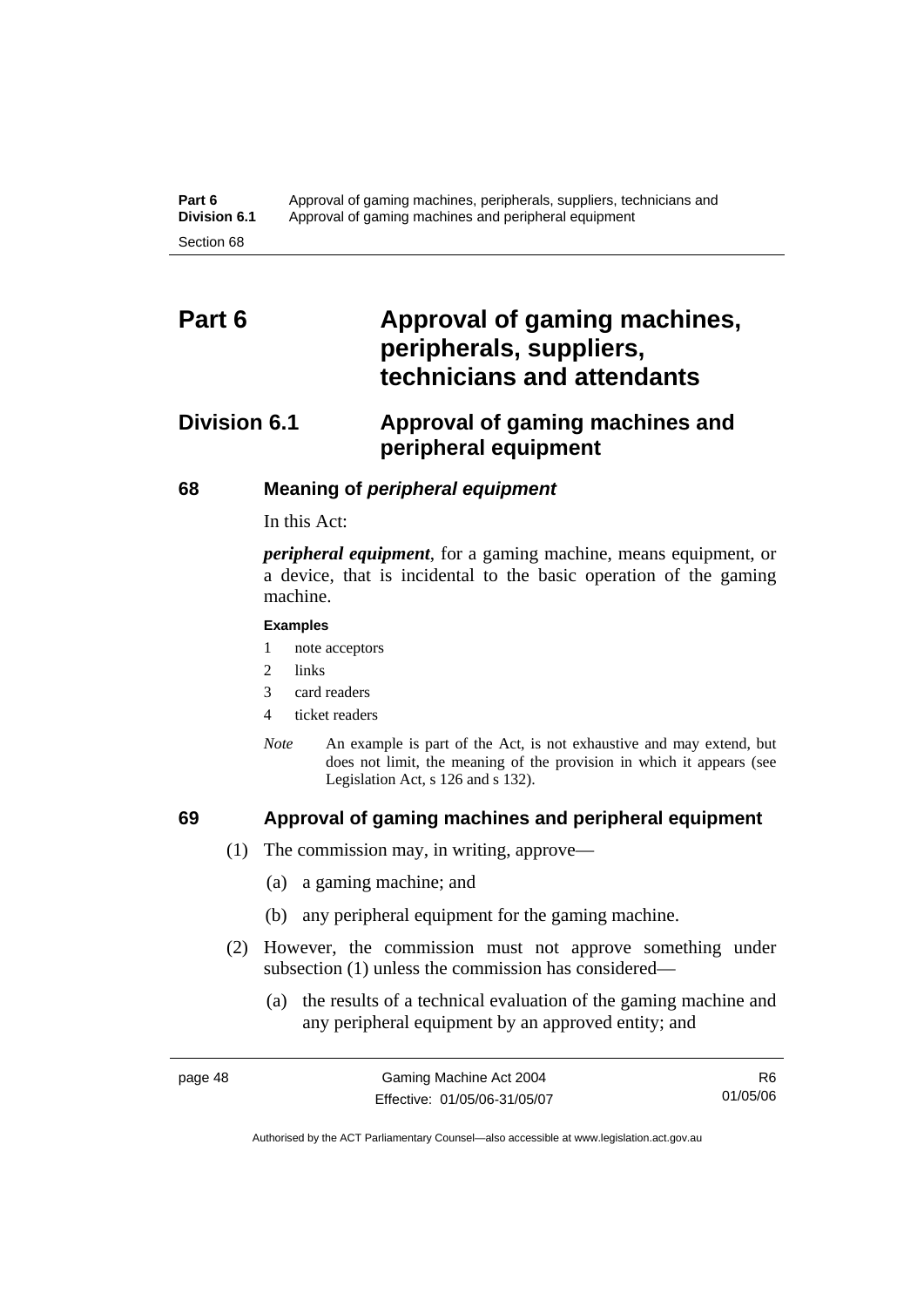# Part 6 Approval of gaming machines, peripherals, suppliers, technicians and attendants

## Division 6.1 Approval of gaming machines and peripheral equipment

### 68 Meaning of *peripheral equipment*

In this Act:

***peripheral equipment***, for a gaming machine, means equipment, or a device, that is incidental to the basic operation of the gaming machine.

**Examples**

1 note acceptors
2 links
3 card readers
4 ticket readers

*Note* An example is part of the Act, is not exhaustive and may extend, but does not limit, the meaning of the provision in which it appears (see Legislation Act, s 126 and s 132).

### 69 Approval of gaming machines and peripheral equipment

(1) The commission may, in writing, approve—

(a) a gaming machine; and

(b) any peripheral equipment for the gaming machine.

(2) However, the commission must not approve something under subsection (1) unless the commission has considered—

(a) the results of a technical evaluation of the gaming machine and any peripheral equipment by an approved entity; and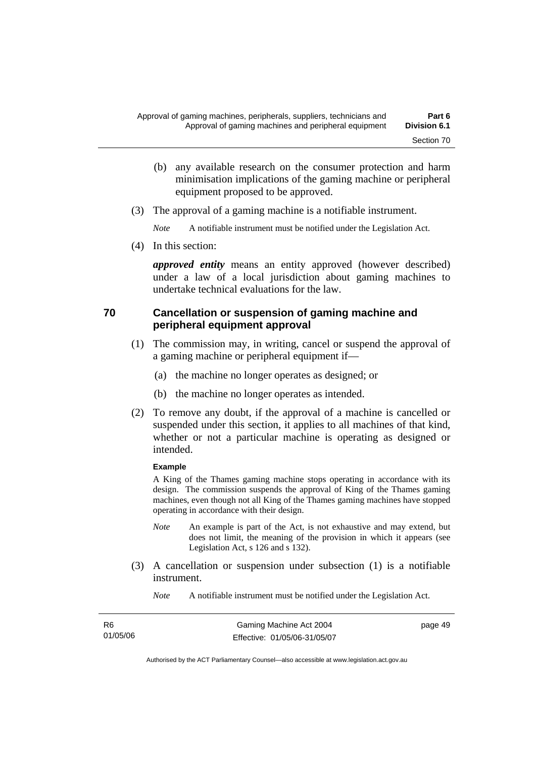(b) any available research on the consumer protection and harm minimisation implications of the gaming machine or peripheral equipment proposed to be approved.

(3) The approval of a gaming machine is a notifiable instrument.

*Note* A notifiable instrument must be notified under the Legislation Act.

(4) In this section:

***approved entity*** means an entity approved (however described) under a law of a local jurisdiction about gaming machines to undertake technical evaluations for the law.

## 70 Cancellation or suspension of gaming machine and peripheral equipment approval

(1) The commission may, in writing, cancel or suspend the approval of a gaming machine or peripheral equipment if—

(a) the machine no longer operates as designed; or

(b) the machine no longer operates as intended.

(2) To remove any doubt, if the approval of a machine is cancelled or suspended under this section, it applies to all machines of that kind, whether or not a particular machine is operating as designed or intended.

**Example**

A King of the Thames gaming machine stops operating in accordance with its design. The commission suspends the approval of King of the Thames gaming machines, even though not all King of the Thames gaming machines have stopped operating in accordance with their design.

*Note* An example is part of the Act, is not exhaustive and may extend, but does not limit, the meaning of the provision in which it appears (see Legislation Act, s 126 and s 132).

(3) A cancellation or suspension under subsection (1) is a notifiable instrument.

*Note* A notifiable instrument must be notified under the Legislation Act.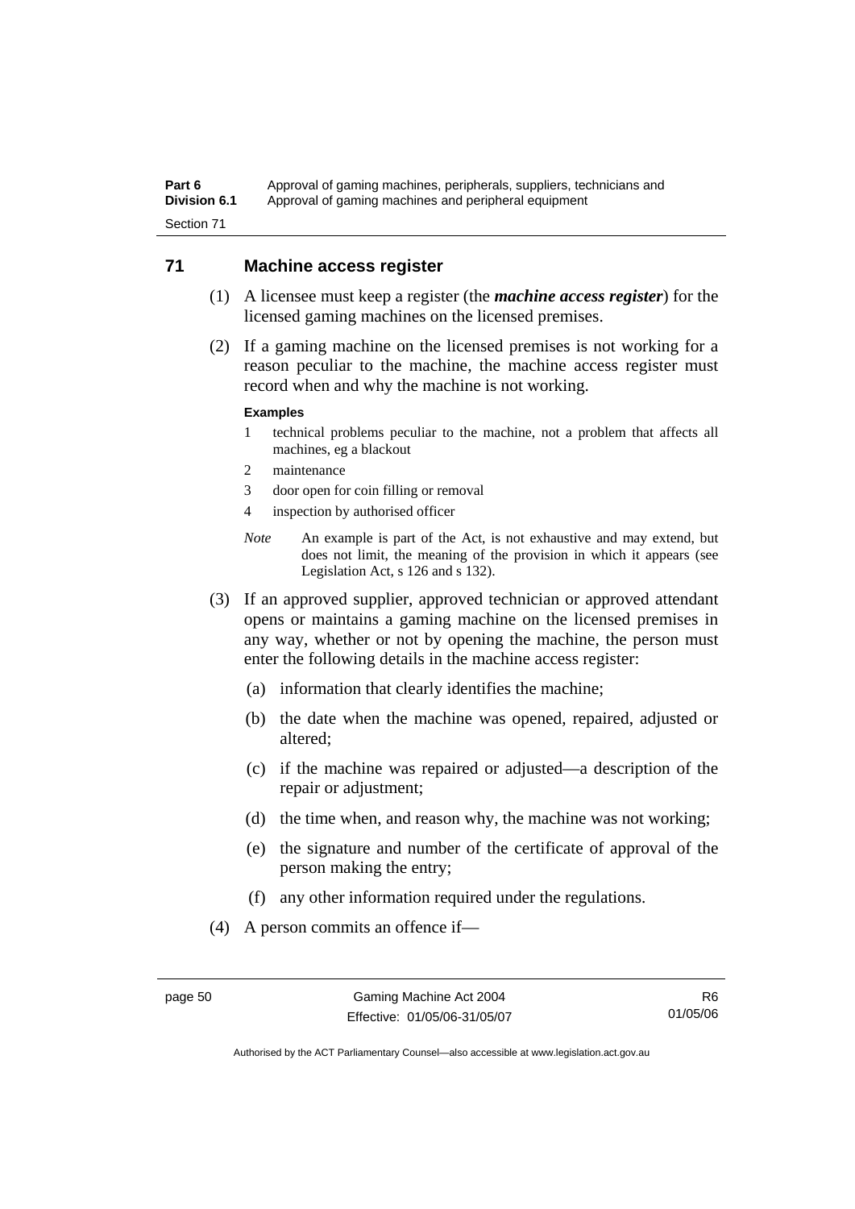## 71 Machine access register

(1) A licensee must keep a register (the ***machine access register***) for the licensed gaming machines on the licensed premises.

(2) If a gaming machine on the licensed premises is not working for a reason peculiar to the machine, the machine access register must record when and why the machine is not working.

**Examples**

1. technical problems peculiar to the machine, not a problem that affects all machines, eg a blackout
2. maintenance
3. door open for coin filling or removal
4. inspection by authorised officer

*Note* An example is part of the Act, is not exhaustive and may extend, but does not limit, the meaning of the provision in which it appears (see Legislation Act, s 126 and s 132).

(3) If an approved supplier, approved technician or approved attendant opens or maintains a gaming machine on the licensed premises in any way, whether or not by opening the machine, the person must enter the following details in the machine access register:

(a) information that clearly identifies the machine;

(b) the date when the machine was opened, repaired, adjusted or altered;

(c) if the machine was repaired or adjusted—a description of the repair or adjustment;

(d) the time when, and reason why, the machine was not working;

(e) the signature and number of the certificate of approval of the person making the entry;

(f) any other information required under the regulations.

(4) A person commits an offence if—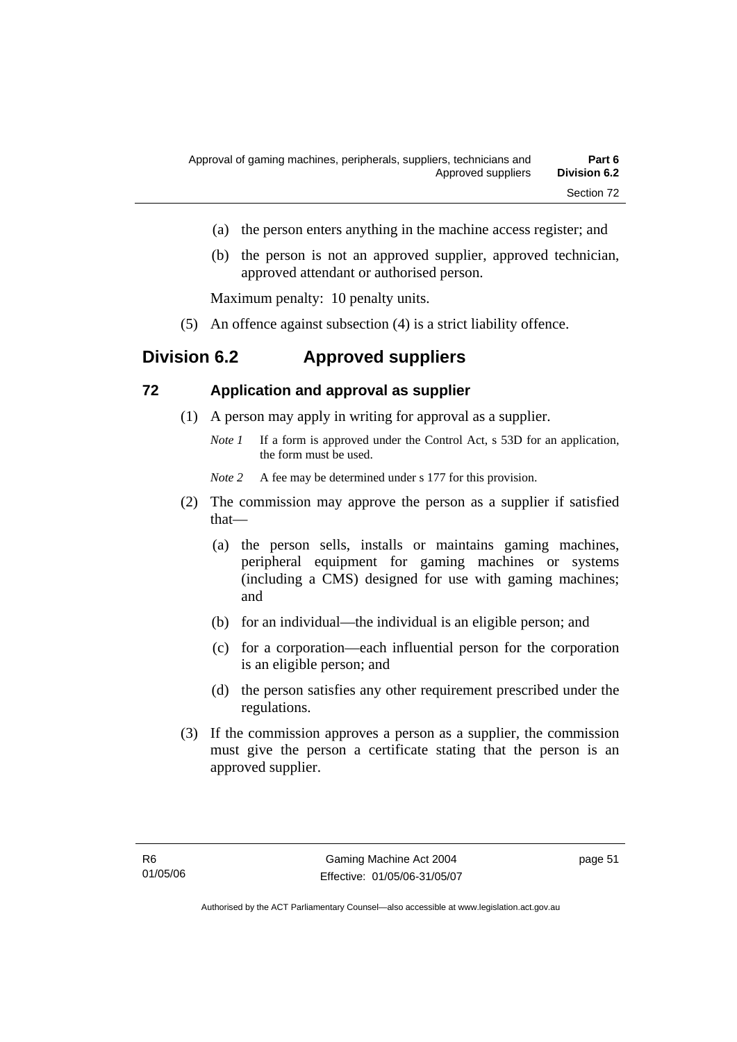(a) the person enters anything in the machine access register; and

(b) the person is not an approved supplier, approved technician, approved attendant or authorised person.

Maximum penalty: 10 penalty units.

(5) An offence against subsection (4) is a strict liability offence.

## Division 6.2 Approved suppliers

### 72 Application and approval as supplier

(1) A person may apply in writing for approval as a supplier.

*Note 1* If a form is approved under the Control Act, s 53D for an application, the form must be used.

*Note 2* A fee may be determined under s 177 for this provision.

(2) The commission may approve the person as a supplier if satisfied that—

(a) the person sells, installs or maintains gaming machines, peripheral equipment for gaming machines or systems (including a CMS) designed for use with gaming machines; and

(b) for an individual—the individual is an eligible person; and

(c) for a corporation—each influential person for the corporation is an eligible person; and

(d) the person satisfies any other requirement prescribed under the regulations.

(3) If the commission approves a person as a supplier, the commission must give the person a certificate stating that the person is an approved supplier.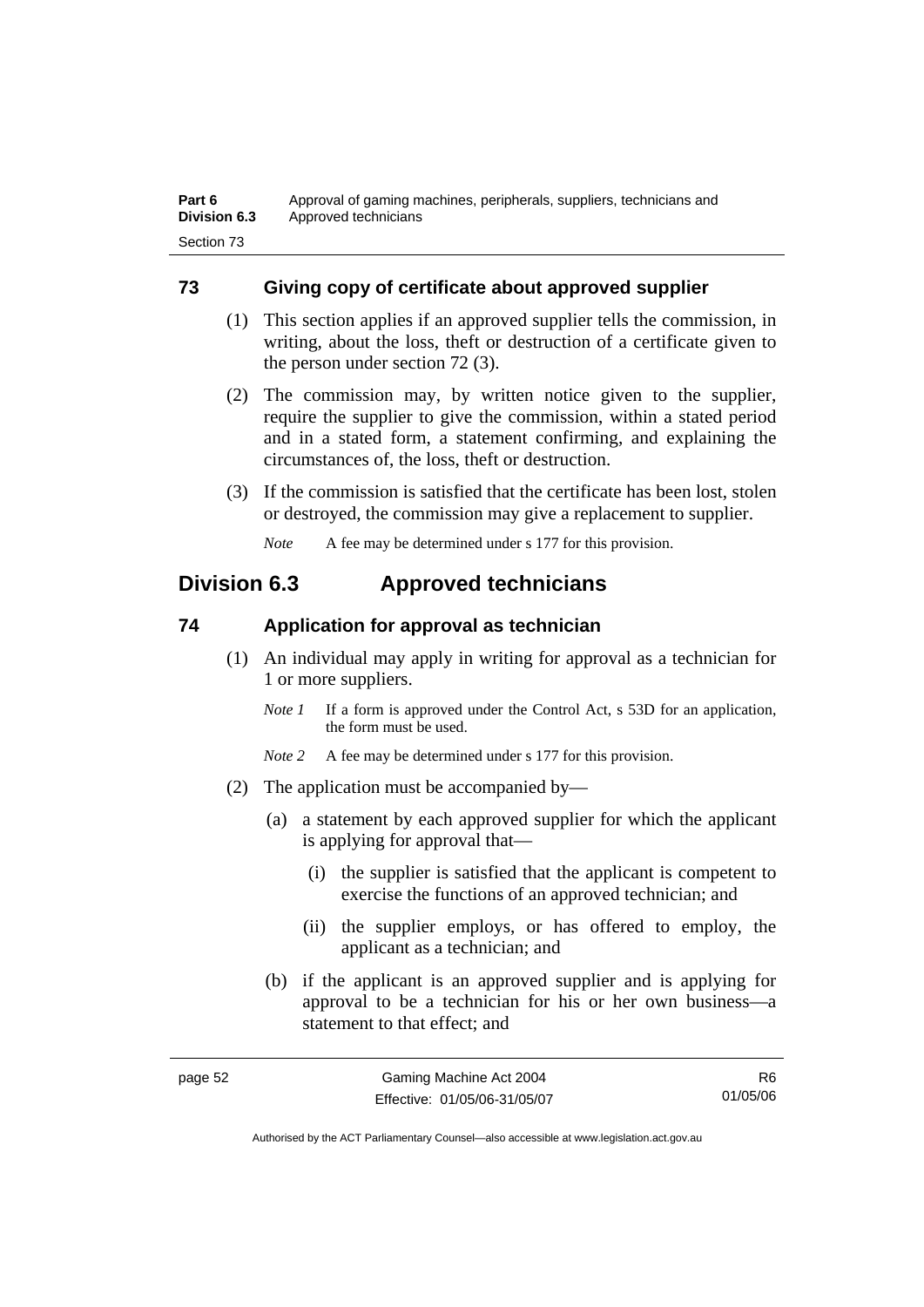## 73 Giving copy of certificate about approved supplier

(1) This section applies if an approved supplier tells the commission, in writing, about the loss, theft or destruction of a certificate given to the person under section 72 (3).

(2) The commission may, by written notice given to the supplier, require the supplier to give the commission, within a stated period and in a stated form, a statement confirming, and explaining the circumstances of, the loss, theft or destruction.

(3) If the commission is satisfied that the certificate has been lost, stolen or destroyed, the commission may give a replacement to supplier.

*Note* A fee may be determined under s 177 for this provision.

# Division 6.3 Approved technicians

## 74 Application for approval as technician

(1) An individual may apply in writing for approval as a technician for 1 or more suppliers.

*Note 1* If a form is approved under the Control Act, s 53D for an application, the form must be used.

*Note 2* A fee may be determined under s 177 for this provision.

(2) The application must be accompanied by—

(a) a statement by each approved supplier for which the applicant is applying for approval that—

(i) the supplier is satisfied that the applicant is competent to exercise the functions of an approved technician; and

(ii) the supplier employs, or has offered to employ, the applicant as a technician; and

(b) if the applicant is an approved supplier and is applying for approval to be a technician for his or her own business—a statement to that effect; and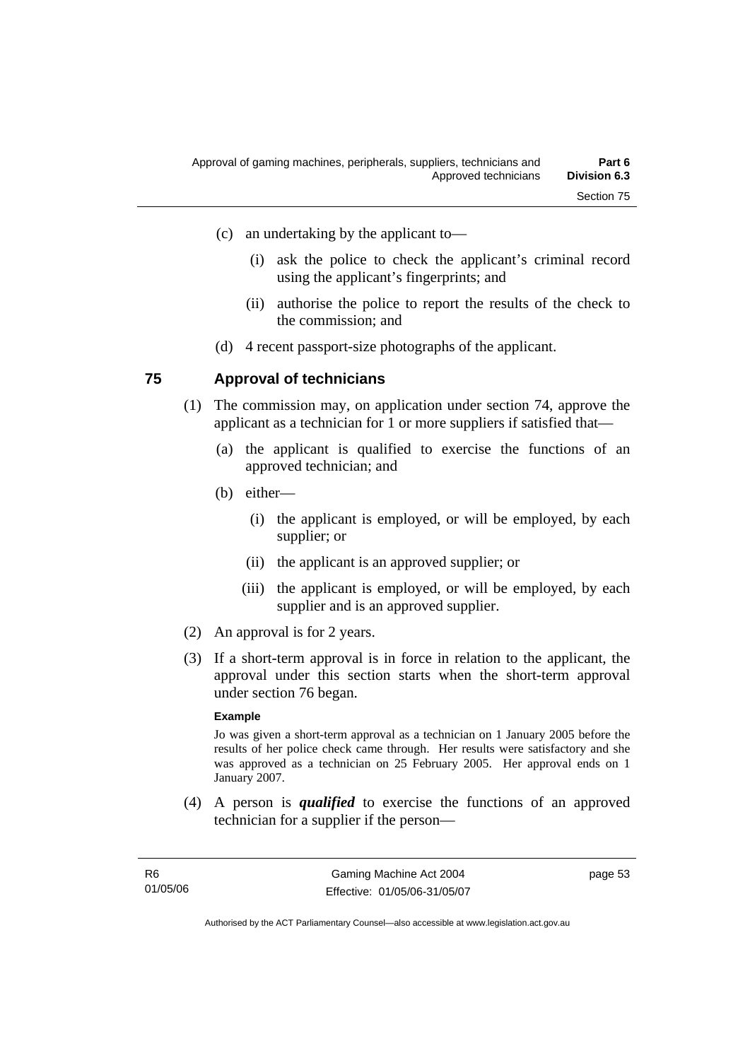(c) an undertaking by the applicant to—

  (i) ask the police to check the applicant's criminal record using the applicant's fingerprints; and

  (ii) authorise the police to report the results of the check to the commission; and

(d) 4 recent passport-size photographs of the applicant.

## 75 Approval of technicians

(1) The commission may, on application under section 74, approve the applicant as a technician for 1 or more suppliers if satisfied that—

  (a) the applicant is qualified to exercise the functions of an approved technician; and

  (b) either—

    (i) the applicant is employed, or will be employed, by each supplier; or

    (ii) the applicant is an approved supplier; or

    (iii) the applicant is employed, or will be employed, by each supplier and is an approved supplier.

(2) An approval is for 2 years.

(3) If a short-term approval is in force in relation to the applicant, the approval under this section starts when the short-term approval under section 76 began.

**Example**

Jo was given a short-term approval as a technician on 1 January 2005 before the results of her police check came through. Her results were satisfactory and she was approved as a technician on 25 February 2005. Her approval ends on 1 January 2007.

(4) A person is ***qualified*** to exercise the functions of an approved technician for a supplier if the person—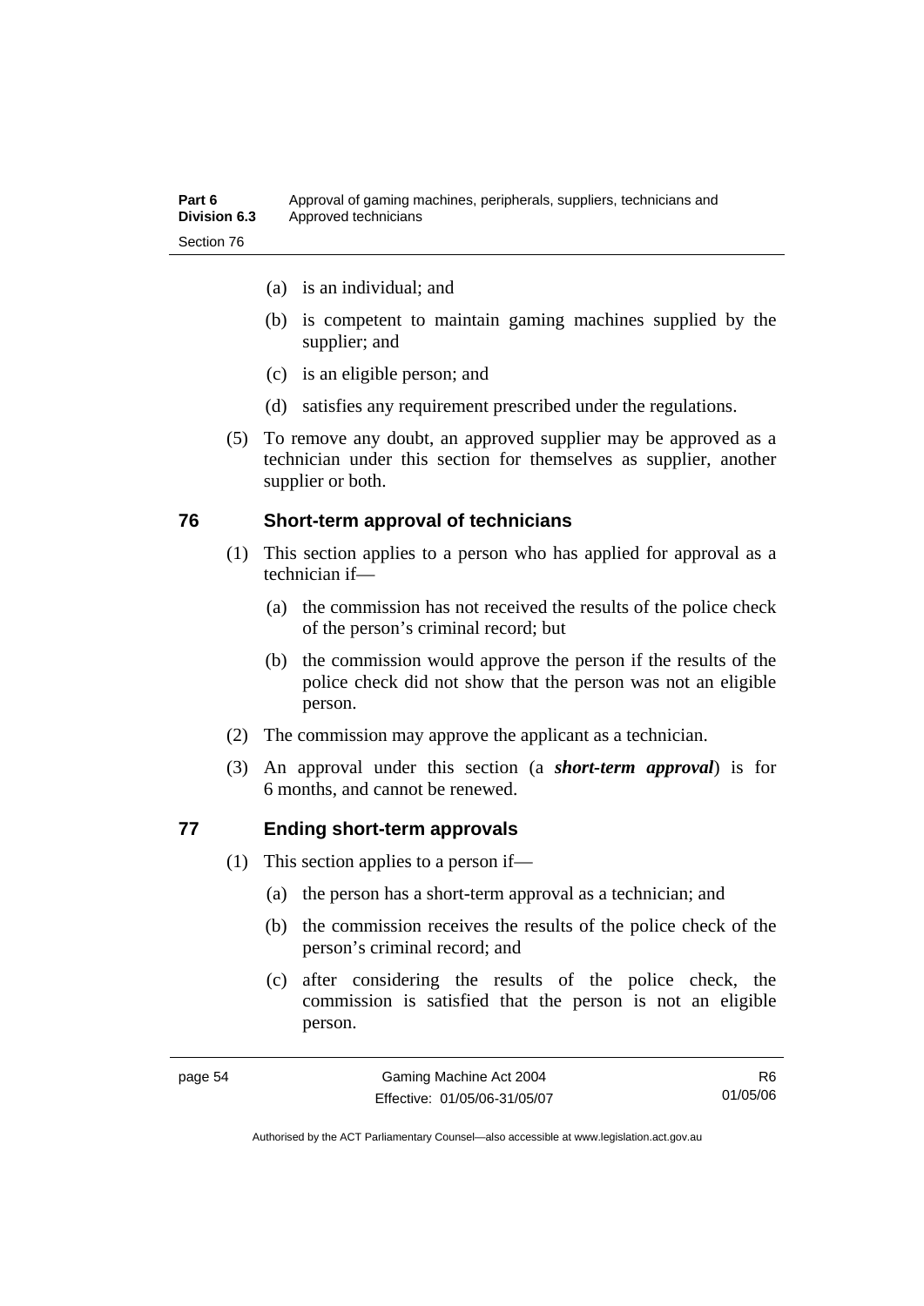(a) is an individual; and

(b) is competent to maintain gaming machines supplied by the supplier; and

(c) is an eligible person; and

(d) satisfies any requirement prescribed under the regulations.

(5) To remove any doubt, an approved supplier may be approved as a technician under this section for themselves as supplier, another supplier or both.

## 76 Short-term approval of technicians

(1) This section applies to a person who has applied for approval as a technician if—

(a) the commission has not received the results of the police check of the person's criminal record; but

(b) the commission would approve the person if the results of the police check did not show that the person was not an eligible person.

(2) The commission may approve the applicant as a technician.

(3) An approval under this section (a ***short-term approval***) is for 6 months, and cannot be renewed.

## 77 Ending short-term approvals

(1) This section applies to a person if—

(a) the person has a short-term approval as a technician; and

(b) the commission receives the results of the police check of the person's criminal record; and

(c) after considering the results of the police check, the commission is satisfied that the person is not an eligible person.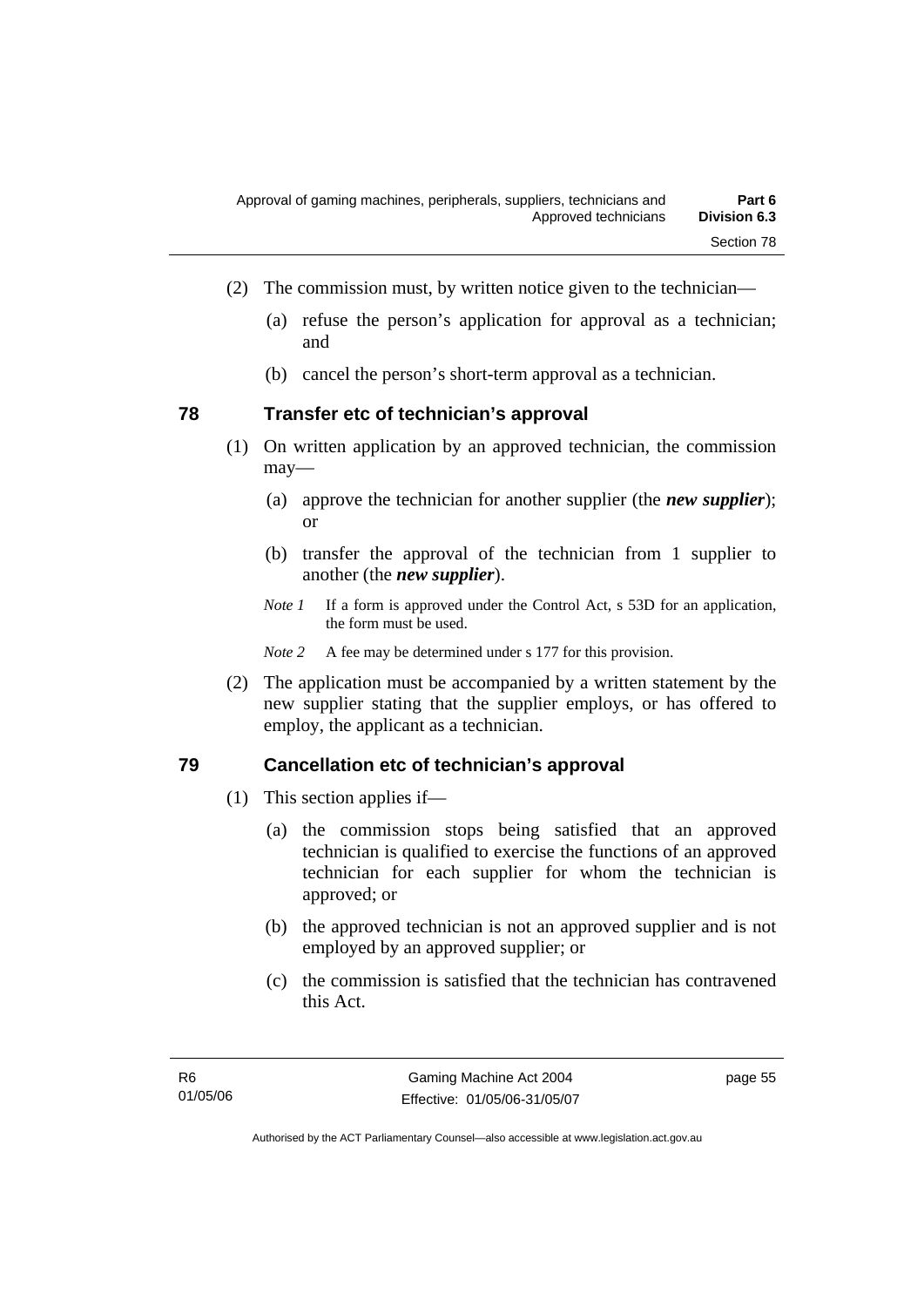(2) The commission must, by written notice given to the technician—

(a) refuse the person's application for approval as a technician; and

(b) cancel the person's short-term approval as a technician.

## 78 Transfer etc of technician's approval

(1) On written application by an approved technician, the commission may—

(a) approve the technician for another supplier (the ***new supplier***); or

(b) transfer the approval of the technician from 1 supplier to another (the ***new supplier***).

*Note 1* If a form is approved under the Control Act, s 53D for an application, the form must be used.

*Note 2* A fee may be determined under s 177 for this provision.

(2) The application must be accompanied by a written statement by the new supplier stating that the supplier employs, or has offered to employ, the applicant as a technician.

## 79 Cancellation etc of technician's approval

(1) This section applies if—

(a) the commission stops being satisfied that an approved technician is qualified to exercise the functions of an approved technician for each supplier for whom the technician is approved; or

(b) the approved technician is not an approved supplier and is not employed by an approved supplier; or

(c) the commission is satisfied that the technician has contravened this Act.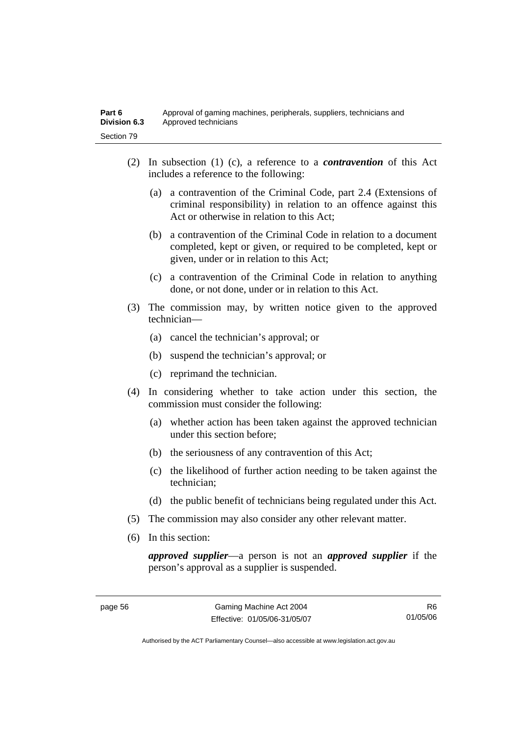(2) In subsection (1) (c), a reference to a ***contravention*** of this Act includes a reference to the following:

(a) a contravention of the Criminal Code, part 2.4 (Extensions of criminal responsibility) in relation to an offence against this Act or otherwise in relation to this Act;

(b) a contravention of the Criminal Code in relation to a document completed, kept or given, or required to be completed, kept or given, under or in relation to this Act;

(c) a contravention of the Criminal Code in relation to anything done, or not done, under or in relation to this Act.

(3) The commission may, by written notice given to the approved technician—

(a) cancel the technician's approval; or

(b) suspend the technician's approval; or

(c) reprimand the technician.

(4) In considering whether to take action under this section, the commission must consider the following:

(a) whether action has been taken against the approved technician under this section before;

(b) the seriousness of any contravention of this Act;

(c) the likelihood of further action needing to be taken against the technician;

(d) the public benefit of technicians being regulated under this Act.

(5) The commission may also consider any other relevant matter.

(6) In this section:

***approved supplier***—a person is not an ***approved supplier*** if the person's approval as a supplier is suspended.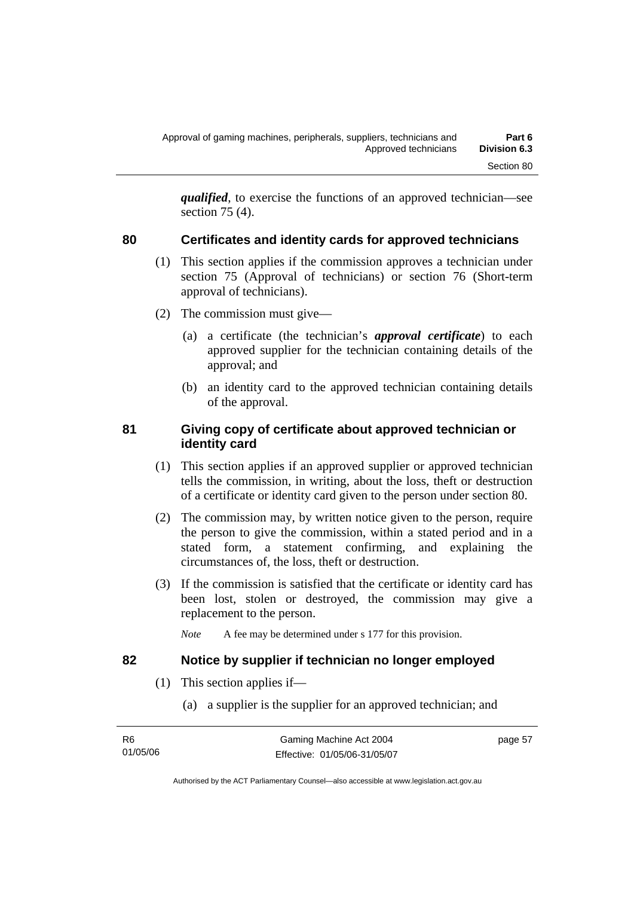***qualified***, to exercise the functions of an approved technician—see section 75 (4).

## 80 Certificates and identity cards for approved technicians

(1) This section applies if the commission approves a technician under section 75 (Approval of technicians) or section 76 (Short-term approval of technicians).

(2) The commission must give—

(a) a certificate (the technician's ***approval certificate***) to each approved supplier for the technician containing details of the approval; and

(b) an identity card to the approved technician containing details of the approval.

## 81 Giving copy of certificate about approved technician or identity card

(1) This section applies if an approved supplier or approved technician tells the commission, in writing, about the loss, theft or destruction of a certificate or identity card given to the person under section 80.

(2) The commission may, by written notice given to the person, require the person to give the commission, within a stated period and in a stated form, a statement confirming, and explaining the circumstances of, the loss, theft or destruction.

(3) If the commission is satisfied that the certificate or identity card has been lost, stolen or destroyed, the commission may give a replacement to the person.

*Note* A fee may be determined under s 177 for this provision.

## 82 Notice by supplier if technician no longer employed

(1) This section applies if—

(a) a supplier is the supplier for an approved technician; and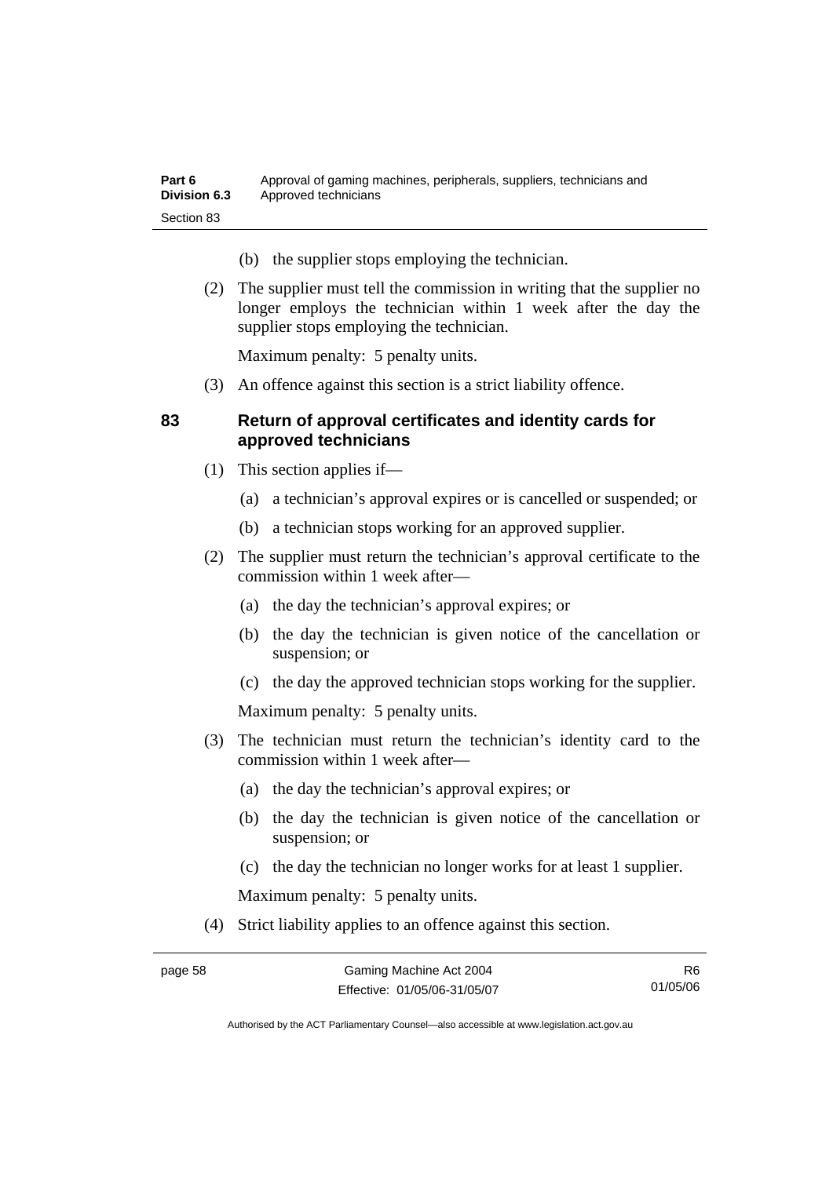(b) the supplier stops employing the technician.

(2) The supplier must tell the commission in writing that the supplier no longer employs the technician within 1 week after the day the supplier stops employing the technician.

Maximum penalty: 5 penalty units.

(3) An offence against this section is a strict liability offence.

## 83 Return of approval certificates and identity cards for approved technicians

(1) This section applies if—

(a) a technician's approval expires or is cancelled or suspended; or

(b) a technician stops working for an approved supplier.

(2) The supplier must return the technician's approval certificate to the commission within 1 week after—

(a) the day the technician's approval expires; or

(b) the day the technician is given notice of the cancellation or suspension; or

(c) the day the approved technician stops working for the supplier.

Maximum penalty: 5 penalty units.

(3) The technician must return the technician's identity card to the commission within 1 week after—

(a) the day the technician's approval expires; or

(b) the day the technician is given notice of the cancellation or suspension; or

(c) the day the technician no longer works for at least 1 supplier.

Maximum penalty: 5 penalty units.

(4) Strict liability applies to an offence against this section.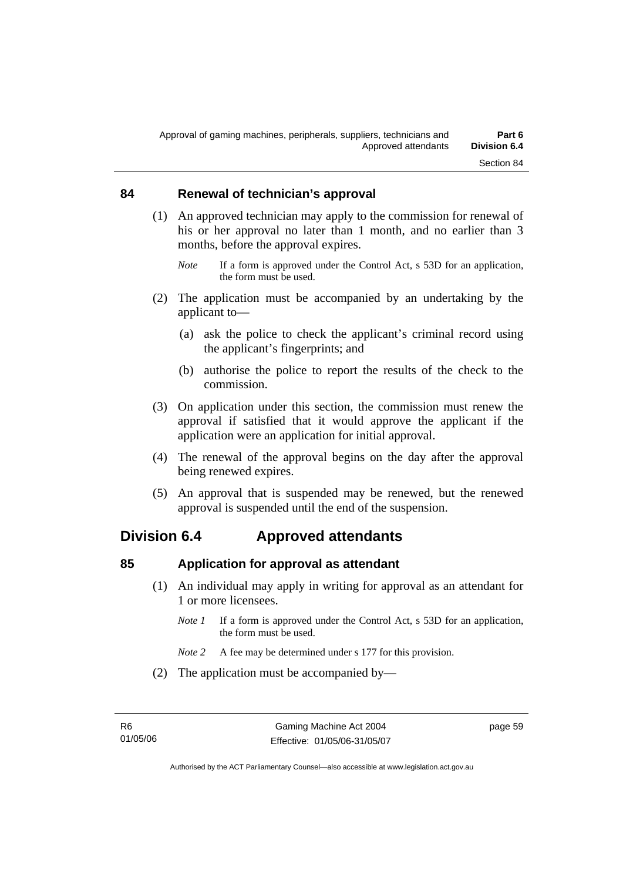### 84 Renewal of technician's approval

(1) An approved technician may apply to the commission for renewal of his or her approval no later than 1 month, and no earlier than 3 months, before the approval expires.

*Note* If a form is approved under the Control Act, s 53D for an application, the form must be used.

(2) The application must be accompanied by an undertaking by the applicant to—

(a) ask the police to check the applicant's criminal record using the applicant's fingerprints; and

(b) authorise the police to report the results of the check to the commission.

(3) On application under this section, the commission must renew the approval if satisfied that it would approve the applicant if the application were an application for initial approval.

(4) The renewal of the approval begins on the day after the approval being renewed expires.

(5) An approval that is suspended may be renewed, but the renewed approval is suspended until the end of the suspension.

## Division 6.4 Approved attendants

### 85 Application for approval as attendant

(1) An individual may apply in writing for approval as an attendant for 1 or more licensees.

*Note 1* If a form is approved under the Control Act, s 53D for an application, the form must be used.

*Note 2* A fee may be determined under s 177 for this provision.

(2) The application must be accompanied by—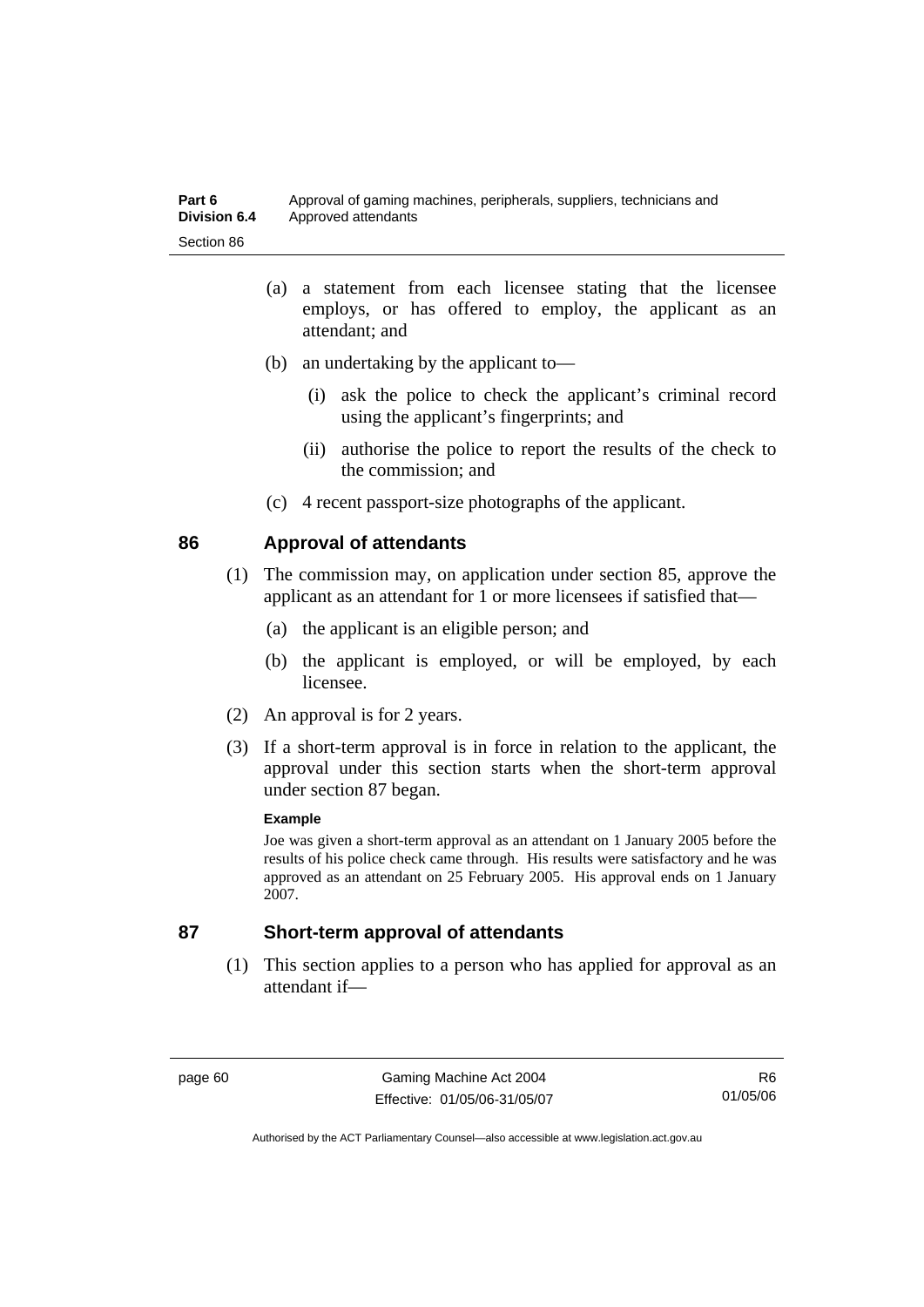(a) a statement from each licensee stating that the licensee employs, or has offered to employ, the applicant as an attendant; and

(b) an undertaking by the applicant to—

(i) ask the police to check the applicant's criminal record using the applicant's fingerprints; and

(ii) authorise the police to report the results of the check to the commission; and

(c) 4 recent passport-size photographs of the applicant.

## 86 Approval of attendants

(1) The commission may, on application under section 85, approve the applicant as an attendant for 1 or more licensees if satisfied that—

(a) the applicant is an eligible person; and

(b) the applicant is employed, or will be employed, by each licensee.

(2) An approval is for 2 years.

(3) If a short-term approval is in force in relation to the applicant, the approval under this section starts when the short-term approval under section 87 began.

**Example**

Joe was given a short-term approval as an attendant on 1 January 2005 before the results of his police check came through. His results were satisfactory and he was approved as an attendant on 25 February 2005. His approval ends on 1 January 2007.

## 87 Short-term approval of attendants

(1) This section applies to a person who has applied for approval as an attendant if—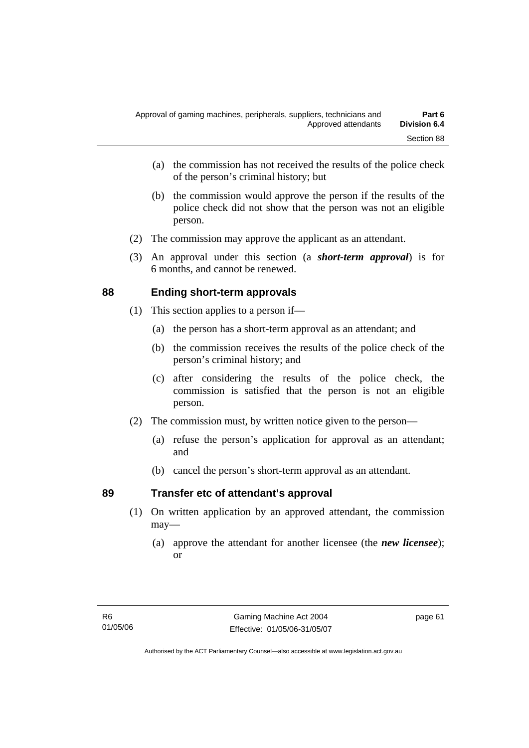(a) the commission has not received the results of the police check of the person's criminal history; but

(b) the commission would approve the person if the results of the police check did not show that the person was not an eligible person.

(2) The commission may approve the applicant as an attendant.

(3) An approval under this section (a ***short-term approval***) is for 6 months, and cannot be renewed.

## 88 Ending short-term approvals

(1) This section applies to a person if—

(a) the person has a short-term approval as an attendant; and

(b) the commission receives the results of the police check of the person's criminal history; and

(c) after considering the results of the police check, the commission is satisfied that the person is not an eligible person.

(2) The commission must, by written notice given to the person—

(a) refuse the person's application for approval as an attendant; and

(b) cancel the person's short-term approval as an attendant.

## 89 Transfer etc of attendant's approval

(1) On written application by an approved attendant, the commission may—

(a) approve the attendant for another licensee (the ***new licensee***); or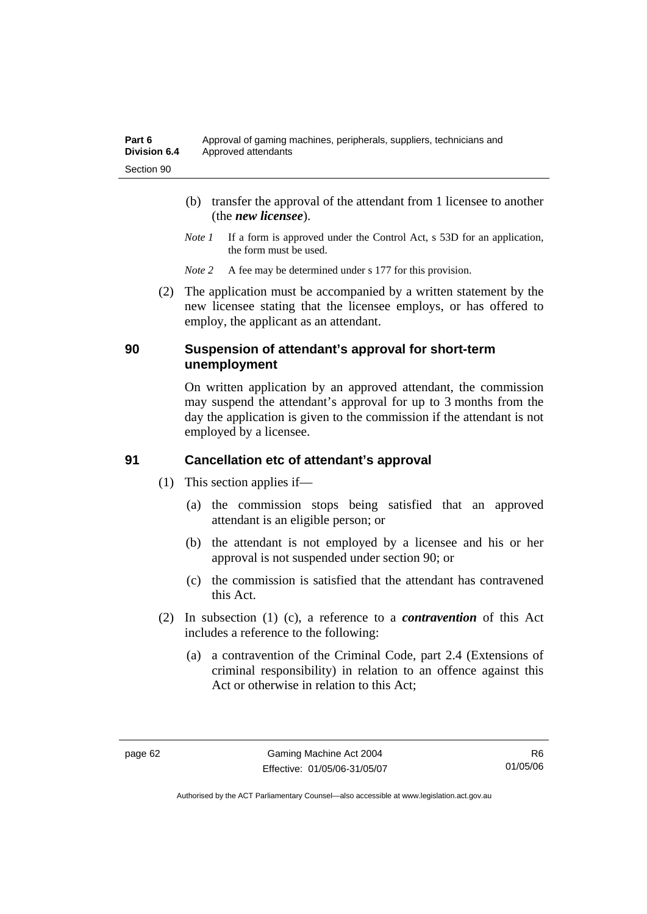(b) transfer the approval of the attendant from 1 licensee to another (the ***new licensee***).

*Note 1* If a form is approved under the Control Act, s 53D for an application, the form must be used.

*Note 2* A fee may be determined under s 177 for this provision.

(2) The application must be accompanied by a written statement by the new licensee stating that the licensee employs, or has offered to employ, the applicant as an attendant.

## 90 Suspension of attendant's approval for short-term unemployment

On written application by an approved attendant, the commission may suspend the attendant's approval for up to 3 months from the day the application is given to the commission if the attendant is not employed by a licensee.

## 91 Cancellation etc of attendant's approval

(1) This section applies if—

(a) the commission stops being satisfied that an approved attendant is an eligible person; or

(b) the attendant is not employed by a licensee and his or her approval is not suspended under section 90; or

(c) the commission is satisfied that the attendant has contravened this Act.

(2) In subsection (1) (c), a reference to a ***contravention*** of this Act includes a reference to the following:

(a) a contravention of the Criminal Code, part 2.4 (Extensions of criminal responsibility) in relation to an offence against this Act or otherwise in relation to this Act;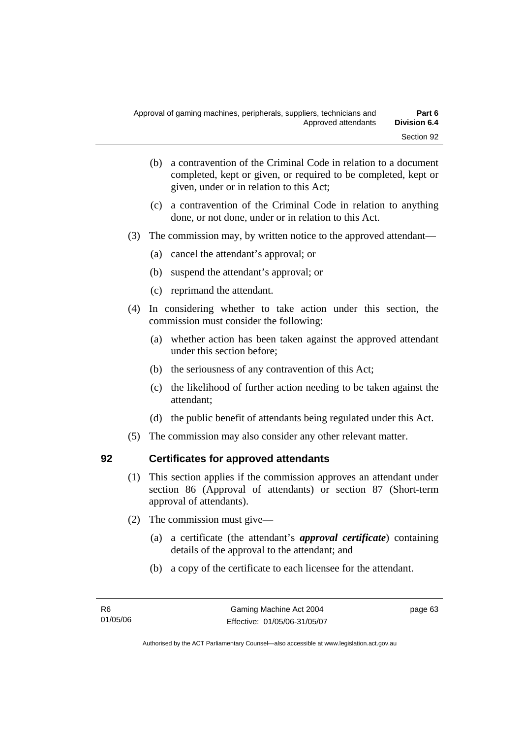(b) a contravention of the Criminal Code in relation to a document completed, kept or given, or required to be completed, kept or given, under or in relation to this Act;

(c) a contravention of the Criminal Code in relation to anything done, or not done, under or in relation to this Act.

(3) The commission may, by written notice to the approved attendant—

(a) cancel the attendant's approval; or

(b) suspend the attendant's approval; or

(c) reprimand the attendant.

(4) In considering whether to take action under this section, the commission must consider the following:

(a) whether action has been taken against the approved attendant under this section before;

(b) the seriousness of any contravention of this Act;

(c) the likelihood of further action needing to be taken against the attendant;

(d) the public benefit of attendants being regulated under this Act.

(5) The commission may also consider any other relevant matter.

## 92 Certificates for approved attendants

(1) This section applies if the commission approves an attendant under section 86 (Approval of attendants) or section 87 (Short-term approval of attendants).

(2) The commission must give—

(a) a certificate (the attendant's ***approval certificate***) containing details of the approval to the attendant; and

(b) a copy of the certificate to each licensee for the attendant.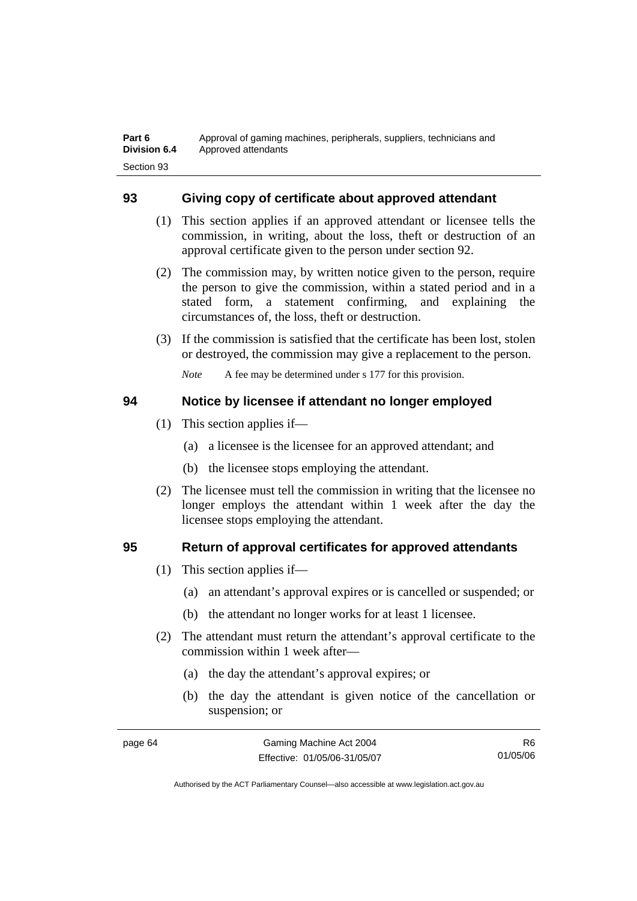## 93 Giving copy of certificate about approved attendant

(1) This section applies if an approved attendant or licensee tells the commission, in writing, about the loss, theft or destruction of an approval certificate given to the person under section 92.

(2) The commission may, by written notice given to the person, require the person to give the commission, within a stated period and in a stated form, a statement confirming, and explaining the circumstances of, the loss, theft or destruction.

(3) If the commission is satisfied that the certificate has been lost, stolen or destroyed, the commission may give a replacement to the person.

*Note* A fee may be determined under s 177 for this provision.

## 94 Notice by licensee if attendant no longer employed

(1) This section applies if—

(a) a licensee is the licensee for an approved attendant; and

(b) the licensee stops employing the attendant.

(2) The licensee must tell the commission in writing that the licensee no longer employs the attendant within 1 week after the day the licensee stops employing the attendant.

## 95 Return of approval certificates for approved attendants

(1) This section applies if—

(a) an attendant's approval expires or is cancelled or suspended; or

(b) the attendant no longer works for at least 1 licensee.

(2) The attendant must return the attendant's approval certificate to the commission within 1 week after—

(a) the day the attendant's approval expires; or

(b) the day the attendant is given notice of the cancellation or suspension; or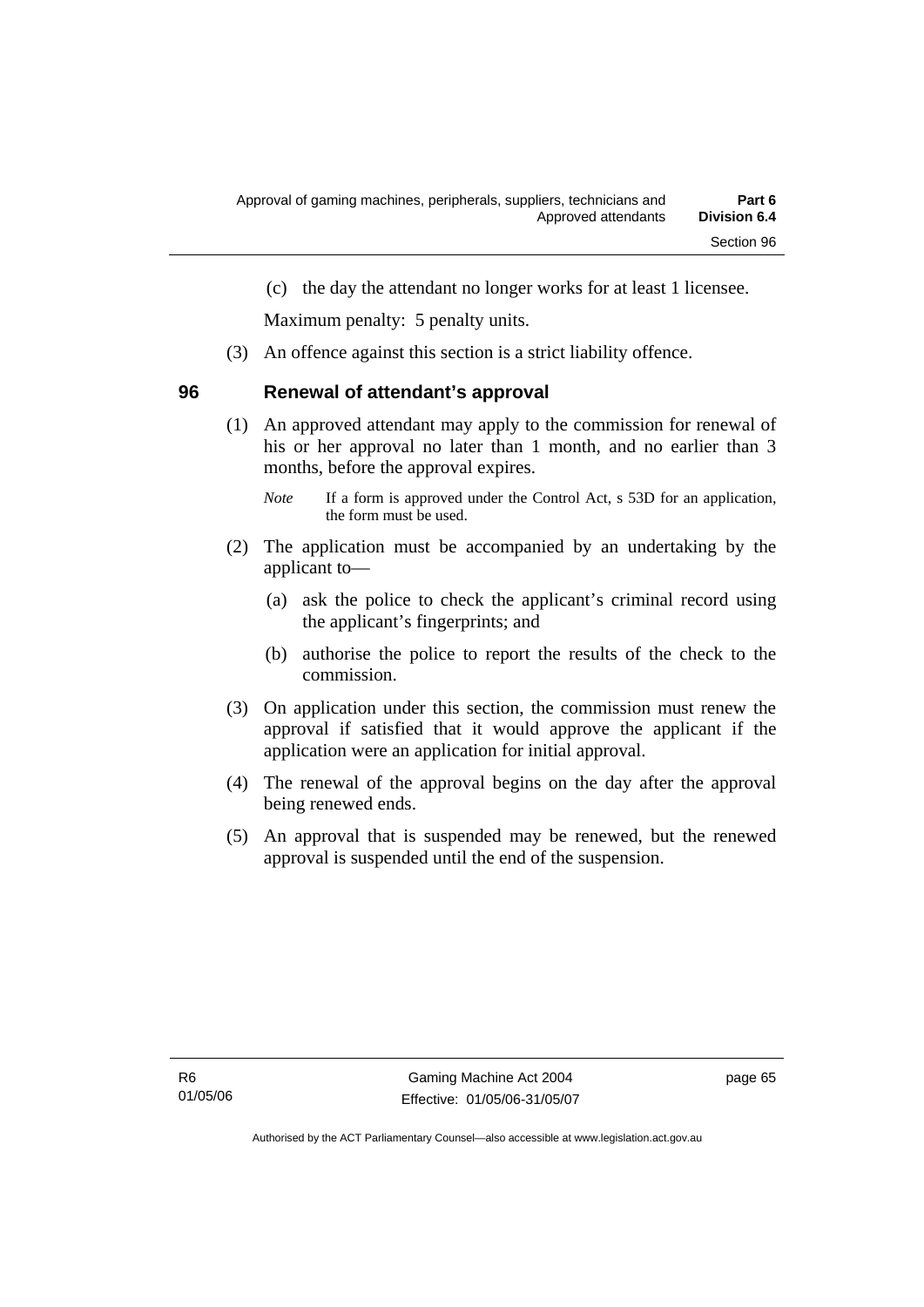(c) the day the attendant no longer works for at least 1 licensee.

Maximum penalty: 5 penalty units.

(3) An offence against this section is a strict liability offence.

## 96 Renewal of attendant's approval

(1) An approved attendant may apply to the commission for renewal of his or her approval no later than 1 month, and no earlier than 3 months, before the approval expires.

*Note* If a form is approved under the Control Act, s 53D for an application, the form must be used.

(2) The application must be accompanied by an undertaking by the applicant to—

(a) ask the police to check the applicant's criminal record using the applicant's fingerprints; and

(b) authorise the police to report the results of the check to the commission.

(3) On application under this section, the commission must renew the approval if satisfied that it would approve the applicant if the application were an application for initial approval.

(4) The renewal of the approval begins on the day after the approval being renewed ends.

(5) An approval that is suspended may be renewed, but the renewed approval is suspended until the end of the suspension.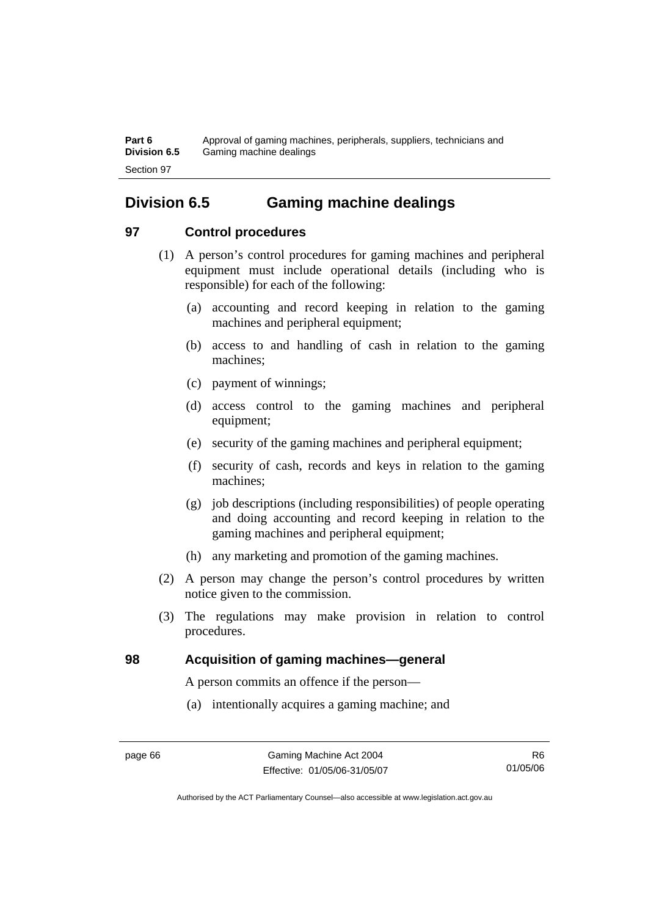## Division 6.5 Gaming machine dealings

### 97 Control procedures

(1) A person's control procedures for gaming machines and peripheral equipment must include operational details (including who is responsible) for each of the following:

(a) accounting and record keeping in relation to the gaming machines and peripheral equipment;

(b) access to and handling of cash in relation to the gaming machines;

(c) payment of winnings;

(d) access control to the gaming machines and peripheral equipment;

(e) security of the gaming machines and peripheral equipment;

(f) security of cash, records and keys in relation to the gaming machines;

(g) job descriptions (including responsibilities) of people operating and doing accounting and record keeping in relation to the gaming machines and peripheral equipment;

(h) any marketing and promotion of the gaming machines.

(2) A person may change the person's control procedures by written notice given to the commission.

(3) The regulations may make provision in relation to control procedures.

### 98 Acquisition of gaming machines—general

A person commits an offence if the person—

(a) intentionally acquires a gaming machine; and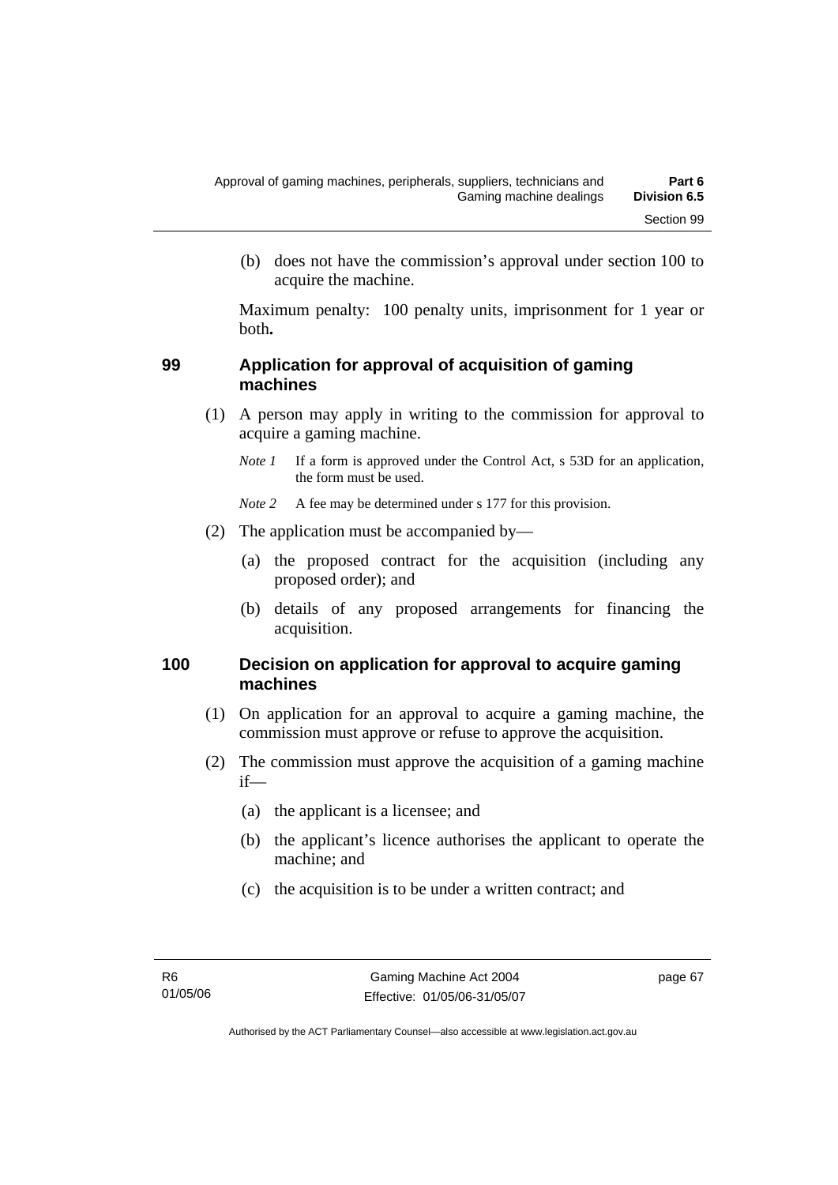(b) does not have the commission's approval under section 100 to acquire the machine.

Maximum penalty: 100 penalty units, imprisonment for 1 year or both**.**

### 99 Application for approval of acquisition of gaming machines

(1) A person may apply in writing to the commission for approval to acquire a gaming machine.

*Note 1* If a form is approved under the Control Act, s 53D for an application, the form must be used.

*Note 2* A fee may be determined under s 177 for this provision.

(2) The application must be accompanied by—

(a) the proposed contract for the acquisition (including any proposed order); and

(b) details of any proposed arrangements for financing the acquisition.

### 100 Decision on application for approval to acquire gaming machines

(1) On application for an approval to acquire a gaming machine, the commission must approve or refuse to approve the acquisition.

(2) The commission must approve the acquisition of a gaming machine if—

(a) the applicant is a licensee; and

(b) the applicant's licence authorises the applicant to operate the machine; and

(c) the acquisition is to be under a written contract; and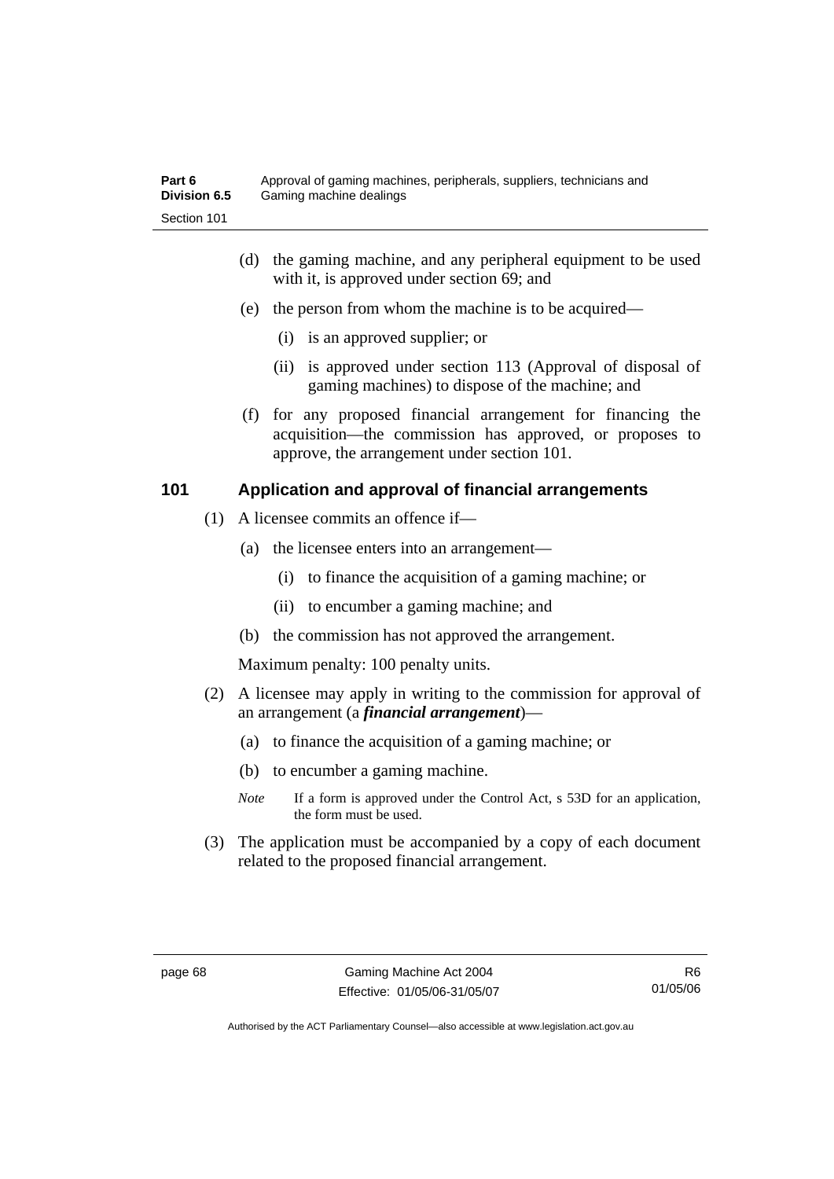(d) the gaming machine, and any peripheral equipment to be used with it, is approved under section 69; and

(e) the person from whom the machine is to be acquired—

(i) is an approved supplier; or

(ii) is approved under section 113 (Approval of disposal of gaming machines) to dispose of the machine; and

(f) for any proposed financial arrangement for financing the acquisition—the commission has approved, or proposes to approve, the arrangement under section 101.

## 101 Application and approval of financial arrangements

(1) A licensee commits an offence if—

(a) the licensee enters into an arrangement—

(i) to finance the acquisition of a gaming machine; or

(ii) to encumber a gaming machine; and

(b) the commission has not approved the arrangement.

Maximum penalty: 100 penalty units.

(2) A licensee may apply in writing to the commission for approval of an arrangement (a ***financial arrangement***)—

(a) to finance the acquisition of a gaming machine; or

(b) to encumber a gaming machine.

*Note* If a form is approved under the Control Act, s 53D for an application, the form must be used.

(3) The application must be accompanied by a copy of each document related to the proposed financial arrangement.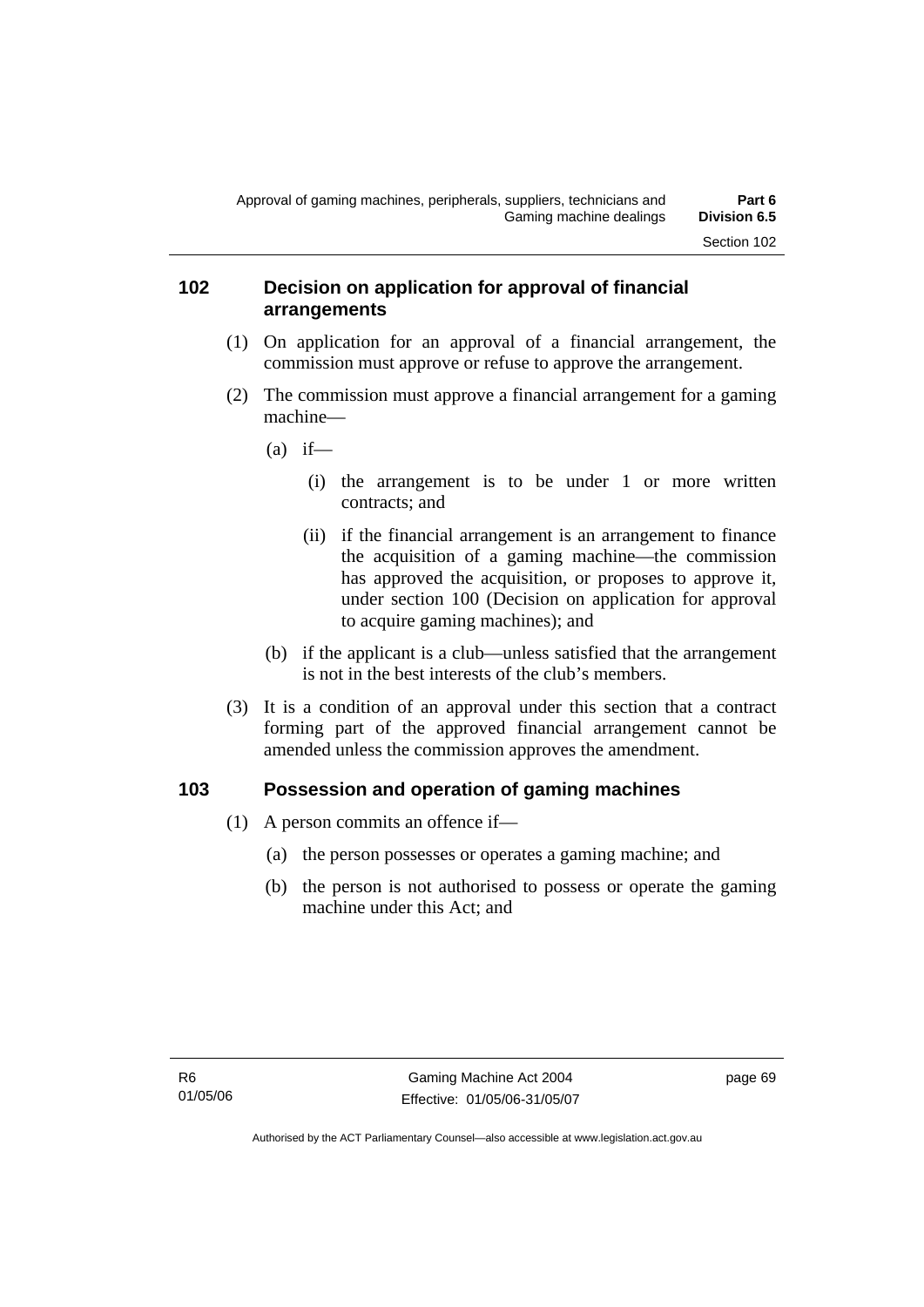### 102 Decision on application for approval of financial arrangements

(1) On application for an approval of a financial arrangement, the commission must approve or refuse to approve the arrangement.

(2) The commission must approve a financial arrangement for a gaming machine—

(a) if—

(i) the arrangement is to be under 1 or more written contracts; and

(ii) if the financial arrangement is an arrangement to finance the acquisition of a gaming machine—the commission has approved the acquisition, or proposes to approve it, under section 100 (Decision on application for approval to acquire gaming machines); and

(b) if the applicant is a club—unless satisfied that the arrangement is not in the best interests of the club's members.

(3) It is a condition of an approval under this section that a contract forming part of the approved financial arrangement cannot be amended unless the commission approves the amendment.

### 103 Possession and operation of gaming machines

(1) A person commits an offence if—

(a) the person possesses or operates a gaming machine; and

(b) the person is not authorised to possess or operate the gaming machine under this Act; and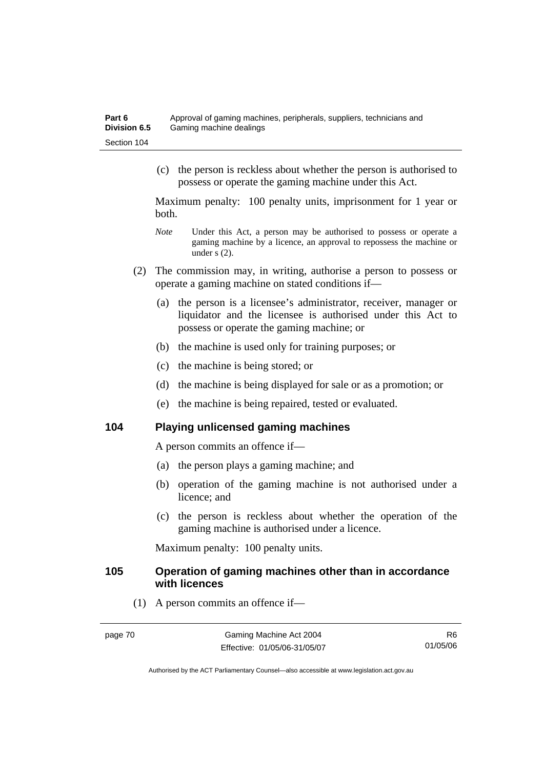(c) the person is reckless about whether the person is authorised to possess or operate the gaming machine under this Act.

Maximum penalty: 100 penalty units, imprisonment for 1 year or both.

*Note* Under this Act, a person may be authorised to possess or operate a gaming machine by a licence, an approval to repossess the machine or under s (2).

(2) The commission may, in writing, authorise a person to possess or operate a gaming machine on stated conditions if—

(a) the person is a licensee's administrator, receiver, manager or liquidator and the licensee is authorised under this Act to possess or operate the gaming machine; or

(b) the machine is used only for training purposes; or

(c) the machine is being stored; or

(d) the machine is being displayed for sale or as a promotion; or

(e) the machine is being repaired, tested or evaluated.

## 104 Playing unlicensed gaming machines

A person commits an offence if—

(a) the person plays a gaming machine; and

(b) operation of the gaming machine is not authorised under a licence; and

(c) the person is reckless about whether the operation of the gaming machine is authorised under a licence.

Maximum penalty: 100 penalty units.

## 105 Operation of gaming machines other than in accordance with licences

(1) A person commits an offence if—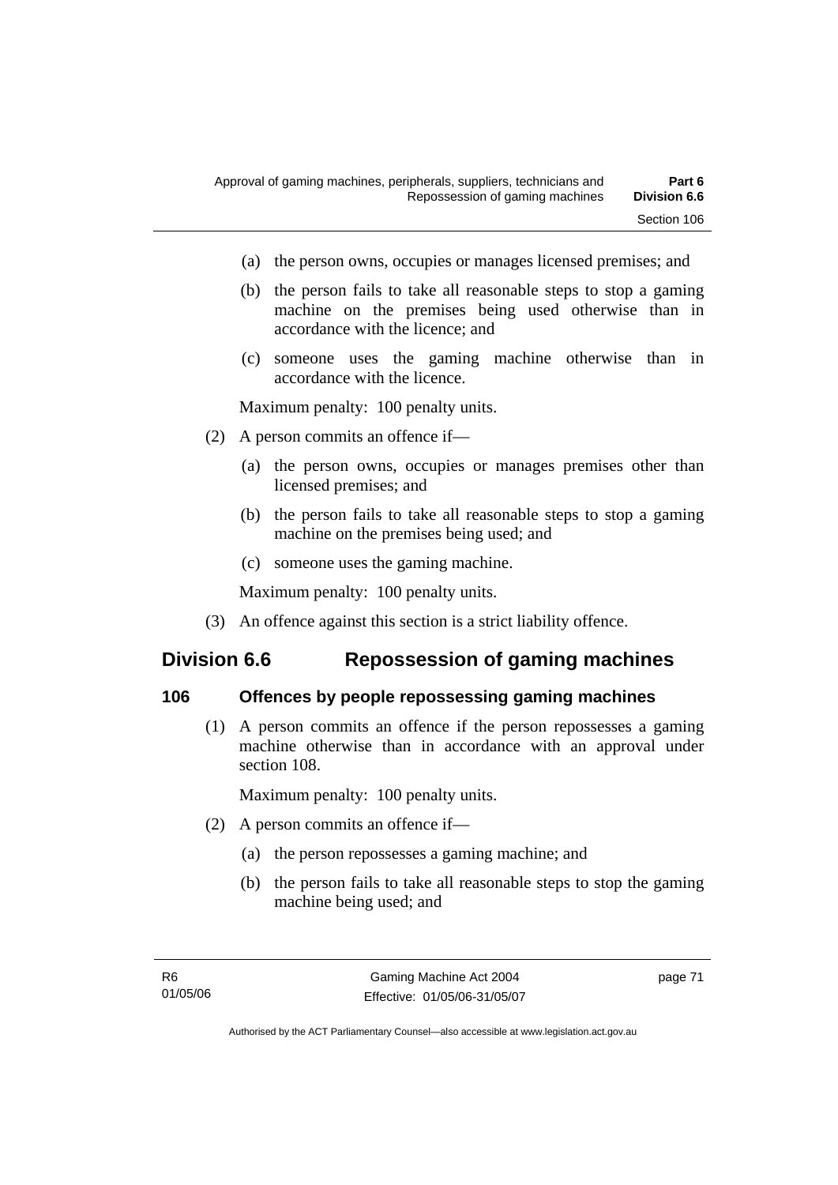(a) the person owns, occupies or manages licensed premises; and

(b) the person fails to take all reasonable steps to stop a gaming machine on the premises being used otherwise than in accordance with the licence; and

(c) someone uses the gaming machine otherwise than in accordance with the licence.

Maximum penalty: 100 penalty units.

(2) A person commits an offence if—

(a) the person owns, occupies or manages premises other than licensed premises; and

(b) the person fails to take all reasonable steps to stop a gaming machine on the premises being used; and

(c) someone uses the gaming machine.

Maximum penalty: 100 penalty units.

(3) An offence against this section is a strict liability offence.

## Division 6.6 Repossession of gaming machines

### 106 Offences by people repossessing gaming machines

(1) A person commits an offence if the person repossesses a gaming machine otherwise than in accordance with an approval under section 108.

Maximum penalty: 100 penalty units.

(2) A person commits an offence if—

(a) the person repossesses a gaming machine; and

(b) the person fails to take all reasonable steps to stop the gaming machine being used; and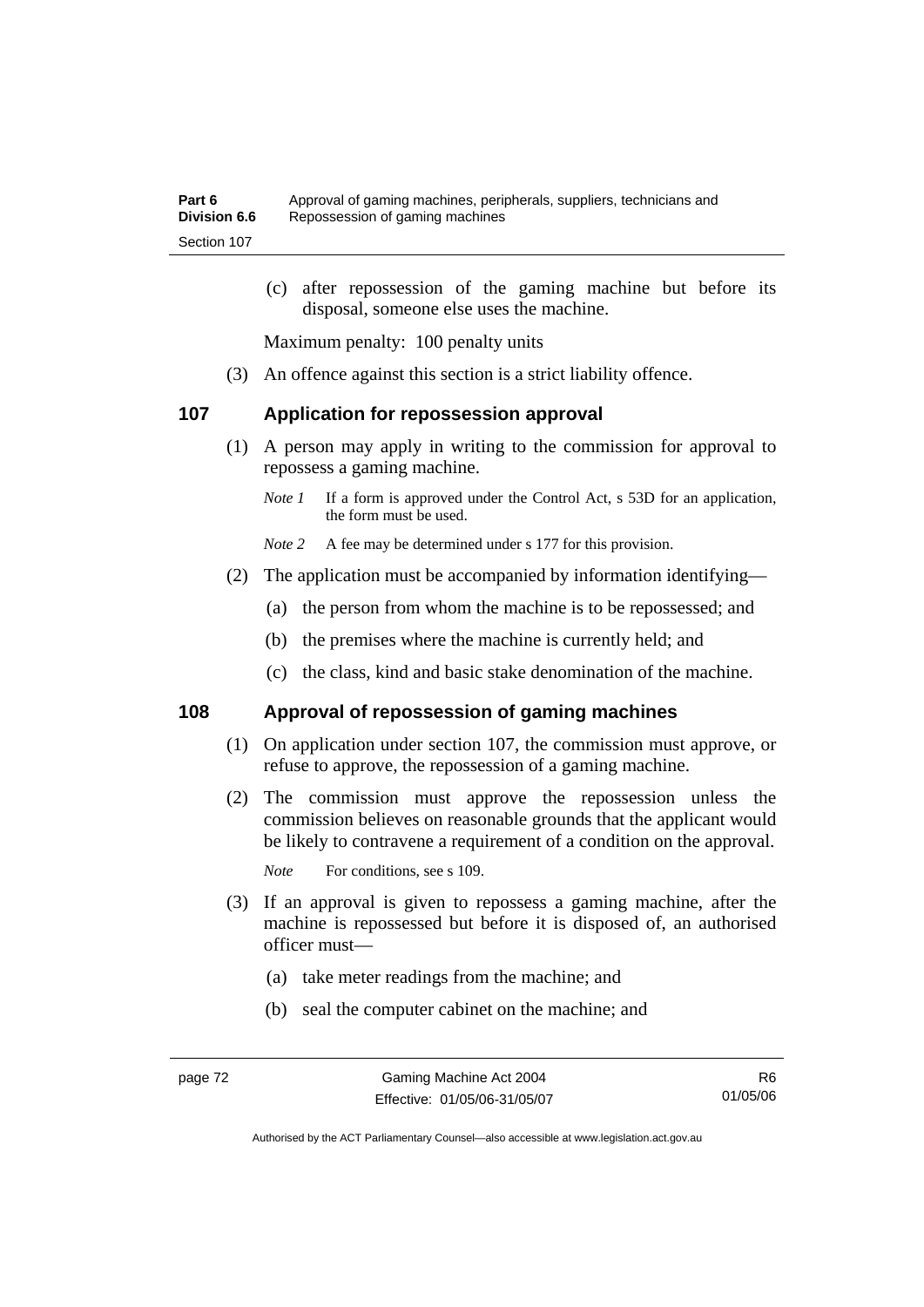(c) after repossession of the gaming machine but before its disposal, someone else uses the machine.

Maximum penalty: 100 penalty units

(3) An offence against this section is a strict liability offence.

## 107 Application for repossession approval

(1) A person may apply in writing to the commission for approval to repossess a gaming machine.

*Note 1* If a form is approved under the Control Act, s 53D for an application, the form must be used.

*Note 2* A fee may be determined under s 177 for this provision.

(2) The application must be accompanied by information identifying—

(a) the person from whom the machine is to be repossessed; and

(b) the premises where the machine is currently held; and

(c) the class, kind and basic stake denomination of the machine.

## 108 Approval of repossession of gaming machines

(1) On application under section 107, the commission must approve, or refuse to approve, the repossession of a gaming machine.

(2) The commission must approve the repossession unless the commission believes on reasonable grounds that the applicant would be likely to contravene a requirement of a condition on the approval.

*Note* For conditions, see s 109.

(3) If an approval is given to repossess a gaming machine, after the machine is repossessed but before it is disposed of, an authorised officer must—

(a) take meter readings from the machine; and

(b) seal the computer cabinet on the machine; and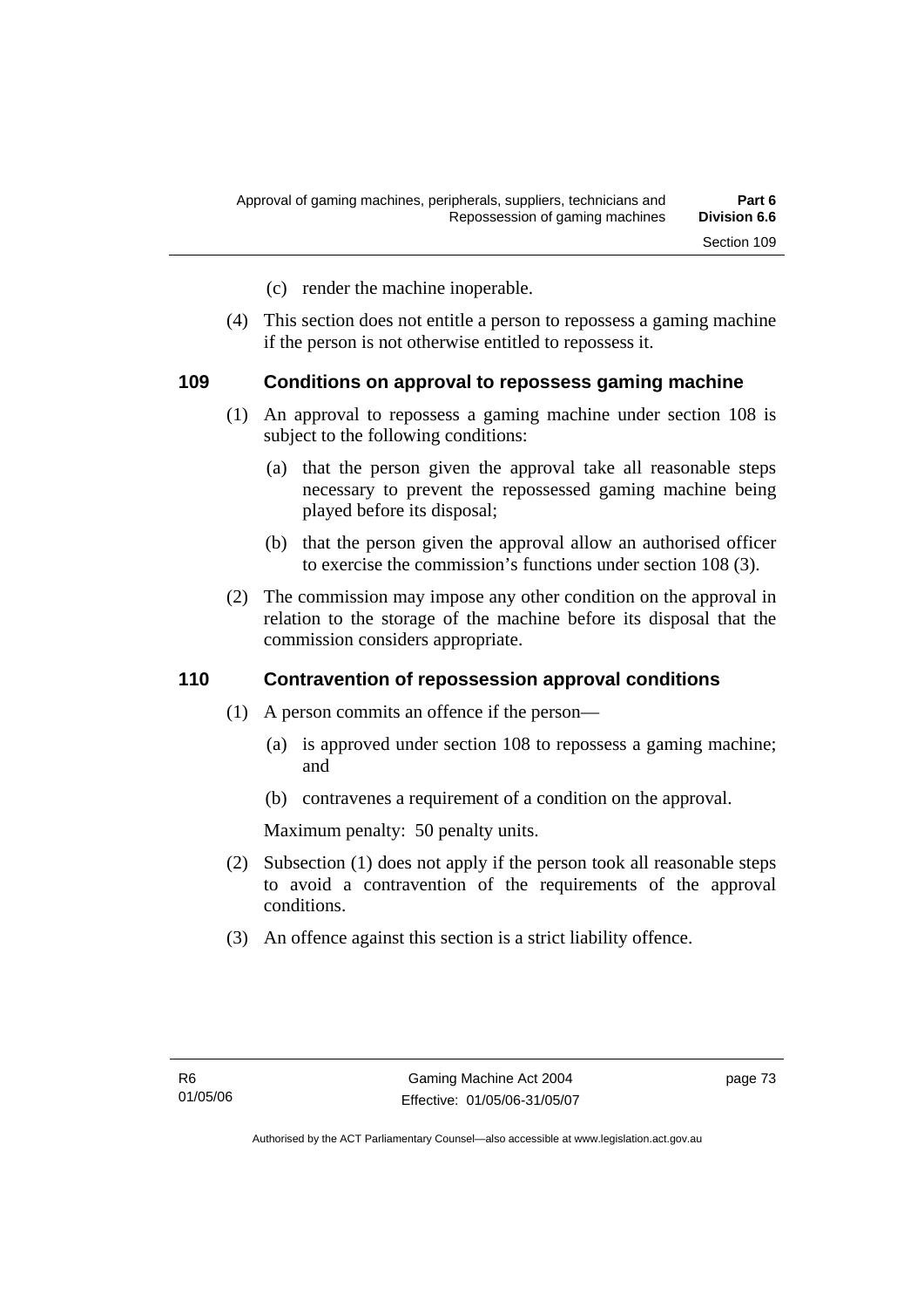(c) render the machine inoperable.

(4) This section does not entitle a person to repossess a gaming machine if the person is not otherwise entitled to repossess it.

## 109 Conditions on approval to repossess gaming machine

(1) An approval to repossess a gaming machine under section 108 is subject to the following conditions:

(a) that the person given the approval take all reasonable steps necessary to prevent the repossessed gaming machine being played before its disposal;

(b) that the person given the approval allow an authorised officer to exercise the commission's functions under section 108 (3).

(2) The commission may impose any other condition on the approval in relation to the storage of the machine before its disposal that the commission considers appropriate.

## 110 Contravention of repossession approval conditions

(1) A person commits an offence if the person—

(a) is approved under section 108 to repossess a gaming machine; and

(b) contravenes a requirement of a condition on the approval.

Maximum penalty: 50 penalty units.

(2) Subsection (1) does not apply if the person took all reasonable steps to avoid a contravention of the requirements of the approval conditions.

(3) An offence against this section is a strict liability offence.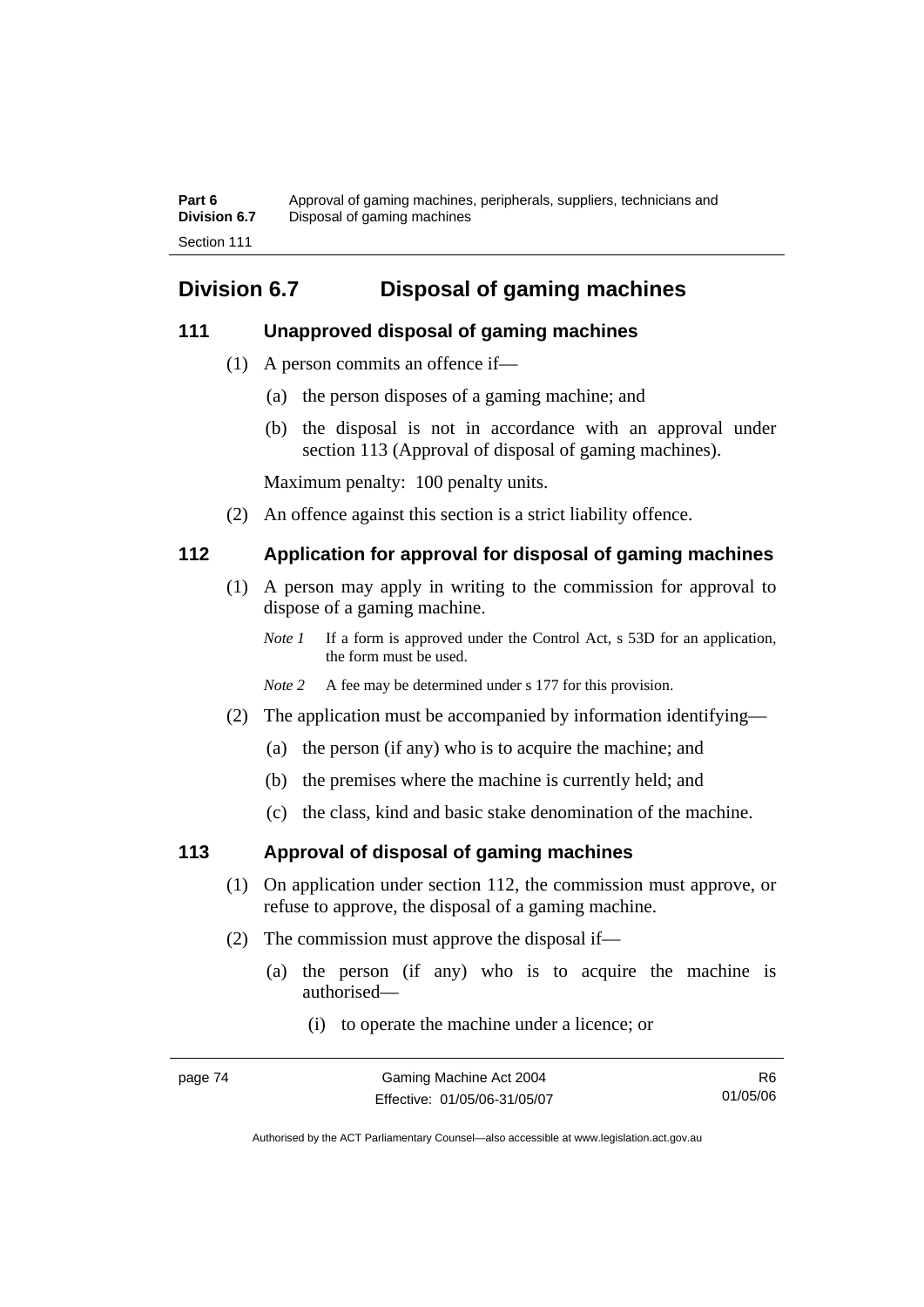## Division 6.7 Disposal of gaming machines

### 111 Unapproved disposal of gaming machines

(1) A person commits an offence if—

(a) the person disposes of a gaming machine; and

(b) the disposal is not in accordance with an approval under section 113 (Approval of disposal of gaming machines).

Maximum penalty: 100 penalty units.

(2) An offence against this section is a strict liability offence.

### 112 Application for approval for disposal of gaming machines

(1) A person may apply in writing to the commission for approval to dispose of a gaming machine.

*Note 1* If a form is approved under the Control Act, s 53D for an application, the form must be used.

*Note 2* A fee may be determined under s 177 for this provision.

(2) The application must be accompanied by information identifying—

(a) the person (if any) who is to acquire the machine; and

(b) the premises where the machine is currently held; and

(c) the class, kind and basic stake denomination of the machine.

### 113 Approval of disposal of gaming machines

(1) On application under section 112, the commission must approve, or refuse to approve, the disposal of a gaming machine.

(2) The commission must approve the disposal if—

(a) the person (if any) who is to acquire the machine is authorised—

(i) to operate the machine under a licence; or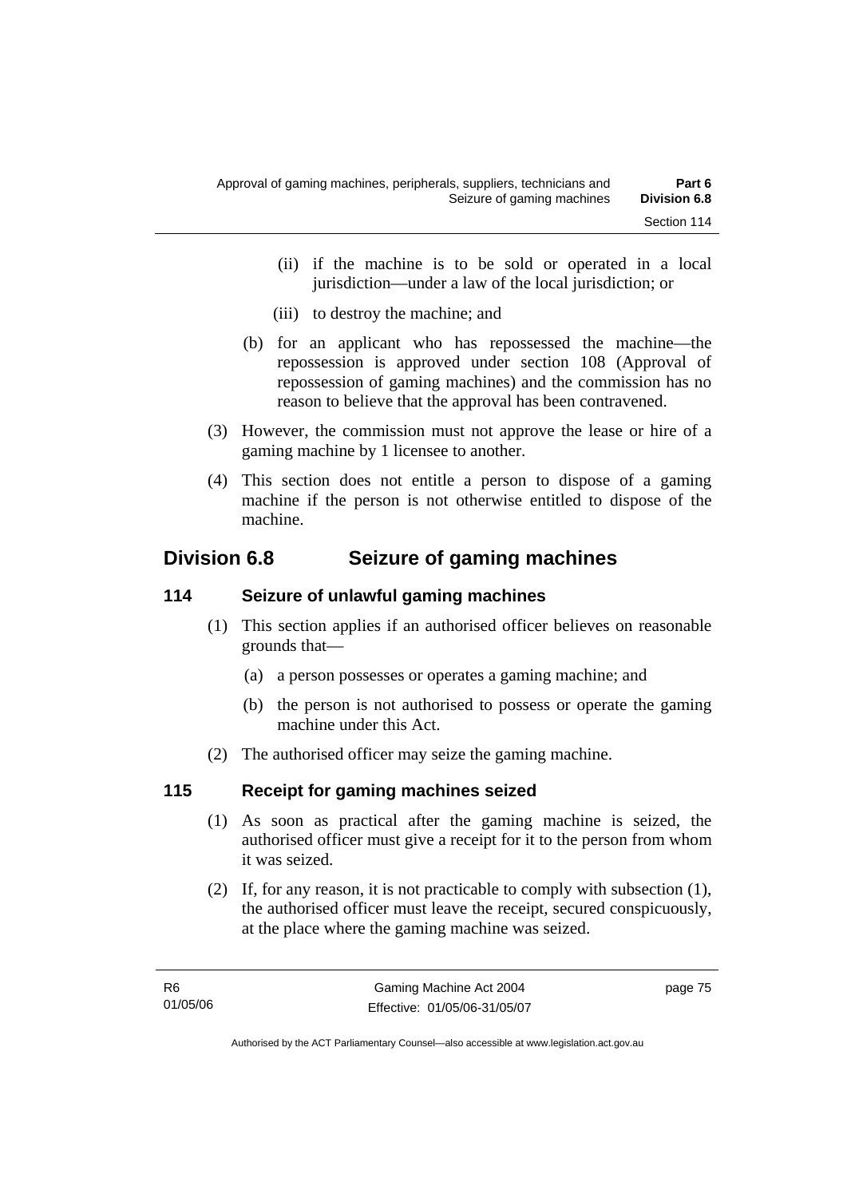(ii) if the machine is to be sold or operated in a local jurisdiction—under a law of the local jurisdiction; or

(iii) to destroy the machine; and

(b) for an applicant who has repossessed the machine—the repossession is approved under section 108 (Approval of repossession of gaming machines) and the commission has no reason to believe that the approval has been contravened.

(3) However, the commission must not approve the lease or hire of a gaming machine by 1 licensee to another.

(4) This section does not entitle a person to dispose of a gaming machine if the person is not otherwise entitled to dispose of the machine.

## Division 6.8 Seizure of gaming machines

### 114 Seizure of unlawful gaming machines

(1) This section applies if an authorised officer believes on reasonable grounds that—

(a) a person possesses or operates a gaming machine; and

(b) the person is not authorised to possess or operate the gaming machine under this Act.

(2) The authorised officer may seize the gaming machine.

### 115 Receipt for gaming machines seized

(1) As soon as practical after the gaming machine is seized, the authorised officer must give a receipt for it to the person from whom it was seized.

(2) If, for any reason, it is not practicable to comply with subsection (1), the authorised officer must leave the receipt, secured conspicuously, at the place where the gaming machine was seized.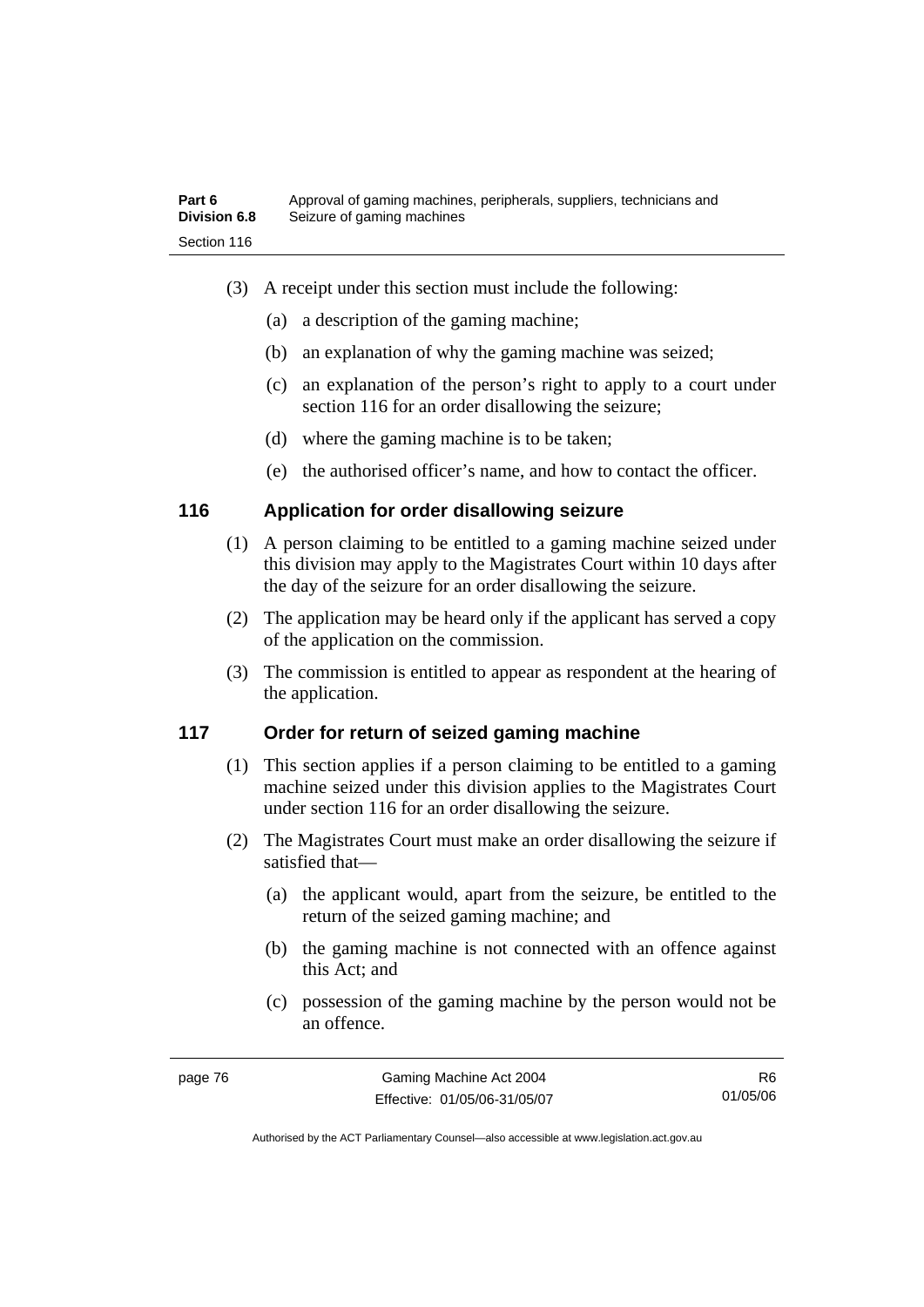(3) A receipt under this section must include the following:

(a) a description of the gaming machine;

(b) an explanation of why the gaming machine was seized;

(c) an explanation of the person's right to apply to a court under section 116 for an order disallowing the seizure;

(d) where the gaming machine is to be taken;

(e) the authorised officer's name, and how to contact the officer.

## 116 Application for order disallowing seizure

(1) A person claiming to be entitled to a gaming machine seized under this division may apply to the Magistrates Court within 10 days after the day of the seizure for an order disallowing the seizure.

(2) The application may be heard only if the applicant has served a copy of the application on the commission.

(3) The commission is entitled to appear as respondent at the hearing of the application.

## 117 Order for return of seized gaming machine

(1) This section applies if a person claiming to be entitled to a gaming machine seized under this division applies to the Magistrates Court under section 116 for an order disallowing the seizure.

(2) The Magistrates Court must make an order disallowing the seizure if satisfied that—

(a) the applicant would, apart from the seizure, be entitled to the return of the seized gaming machine; and

(b) the gaming machine is not connected with an offence against this Act; and

(c) possession of the gaming machine by the person would not be an offence.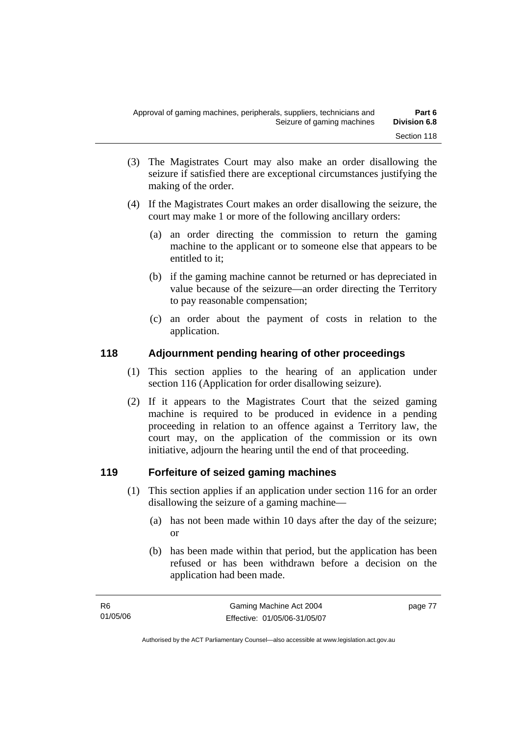(3) The Magistrates Court may also make an order disallowing the seizure if satisfied there are exceptional circumstances justifying the making of the order.

(4) If the Magistrates Court makes an order disallowing the seizure, the court may make 1 or more of the following ancillary orders:

(a) an order directing the commission to return the gaming machine to the applicant or to someone else that appears to be entitled to it;

(b) if the gaming machine cannot be returned or has depreciated in value because of the seizure—an order directing the Territory to pay reasonable compensation;

(c) an order about the payment of costs in relation to the application.

## 118 Adjournment pending hearing of other proceedings

(1) This section applies to the hearing of an application under section 116 (Application for order disallowing seizure).

(2) If it appears to the Magistrates Court that the seized gaming machine is required to be produced in evidence in a pending proceeding in relation to an offence against a Territory law, the court may, on the application of the commission or its own initiative, adjourn the hearing until the end of that proceeding.

## 119 Forfeiture of seized gaming machines

(1) This section applies if an application under section 116 for an order disallowing the seizure of a gaming machine—

(a) has not been made within 10 days after the day of the seizure; or

(b) has been made within that period, but the application has been refused or has been withdrawn before a decision on the application had been made.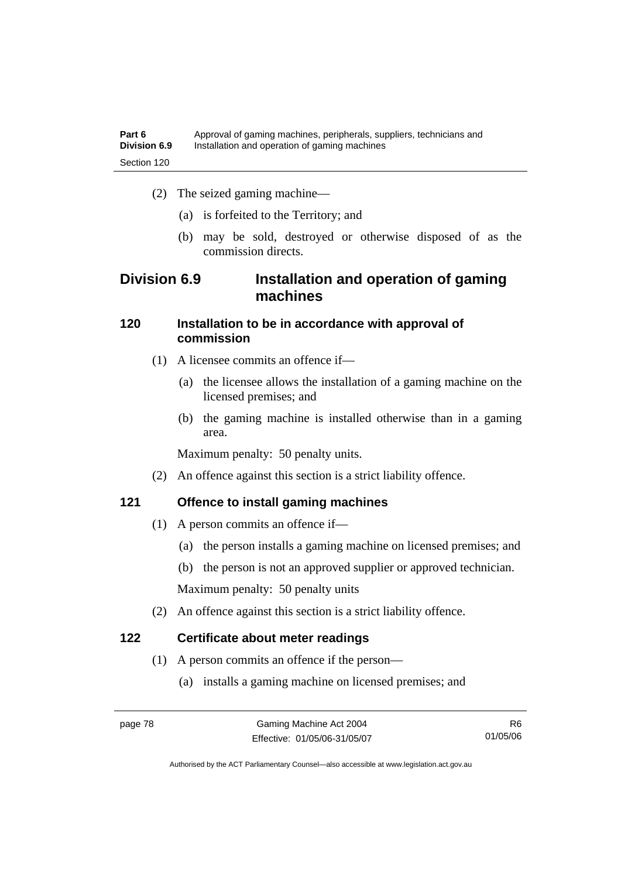(2) The seized gaming machine—

(a) is forfeited to the Territory; and

(b) may be sold, destroyed or otherwise disposed of as the commission directs.

## Division 6.9 Installation and operation of gaming machines

### 120 Installation to be in accordance with approval of commission

(1) A licensee commits an offence if—

(a) the licensee allows the installation of a gaming machine on the licensed premises; and

(b) the gaming machine is installed otherwise than in a gaming area.

Maximum penalty: 50 penalty units.

(2) An offence against this section is a strict liability offence.

### 121 Offence to install gaming machines

(1) A person commits an offence if—

(a) the person installs a gaming machine on licensed premises; and

(b) the person is not an approved supplier or approved technician.

Maximum penalty: 50 penalty units

(2) An offence against this section is a strict liability offence.

### 122 Certificate about meter readings

(1) A person commits an offence if the person—

(a) installs a gaming machine on licensed premises; and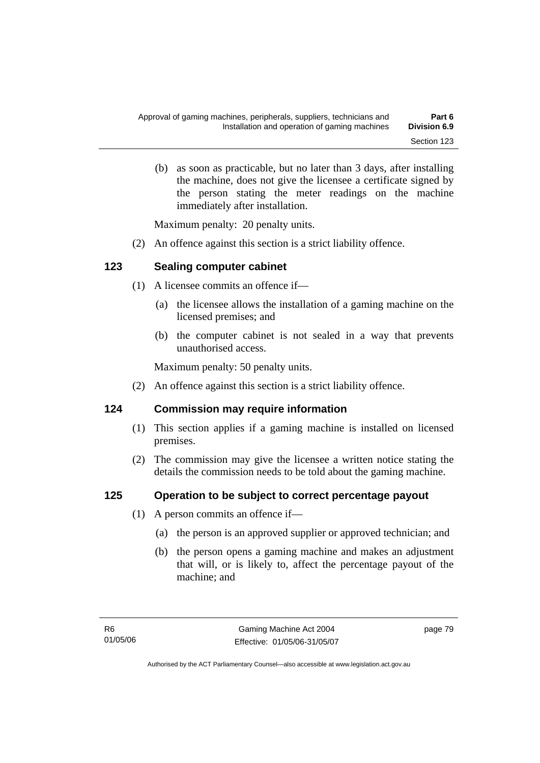(b) as soon as practicable, but no later than 3 days, after installing the machine, does not give the licensee a certificate signed by the person stating the meter readings on the machine immediately after installation.

Maximum penalty: 20 penalty units.

(2) An offence against this section is a strict liability offence.

### 123 Sealing computer cabinet

(1) A licensee commits an offence if—

(a) the licensee allows the installation of a gaming machine on the licensed premises; and

(b) the computer cabinet is not sealed in a way that prevents unauthorised access.

Maximum penalty: 50 penalty units.

(2) An offence against this section is a strict liability offence.

### 124 Commission may require information

(1) This section applies if a gaming machine is installed on licensed premises.

(2) The commission may give the licensee a written notice stating the details the commission needs to be told about the gaming machine.

### 125 Operation to be subject to correct percentage payout

(1) A person commits an offence if—

(a) the person is an approved supplier or approved technician; and

(b) the person opens a gaming machine and makes an adjustment that will, or is likely to, affect the percentage payout of the machine; and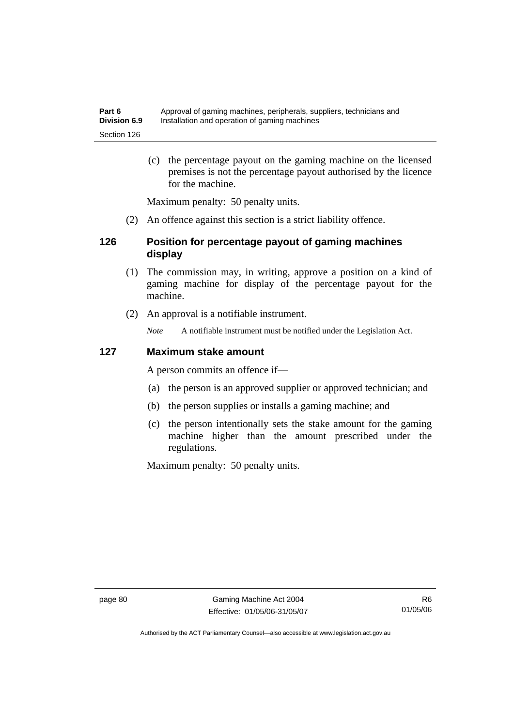(c) the percentage payout on the gaming machine on the licensed premises is not the percentage payout authorised by the licence for the machine.

Maximum penalty: 50 penalty units.

(2) An offence against this section is a strict liability offence.

### 126 Position for percentage payout of gaming machines display

(1) The commission may, in writing, approve a position on a kind of gaming machine for display of the percentage payout for the machine.

(2) An approval is a notifiable instrument.

*Note* A notifiable instrument must be notified under the Legislation Act.

### 127 Maximum stake amount

A person commits an offence if—

(a) the person is an approved supplier or approved technician; and

(b) the person supplies or installs a gaming machine; and

(c) the person intentionally sets the stake amount for the gaming machine higher than the amount prescribed under the regulations.

Maximum penalty: 50 penalty units.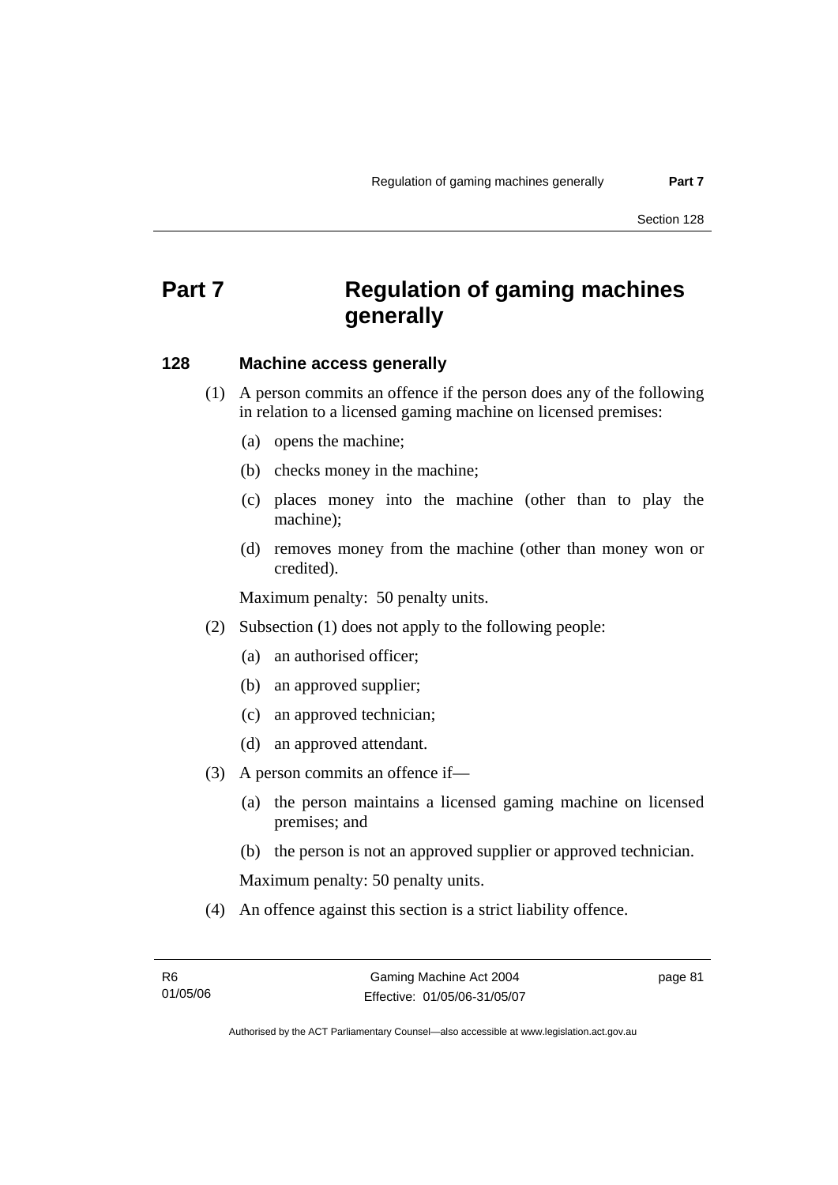# Part 7 Regulation of gaming machines generally

## 128 Machine access generally

(1) A person commits an offence if the person does any of the following in relation to a licensed gaming machine on licensed premises:

- (a) opens the machine;
- (b) checks money in the machine;
- (c) places money into the machine (other than to play the machine);
- (d) removes money from the machine (other than money won or credited).

Maximum penalty: 50 penalty units.

(2) Subsection (1) does not apply to the following people:

- (a) an authorised officer;
- (b) an approved supplier;
- (c) an approved technician;
- (d) an approved attendant.

(3) A person commits an offence if—

- (a) the person maintains a licensed gaming machine on licensed premises; and
- (b) the person is not an approved supplier or approved technician.

Maximum penalty: 50 penalty units.

(4) An offence against this section is a strict liability offence.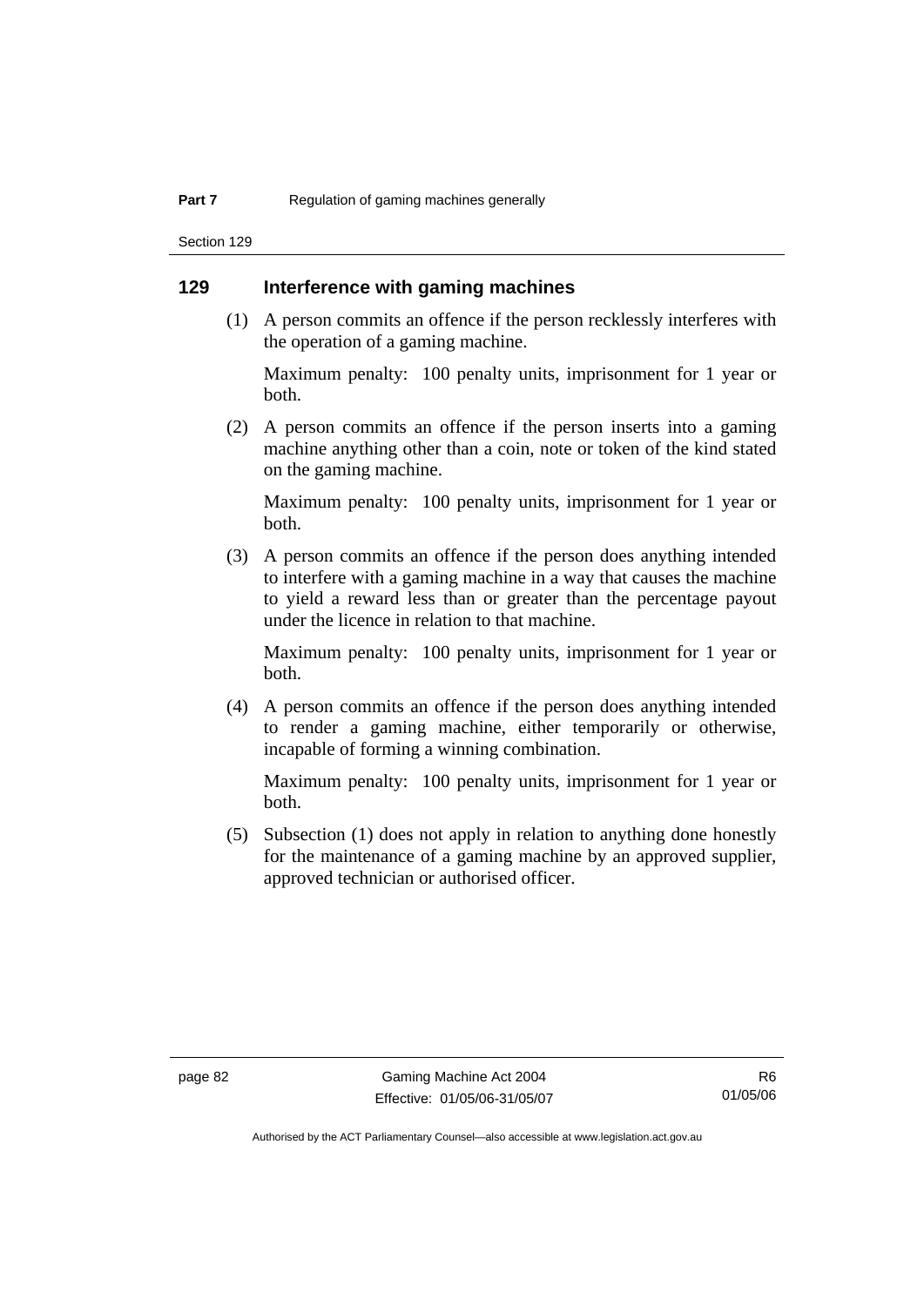## 129 Interference with gaming machines

(1) A person commits an offence if the person recklessly interferes with the operation of a gaming machine.

Maximum penalty: 100 penalty units, imprisonment for 1 year or both.

(2) A person commits an offence if the person inserts into a gaming machine anything other than a coin, note or token of the kind stated on the gaming machine.

Maximum penalty: 100 penalty units, imprisonment for 1 year or both.

(3) A person commits an offence if the person does anything intended to interfere with a gaming machine in a way that causes the machine to yield a reward less than or greater than the percentage payout under the licence in relation to that machine.

Maximum penalty: 100 penalty units, imprisonment for 1 year or both.

(4) A person commits an offence if the person does anything intended to render a gaming machine, either temporarily or otherwise, incapable of forming a winning combination.

Maximum penalty: 100 penalty units, imprisonment for 1 year or both.

(5) Subsection (1) does not apply in relation to anything done honestly for the maintenance of a gaming machine by an approved supplier, approved technician or authorised officer.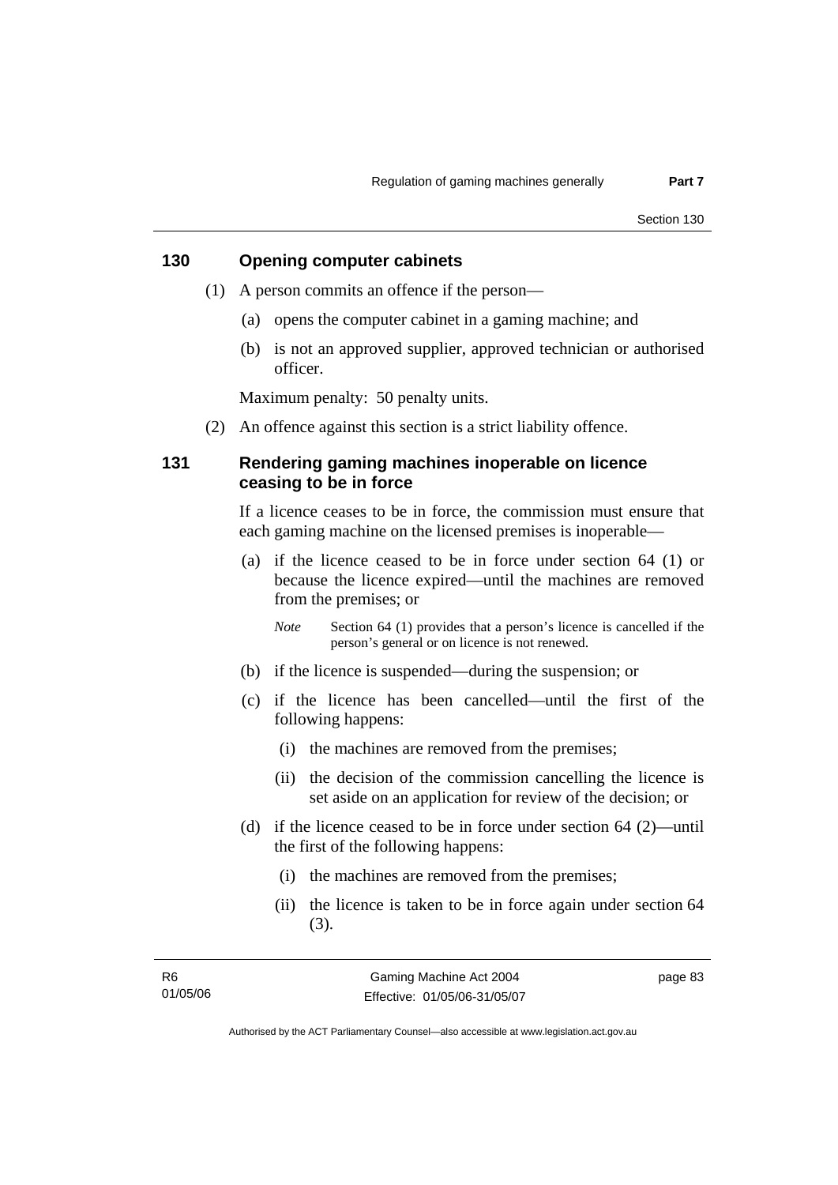## 130 Opening computer cabinets

(1) A person commits an offence if the person—

(a) opens the computer cabinet in a gaming machine; and

(b) is not an approved supplier, approved technician or authorised officer.

Maximum penalty: 50 penalty units.

(2) An offence against this section is a strict liability offence.

## 131 Rendering gaming machines inoperable on licence ceasing to be in force

If a licence ceases to be in force, the commission must ensure that each gaming machine on the licensed premises is inoperable—

(a) if the licence ceased to be in force under section 64 (1) or because the licence expired—until the machines are removed from the premises; or

*Note* Section 64 (1) provides that a person's licence is cancelled if the person's general or on licence is not renewed.

(b) if the licence is suspended—during the suspension; or

(c) if the licence has been cancelled—until the first of the following happens:

(i) the machines are removed from the premises;

(ii) the decision of the commission cancelling the licence is set aside on an application for review of the decision; or

(d) if the licence ceased to be in force under section 64 (2)—until the first of the following happens:

(i) the machines are removed from the premises;

(ii) the licence is taken to be in force again under section 64 (3).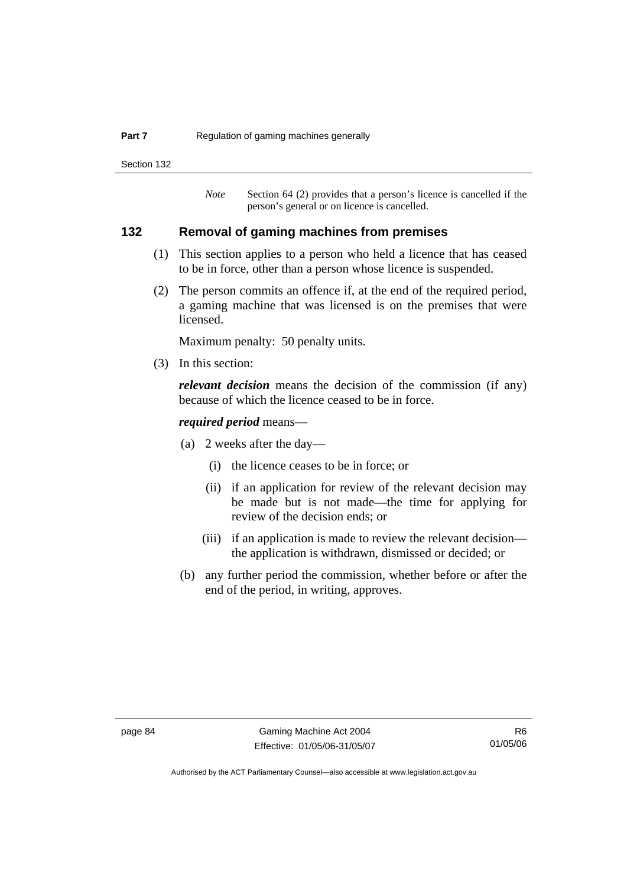*Note* Section 64 (2) provides that a person's licence is cancelled if the person's general or on licence is cancelled.

## 132 Removal of gaming machines from premises

(1) This section applies to a person who held a licence that has ceased to be in force, other than a person whose licence is suspended.

(2) The person commits an offence if, at the end of the required period, a gaming machine that was licensed is on the premises that were licensed.

Maximum penalty: 50 penalty units.

(3) In this section:

***relevant decision*** means the decision of the commission (if any) because of which the licence ceased to be in force.

***required period*** means—

(a) 2 weeks after the day—

(i) the licence ceases to be in force; or

(ii) if an application for review of the relevant decision may be made but is not made—the time for applying for review of the decision ends; or

(iii) if an application is made to review the relevant decision—the application is withdrawn, dismissed or decided; or

(b) any further period the commission, whether before or after the end of the period, in writing, approves.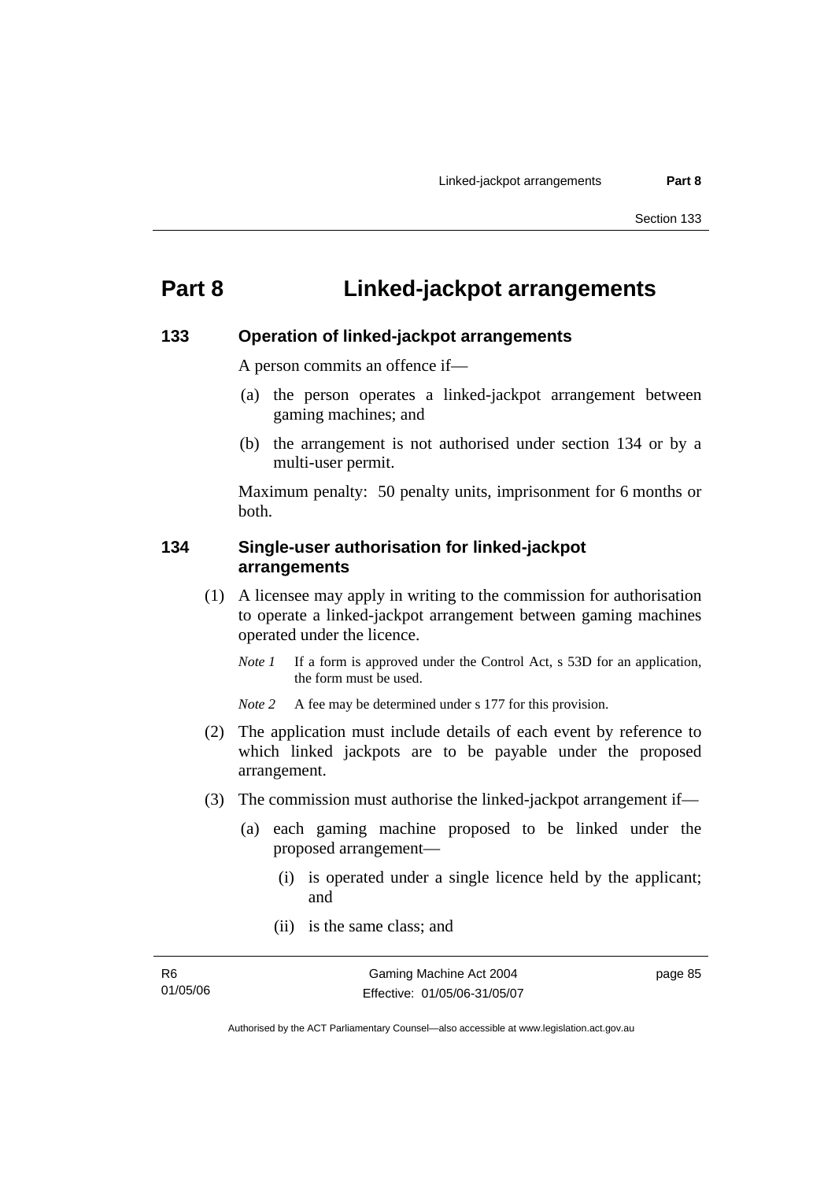# Part 8 Linked-jackpot arrangements

## 133 Operation of linked-jackpot arrangements

A person commits an offence if—

(a) the person operates a linked-jackpot arrangement between gaming machines; and

(b) the arrangement is not authorised under section 134 or by a multi-user permit.

Maximum penalty: 50 penalty units, imprisonment for 6 months or both.

## 134 Single-user authorisation for linked-jackpot arrangements

(1) A licensee may apply in writing to the commission for authorisation to operate a linked-jackpot arrangement between gaming machines operated under the licence.

*Note 1* If a form is approved under the Control Act, s 53D for an application, the form must be used.

*Note 2* A fee may be determined under s 177 for this provision.

(2) The application must include details of each event by reference to which linked jackpots are to be payable under the proposed arrangement.

(3) The commission must authorise the linked-jackpot arrangement if—

(a) each gaming machine proposed to be linked under the proposed arrangement—

(i) is operated under a single licence held by the applicant; and

(ii) is the same class; and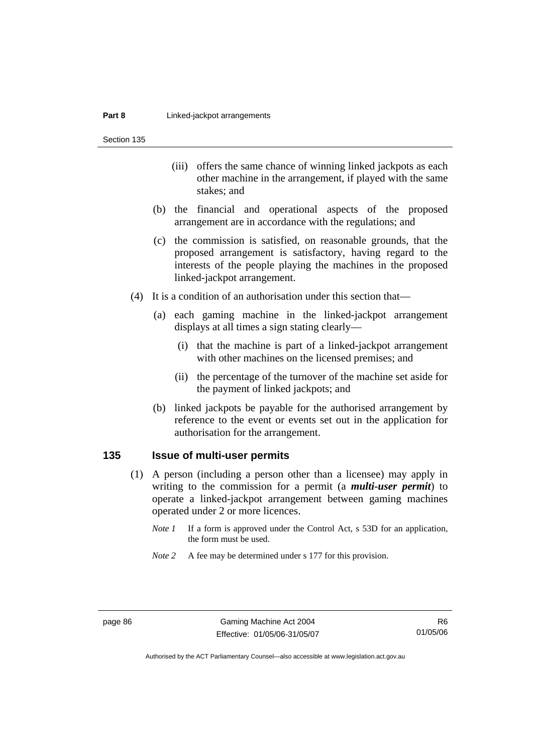(iii) offers the same chance of winning linked jackpots as each other machine in the arrangement, if played with the same stakes; and

(b) the financial and operational aspects of the proposed arrangement are in accordance with the regulations; and

(c) the commission is satisfied, on reasonable grounds, that the proposed arrangement is satisfactory, having regard to the interests of the people playing the machines in the proposed linked-jackpot arrangement.

(4) It is a condition of an authorisation under this section that—

(a) each gaming machine in the linked-jackpot arrangement displays at all times a sign stating clearly—

(i) that the machine is part of a linked-jackpot arrangement with other machines on the licensed premises; and

(ii) the percentage of the turnover of the machine set aside for the payment of linked jackpots; and

(b) linked jackpots be payable for the authorised arrangement by reference to the event or events set out in the application for authorisation for the arrangement.

## 135 Issue of multi-user permits

(1) A person (including a person other than a licensee) may apply in writing to the commission for a permit (a ***multi-user permit***) to operate a linked-jackpot arrangement between gaming machines operated under 2 or more licences.

*Note 1* If a form is approved under the Control Act, s 53D for an application, the form must be used.

*Note 2* A fee may be determined under s 177 for this provision.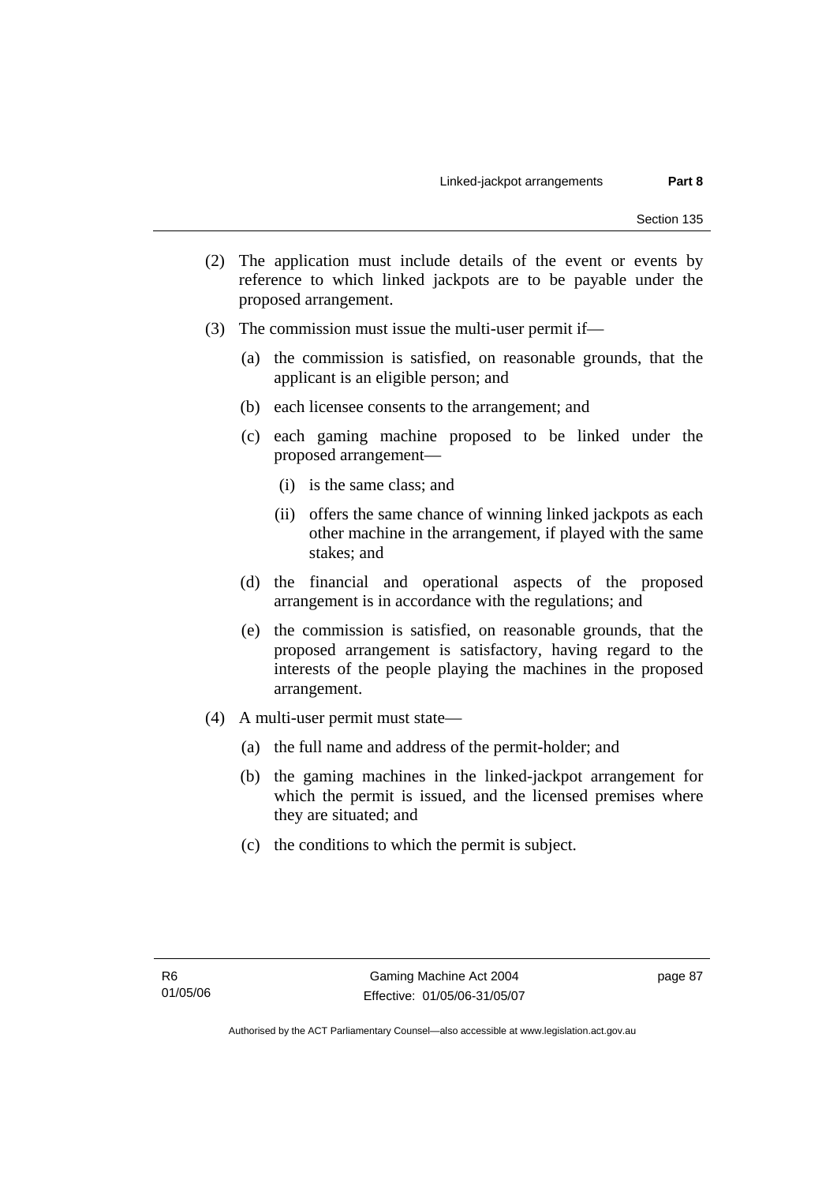(2) The application must include details of the event or events by reference to which linked jackpots are to be payable under the proposed arrangement.

(3) The commission must issue the multi-user permit if—

(a) the commission is satisfied, on reasonable grounds, that the applicant is an eligible person; and

(b) each licensee consents to the arrangement; and

(c) each gaming machine proposed to be linked under the proposed arrangement—

(i) is the same class; and

(ii) offers the same chance of winning linked jackpots as each other machine in the arrangement, if played with the same stakes; and

(d) the financial and operational aspects of the proposed arrangement is in accordance with the regulations; and

(e) the commission is satisfied, on reasonable grounds, that the proposed arrangement is satisfactory, having regard to the interests of the people playing the machines in the proposed arrangement.

(4) A multi-user permit must state—

(a) the full name and address of the permit-holder; and

(b) the gaming machines in the linked-jackpot arrangement for which the permit is issued, and the licensed premises where they are situated; and

(c) the conditions to which the permit is subject.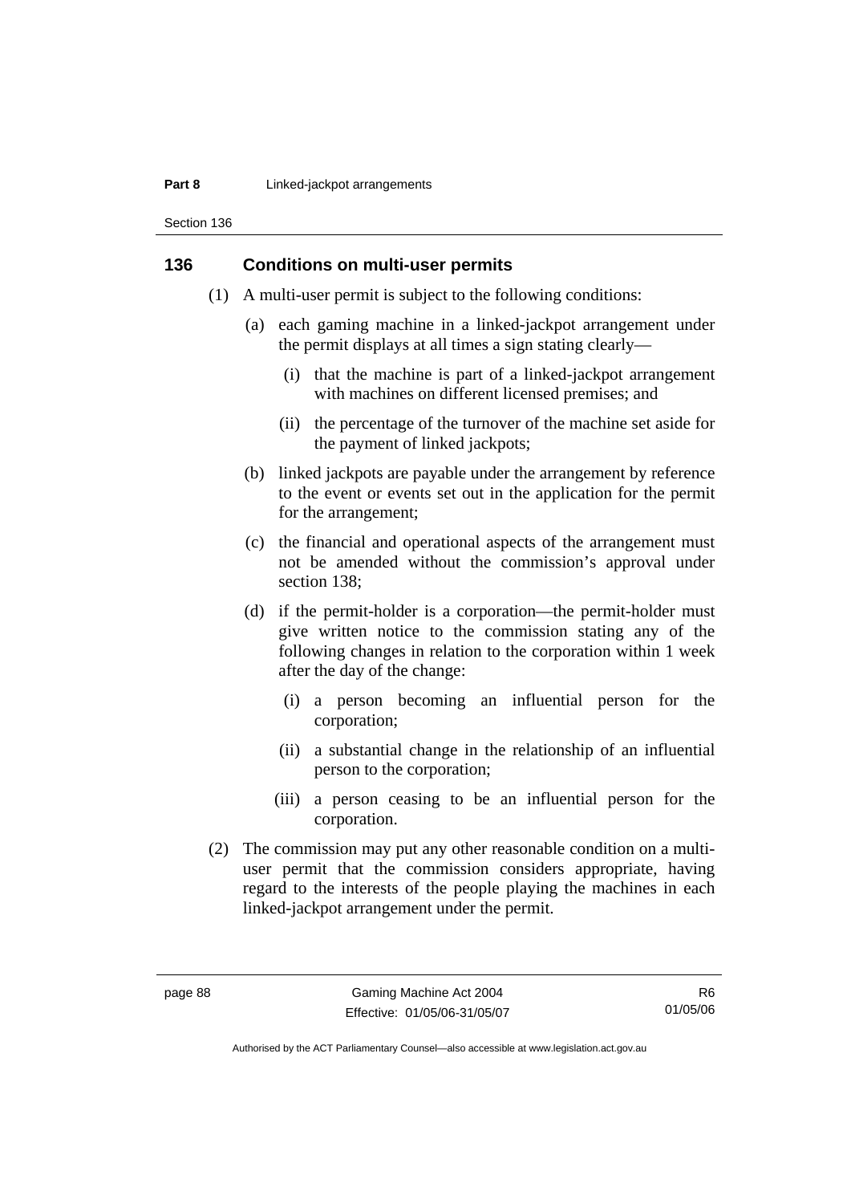## 136 Conditions on multi-user permits

(1) A multi-user permit is subject to the following conditions:

(a) each gaming machine in a linked-jackpot arrangement under the permit displays at all times a sign stating clearly—

(i) that the machine is part of a linked-jackpot arrangement with machines on different licensed premises; and

(ii) the percentage of the turnover of the machine set aside for the payment of linked jackpots;

(b) linked jackpots are payable under the arrangement by reference to the event or events set out in the application for the permit for the arrangement;

(c) the financial and operational aspects of the arrangement must not be amended without the commission's approval under section 138;

(d) if the permit-holder is a corporation—the permit-holder must give written notice to the commission stating any of the following changes in relation to the corporation within 1 week after the day of the change:

(i) a person becoming an influential person for the corporation;

(ii) a substantial change in the relationship of an influential person to the corporation;

(iii) a person ceasing to be an influential person for the corporation.

(2) The commission may put any other reasonable condition on a multi-user permit that the commission considers appropriate, having regard to the interests of the people playing the machines in each linked-jackpot arrangement under the permit.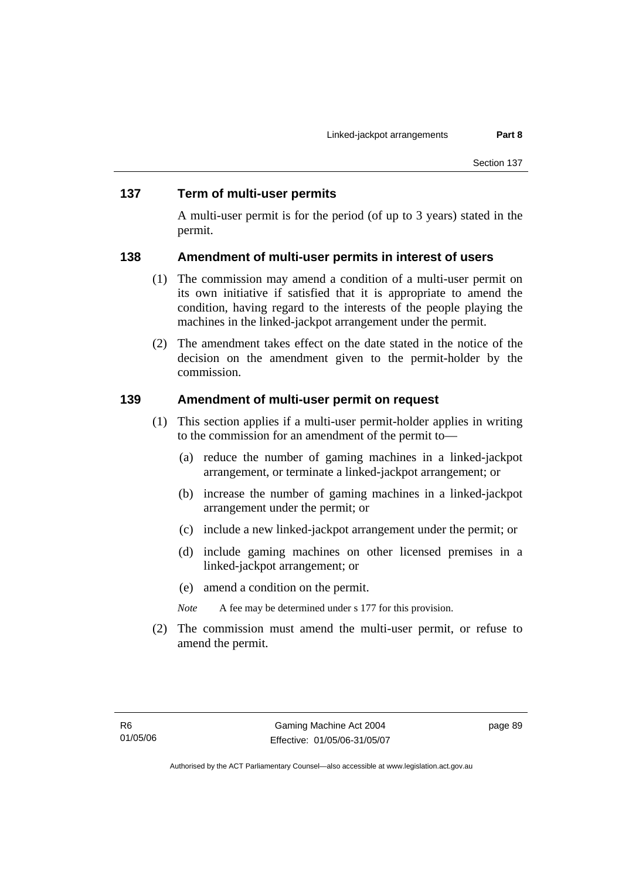## 137 Term of multi-user permits

A multi-user permit is for the period (of up to 3 years) stated in the permit.

## 138 Amendment of multi-user permits in interest of users

(1) The commission may amend a condition of a multi-user permit on its own initiative if satisfied that it is appropriate to amend the condition, having regard to the interests of the people playing the machines in the linked-jackpot arrangement under the permit.

(2) The amendment takes effect on the date stated in the notice of the decision on the amendment given to the permit-holder by the commission.

## 139 Amendment of multi-user permit on request

(1) This section applies if a multi-user permit-holder applies in writing to the commission for an amendment of the permit to—

(a) reduce the number of gaming machines in a linked-jackpot arrangement, or terminate a linked-jackpot arrangement; or

(b) increase the number of gaming machines in a linked-jackpot arrangement under the permit; or

(c) include a new linked-jackpot arrangement under the permit; or

(d) include gaming machines on other licensed premises in a linked-jackpot arrangement; or

(e) amend a condition on the permit.

*Note* A fee may be determined under s 177 for this provision.

(2) The commission must amend the multi-user permit, or refuse to amend the permit.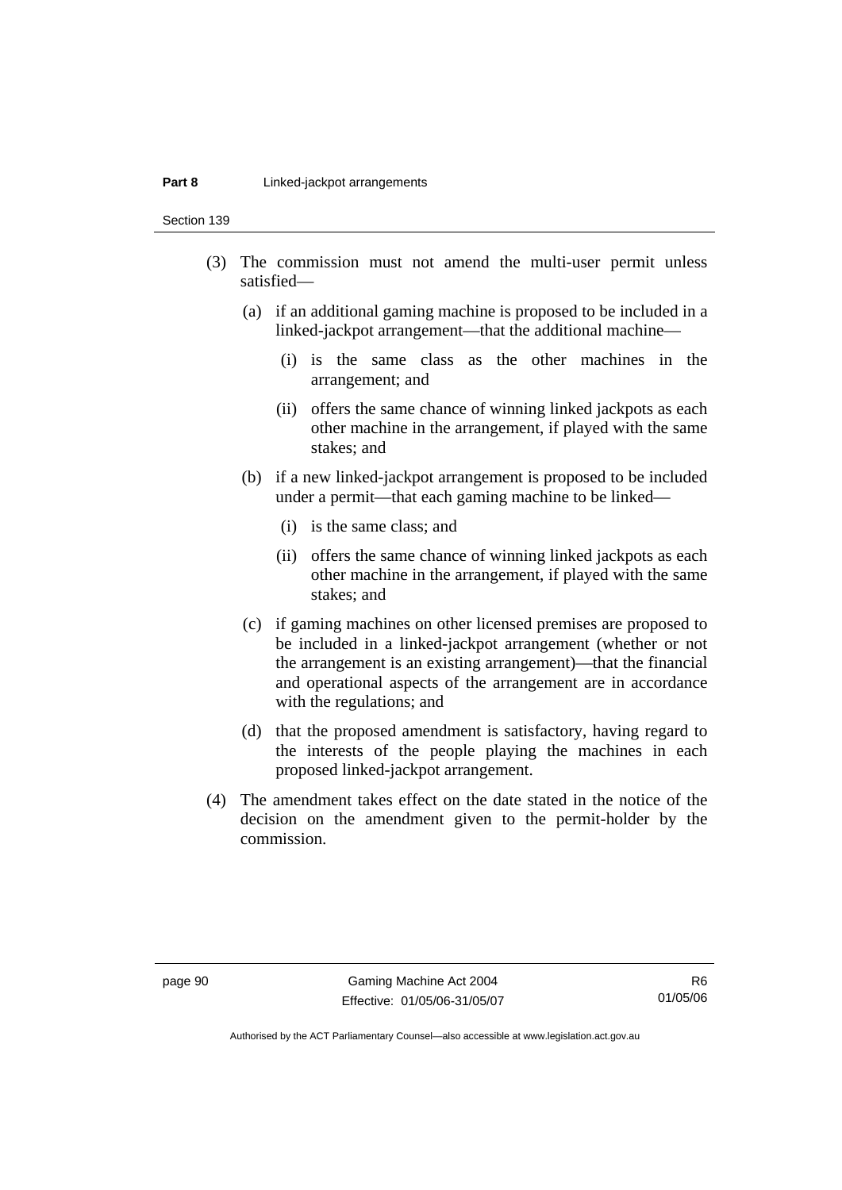(3) The commission must not amend the multi-user permit unless satisfied—

(a) if an additional gaming machine is proposed to be included in a linked-jackpot arrangement—that the additional machine—

(i) is the same class as the other machines in the arrangement; and

(ii) offers the same chance of winning linked jackpots as each other machine in the arrangement, if played with the same stakes; and

(b) if a new linked-jackpot arrangement is proposed to be included under a permit—that each gaming machine to be linked—

(i) is the same class; and

(ii) offers the same chance of winning linked jackpots as each other machine in the arrangement, if played with the same stakes; and

(c) if gaming machines on other licensed premises are proposed to be included in a linked-jackpot arrangement (whether or not the arrangement is an existing arrangement)—that the financial and operational aspects of the arrangement are in accordance with the regulations; and

(d) that the proposed amendment is satisfactory, having regard to the interests of the people playing the machines in each proposed linked-jackpot arrangement.

(4) The amendment takes effect on the date stated in the notice of the decision on the amendment given to the permit-holder by the commission.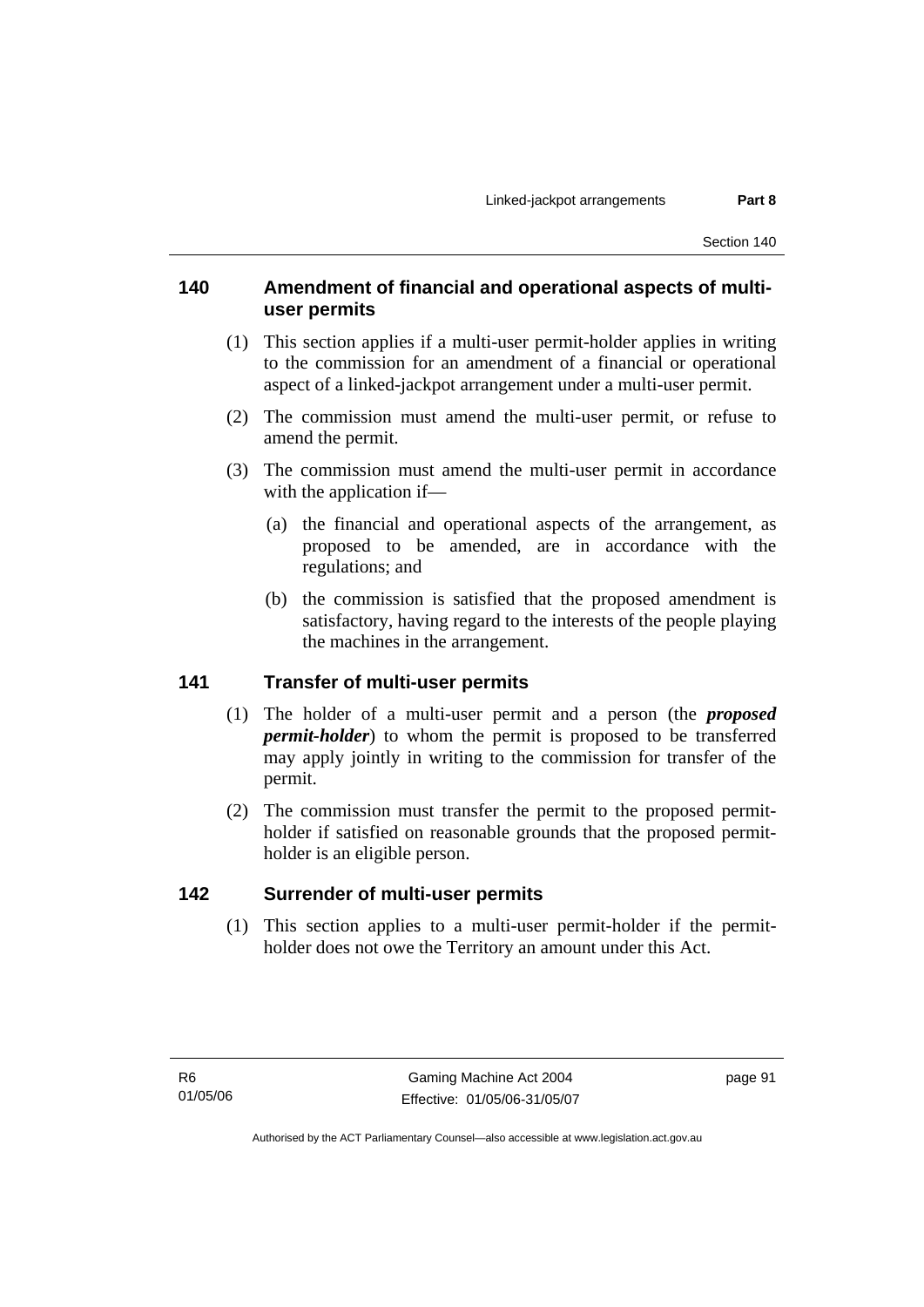## 140 Amendment of financial and operational aspects of multi-user permits

(1) This section applies if a multi-user permit-holder applies in writing to the commission for an amendment of a financial or operational aspect of a linked-jackpot arrangement under a multi-user permit.

(2) The commission must amend the multi-user permit, or refuse to amend the permit.

(3) The commission must amend the multi-user permit in accordance with the application if—

(a) the financial and operational aspects of the arrangement, as proposed to be amended, are in accordance with the regulations; and

(b) the commission is satisfied that the proposed amendment is satisfactory, having regard to the interests of the people playing the machines in the arrangement.

## 141 Transfer of multi-user permits

(1) The holder of a multi-user permit and a person (the ***proposed permit-holder***) to whom the permit is proposed to be transferred may apply jointly in writing to the commission for transfer of the permit.

(2) The commission must transfer the permit to the proposed permit-holder if satisfied on reasonable grounds that the proposed permit-holder is an eligible person.

## 142 Surrender of multi-user permits

(1) This section applies to a multi-user permit-holder if the permit-holder does not owe the Territory an amount under this Act.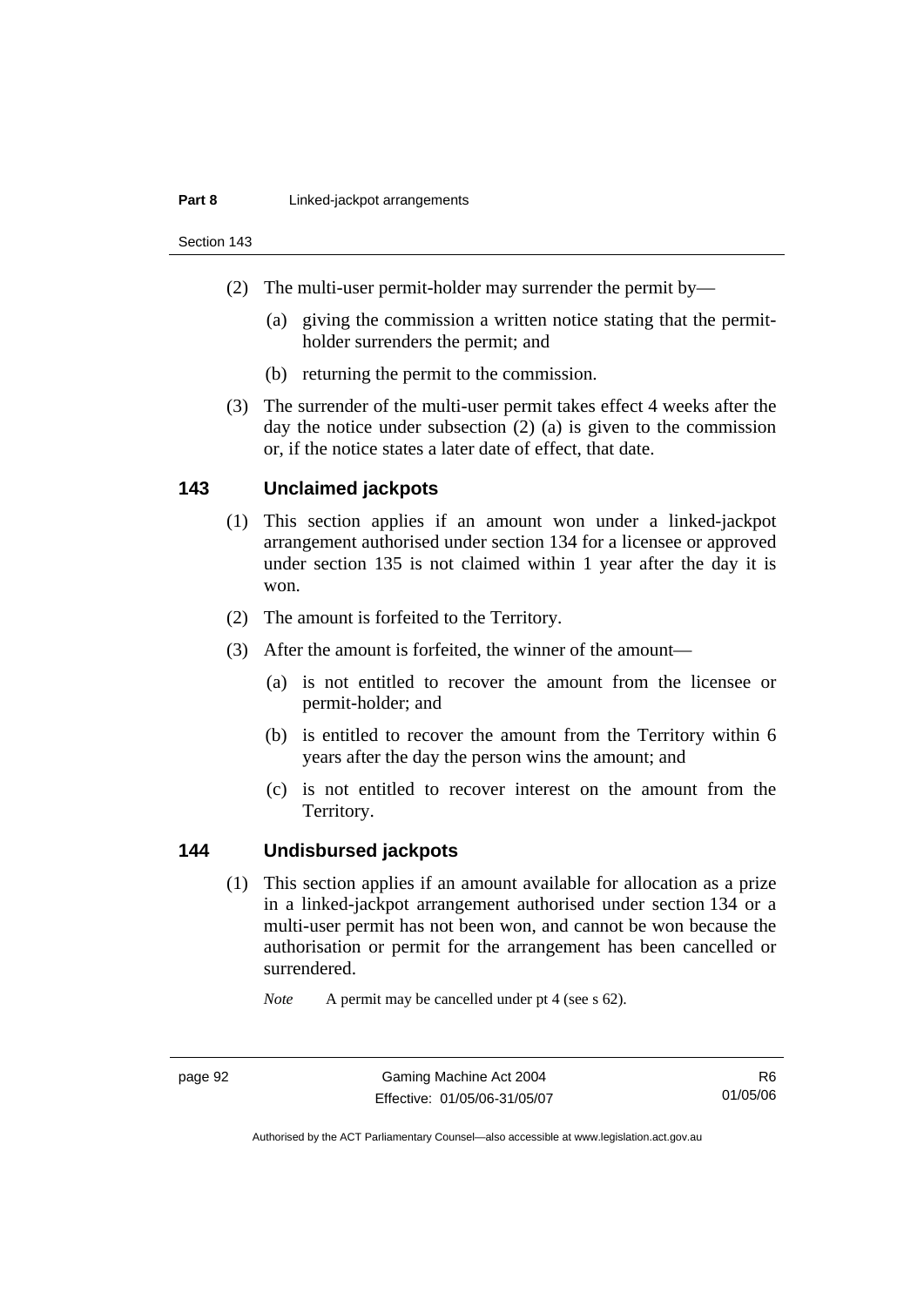(2) The multi-user permit-holder may surrender the permit by—

(a) giving the commission a written notice stating that the permit-holder surrenders the permit; and

(b) returning the permit to the commission.

(3) The surrender of the multi-user permit takes effect 4 weeks after the day the notice under subsection (2) (a) is given to the commission or, if the notice states a later date of effect, that date.

## 143 Unclaimed jackpots

(1) This section applies if an amount won under a linked-jackpot arrangement authorised under section 134 for a licensee or approved under section 135 is not claimed within 1 year after the day it is won.

(2) The amount is forfeited to the Territory.

(3) After the amount is forfeited, the winner of the amount—

(a) is not entitled to recover the amount from the licensee or permit-holder; and

(b) is entitled to recover the amount from the Territory within 6 years after the day the person wins the amount; and

(c) is not entitled to recover interest on the amount from the Territory.

## 144 Undisbursed jackpots

(1) This section applies if an amount available for allocation as a prize in a linked-jackpot arrangement authorised under section 134 or a multi-user permit has not been won, and cannot be won because the authorisation or permit for the arrangement has been cancelled or surrendered.

*Note* A permit may be cancelled under pt 4 (see s 62).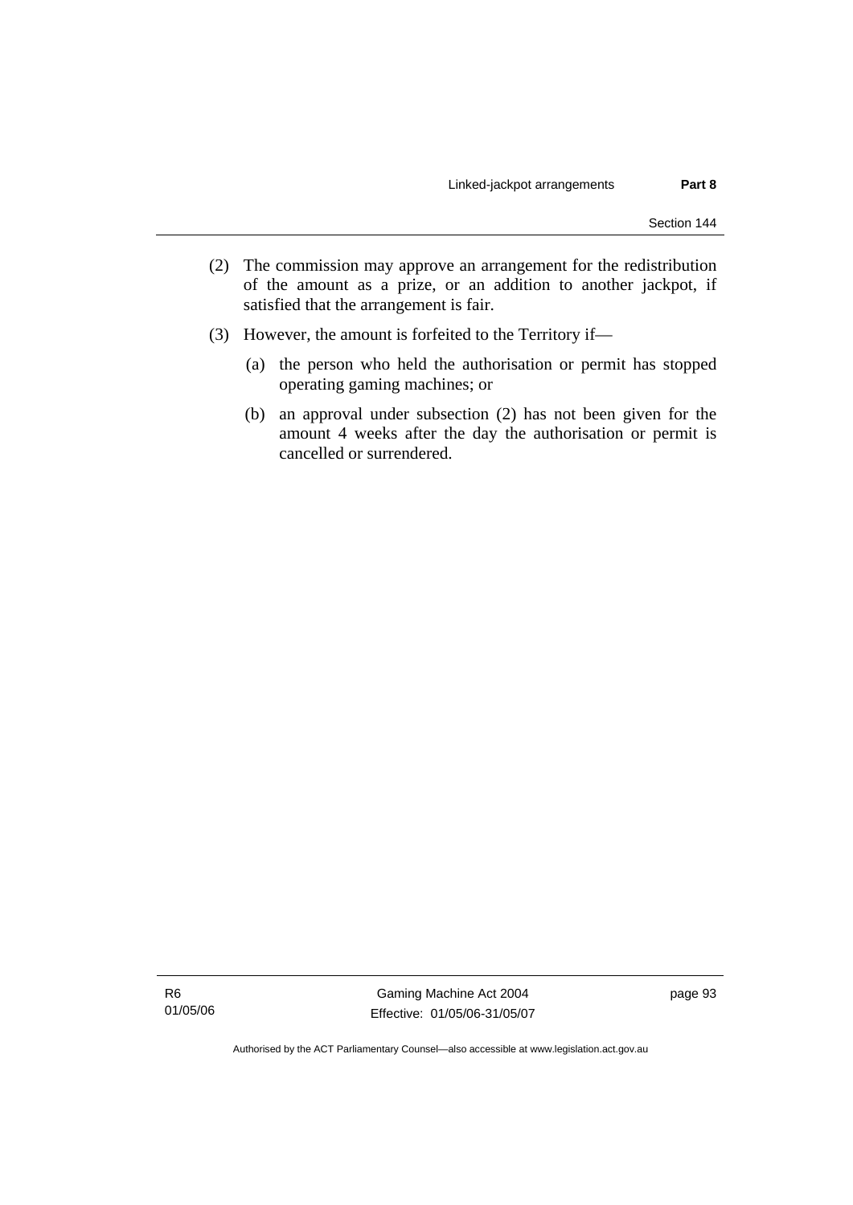(2) The commission may approve an arrangement for the redistribution of the amount as a prize, or an addition to another jackpot, if satisfied that the arrangement is fair.

(3) However, the amount is forfeited to the Territory if—

   (a) the person who held the authorisation or permit has stopped operating gaming machines; or

   (b) an approval under subsection (2) has not been given for the amount 4 weeks after the day the authorisation or permit is cancelled or surrendered.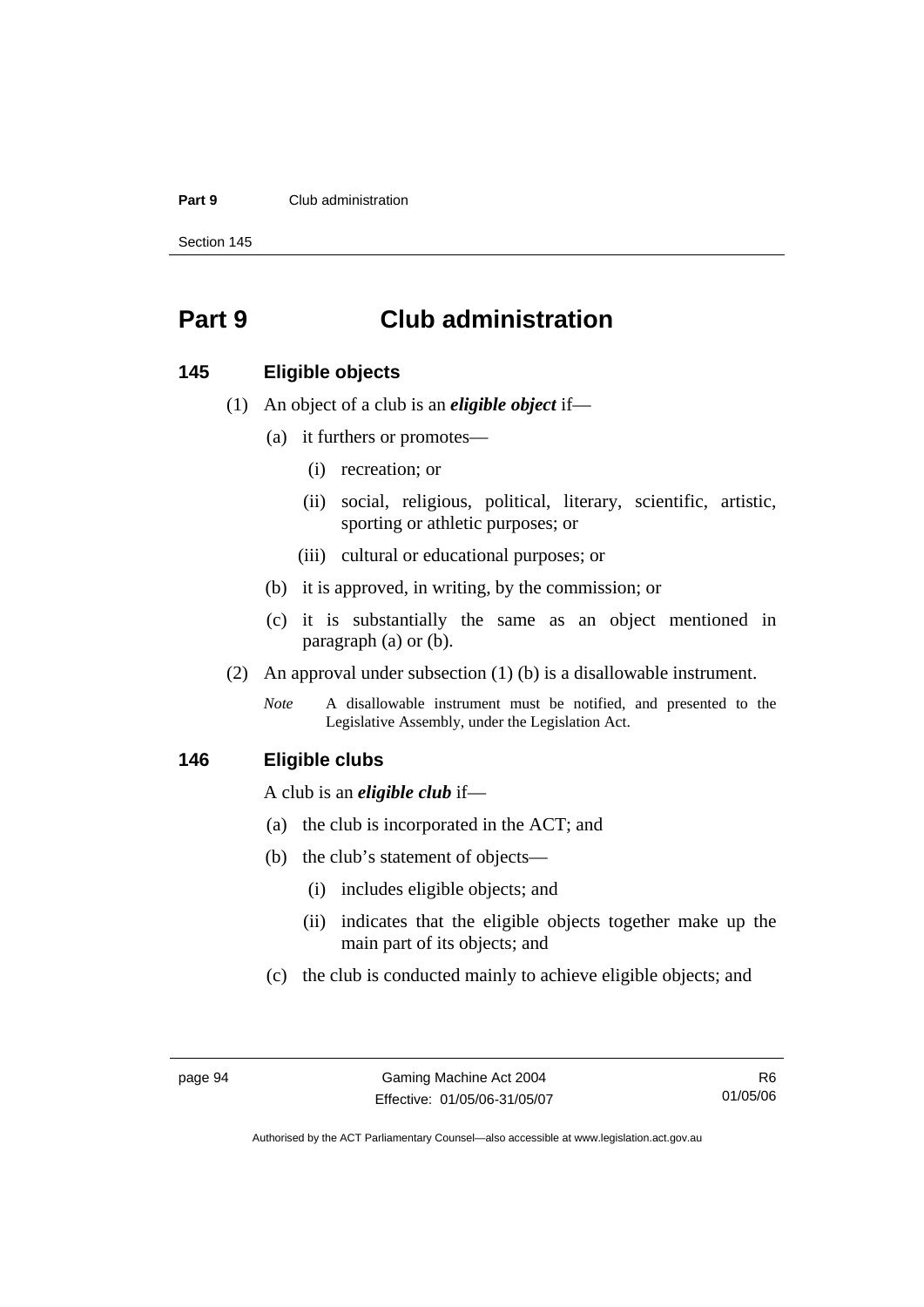# Part 9 Club administration

## 145 Eligible objects

(1) An object of a club is an ***eligible object*** if—

(a) it furthers or promotes—

(i) recreation; or

(ii) social, religious, political, literary, scientific, artistic, sporting or athletic purposes; or

(iii) cultural or educational purposes; or

(b) it is approved, in writing, by the commission; or

(c) it is substantially the same as an object mentioned in paragraph (a) or (b).

(2) An approval under subsection (1) (b) is a disallowable instrument.

*Note* A disallowable instrument must be notified, and presented to the Legislative Assembly, under the Legislation Act.

## 146 Eligible clubs

A club is an ***eligible club*** if—

(a) the club is incorporated in the ACT; and

(b) the club's statement of objects—

(i) includes eligible objects; and

(ii) indicates that the eligible objects together make up the main part of its objects; and

(c) the club is conducted mainly to achieve eligible objects; and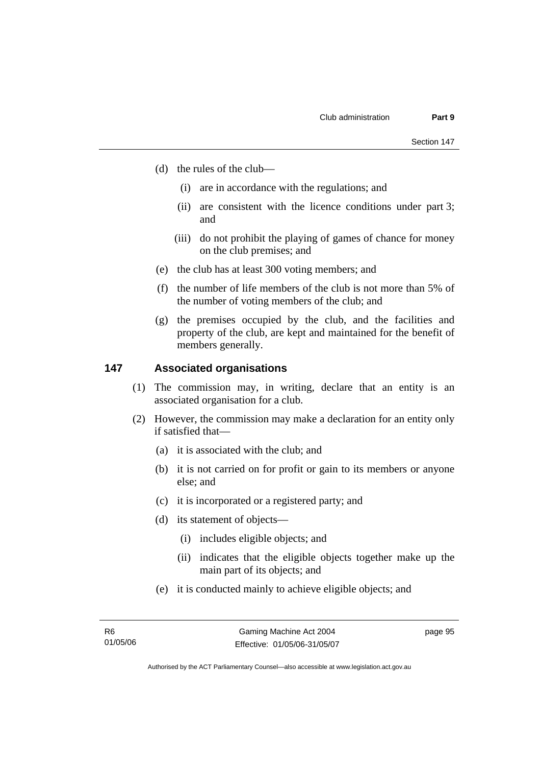(d) the rules of the club—

  (i) are in accordance with the regulations; and

  (ii) are consistent with the licence conditions under part 3; and

  (iii) do not prohibit the playing of games of chance for money on the club premises; and

(e) the club has at least 300 voting members; and

(f) the number of life members of the club is not more than 5% of the number of voting members of the club; and

(g) the premises occupied by the club, and the facilities and property of the club, are kept and maintained for the benefit of members generally.

### 147 Associated organisations

(1) The commission may, in writing, declare that an entity is an associated organisation for a club.

(2) However, the commission may make a declaration for an entity only if satisfied that—

  (a) it is associated with the club; and

  (b) it is not carried on for profit or gain to its members or anyone else; and

  (c) it is incorporated or a registered party; and

  (d) its statement of objects—

    (i) includes eligible objects; and

    (ii) indicates that the eligible objects together make up the main part of its objects; and

  (e) it is conducted mainly to achieve eligible objects; and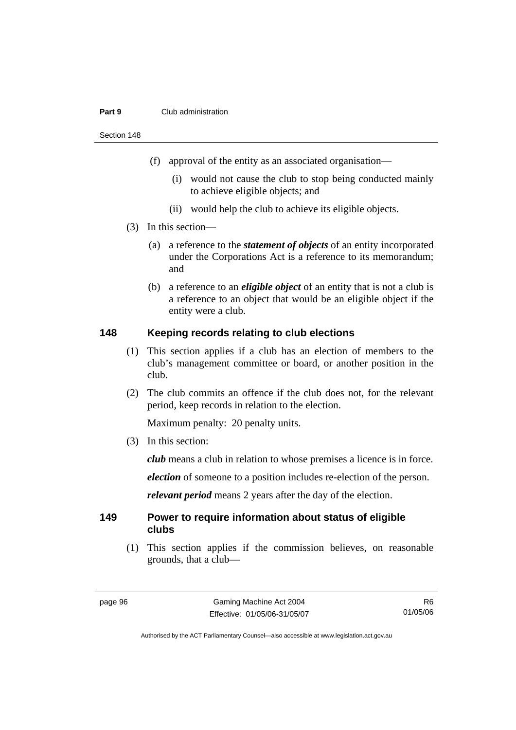(f) approval of the entity as an associated organisation—

(i) would not cause the club to stop being conducted mainly to achieve eligible objects; and

(ii) would help the club to achieve its eligible objects.

(3) In this section—

(a) a reference to the ***statement of objects*** of an entity incorporated under the Corporations Act is a reference to its memorandum; and

(b) a reference to an ***eligible object*** of an entity that is not a club is a reference to an object that would be an eligible object if the entity were a club.

## 148 Keeping records relating to club elections

(1) This section applies if a club has an election of members to the club's management committee or board, or another position in the club.

(2) The club commits an offence if the club does not, for the relevant period, keep records in relation to the election.

Maximum penalty: 20 penalty units.

(3) In this section:

***club*** means a club in relation to whose premises a licence is in force.

***election*** of someone to a position includes re-election of the person.

***relevant period*** means 2 years after the day of the election.

## 149 Power to require information about status of eligible clubs

(1) This section applies if the commission believes, on reasonable grounds, that a club—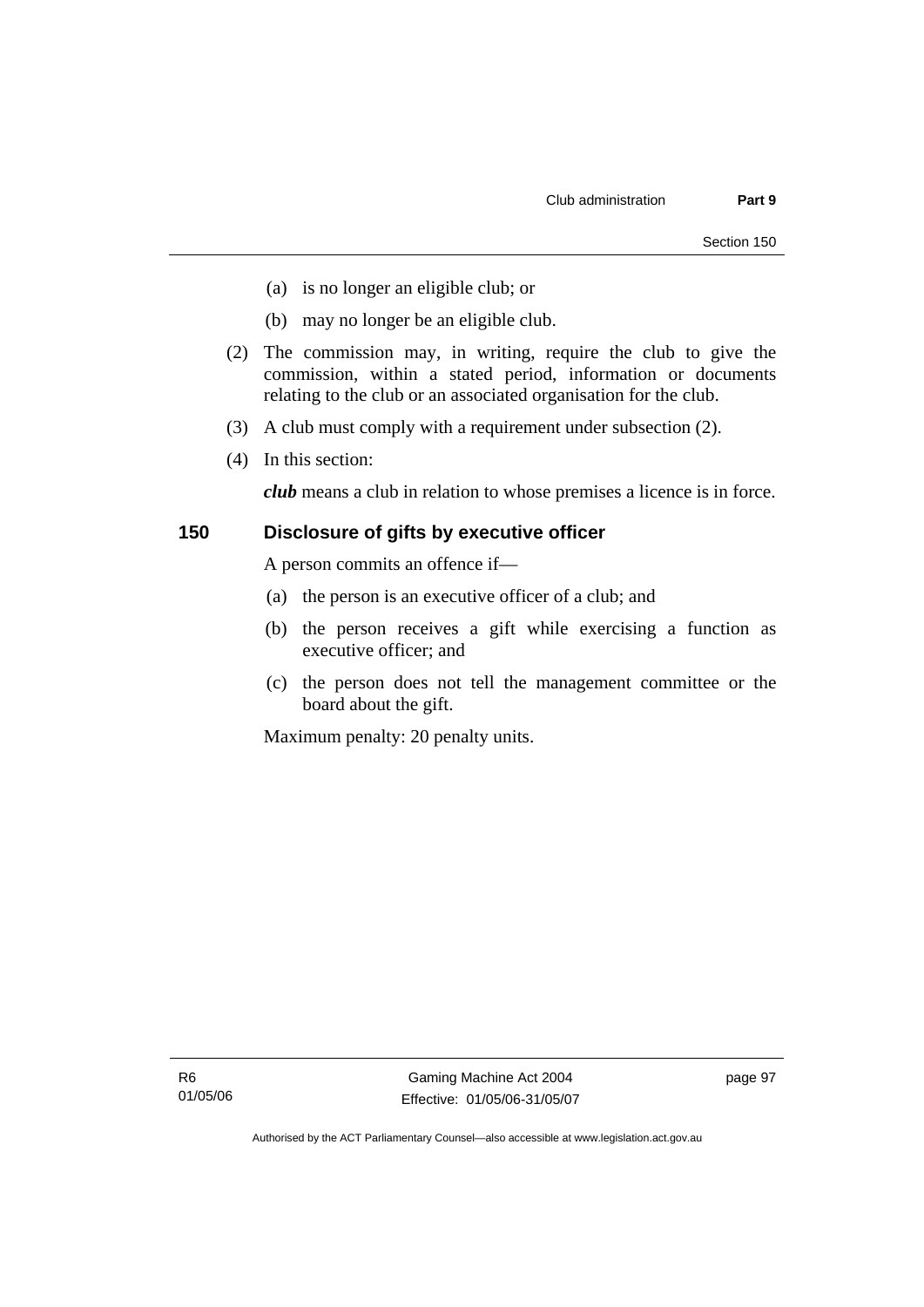(a) is no longer an eligible club; or

(b) may no longer be an eligible club.

(2) The commission may, in writing, require the club to give the commission, within a stated period, information or documents relating to the club or an associated organisation for the club.

(3) A club must comply with a requirement under subsection (2).

(4) In this section:

***club*** means a club in relation to whose premises a licence is in force.

### 150 Disclosure of gifts by executive officer

A person commits an offence if—

(a) the person is an executive officer of a club; and

(b) the person receives a gift while exercising a function as executive officer; and

(c) the person does not tell the management committee or the board about the gift.

Maximum penalty: 20 penalty units.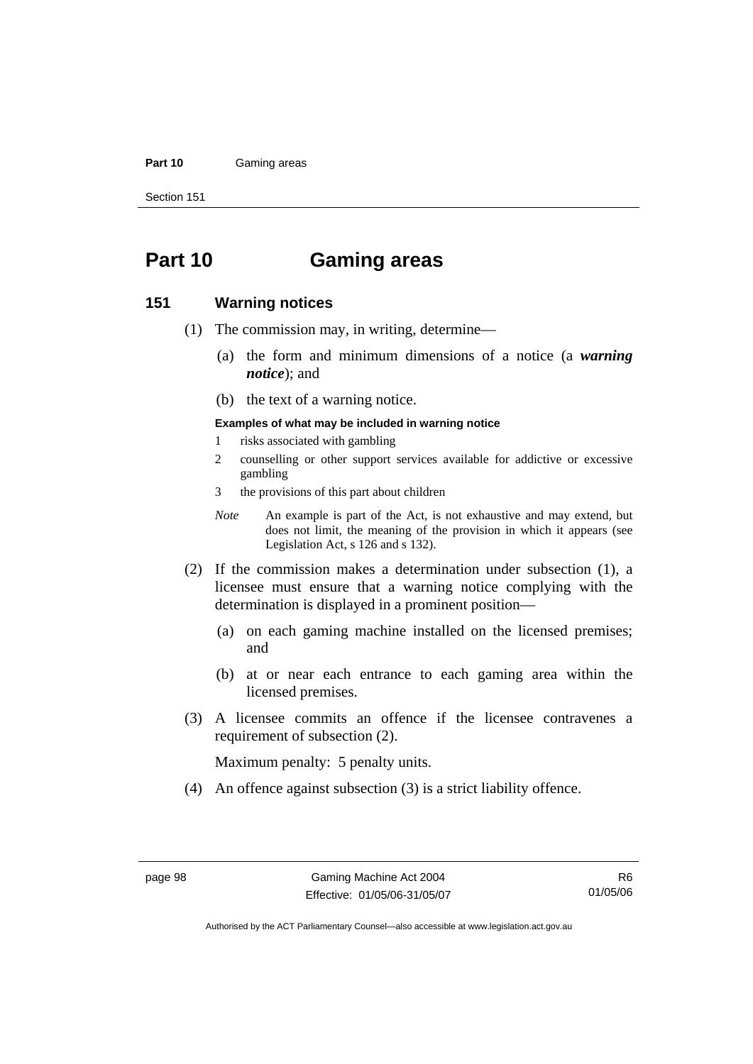# Part 10 Gaming areas

## 151 Warning notices

(1) The commission may, in writing, determine—

(a) the form and minimum dimensions of a notice (a ***warning notice***); and

(b) the text of a warning notice.

**Examples of what may be included in warning notice**

1 risks associated with gambling

2 counselling or other support services available for addictive or excessive gambling

3 the provisions of this part about children

*Note* An example is part of the Act, is not exhaustive and may extend, but does not limit, the meaning of the provision in which it appears (see Legislation Act, s 126 and s 132).

(2) If the commission makes a determination under subsection (1), a licensee must ensure that a warning notice complying with the determination is displayed in a prominent position—

(a) on each gaming machine installed on the licensed premises; and

(b) at or near each entrance to each gaming area within the licensed premises.

(3) A licensee commits an offence if the licensee contravenes a requirement of subsection (2).

Maximum penalty: 5 penalty units.

(4) An offence against subsection (3) is a strict liability offence.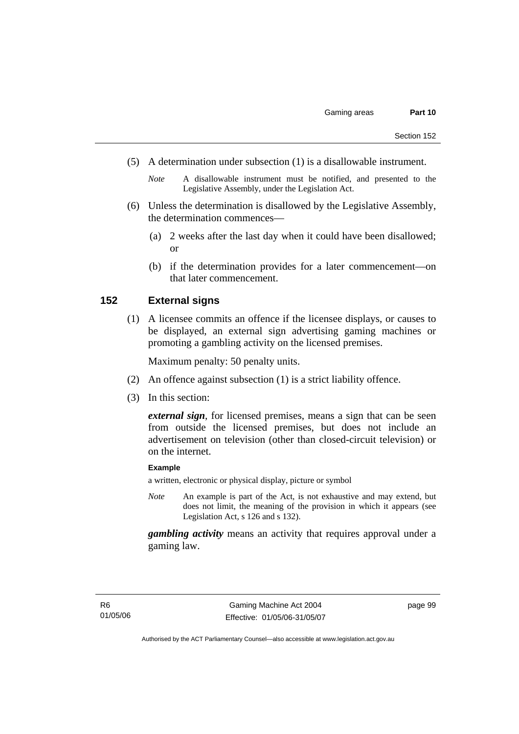(5) A determination under subsection (1) is a disallowable instrument.

*Note* A disallowable instrument must be notified, and presented to the Legislative Assembly, under the Legislation Act.

(6) Unless the determination is disallowed by the Legislative Assembly, the determination commences—

(a) 2 weeks after the last day when it could have been disallowed; or

(b) if the determination provides for a later commencement—on that later commencement.

## 152 External signs

(1) A licensee commits an offence if the licensee displays, or causes to be displayed, an external sign advertising gaming machines or promoting a gambling activity on the licensed premises.

Maximum penalty: 50 penalty units.

(2) An offence against subsection (1) is a strict liability offence.

(3) In this section:

***external sign***, for licensed premises, means a sign that can be seen from outside the licensed premises, but does not include an advertisement on television (other than closed-circuit television) or on the internet.

**Example**

a written, electronic or physical display, picture or symbol

*Note* An example is part of the Act, is not exhaustive and may extend, but does not limit, the meaning of the provision in which it appears (see Legislation Act, s 126 and s 132).

***gambling activity*** means an activity that requires approval under a gaming law.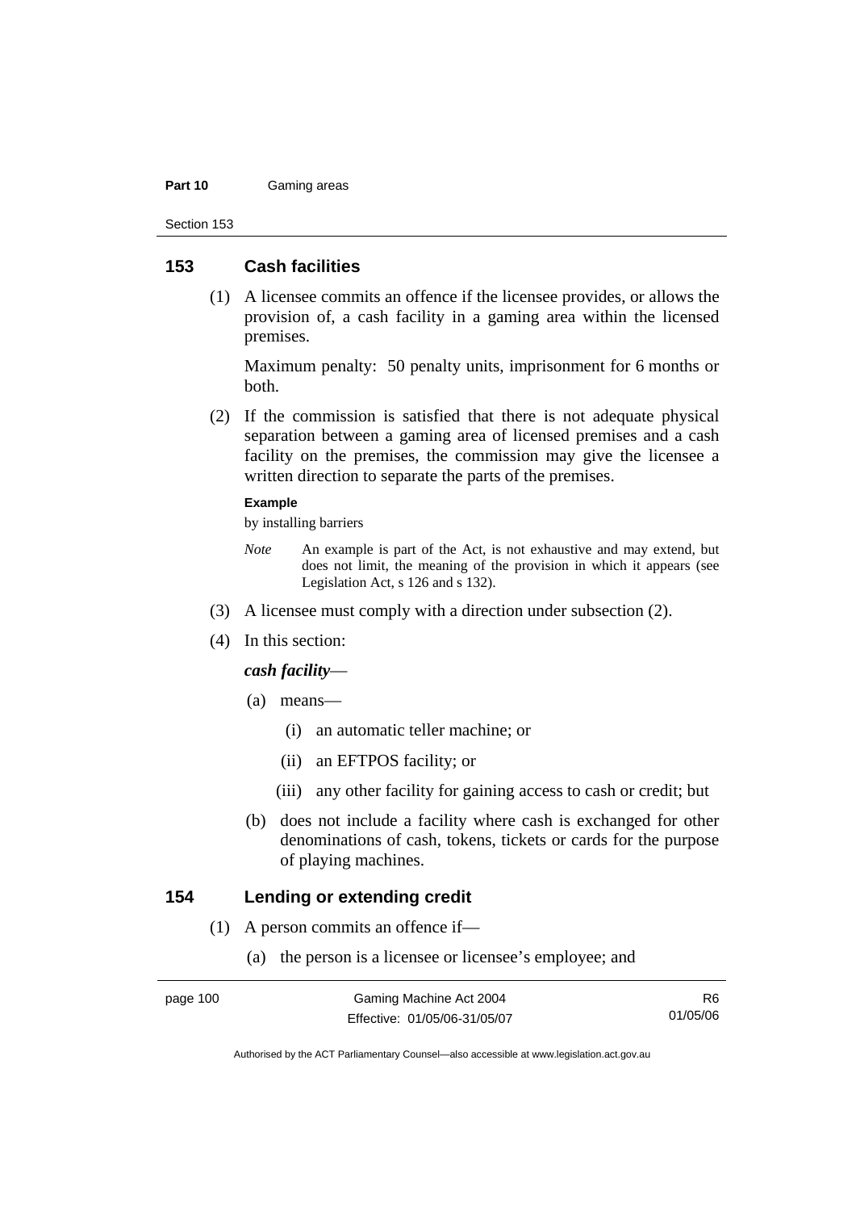## 153 Cash facilities

(1) A licensee commits an offence if the licensee provides, or allows the provision of, a cash facility in a gaming area within the licensed premises.

Maximum penalty: 50 penalty units, imprisonment for 6 months or both.

(2) If the commission is satisfied that there is not adequate physical separation between a gaming area of licensed premises and a cash facility on the premises, the commission may give the licensee a written direction to separate the parts of the premises.

**Example**

by installing barriers

*Note* An example is part of the Act, is not exhaustive and may extend, but does not limit, the meaning of the provision in which it appears (see Legislation Act, s 126 and s 132).

(3) A licensee must comply with a direction under subsection (2).

(4) In this section:

***cash facility***—

(a) means—

(i) an automatic teller machine; or

(ii) an EFTPOS facility; or

(iii) any other facility for gaining access to cash or credit; but

(b) does not include a facility where cash is exchanged for other denominations of cash, tokens, tickets or cards for the purpose of playing machines.

## 154 Lending or extending credit

(1) A person commits an offence if—

(a) the person is a licensee or licensee's employee; and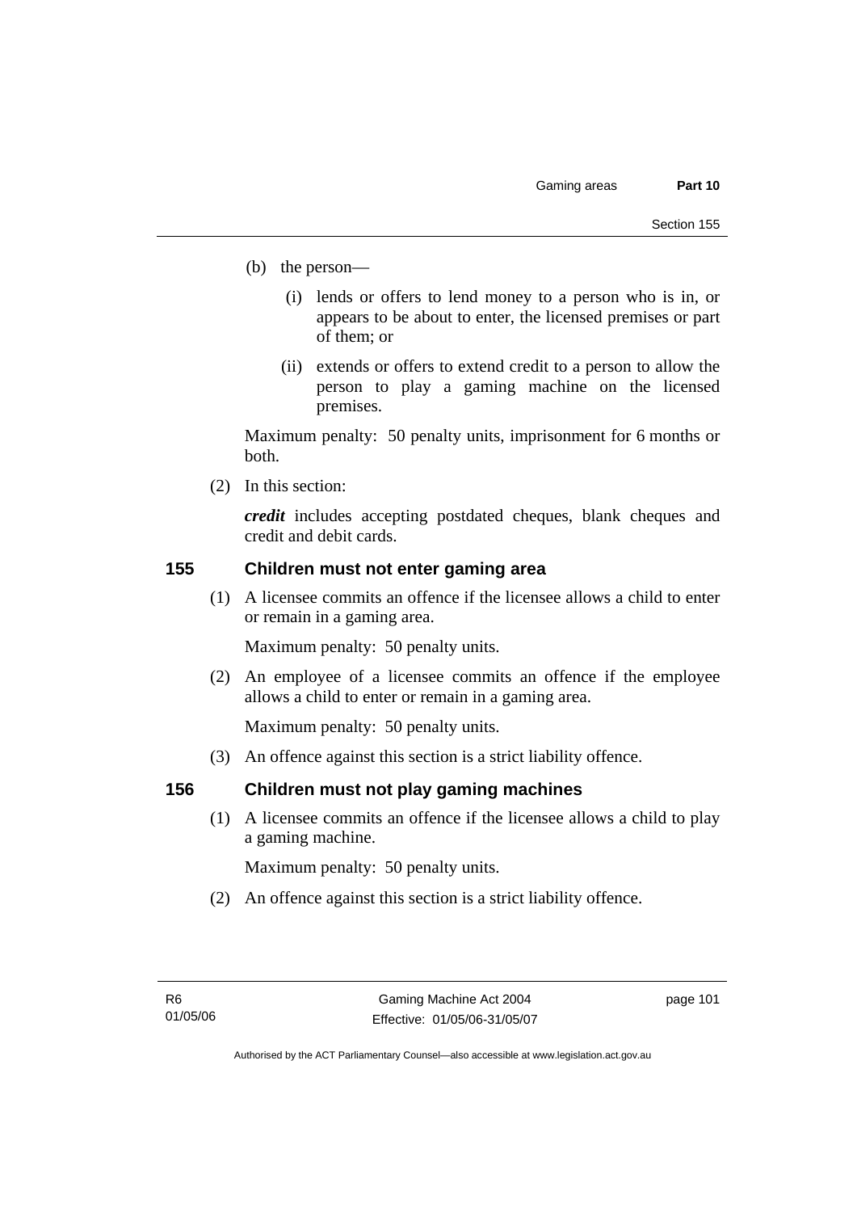(b) the person—

  (i) lends or offers to lend money to a person who is in, or appears to be about to enter, the licensed premises or part of them; or

  (ii) extends or offers to extend credit to a person to allow the person to play a gaming machine on the licensed premises.

Maximum penalty: 50 penalty units, imprisonment for 6 months or both.

(2) In this section:

***credit*** includes accepting postdated cheques, blank cheques and credit and debit cards.

## 155 Children must not enter gaming area

(1) A licensee commits an offence if the licensee allows a child to enter or remain in a gaming area.

Maximum penalty: 50 penalty units.

(2) An employee of a licensee commits an offence if the employee allows a child to enter or remain in a gaming area.

Maximum penalty: 50 penalty units.

(3) An offence against this section is a strict liability offence.

## 156 Children must not play gaming machines

(1) A licensee commits an offence if the licensee allows a child to play a gaming machine.

Maximum penalty: 50 penalty units.

(2) An offence against this section is a strict liability offence.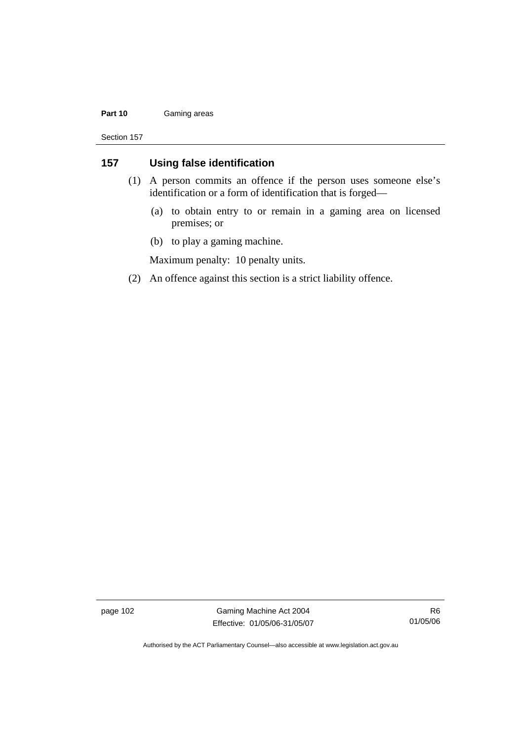## 157 Using false identification

(1) A person commits an offence if the person uses someone else's identification or a form of identification that is forged—

   (a) to obtain entry to or remain in a gaming area on licensed premises; or

   (b) to play a gaming machine.

   Maximum penalty: 10 penalty units.

(2) An offence against this section is a strict liability offence.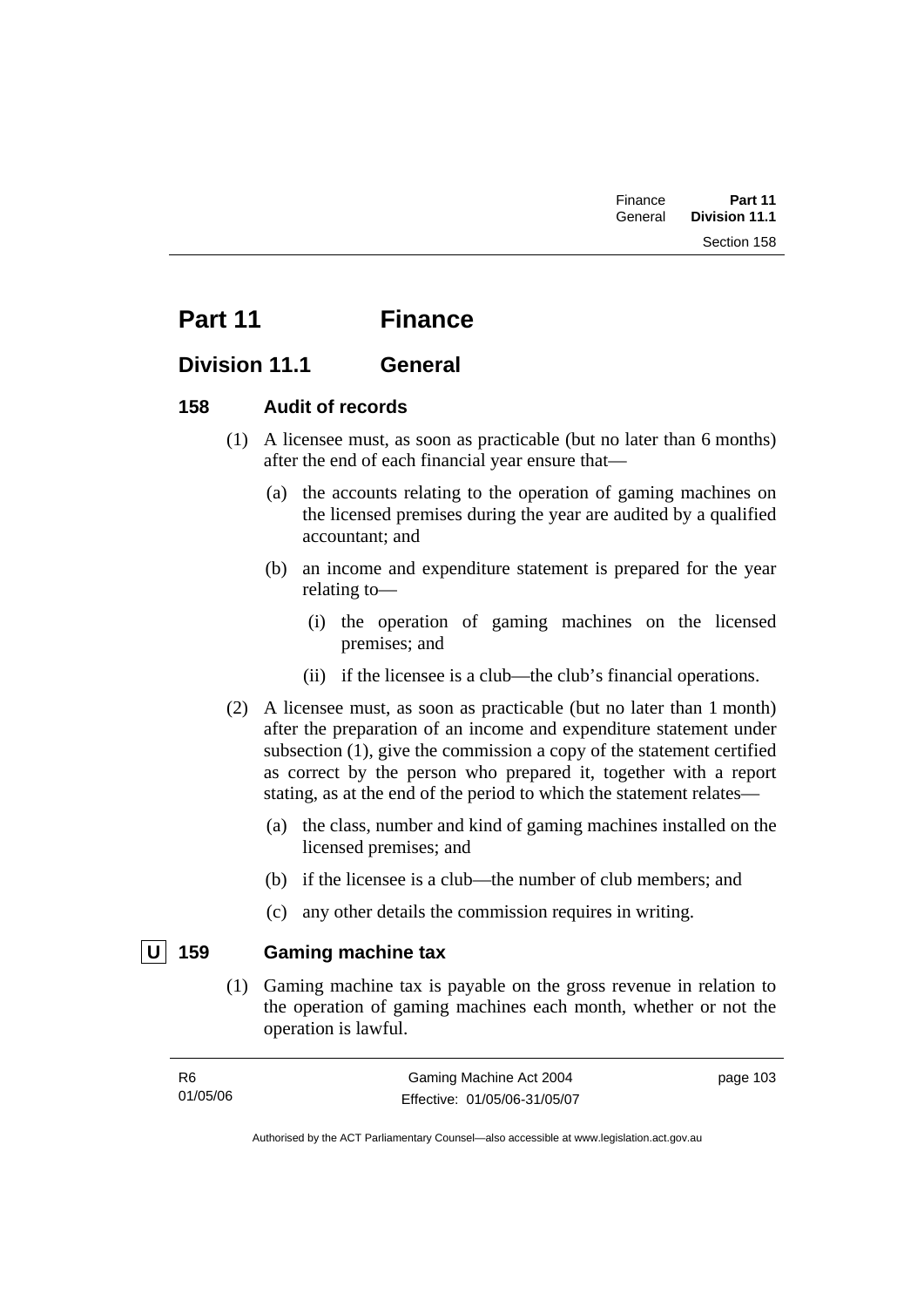# Part 11 Finance

## Division 11.1 General

### 158 Audit of records

(1) A licensee must, as soon as practicable (but no later than 6 months) after the end of each financial year ensure that—

(a) the accounts relating to the operation of gaming machines on the licensed premises during the year are audited by a qualified accountant; and

(b) an income and expenditure statement is prepared for the year relating to—

(i) the operation of gaming machines on the licensed premises; and

(ii) if the licensee is a club—the club's financial operations.

(2) A licensee must, as soon as practicable (but no later than 1 month) after the preparation of an income and expenditure statement under subsection (1), give the commission a copy of the statement certified as correct by the person who prepared it, together with a report stating, as at the end of the period to which the statement relates—

(a) the class, number and kind of gaming machines installed on the licensed premises; and

(b) if the licensee is a club—the number of club members; and

(c) any other details the commission requires in writing.

### U 159 Gaming machine tax

(1) Gaming machine tax is payable on the gross revenue in relation to the operation of gaming machines each month, whether or not the operation is lawful.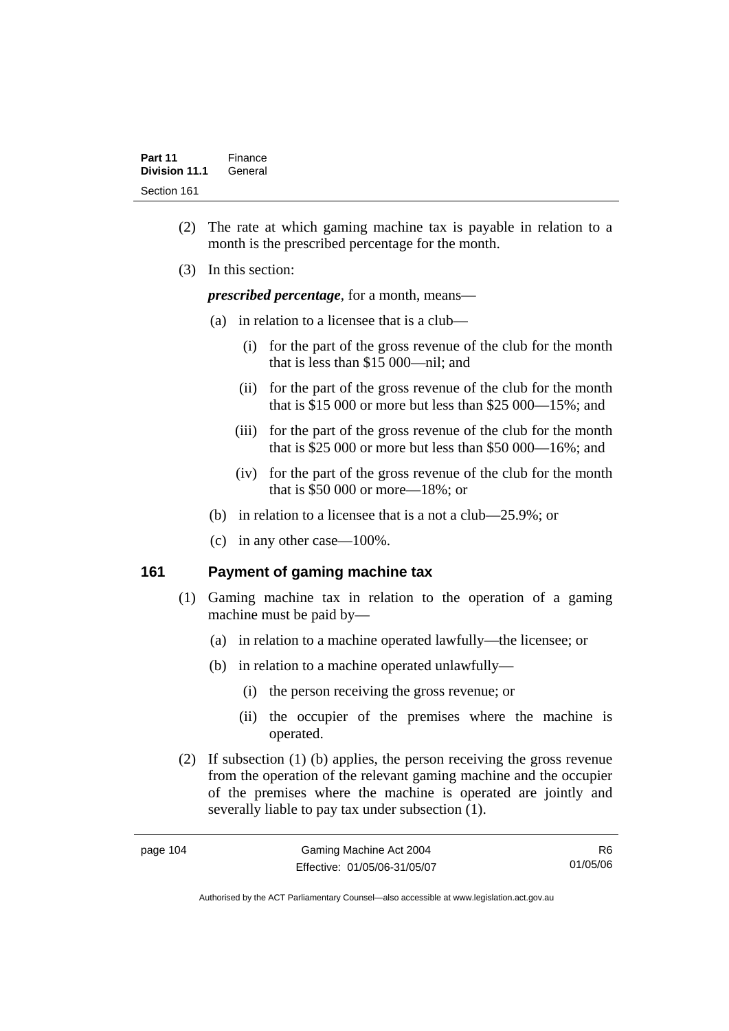(2) The rate at which gaming machine tax is payable in relation to a month is the prescribed percentage for the month.

(3) In this section:

***prescribed percentage***, for a month, means—

(a) in relation to a licensee that is a club—

(i) for the part of the gross revenue of the club for the month that is less than $15 000—nil; and

(ii) for the part of the gross revenue of the club for the month that is $15 000 or more but less than $25 000—15%; and

(iii) for the part of the gross revenue of the club for the month that is $25 000 or more but less than $50 000—16%; and

(iv) for the part of the gross revenue of the club for the month that is $50 000 or more—18%; or

(b) in relation to a licensee that is a not a club—25.9%; or

(c) in any other case—100%.

## 161 Payment of gaming machine tax

(1) Gaming machine tax in relation to the operation of a gaming machine must be paid by—

(a) in relation to a machine operated lawfully—the licensee; or

(b) in relation to a machine operated unlawfully—

(i) the person receiving the gross revenue; or

(ii) the occupier of the premises where the machine is operated.

(2) If subsection (1) (b) applies, the person receiving the gross revenue from the operation of the relevant gaming machine and the occupier of the premises where the machine is operated are jointly and severally liable to pay tax under subsection (1).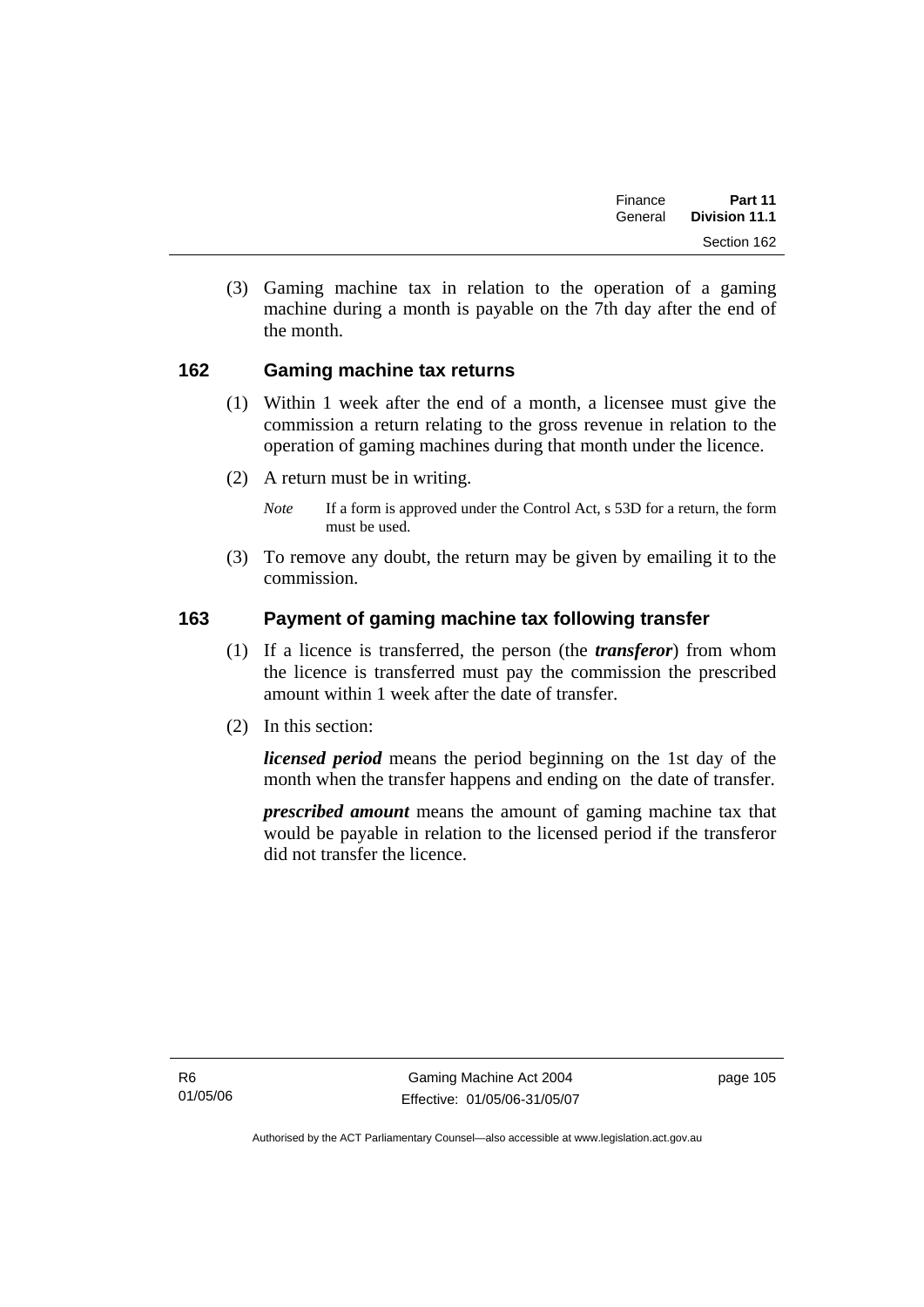(3) Gaming machine tax in relation to the operation of a gaming machine during a month is payable on the 7th day after the end of the month.

## 162 Gaming machine tax returns

(1) Within 1 week after the end of a month, a licensee must give the commission a return relating to the gross revenue in relation to the operation of gaming machines during that month under the licence.

(2) A return must be in writing.

*Note* If a form is approved under the Control Act, s 53D for a return, the form must be used.

(3) To remove any doubt, the return may be given by emailing it to the commission.

## 163 Payment of gaming machine tax following transfer

(1) If a licence is transferred, the person (the ***transferor***) from whom the licence is transferred must pay the commission the prescribed amount within 1 week after the date of transfer.

(2) In this section:

***licensed period*** means the period beginning on the 1st day of the month when the transfer happens and ending on the date of transfer.

***prescribed amount*** means the amount of gaming machine tax that would be payable in relation to the licensed period if the transferor did not transfer the licence.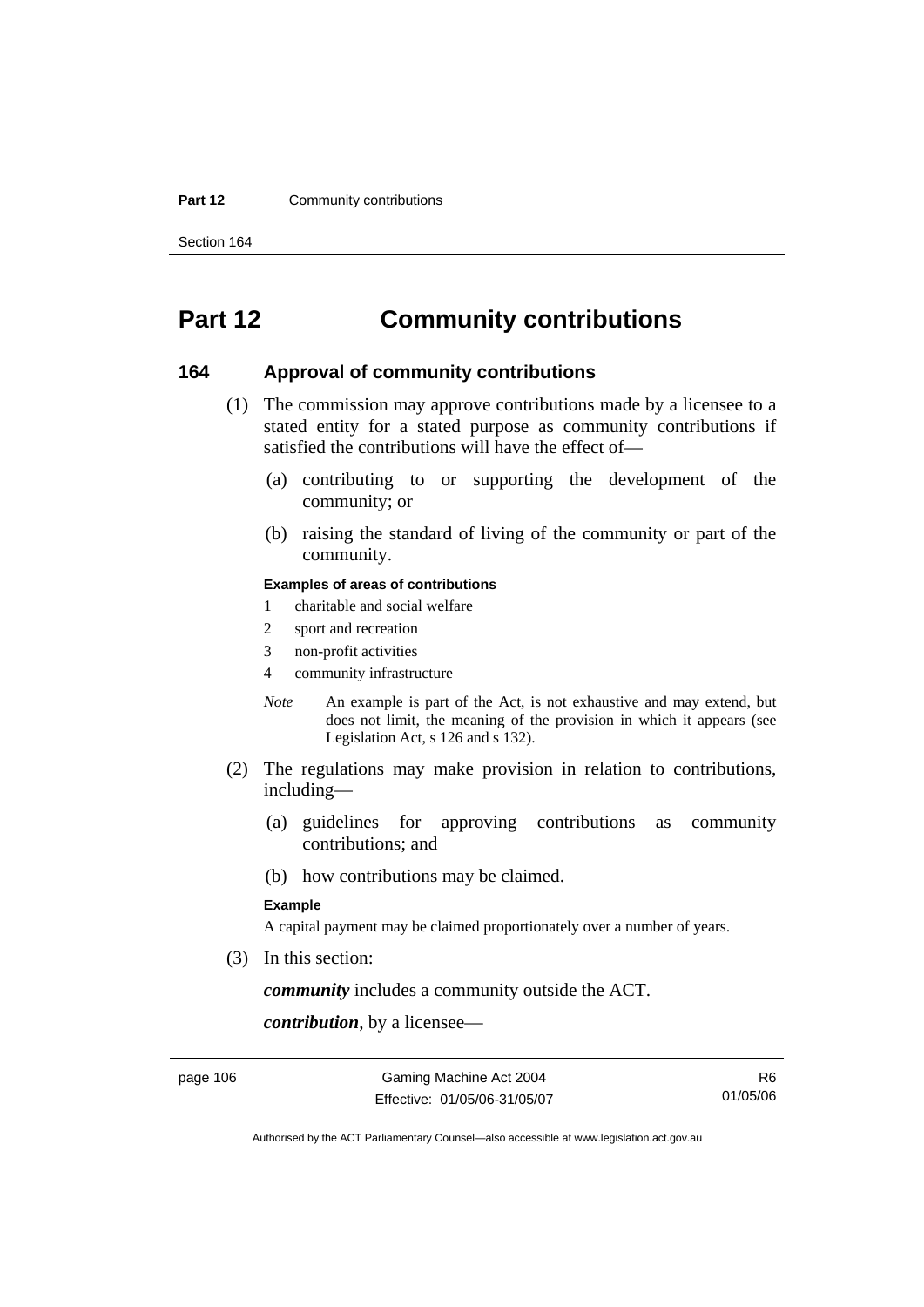# Part 12 Community contributions

## 164 Approval of community contributions

(1) The commission may approve contributions made by a licensee to a stated entity for a stated purpose as community contributions if satisfied the contributions will have the effect of—

(a) contributing to or supporting the development of the community; or

(b) raising the standard of living of the community or part of the community.

**Examples of areas of contributions**

1 charitable and social welfare

2 sport and recreation

3 non-profit activities

4 community infrastructure

*Note* An example is part of the Act, is not exhaustive and may extend, but does not limit, the meaning of the provision in which it appears (see Legislation Act, s 126 and s 132).

(2) The regulations may make provision in relation to contributions, including—

(a) guidelines for approving contributions as community contributions; and

(b) how contributions may be claimed.

**Example**

A capital payment may be claimed proportionately over a number of years.

(3) In this section:

***community*** includes a community outside the ACT.

***contribution***, by a licensee—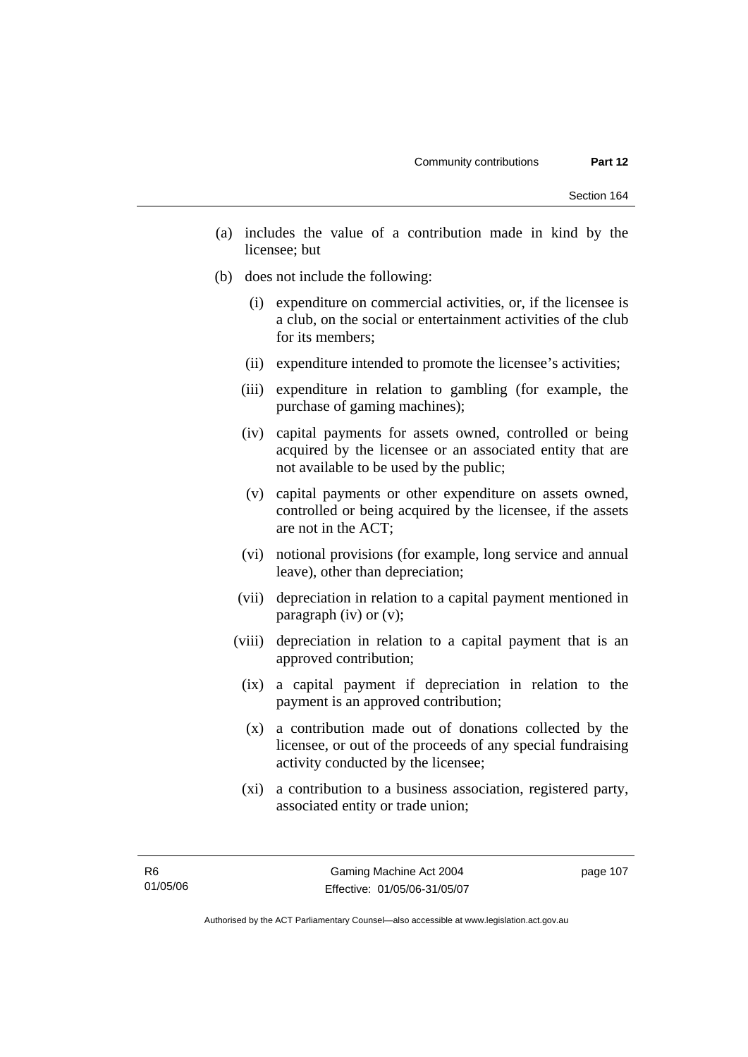(a) includes the value of a contribution made in kind by the licensee; but

(b) does not include the following:

  (i) expenditure on commercial activities, or, if the licensee is a club, on the social or entertainment activities of the club for its members;

  (ii) expenditure intended to promote the licensee's activities;

  (iii) expenditure in relation to gambling (for example, the purchase of gaming machines);

  (iv) capital payments for assets owned, controlled or being acquired by the licensee or an associated entity that are not available to be used by the public;

  (v) capital payments or other expenditure on assets owned, controlled or being acquired by the licensee, if the assets are not in the ACT;

  (vi) notional provisions (for example, long service and annual leave), other than depreciation;

  (vii) depreciation in relation to a capital payment mentioned in paragraph (iv) or (v);

  (viii) depreciation in relation to a capital payment that is an approved contribution;

  (ix) a capital payment if depreciation in relation to the payment is an approved contribution;

  (x) a contribution made out of donations collected by the licensee, or out of the proceeds of any special fundraising activity conducted by the licensee;

  (xi) a contribution to a business association, registered party, associated entity or trade union;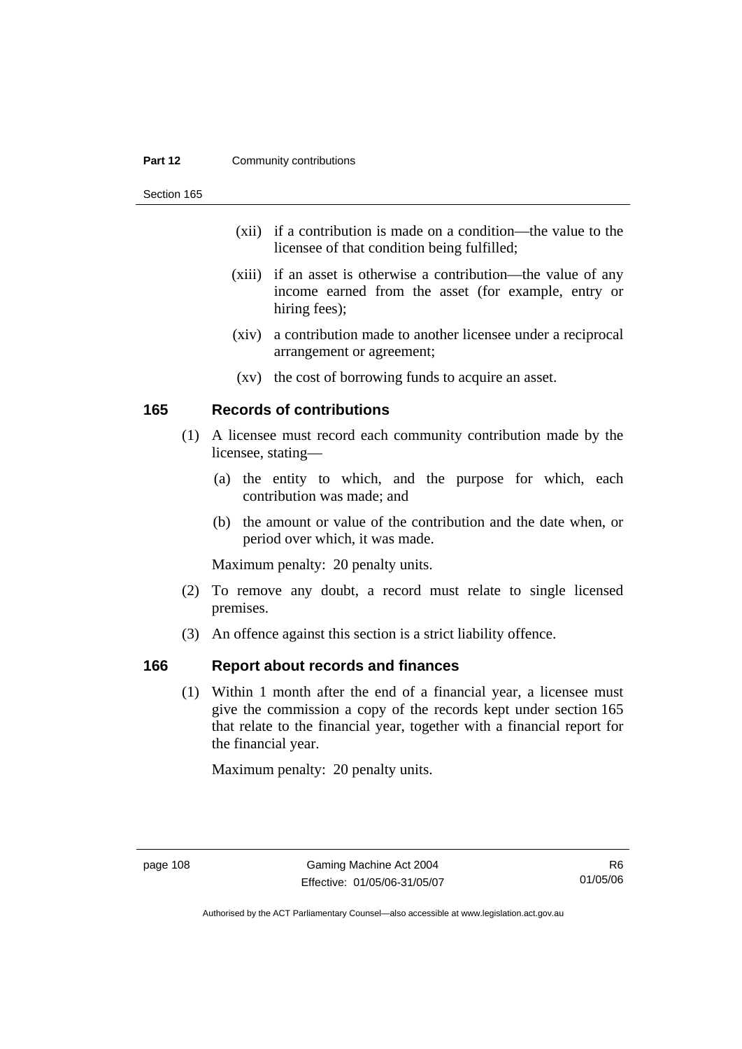(xii) if a contribution is made on a condition—the value to the licensee of that condition being fulfilled;

(xiii) if an asset is otherwise a contribution—the value of any income earned from the asset (for example, entry or hiring fees);

(xiv) a contribution made to another licensee under a reciprocal arrangement or agreement;

(xv) the cost of borrowing funds to acquire an asset.

## 165 Records of contributions

(1) A licensee must record each community contribution made by the licensee, stating—

(a) the entity to which, and the purpose for which, each contribution was made; and

(b) the amount or value of the contribution and the date when, or period over which, it was made.

Maximum penalty: 20 penalty units.

(2) To remove any doubt, a record must relate to single licensed premises.

(3) An offence against this section is a strict liability offence.

## 166 Report about records and finances

(1) Within 1 month after the end of a financial year, a licensee must give the commission a copy of the records kept under section 165 that relate to the financial year, together with a financial report for the financial year.

Maximum penalty: 20 penalty units.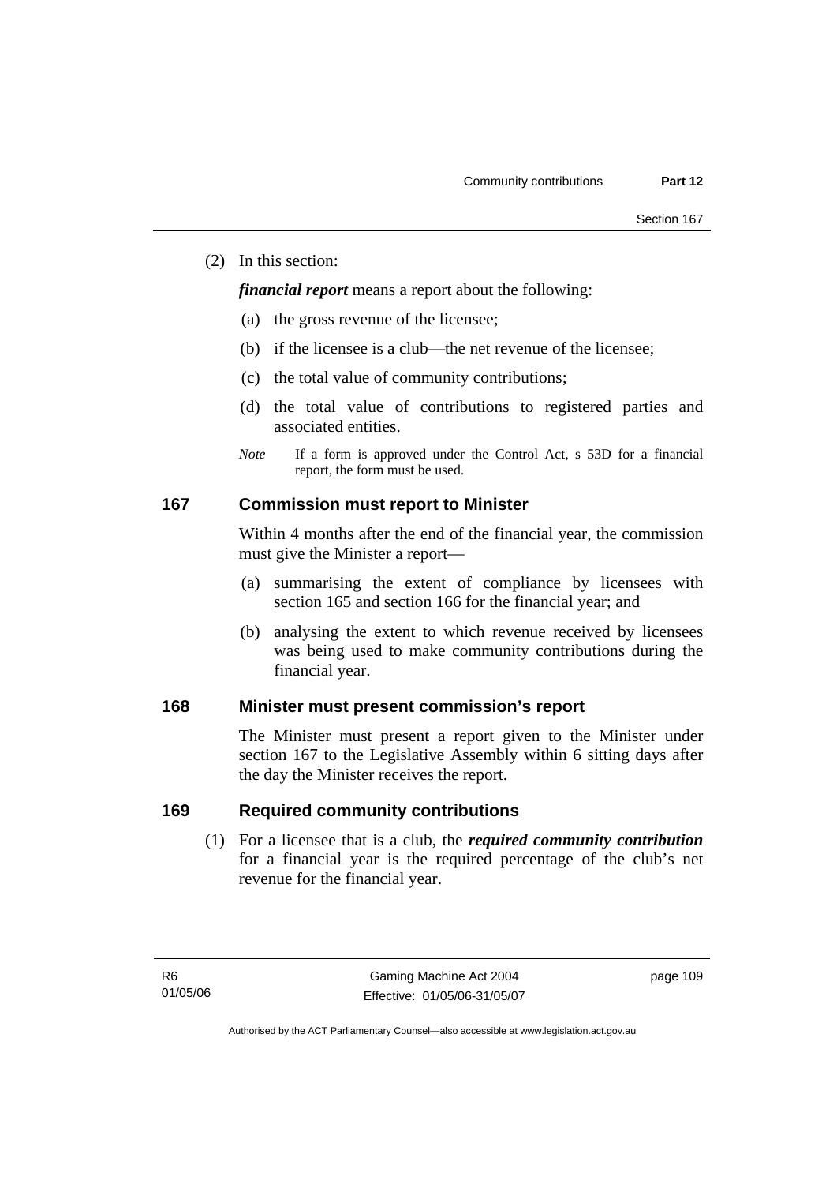(2) In this section:

***financial report*** means a report about the following:

(a) the gross revenue of the licensee;

(b) if the licensee is a club—the net revenue of the licensee;

(c) the total value of community contributions;

(d) the total value of contributions to registered parties and associated entities.

*Note* If a form is approved under the Control Act, s 53D for a financial report, the form must be used.

## 167 Commission must report to Minister

Within 4 months after the end of the financial year, the commission must give the Minister a report—

(a) summarising the extent of compliance by licensees with section 165 and section 166 for the financial year; and

(b) analysing the extent to which revenue received by licensees was being used to make community contributions during the financial year.

## 168 Minister must present commission's report

The Minister must present a report given to the Minister under section 167 to the Legislative Assembly within 6 sitting days after the day the Minister receives the report.

## 169 Required community contributions

(1) For a licensee that is a club, the ***required community contribution*** for a financial year is the required percentage of the club's net revenue for the financial year.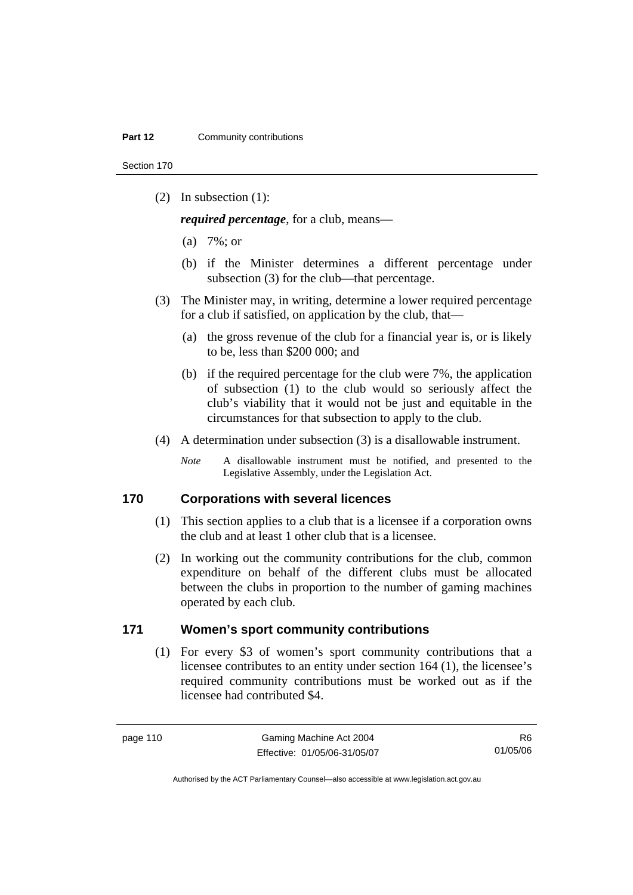(2) In subsection (1):

***required percentage***, for a club, means—

(a) 7%; or

(b) if the Minister determines a different percentage under subsection (3) for the club—that percentage.

(3) The Minister may, in writing, determine a lower required percentage for a club if satisfied, on application by the club, that—

(a) the gross revenue of the club for a financial year is, or is likely to be, less than $200 000; and

(b) if the required percentage for the club were 7%, the application of subsection (1) to the club would so seriously affect the club's viability that it would not be just and equitable in the circumstances for that subsection to apply to the club.

(4) A determination under subsection (3) is a disallowable instrument.

*Note* A disallowable instrument must be notified, and presented to the Legislative Assembly, under the Legislation Act.

## 170 Corporations with several licences

(1) This section applies to a club that is a licensee if a corporation owns the club and at least 1 other club that is a licensee.

(2) In working out the community contributions for the club, common expenditure on behalf of the different clubs must be allocated between the clubs in proportion to the number of gaming machines operated by each club.

## 171 Women's sport community contributions

(1) For every $3 of women's sport community contributions that a licensee contributes to an entity under section 164 (1), the licensee's required community contributions must be worked out as if the licensee had contributed $4.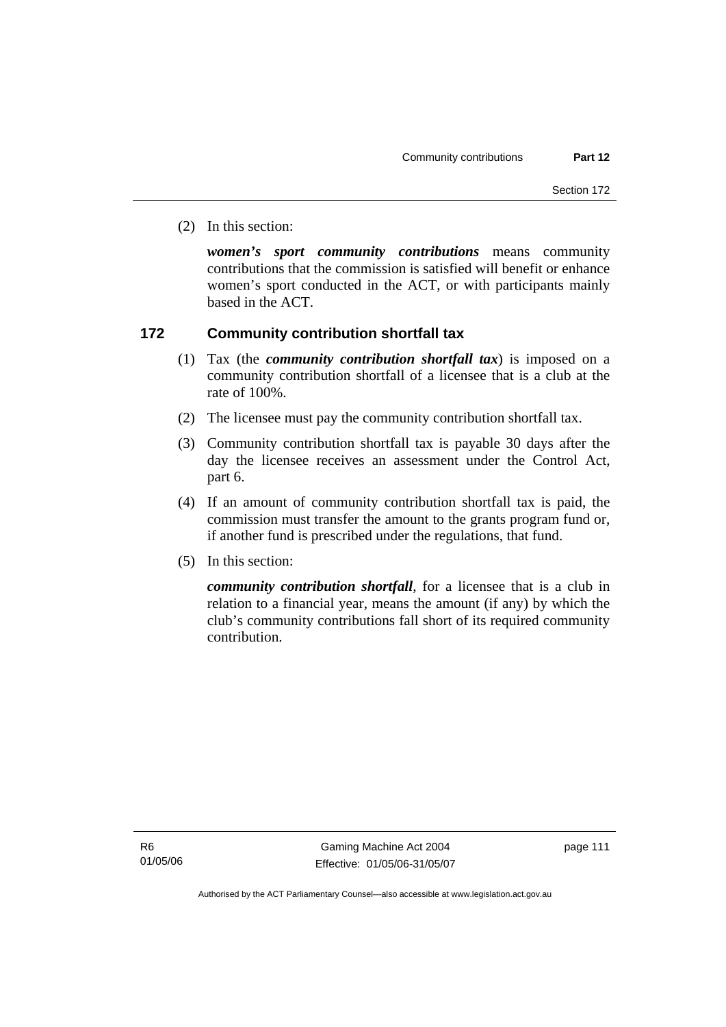(2) In this section:

***women's sport community contributions*** means community contributions that the commission is satisfied will benefit or enhance women's sport conducted in the ACT, or with participants mainly based in the ACT.

## 172 Community contribution shortfall tax

(1) Tax (the ***community contribution shortfall tax***) is imposed on a community contribution shortfall of a licensee that is a club at the rate of 100%.

(2) The licensee must pay the community contribution shortfall tax.

(3) Community contribution shortfall tax is payable 30 days after the day the licensee receives an assessment under the Control Act, part 6.

(4) If an amount of community contribution shortfall tax is paid, the commission must transfer the amount to the grants program fund or, if another fund is prescribed under the regulations, that fund.

(5) In this section:

***community contribution shortfall***, for a licensee that is a club in relation to a financial year, means the amount (if any) by which the club's community contributions fall short of its required community contribution.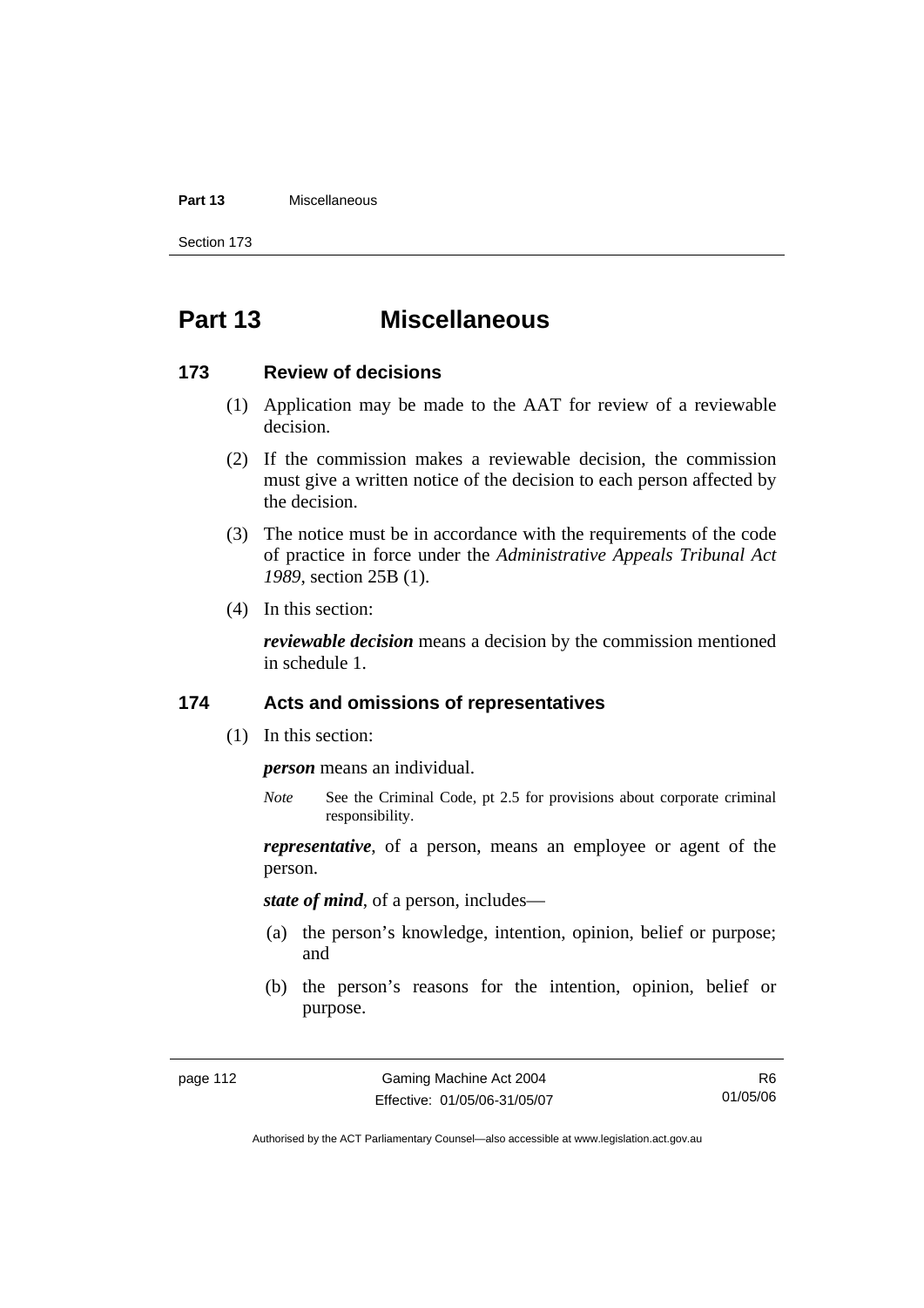# Part 13 Miscellaneous

## 173 Review of decisions

(1) Application may be made to the AAT for review of a reviewable decision.

(2) If the commission makes a reviewable decision, the commission must give a written notice of the decision to each person affected by the decision.

(3) The notice must be in accordance with the requirements of the code of practice in force under the *Administrative Appeals Tribunal Act 1989*, section 25B (1).

(4) In this section:

***reviewable decision*** means a decision by the commission mentioned in schedule 1.

## 174 Acts and omissions of representatives

(1) In this section:

***person*** means an individual.

*Note* See the Criminal Code, pt 2.5 for provisions about corporate criminal responsibility.

***representative***, of a person, means an employee or agent of the person.

***state of mind***, of a person, includes—

(a) the person's knowledge, intention, opinion, belief or purpose; and

(b) the person's reasons for the intention, opinion, belief or purpose.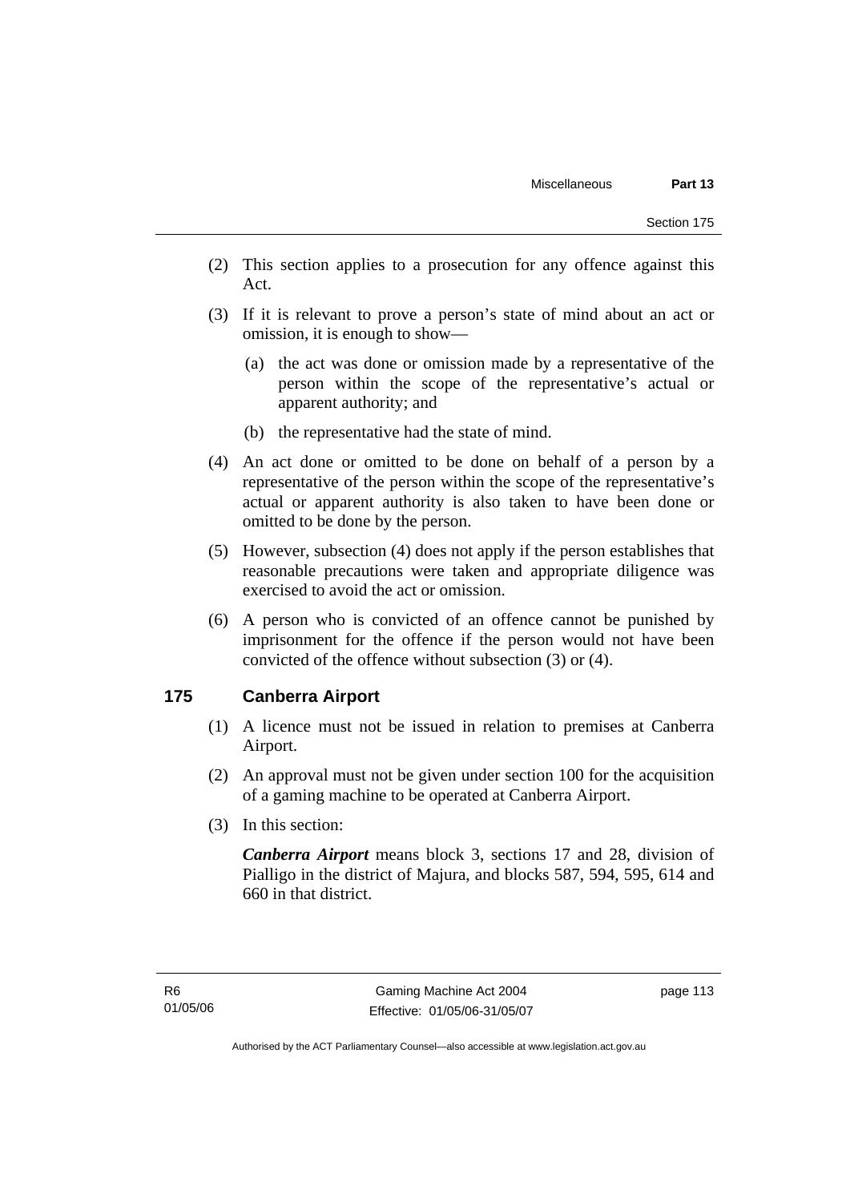(2) This section applies to a prosecution for any offence against this Act.

(3) If it is relevant to prove a person's state of mind about an act or omission, it is enough to show—

(a) the act was done or omission made by a representative of the person within the scope of the representative's actual or apparent authority; and

(b) the representative had the state of mind.

(4) An act done or omitted to be done on behalf of a person by a representative of the person within the scope of the representative's actual or apparent authority is also taken to have been done or omitted to be done by the person.

(5) However, subsection (4) does not apply if the person establishes that reasonable precautions were taken and appropriate diligence was exercised to avoid the act or omission.

(6) A person who is convicted of an offence cannot be punished by imprisonment for the offence if the person would not have been convicted of the offence without subsection (3) or (4).

## 175 Canberra Airport

(1) A licence must not be issued in relation to premises at Canberra Airport.

(2) An approval must not be given under section 100 for the acquisition of a gaming machine to be operated at Canberra Airport.

(3) In this section:

***Canberra Airport*** means block 3, sections 17 and 28, division of Pialligo in the district of Majura, and blocks 587, 594, 595, 614 and 660 in that district.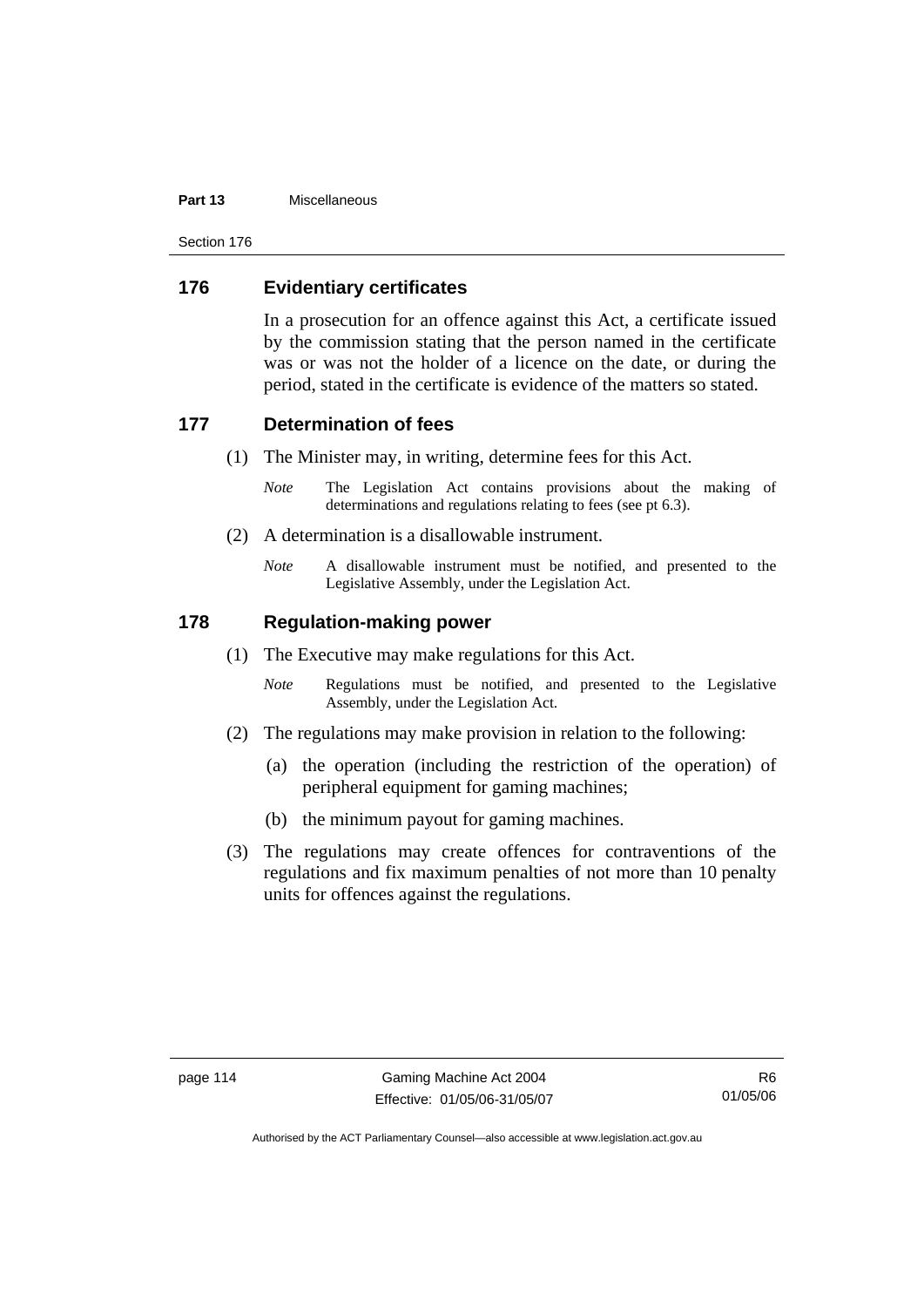## 176 Evidentiary certificates

In a prosecution for an offence against this Act, a certificate issued by the commission stating that the person named in the certificate was or was not the holder of a licence on the date, or during the period, stated in the certificate is evidence of the matters so stated.

## 177 Determination of fees

(1) The Minister may, in writing, determine fees for this Act.

*Note* The Legislation Act contains provisions about the making of determinations and regulations relating to fees (see pt 6.3).

(2) A determination is a disallowable instrument.

*Note* A disallowable instrument must be notified, and presented to the Legislative Assembly, under the Legislation Act.

## 178 Regulation-making power

(1) The Executive may make regulations for this Act.

*Note* Regulations must be notified, and presented to the Legislative Assembly, under the Legislation Act.

(2) The regulations may make provision in relation to the following:

(a) the operation (including the restriction of the operation) of peripheral equipment for gaming machines;

(b) the minimum payout for gaming machines.

(3) The regulations may create offences for contraventions of the regulations and fix maximum penalties of not more than 10 penalty units for offences against the regulations.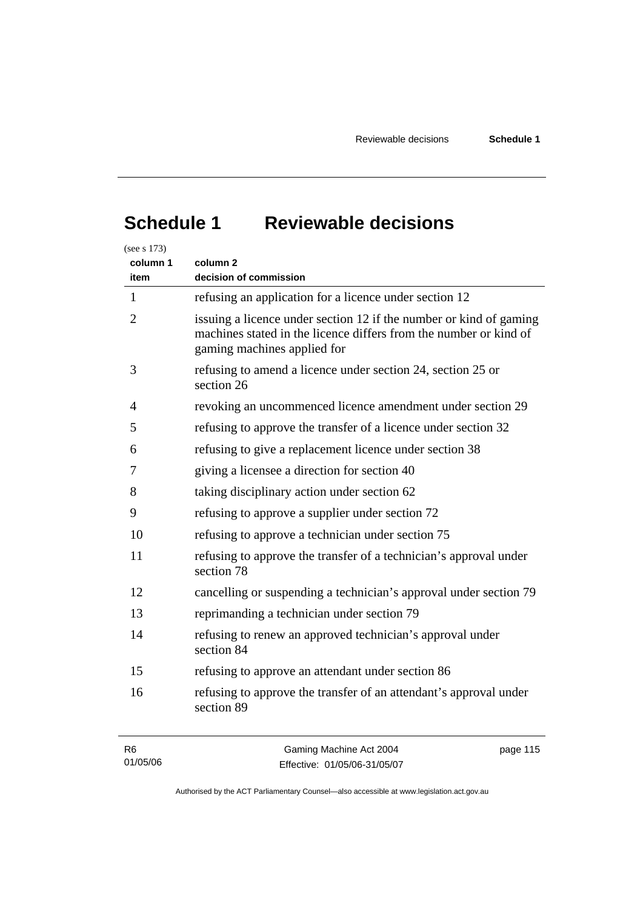# Schedule 1 Reviewable decisions

(see s 173)

| column 1<br>item | column 2<br>decision of commission |
|---|---|
| 1 | refusing an application for a licence under section 12 |
| 2 | issuing a licence under section 12 if the number or kind of gaming machines stated in the licence differs from the number or kind of gaming machines applied for |
| 3 | refusing to amend a licence under section 24, section 25 or section 26 |
| 4 | revoking an uncommenced licence amendment under section 29 |
| 5 | refusing to approve the transfer of a licence under section 32 |
| 6 | refusing to give a replacement licence under section 38 |
| 7 | giving a licensee a direction for section 40 |
| 8 | taking disciplinary action under section 62 |
| 9 | refusing to approve a supplier under section 72 |
| 10 | refusing to approve a technician under section 75 |
| 11 | refusing to approve the transfer of a technician's approval under section 78 |
| 12 | cancelling or suspending a technician's approval under section 79 |
| 13 | reprimanding a technician under section 79 |
| 14 | refusing to renew an approved technician's approval under section 84 |
| 15 | refusing to approve an attendant under section 86 |
| 16 | refusing to approve the transfer of an attendant's approval under section 89 |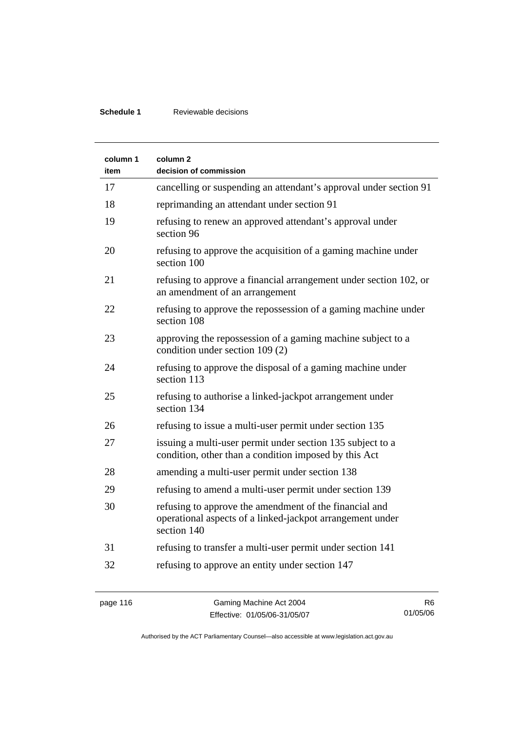| column 1 item | column 2 decision of commission |
|---|---|
| 17 | cancelling or suspending an attendant's approval under section 91 |
| 18 | reprimanding an attendant under section 91 |
| 19 | refusing to renew an approved attendant's approval under section 96 |
| 20 | refusing to approve the acquisition of a gaming machine under section 100 |
| 21 | refusing to approve a financial arrangement under section 102, or an amendment of an arrangement |
| 22 | refusing to approve the repossession of a gaming machine under section 108 |
| 23 | approving the repossession of a gaming machine subject to a condition under section 109 (2) |
| 24 | refusing to approve the disposal of a gaming machine under section 113 |
| 25 | refusing to authorise a linked-jackpot arrangement under section 134 |
| 26 | refusing to issue a multi-user permit under section 135 |
| 27 | issuing a multi-user permit under section 135 subject to a condition, other than a condition imposed by this Act |
| 28 | amending a multi-user permit under section 138 |
| 29 | refusing to amend a multi-user permit under section 139 |
| 30 | refusing to approve the amendment of the financial and operational aspects of a linked-jackpot arrangement under section 140 |
| 31 | refusing to transfer a multi-user permit under section 141 |
| 32 | refusing to approve an entity under section 147 |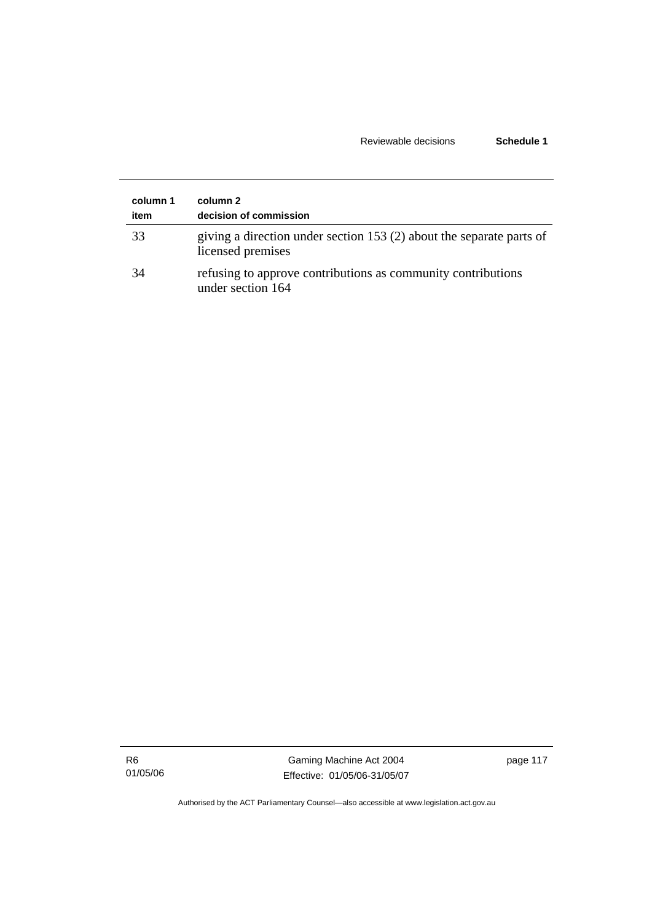| column 1 item | column 2 decision of commission |
|---|---|
| 33 | giving a direction under section 153 (2) about the separate parts of licensed premises |
| 34 | refusing to approve contributions as community contributions under section 164 |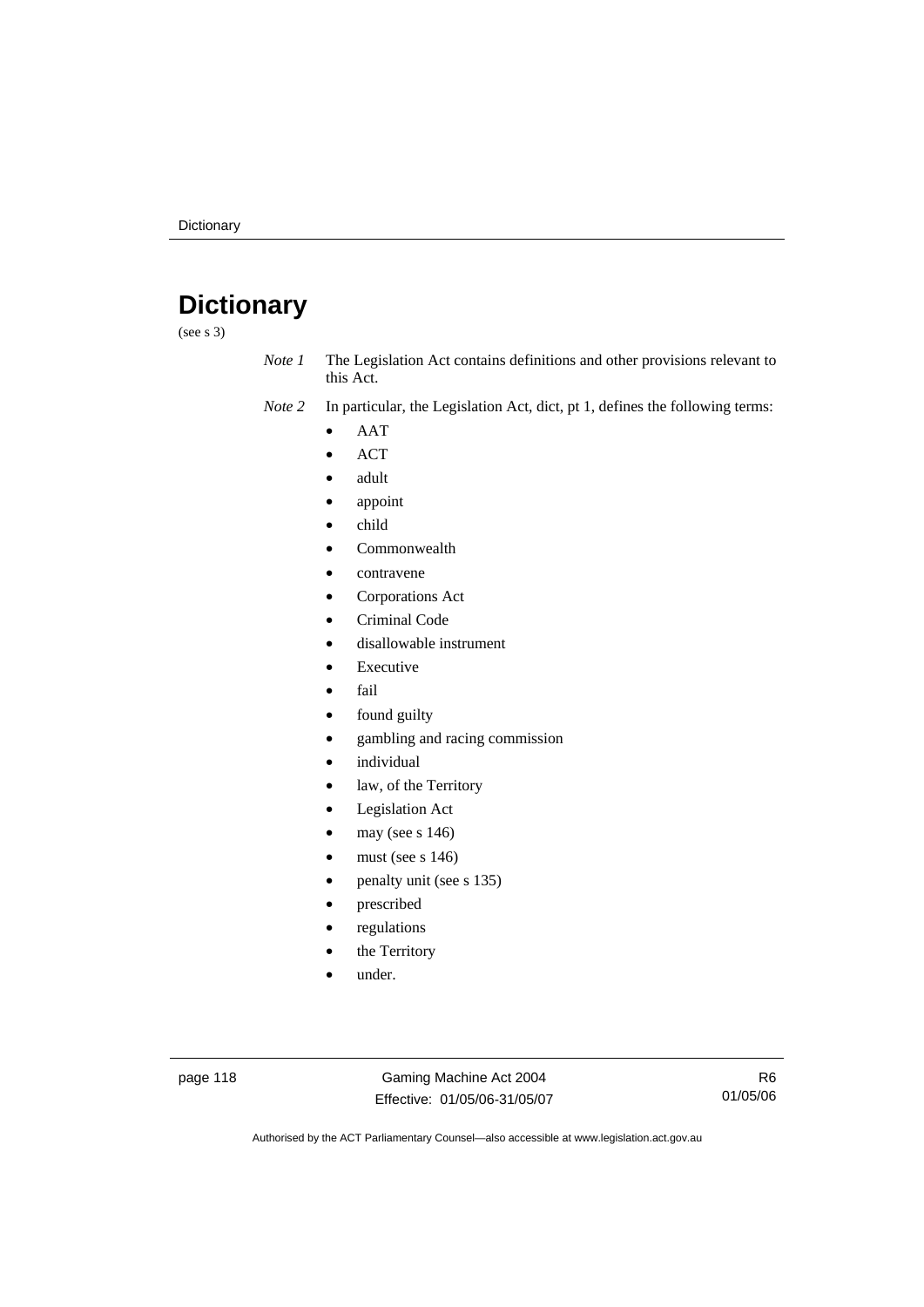# Dictionary

(see s 3)

*Note 1* The Legislation Act contains definitions and other provisions relevant to this Act.

*Note 2* In particular, the Legislation Act, dict, pt 1, defines the following terms:

- AAT
- ACT
- adult
- appoint
- child
- Commonwealth
- contravene
- Corporations Act
- Criminal Code
- disallowable instrument
- Executive
- fail
- found guilty
- gambling and racing commission
- individual
- law, of the Territory
- Legislation Act
- may (see s 146)
- must (see s 146)
- penalty unit (see s 135)
- prescribed
- regulations
- the Territory
- under.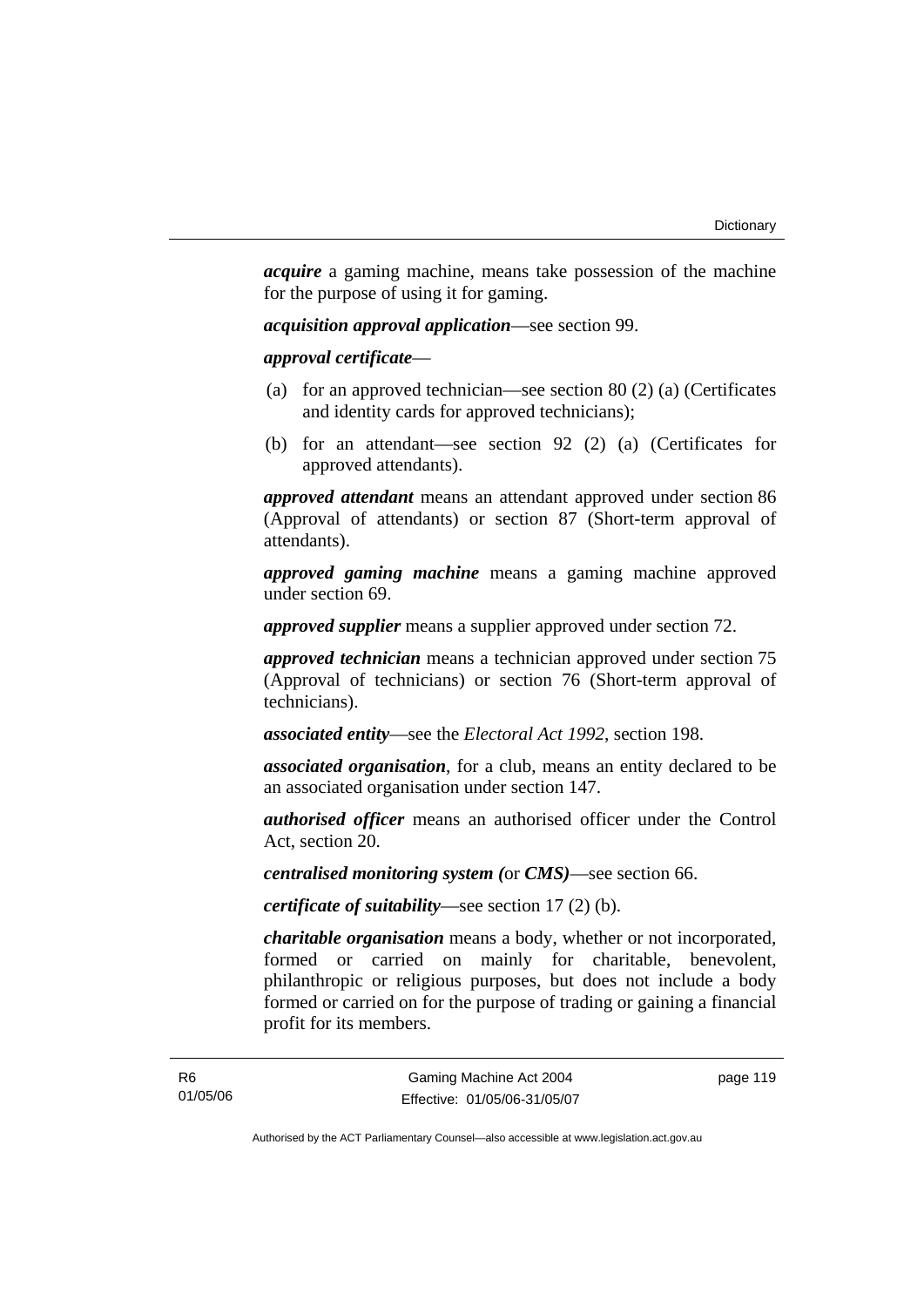***acquire*** a gaming machine, means take possession of the machine for the purpose of using it for gaming.

***acquisition approval application***—see section 99.

***approval certificate***—

(a) for an approved technician—see section 80 (2) (a) (Certificates and identity cards for approved technicians);

(b) for an attendant—see section 92 (2) (a) (Certificates for approved attendants).

***approved attendant*** means an attendant approved under section 86 (Approval of attendants) or section 87 (Short-term approval of attendants).

***approved gaming machine*** means a gaming machine approved under section 69.

***approved supplier*** means a supplier approved under section 72.

***approved technician*** means a technician approved under section 75 (Approval of technicians) or section 76 (Short-term approval of technicians).

***associated entity***—see the *Electoral Act 1992*, section 198.

***associated organisation***, for a club, means an entity declared to be an associated organisation under section 147.

***authorised officer*** means an authorised officer under the Control Act, section 20.

***centralised monitoring system (*or *CMS)***—see section 66.

***certificate of suitability***—see section 17 (2) (b).

***charitable organisation*** means a body, whether or not incorporated, formed or carried on mainly for charitable, benevolent, philanthropic or religious purposes, but does not include a body formed or carried on for the purpose of trading or gaining a financial profit for its members.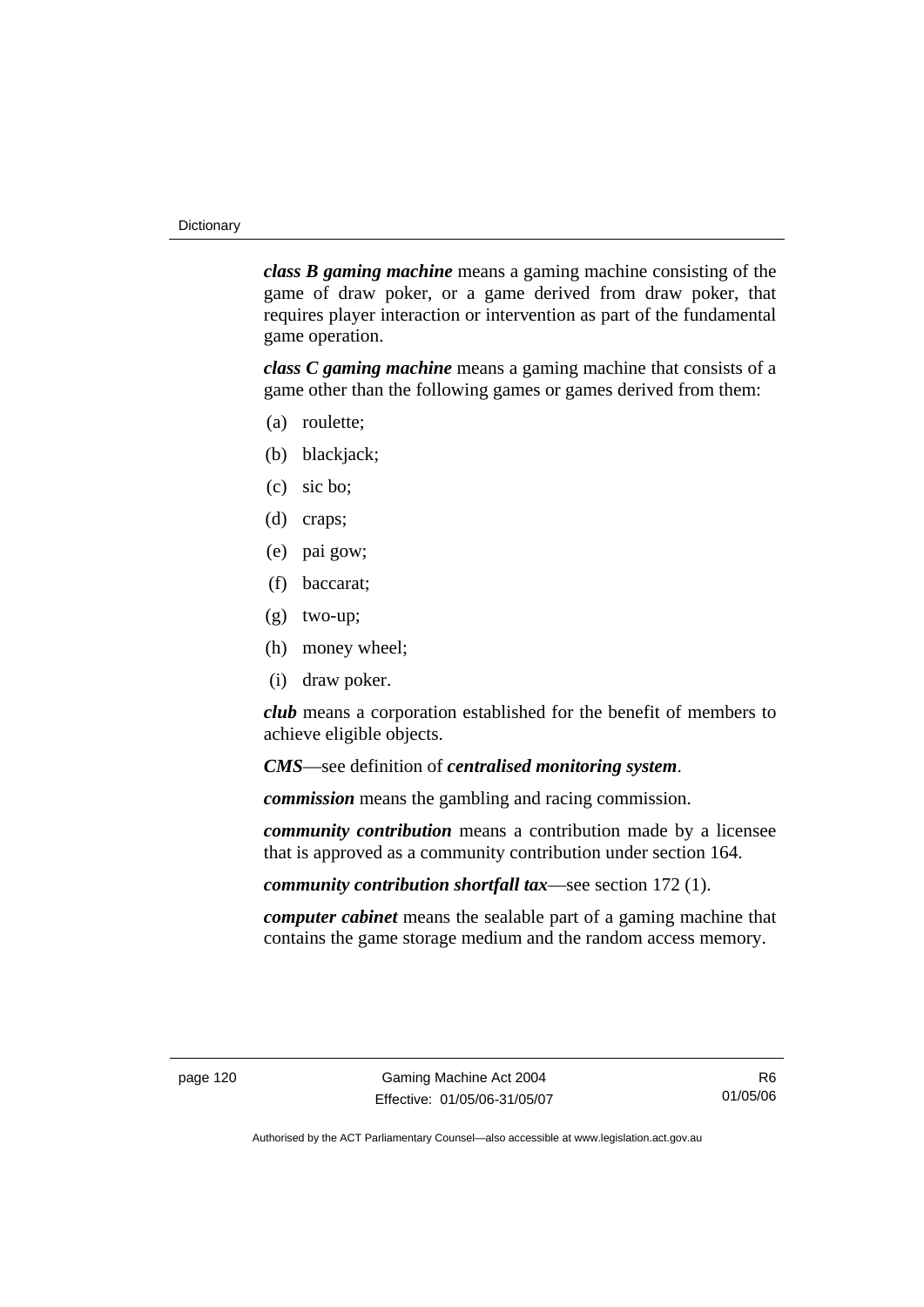***class B gaming machine*** means a gaming machine consisting of the game of draw poker, or a game derived from draw poker, that requires player interaction or intervention as part of the fundamental game operation.

***class C gaming machine*** means a gaming machine that consists of a game other than the following games or games derived from them:

(a) roulette;

(b) blackjack;

(c) sic bo;

(d) craps;

(e) pai gow;

(f) baccarat;

(g) two-up;

(h) money wheel;

(i) draw poker.

***club*** means a corporation established for the benefit of members to achieve eligible objects.

***CMS***—see definition of ***centralised monitoring system***.

***commission*** means the gambling and racing commission.

***community contribution*** means a contribution made by a licensee that is approved as a community contribution under section 164.

***community contribution shortfall tax***—see section 172 (1).

***computer cabinet*** means the sealable part of a gaming machine that contains the game storage medium and the random access memory.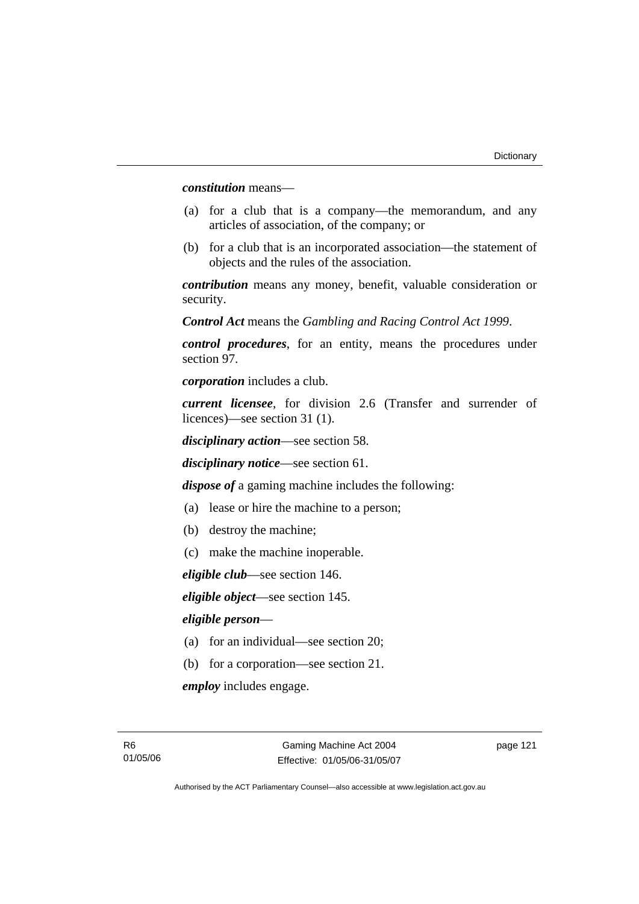***constitution*** means—

(a) for a club that is a company—the memorandum, and any articles of association, of the company; or

(b) for a club that is an incorporated association—the statement of objects and the rules of the association.

***contribution*** means any money, benefit, valuable consideration or security.

***Control Act*** means the *Gambling and Racing Control Act 1999*.

***control procedures***, for an entity, means the procedures under section 97.

***corporation*** includes a club.

***current licensee***, for division 2.6 (Transfer and surrender of licences)—see section 31 (1).

***disciplinary action***—see section 58.

***disciplinary notice***—see section 61.

***dispose of*** a gaming machine includes the following:

(a) lease or hire the machine to a person;

(b) destroy the machine;

(c) make the machine inoperable.

***eligible club***—see section 146.

***eligible object***—see section 145.

***eligible person***—

(a) for an individual—see section 20;

(b) for a corporation—see section 21.

***employ*** includes engage.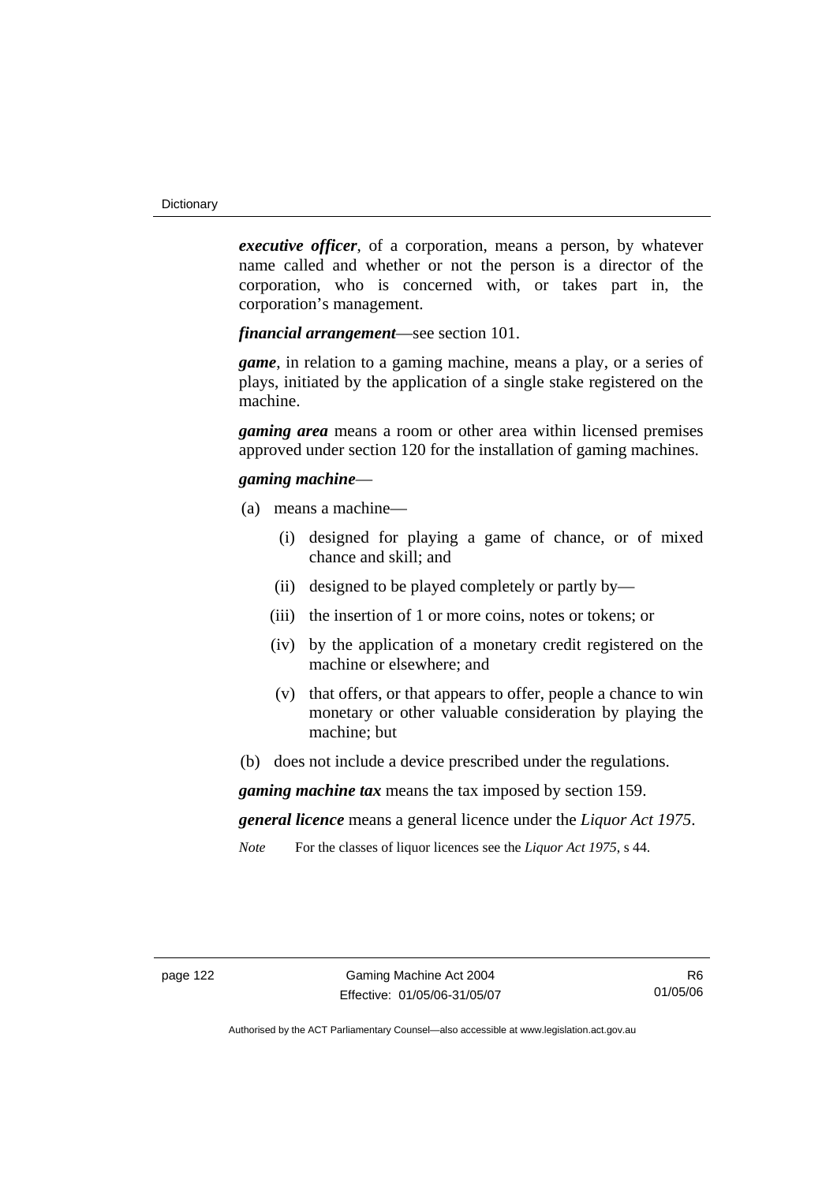***executive officer***, of a corporation, means a person, by whatever name called and whether or not the person is a director of the corporation, who is concerned with, or takes part in, the corporation's management.

***financial arrangement***—see section 101.

***game***, in relation to a gaming machine, means a play, or a series of plays, initiated by the application of a single stake registered on the machine.

***gaming area*** means a room or other area within licensed premises approved under section 120 for the installation of gaming machines.

***gaming machine***—

(a) means a machine—

  (i) designed for playing a game of chance, or of mixed chance and skill; and

  (ii) designed to be played completely or partly by—

  (iii) the insertion of 1 or more coins, notes or tokens; or

  (iv) by the application of a monetary credit registered on the machine or elsewhere; and

  (v) that offers, or that appears to offer, people a chance to win monetary or other valuable consideration by playing the machine; but

(b) does not include a device prescribed under the regulations.

***gaming machine tax*** means the tax imposed by section 159.

***general licence*** means a general licence under the *Liquor Act 1975*.

*Note* For the classes of liquor licences see the *Liquor Act 1975*, s 44.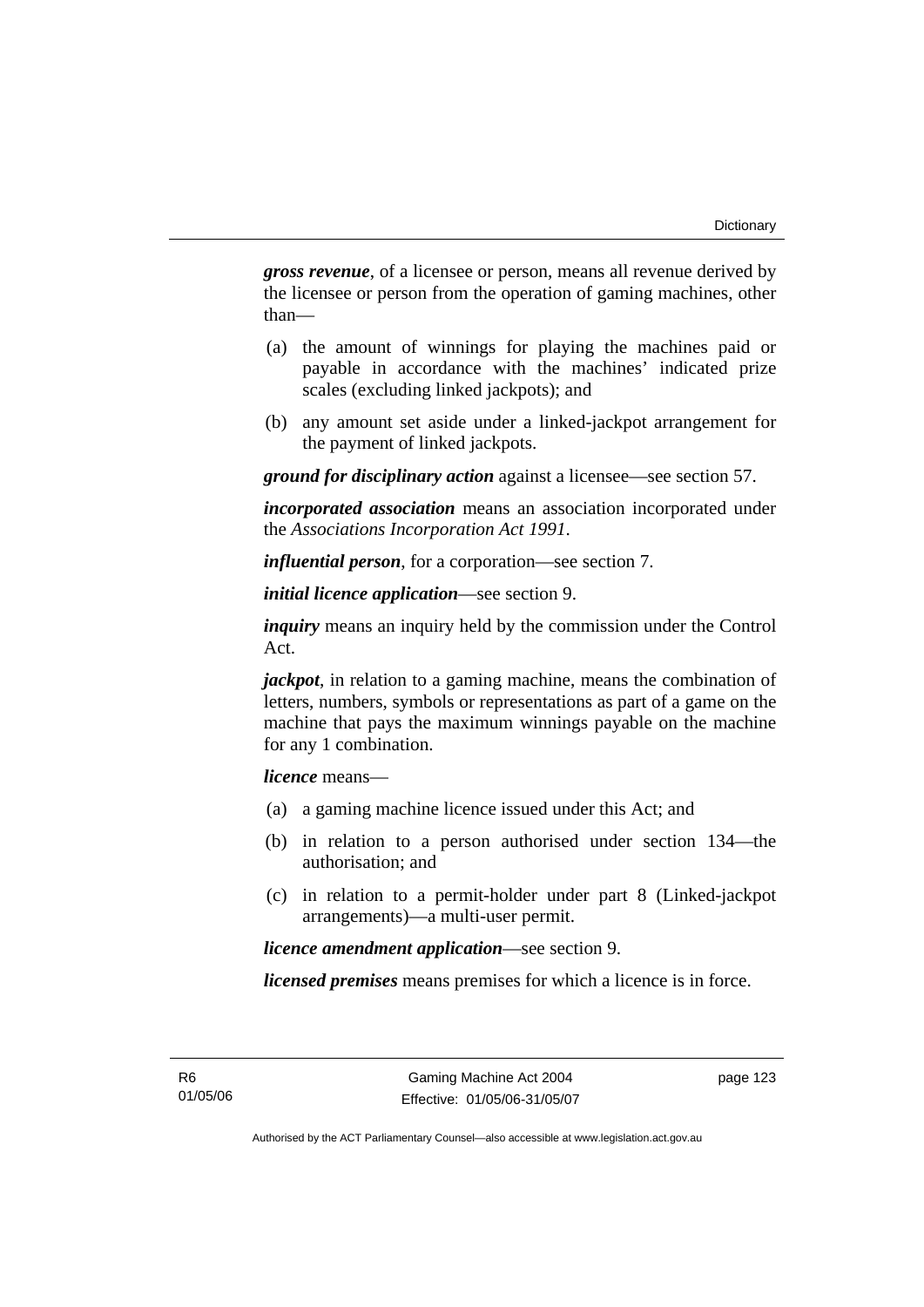***gross revenue***, of a licensee or person, means all revenue derived by the licensee or person from the operation of gaming machines, other than—

(a) the amount of winnings for playing the machines paid or payable in accordance with the machines' indicated prize scales (excluding linked jackpots); and

(b) any amount set aside under a linked-jackpot arrangement for the payment of linked jackpots.

***ground for disciplinary action*** against a licensee—see section 57.

***incorporated association*** means an association incorporated under the *Associations Incorporation Act 1991*.

***influential person***, for a corporation—see section 7.

***initial licence application***—see section 9.

***inquiry*** means an inquiry held by the commission under the Control Act.

***jackpot***, in relation to a gaming machine, means the combination of letters, numbers, symbols or representations as part of a game on the machine that pays the maximum winnings payable on the machine for any 1 combination.

***licence*** means—

(a) a gaming machine licence issued under this Act; and

(b) in relation to a person authorised under section 134—the authorisation; and

(c) in relation to a permit-holder under part 8 (Linked-jackpot arrangements)—a multi-user permit.

***licence amendment application***—see section 9.

***licensed premises*** means premises for which a licence is in force.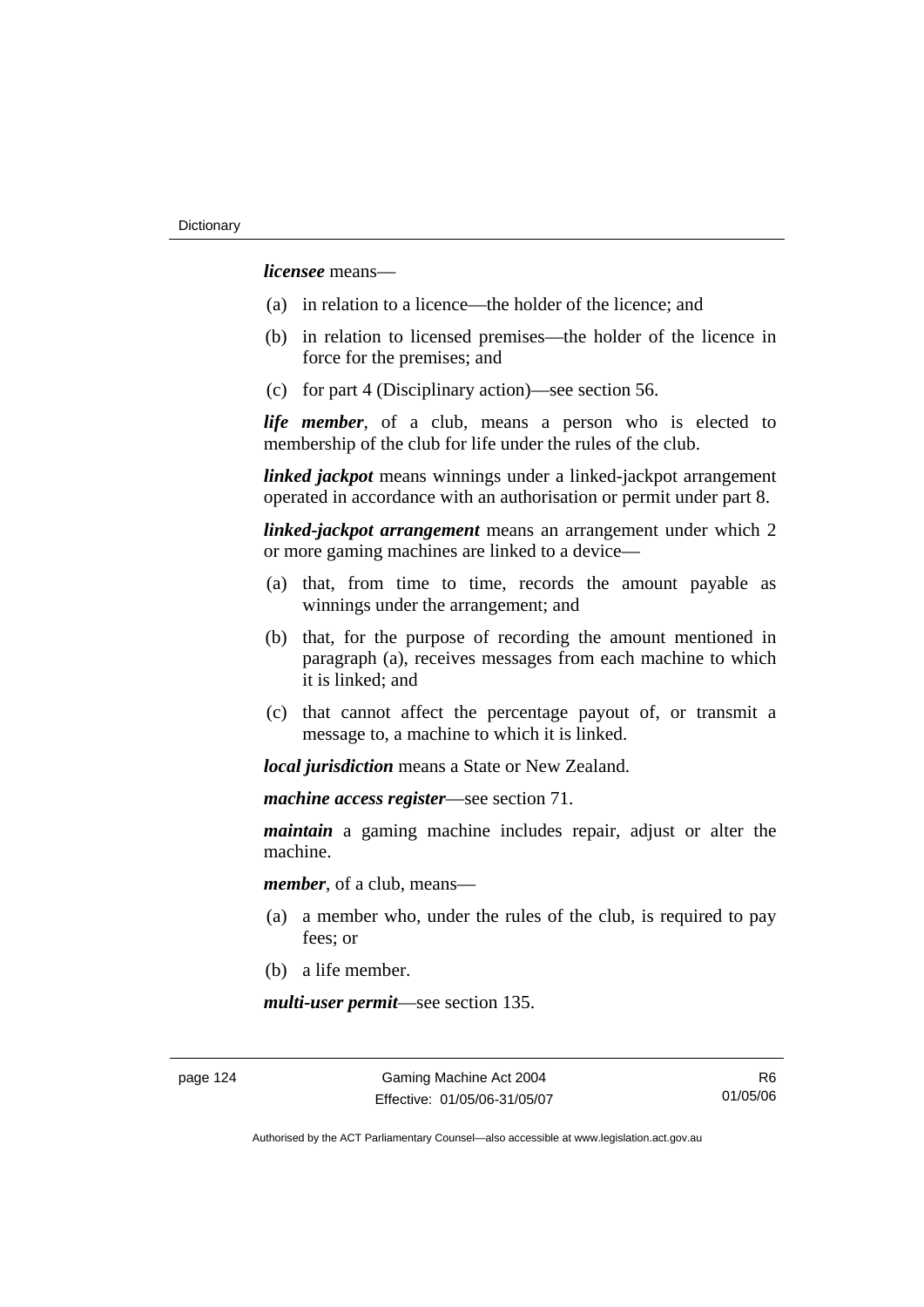***licensee*** means—

(a) in relation to a licence—the holder of the licence; and

(b) in relation to licensed premises—the holder of the licence in force for the premises; and

(c) for part 4 (Disciplinary action)—see section 56.

***life member***, of a club, means a person who is elected to membership of the club for life under the rules of the club.

***linked jackpot*** means winnings under a linked-jackpot arrangement operated in accordance with an authorisation or permit under part 8.

***linked-jackpot arrangement*** means an arrangement under which 2 or more gaming machines are linked to a device—

(a) that, from time to time, records the amount payable as winnings under the arrangement; and

(b) that, for the purpose of recording the amount mentioned in paragraph (a), receives messages from each machine to which it is linked; and

(c) that cannot affect the percentage payout of, or transmit a message to, a machine to which it is linked.

***local jurisdiction*** means a State or New Zealand.

***machine access register***—see section 71.

***maintain*** a gaming machine includes repair, adjust or alter the machine.

***member***, of a club, means—

(a) a member who, under the rules of the club, is required to pay fees; or

(b) a life member.

***multi-user permit***—see section 135.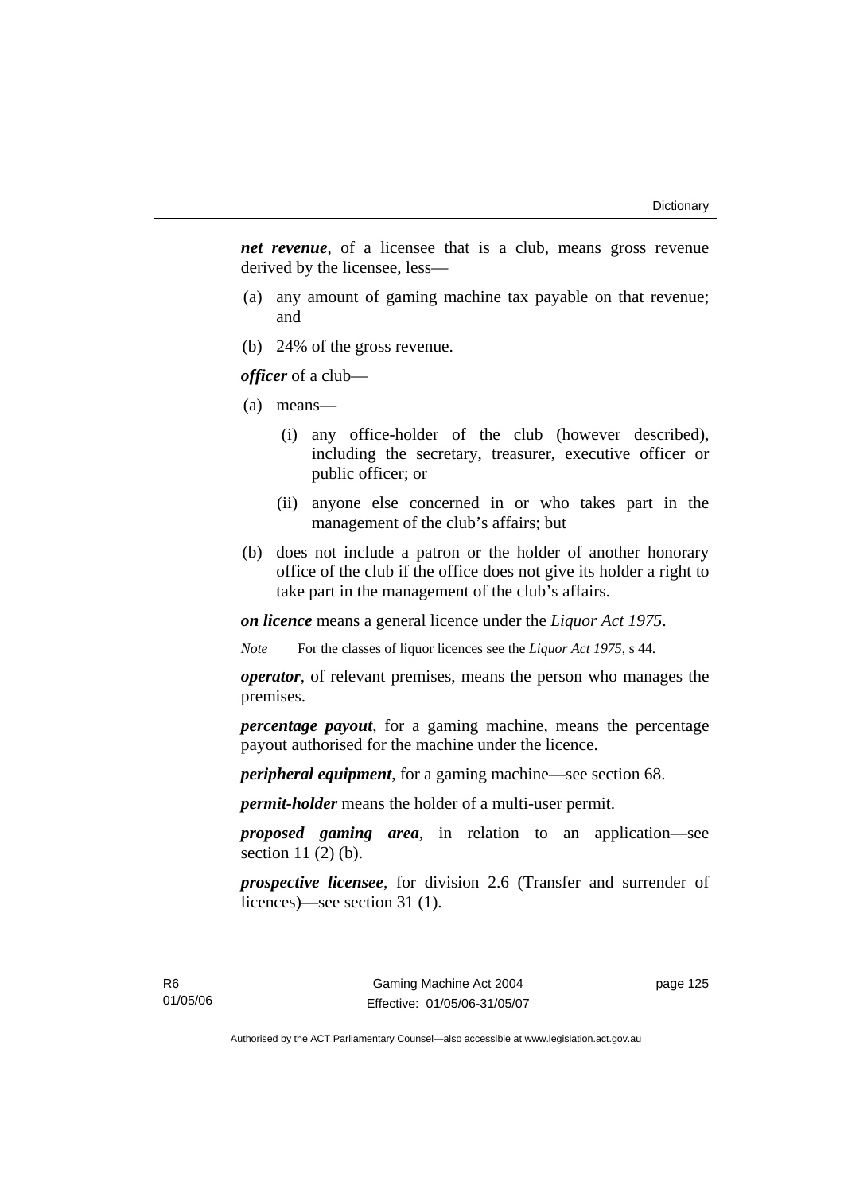***net revenue***, of a licensee that is a club, means gross revenue derived by the licensee, less—

(a) any amount of gaming machine tax payable on that revenue; and

(b) 24% of the gross revenue.

***officer*** of a club—

(a) means—

  (i) any office-holder of the club (however described), including the secretary, treasurer, executive officer or public officer; or

  (ii) anyone else concerned in or who takes part in the management of the club's affairs; but

(b) does not include a patron or the holder of another honorary office of the club if the office does not give its holder a right to take part in the management of the club's affairs.

***on licence*** means a general licence under the *Liquor Act 1975*.

*Note* For the classes of liquor licences see the *Liquor Act 1975*, s 44.

***operator***, of relevant premises, means the person who manages the premises.

***percentage payout***, for a gaming machine, means the percentage payout authorised for the machine under the licence.

***peripheral equipment***, for a gaming machine—see section 68.

***permit-holder*** means the holder of a multi-user permit.

***proposed gaming area***, in relation to an application—see section 11 (2) (b).

***prospective licensee***, for division 2.6 (Transfer and surrender of licences)—see section 31 (1).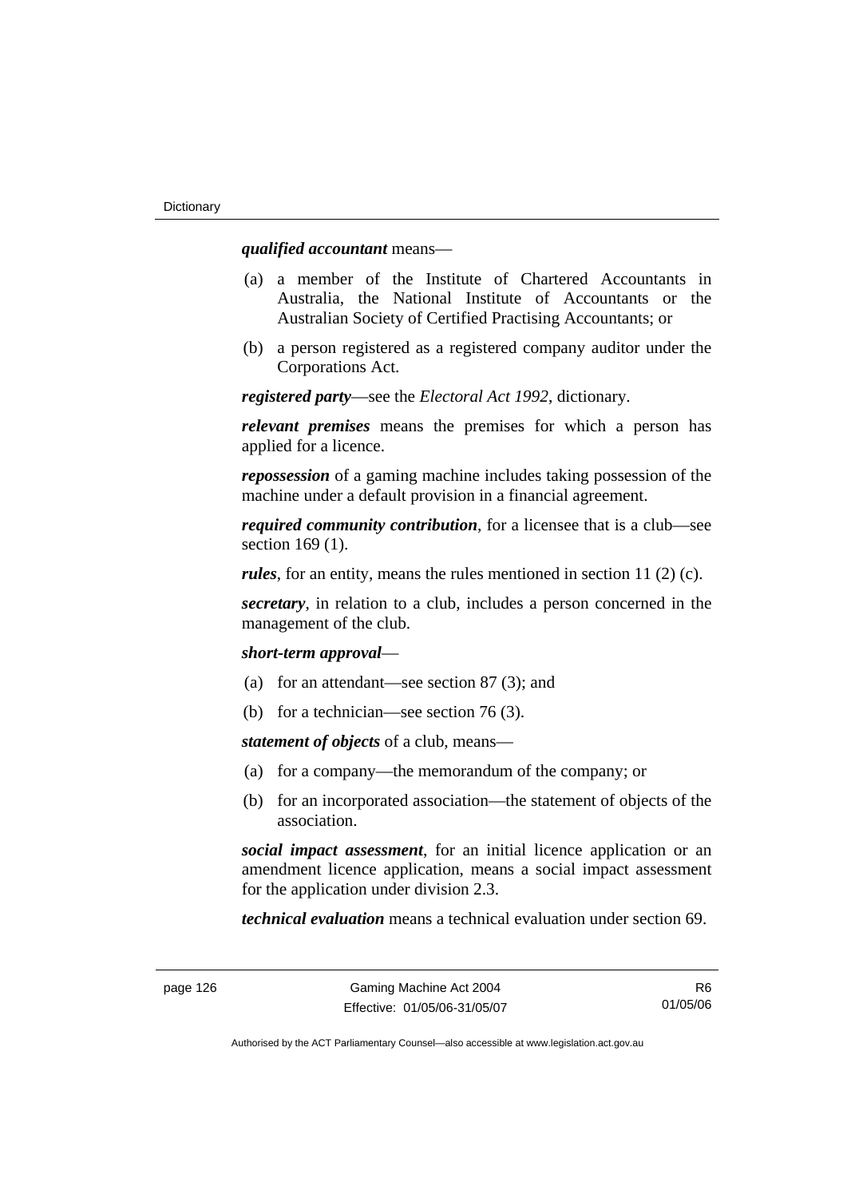***qualified accountant*** means—

(a) a member of the Institute of Chartered Accountants in Australia, the National Institute of Accountants or the Australian Society of Certified Practising Accountants; or

(b) a person registered as a registered company auditor under the Corporations Act.

***registered party***—see the *Electoral Act 1992*, dictionary.

***relevant premises*** means the premises for which a person has applied for a licence.

***repossession*** of a gaming machine includes taking possession of the machine under a default provision in a financial agreement.

***required community contribution***, for a licensee that is a club—see section 169 (1).

***rules***, for an entity, means the rules mentioned in section 11 (2) (c).

***secretary***, in relation to a club, includes a person concerned in the management of the club.

***short-term approval***—

(a) for an attendant—see section 87 (3); and

(b) for a technician—see section 76 (3).

***statement of objects*** of a club, means—

(a) for a company—the memorandum of the company; or

(b) for an incorporated association—the statement of objects of the association.

***social impact assessment***, for an initial licence application or an amendment licence application, means a social impact assessment for the application under division 2.3.

***technical evaluation*** means a technical evaluation under section 69.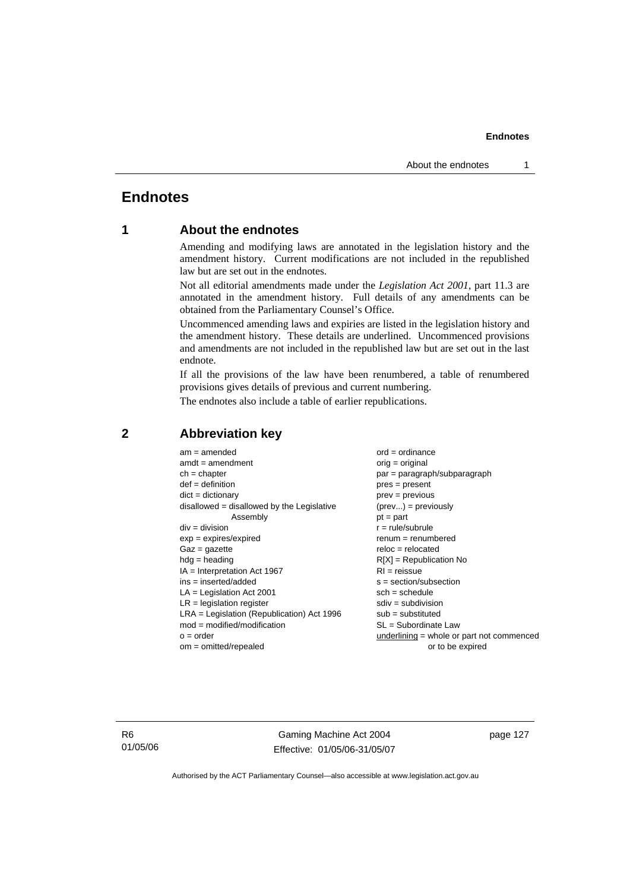# Endnotes

## 1 About the endnotes

Amending and modifying laws are annotated in the legislation history and the amendment history. Current modifications are not included in the republished law but are set out in the endnotes.

Not all editorial amendments made under the *Legislation Act 2001*, part 11.3 are annotated in the amendment history. Full details of any amendments can be obtained from the Parliamentary Counsel's Office.

Uncommenced amending laws and expiries are listed in the legislation history and the amendment history. These details are underlined. Uncommenced provisions and amendments are not included in the republished law but are set out in the last endnote.

If all the provisions of the law have been renumbered, a table of renumbered provisions gives details of previous and current numbering.

The endnotes also include a table of earlier republications.

## 2 Abbreviation key

am = amended
amdt = amendment
ch = chapter
def = definition
dict = dictionary
disallowed = disallowed by the Legislative Assembly
div = division
exp = expires/expired
Gaz = gazette
hdg = heading
IA = Interpretation Act 1967
ins = inserted/added
LA = Legislation Act 2001
LR = legislation register
LRA = Legislation (Republication) Act 1996
mod = modified/modification
o = order
om = omitted/repealed
ord = ordinance
orig = original
par = paragraph/subparagraph
pres = present
prev = previous
(prev...) = previously
pt = part
r = rule/subrule
renum = renumbered
reloc = relocated
R[X] = Republication No
RI = reissue
s = section/subsection
sch = schedule
sdiv = subdivision
sub = substituted
SL = Subordinate Law
underlining = whole or part not commenced or to be expired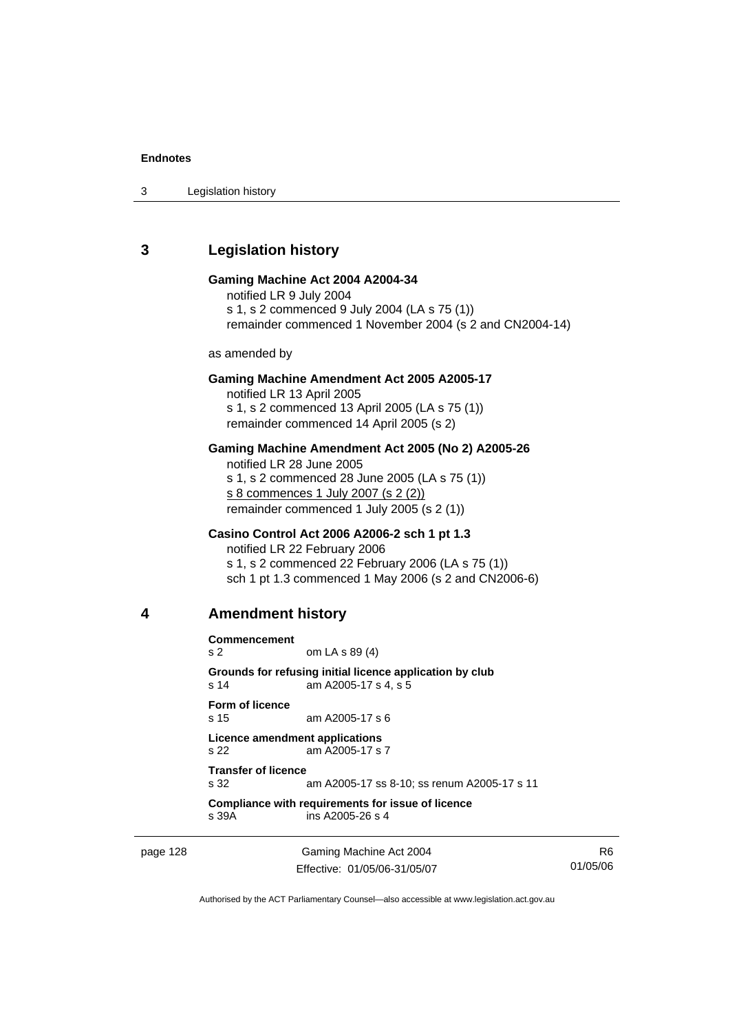## 3 Legislation history

**Gaming Machine Act 2004 A2004-34**

notified LR 9 July 2004
s 1, s 2 commenced 9 July 2004 (LA s 75 (1))
remainder commenced 1 November 2004 (s 2 and CN2004-14)

as amended by

**Gaming Machine Amendment Act 2005 A2005-17**

notified LR 13 April 2005
s 1, s 2 commenced 13 April 2005 (LA s 75 (1))
remainder commenced 14 April 2005 (s 2)

**Gaming Machine Amendment Act 2005 (No 2) A2005-26**

notified LR 28 June 2005
s 1, s 2 commenced 28 June 2005 (LA s 75 (1))
<u>s 8 commences 1 July 2007 (s 2 (2))</u>
remainder commenced 1 July 2005 (s 2 (1))

**Casino Control Act 2006 A2006-2 sch 1 pt 1.3**

notified LR 22 February 2006
s 1, s 2 commenced 22 February 2006 (LA s 75 (1))
sch 1 pt 1.3 commenced 1 May 2006 (s 2 and CN2006-6)

## 4 Amendment history

**Commencement**
s 2 om LA s 89 (4)

**Grounds for refusing initial licence application by club**
s 14 am A2005-17 s 4, s 5

**Form of licence**
s 15 am A2005-17 s 6

**Licence amendment applications**
s 22 am A2005-17 s 7

**Transfer of licence**
s 32 am A2005-17 ss 8-10; ss renum A2005-17 s 11

**Compliance with requirements for issue of licence**
s 39A ins A2005-26 s 4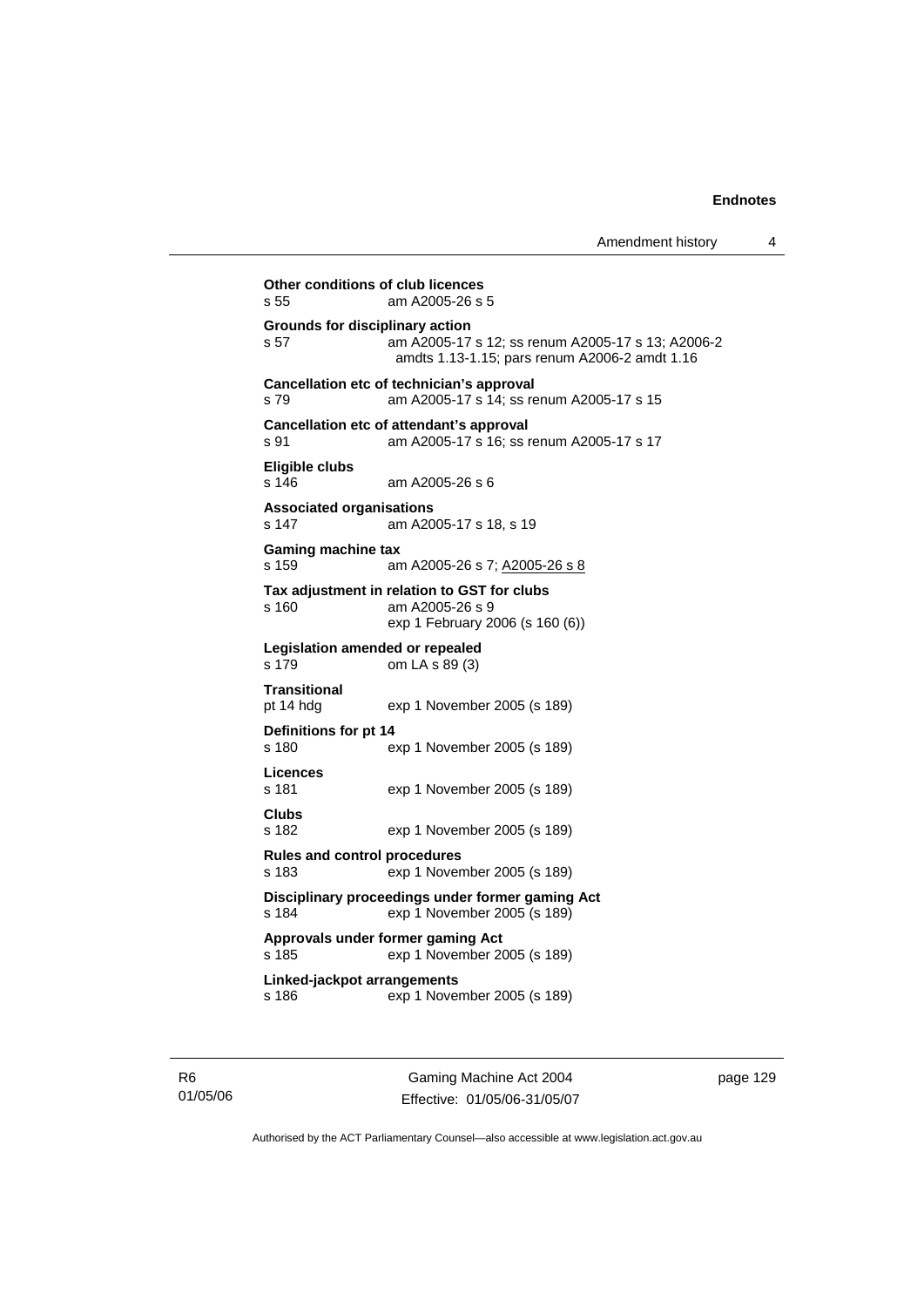**Other conditions of club licences**
s 55 am A2005-26 s 5

**Grounds for disciplinary action**
s 57 am A2005-17 s 12; ss renum A2005-17 s 13; A2006-2 amdts 1.13-1.15; pars renum A2006-2 amdt 1.16

**Cancellation etc of technician's approval**
s 79 am A2005-17 s 14; ss renum A2005-17 s 15

**Cancellation etc of attendant's approval**
s 91 am A2005-17 s 16; ss renum A2005-17 s 17

**Eligible clubs**
s 146 am A2005-26 s 6

**Associated organisations**
s 147 am A2005-17 s 18, s 19

**Gaming machine tax**
s 159 am A2005-26 s 7; A2005-26 s 8

**Tax adjustment in relation to GST for clubs**
s 160 am A2005-26 s 9
exp 1 February 2006 (s 160 (6))

**Legislation amended or repealed**
s 179 om LA s 89 (3)

**Transitional**
pt 14 hdg exp 1 November 2005 (s 189)

**Definitions for pt 14**
s 180 exp 1 November 2005 (s 189)

**Licences**
s 181 exp 1 November 2005 (s 189)

**Clubs**
s 182 exp 1 November 2005 (s 189)

**Rules and control procedures**
s 183 exp 1 November 2005 (s 189)

**Disciplinary proceedings under former gaming Act**
s 184 exp 1 November 2005 (s 189)

**Approvals under former gaming Act**
s 185 exp 1 November 2005 (s 189)

**Linked-jackpot arrangements**
s 186 exp 1 November 2005 (s 189)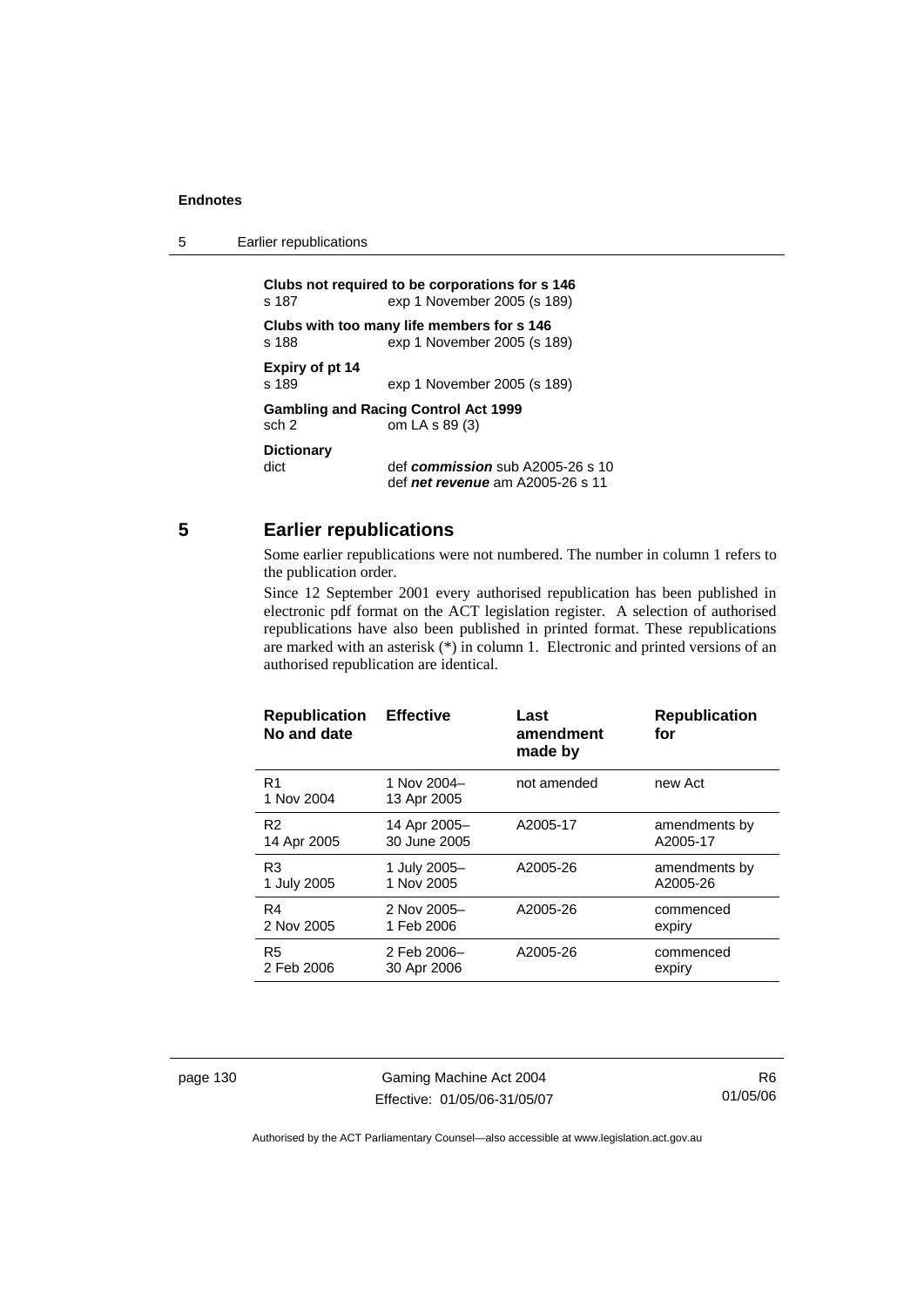**Clubs not required to be corporations for s 146**
s 187 exp 1 November 2005 (s 189)

**Clubs with too many life members for s 146**
s 188 exp 1 November 2005 (s 189)

**Expiry of pt 14**
s 189 exp 1 November 2005 (s 189)

**Gambling and Racing Control Act 1999**
sch 2 om LA s 89 (3)

**Dictionary**
dict def ***commission*** sub A2005-26 s 10
def ***net revenue*** am A2005-26 s 11

## 5 Earlier republications

Some earlier republications were not numbered. The number in column 1 refers to the publication order.

Since 12 September 2001 every authorised republication has been published in electronic pdf format on the ACT legislation register. A selection of authorised republications have also been published in printed format. These republications are marked with an asterisk (*) in column 1. Electronic and printed versions of an authorised republication are identical.

| Republication No and date | Effective | Last amendment made by | Republication for |
|---|---|---|---|
| R1 1 Nov 2004 | 1 Nov 2004– 13 Apr 2005 | not amended | new Act |
| R2 14 Apr 2005 | 14 Apr 2005– 30 June 2005 | A2005-17 | amendments by A2005-17 |
| R3 1 July 2005 | 1 July 2005– 1 Nov 2005 | A2005-26 | amendments by A2005-26 |
| R4 2 Nov 2005 | 2 Nov 2005– 1 Feb 2006 | A2005-26 | commenced expiry |
| R5 2 Feb 2006 | 2 Feb 2006– 30 Apr 2006 | A2005-26 | commenced expiry |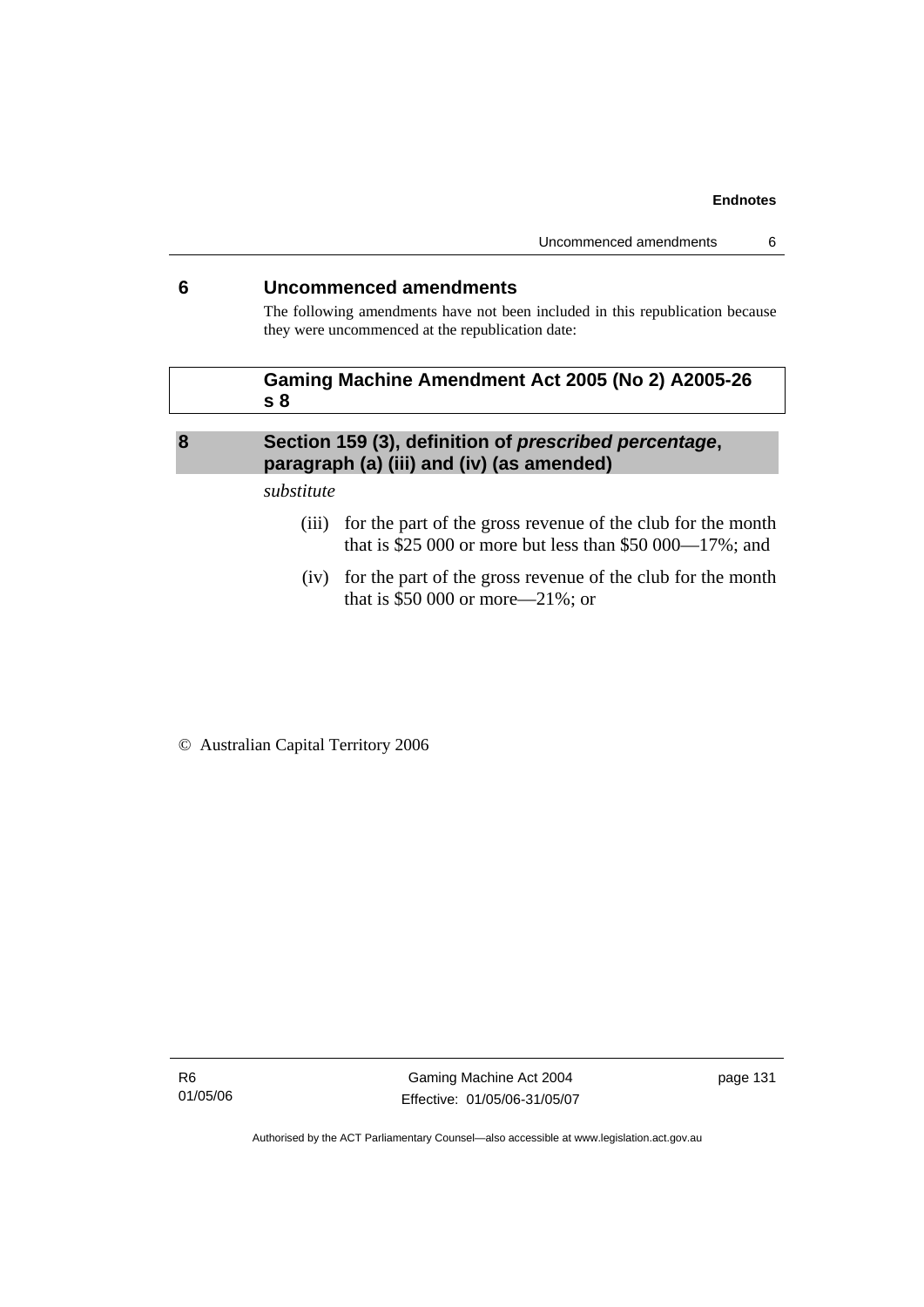## 6 Uncommenced amendments

The following amendments have not been included in this republication because they were uncommenced at the republication date:

**Gaming Machine Amendment Act 2005 (No 2) A2005-26 s 8**

### 8 Section 159 (3), definition of ***prescribed percentage***, paragraph (a) (iii) and (iv) (as amended)

*substitute*

(iii) for the part of the gross revenue of the club for the month that is \$25 000 or more but less than \$50 000—17%; and

(iv) for the part of the gross revenue of the club for the month that is \$50 000 or more—21%; or

© Australian Capital Territory 2006